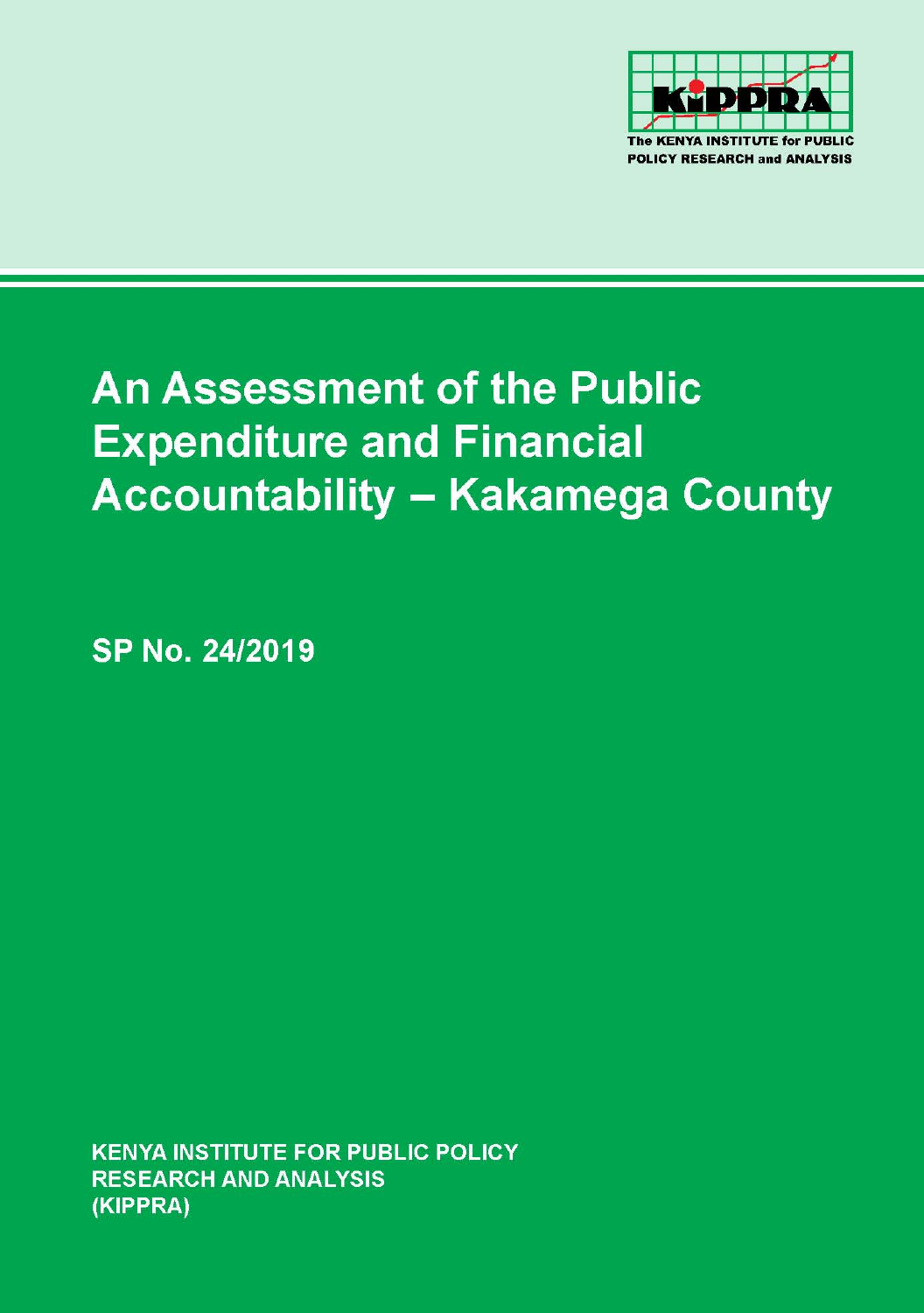The KENYA INSTITUTE for PUBLIC POLICY RESEARCH and ANALYSIS

# An Assessment of the Public Expenditure and Financial Accountability – Kakamega County

**SP No. 24/2019**

**KENYA INSTITUTE FOR PUBLIC POLICY RESEARCH AND ANALYSIS (KIPPRA)**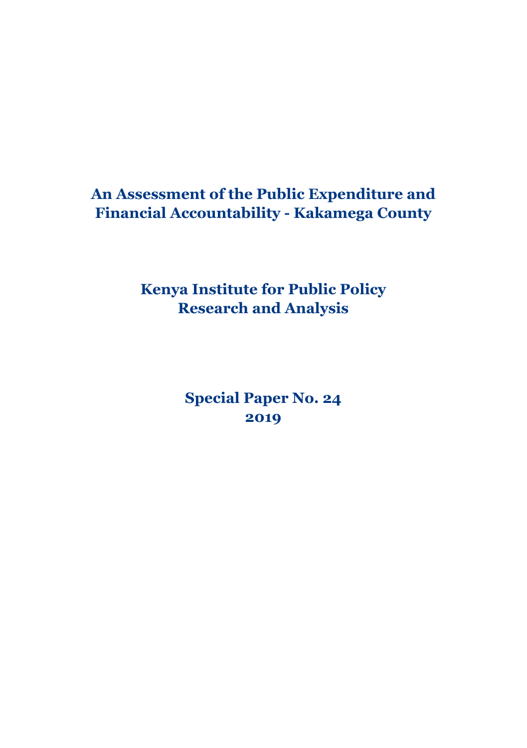# An Assessment of the Public Expenditure and Financial Accountability - Kakamega County

**Kenya Institute for Public Policy Research and Analysis**

**Special Paper No. 24**
**2019**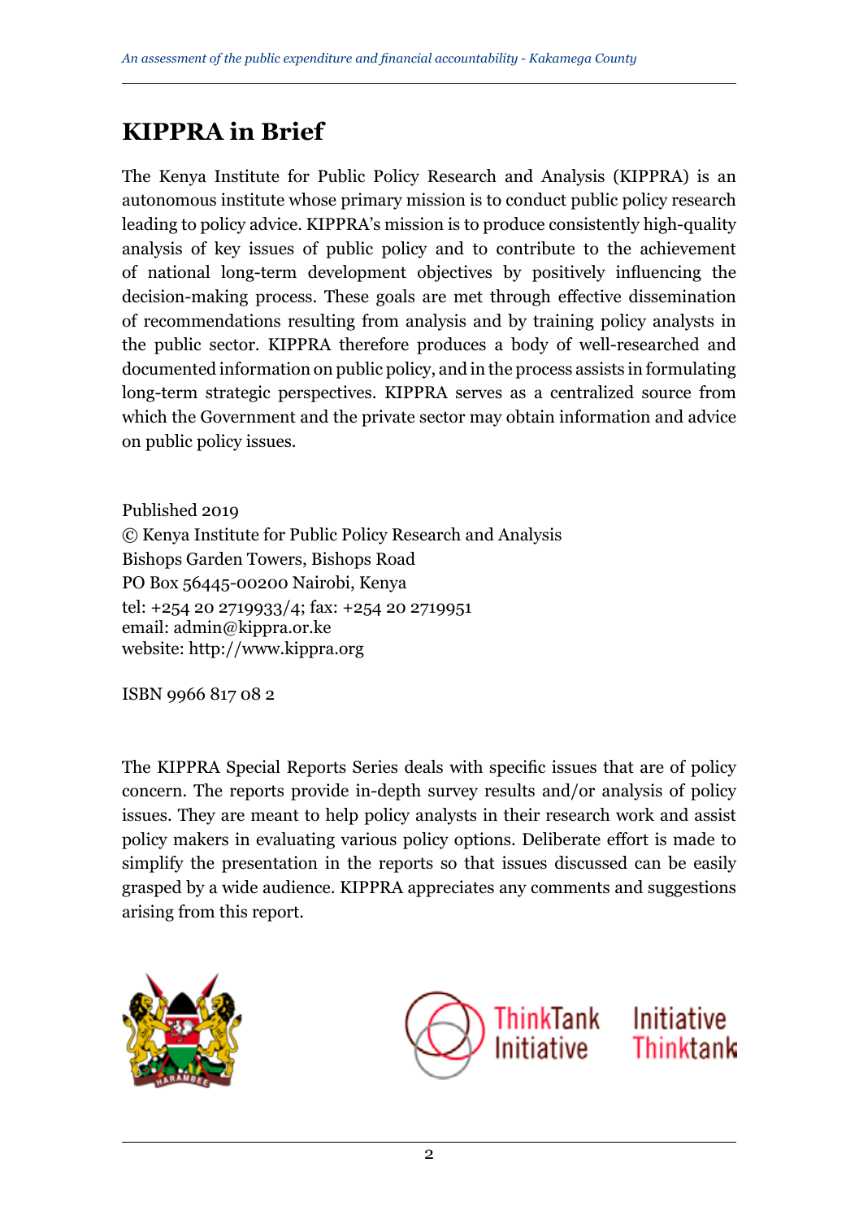# KIPPRA in Brief

The Kenya Institute for Public Policy Research and Analysis (KIPPRA) is an autonomous institute whose primary mission is to conduct public policy research leading to policy advice. KIPPRA's mission is to produce consistently high-quality analysis of key issues of public policy and to contribute to the achievement of national long-term development objectives by positively influencing the decision-making process. These goals are met through effective dissemination of recommendations resulting from analysis and by training policy analysts in the public sector. KIPPRA therefore produces a body of well-researched and documented information on public policy, and in the process assists in formulating long-term strategic perspectives. KIPPRA serves as a centralized source from which the Government and the private sector may obtain information and advice on public policy issues.

Published 2019
© Kenya Institute for Public Policy Research and Analysis
Bishops Garden Towers, Bishops Road
PO Box 56445-00200 Nairobi, Kenya
tel: +254 20 2719933/4; fax: +254 20 2719951
email: admin@kippra.or.ke
website: http://www.kippra.org

ISBN 9966 817 08 2

The KIPPRA Special Reports Series deals with specific issues that are of policy concern. The reports provide in-depth survey results and/or analysis of policy issues. They are meant to help policy analysts in their research work and assist policy makers in evaluating various policy options. Deliberate effort is made to simplify the presentation in the reports so that issues discussed can be easily grasped by a wide audience. KIPPRA appreciates any comments and suggestions arising from this report.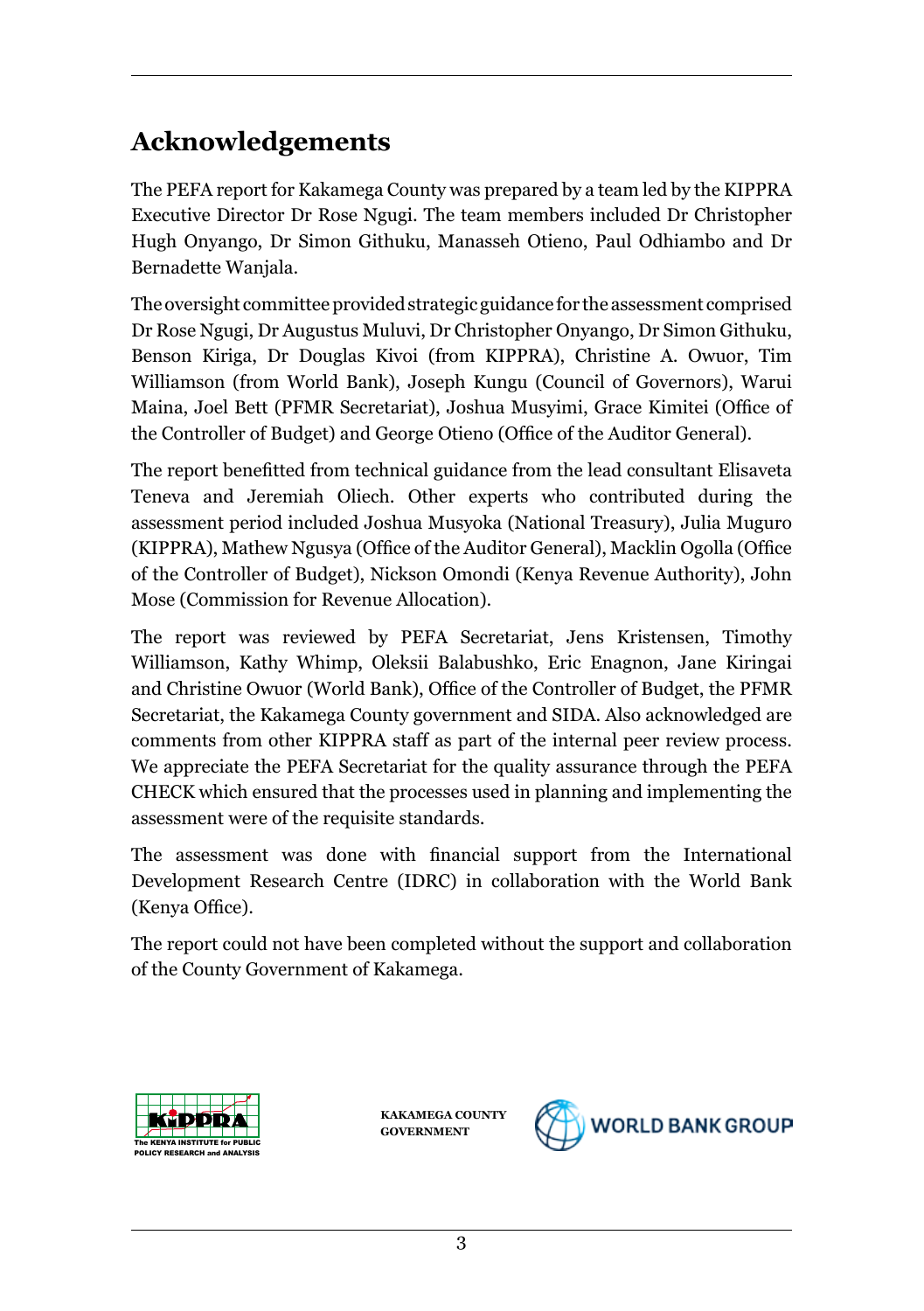# Acknowledgements

The PEFA report for Kakamega County was prepared by a team led by the KIPPRA Executive Director Dr Rose Ngugi. The team members included Dr Christopher Hugh Onyango, Dr Simon Githuku, Manasseh Otieno, Paul Odhiambo and Dr Bernadette Wanjala.

The oversight committee provided strategic guidance for the assessment comprised Dr Rose Ngugi, Dr Augustus Muluvi, Dr Christopher Onyango, Dr Simon Githuku, Benson Kiriga, Dr Douglas Kivoi (from KIPPRA), Christine A. Owuor, Tim Williamson (from World Bank), Joseph Kungu (Council of Governors), Warui Maina, Joel Bett (PFMR Secretariat), Joshua Musyimi, Grace Kimitei (Office of the Controller of Budget) and George Otieno (Office of the Auditor General).

The report benefitted from technical guidance from the lead consultant Elisaveta Teneva and Jeremiah Oliech. Other experts who contributed during the assessment period included Joshua Musyoka (National Treasury), Julia Muguro (KIPPRA), Mathew Ngusya (Office of the Auditor General), Macklin Ogolla (Office of the Controller of Budget), Nickson Omondi (Kenya Revenue Authority), John Mose (Commission for Revenue Allocation).

The report was reviewed by PEFA Secretariat, Jens Kristensen, Timothy Williamson, Kathy Whimp, Oleksii Balabushko, Eric Enagnon, Jane Kiringai and Christine Owuor (World Bank), Office of the Controller of Budget, the PFMR Secretariat, the Kakamega County government and SIDA. Also acknowledged are comments from other KIPPRA staff as part of the internal peer review process. We appreciate the PEFA Secretariat for the quality assurance through the PEFA CHECK which ensured that the processes used in planning and implementing the assessment were of the requisite standards.

The assessment was done with financial support from the International Development Research Centre (IDRC) in collaboration with the World Bank (Kenya Office).

The report could not have been completed without the support and collaboration of the County Government of Kakamega.

KiPPRA The KENYA INSTITUTE for PUBLIC POLICY RESEARCH and ANALYSIS

KAKAMEGA COUNTY GOVERNMENT

WORLD BANK GROUP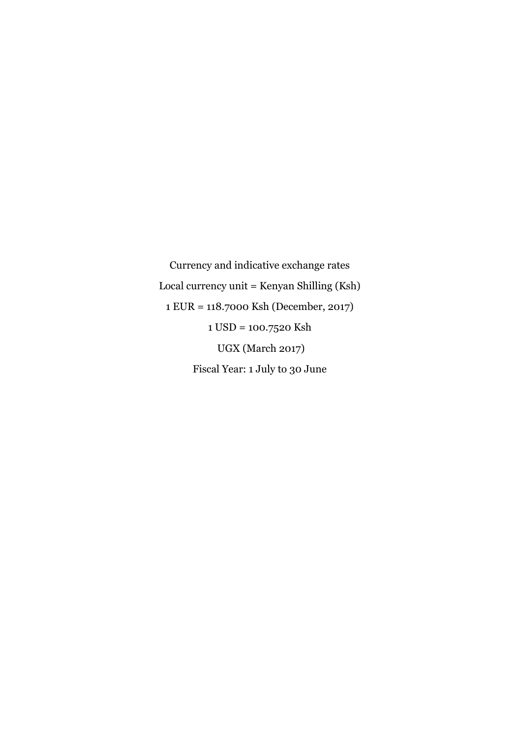Currency and indicative exchange rates

Local currency unit = Kenyan Shilling (Ksh)

1 EUR = 118.7000 Ksh (December, 2017)

1 USD = 100.7520 Ksh

UGX (March 2017)

Fiscal Year: 1 July to 30 June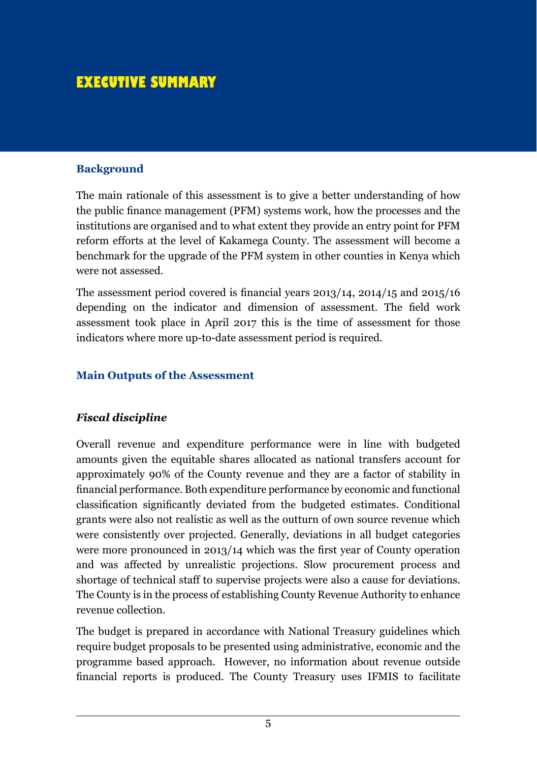# EXECUTIVE SUMMARY

## Background

The main rationale of this assessment is to give a better understanding of how the public finance management (PFM) systems work, how the processes and the institutions are organised and to what extent they provide an entry point for PFM reform efforts at the level of Kakamega County. The assessment will become a benchmark for the upgrade of the PFM system in other counties in Kenya which were not assessed.

The assessment period covered is financial years 2013/14, 2014/15 and 2015/16 depending on the indicator and dimension of assessment. The field work assessment took place in April 2017 this is the time of assessment for those indicators where more up-to-date assessment period is required.

## Main Outputs of the Assessment

### *Fiscal discipline*

Overall revenue and expenditure performance were in line with budgeted amounts given the equitable shares allocated as national transfers account for approximately 90% of the County revenue and they are a factor of stability in financial performance. Both expenditure performance by economic and functional classification significantly deviated from the budgeted estimates. Conditional grants were also not realistic as well as the outturn of own source revenue which were consistently over projected. Generally, deviations in all budget categories were more pronounced in 2013/14 which was the first year of County operation and was affected by unrealistic projections. Slow procurement process and shortage of technical staff to supervise projects were also a cause for deviations. The County is in the process of establishing County Revenue Authority to enhance revenue collection.

The budget is prepared in accordance with National Treasury guidelines which require budget proposals to be presented using administrative, economic and the programme based approach. However, no information about revenue outside financial reports is produced. The County Treasury uses IFMIS to facilitate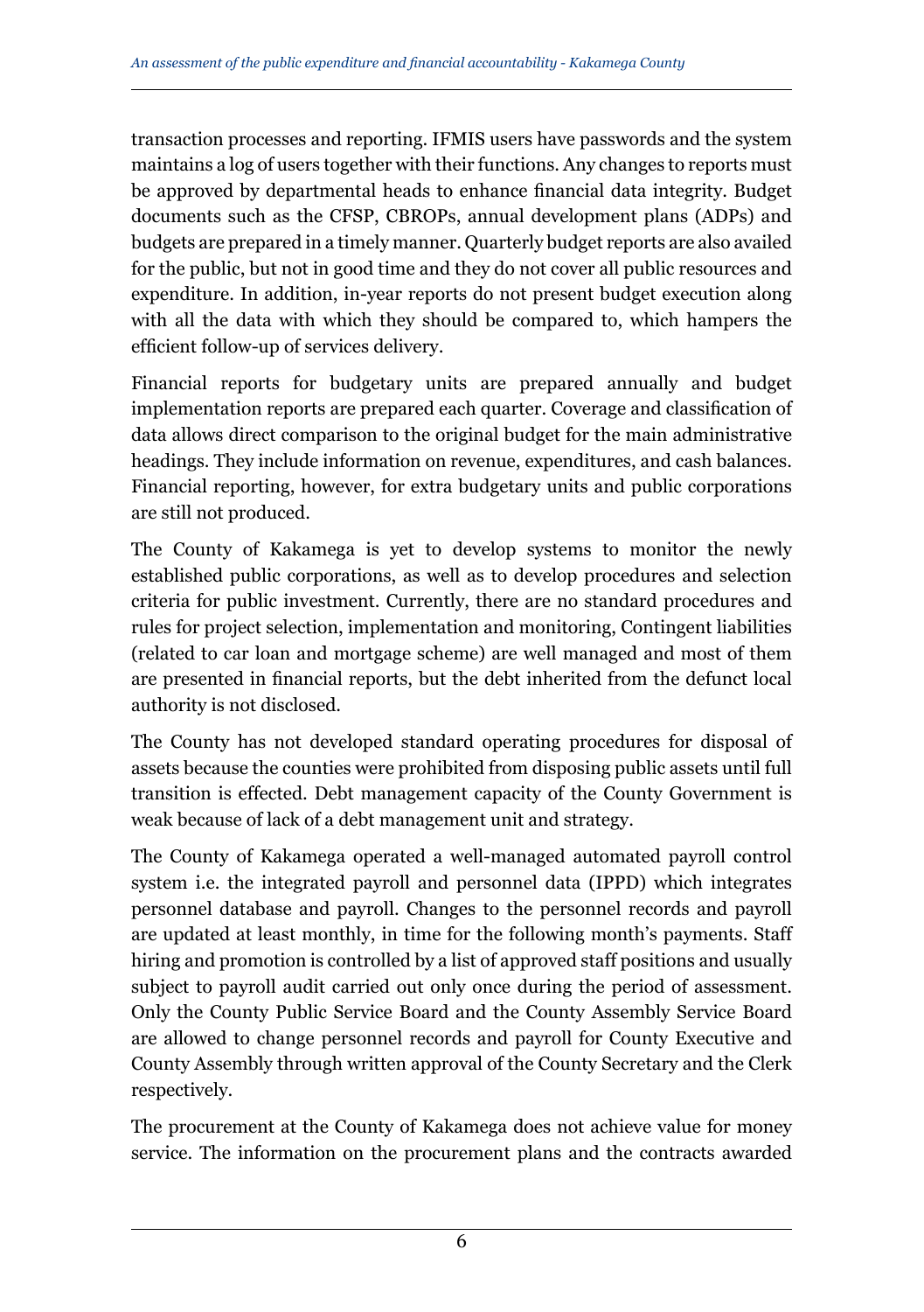transaction processes and reporting. IFMIS users have passwords and the system maintains a log of users together with their functions. Any changes to reports must be approved by departmental heads to enhance financial data integrity. Budget documents such as the CFSP, CBROPs, annual development plans (ADPs) and budgets are prepared in a timely manner. Quarterly budget reports are also availed for the public, but not in good time and they do not cover all public resources and expenditure. In addition, in-year reports do not present budget execution along with all the data with which they should be compared to, which hampers the efficient follow-up of services delivery.

Financial reports for budgetary units are prepared annually and budget implementation reports are prepared each quarter. Coverage and classification of data allows direct comparison to the original budget for the main administrative headings. They include information on revenue, expenditures, and cash balances. Financial reporting, however, for extra budgetary units and public corporations are still not produced.

The County of Kakamega is yet to develop systems to monitor the newly established public corporations, as well as to develop procedures and selection criteria for public investment. Currently, there are no standard procedures and rules for project selection, implementation and monitoring, Contingent liabilities (related to car loan and mortgage scheme) are well managed and most of them are presented in financial reports, but the debt inherited from the defunct local authority is not disclosed.

The County has not developed standard operating procedures for disposal of assets because the counties were prohibited from disposing public assets until full transition is effected. Debt management capacity of the County Government is weak because of lack of a debt management unit and strategy.

The County of Kakamega operated a well-managed automated payroll control system i.e. the integrated payroll and personnel data (IPPD) which integrates personnel database and payroll. Changes to the personnel records and payroll are updated at least monthly, in time for the following month's payments. Staff hiring and promotion is controlled by a list of approved staff positions and usually subject to payroll audit carried out only once during the period of assessment. Only the County Public Service Board and the County Assembly Service Board are allowed to change personnel records and payroll for County Executive and County Assembly through written approval of the County Secretary and the Clerk respectively.

The procurement at the County of Kakamega does not achieve value for money service. The information on the procurement plans and the contracts awarded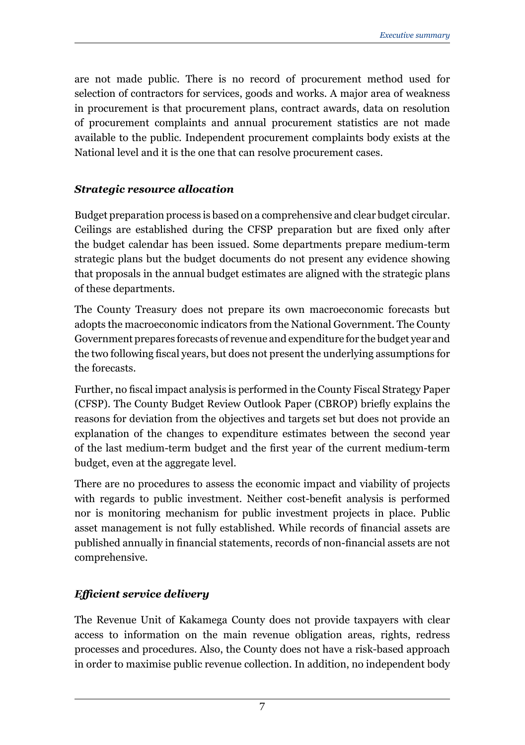are not made public. There is no record of procurement method used for selection of contractors for services, goods and works. A major area of weakness in procurement is that procurement plans, contract awards, data on resolution of procurement complaints and annual procurement statistics are not made available to the public. Independent procurement complaints body exists at the National level and it is the one that can resolve procurement cases.

### *Strategic resource allocation*

Budget preparation process is based on a comprehensive and clear budget circular. Ceilings are established during the CFSP preparation but are fixed only after the budget calendar has been issued. Some departments prepare medium-term strategic plans but the budget documents do not present any evidence showing that proposals in the annual budget estimates are aligned with the strategic plans of these departments.

The County Treasury does not prepare its own macroeconomic forecasts but adopts the macroeconomic indicators from the National Government. The County Government prepares forecasts of revenue and expenditure for the budget year and the two following fiscal years, but does not present the underlying assumptions for the forecasts.

Further, no fiscal impact analysis is performed in the County Fiscal Strategy Paper (CFSP). The County Budget Review Outlook Paper (CBROP) briefly explains the reasons for deviation from the objectives and targets set but does not provide an explanation of the changes to expenditure estimates between the second year of the last medium-term budget and the first year of the current medium-term budget, even at the aggregate level.

There are no procedures to assess the economic impact and viability of projects with regards to public investment. Neither cost-benefit analysis is performed nor is monitoring mechanism for public investment projects in place. Public asset management is not fully established. While records of financial assets are published annually in financial statements, records of non-financial assets are not comprehensive.

### *Efficient service delivery*

The Revenue Unit of Kakamega County does not provide taxpayers with clear access to information on the main revenue obligation areas, rights, redress processes and procedures. Also, the County does not have a risk-based approach in order to maximise public revenue collection. In addition, no independent body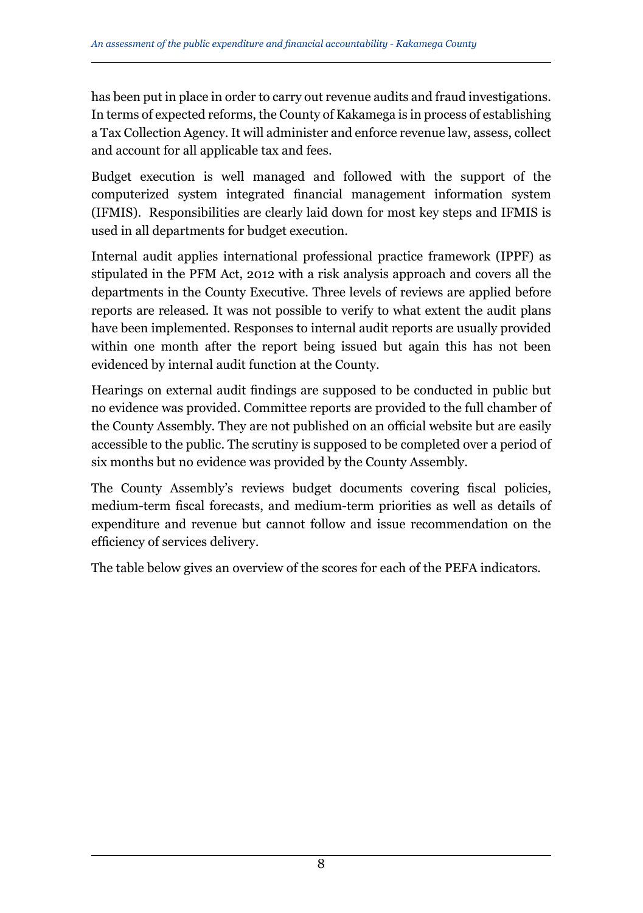has been put in place in order to carry out revenue audits and fraud investigations. In terms of expected reforms, the County of Kakamega is in process of establishing a Tax Collection Agency. It will administer and enforce revenue law, assess, collect and account for all applicable tax and fees.

Budget execution is well managed and followed with the support of the computerized system integrated financial management information system (IFMIS). Responsibilities are clearly laid down for most key steps and IFMIS is used in all departments for budget execution.

Internal audit applies international professional practice framework (IPPF) as stipulated in the PFM Act, 2012 with a risk analysis approach and covers all the departments in the County Executive. Three levels of reviews are applied before reports are released. It was not possible to verify to what extent the audit plans have been implemented. Responses to internal audit reports are usually provided within one month after the report being issued but again this has not been evidenced by internal audit function at the County.

Hearings on external audit findings are supposed to be conducted in public but no evidence was provided. Committee reports are provided to the full chamber of the County Assembly. They are not published on an official website but are easily accessible to the public. The scrutiny is supposed to be completed over a period of six months but no evidence was provided by the County Assembly.

The County Assembly's reviews budget documents covering fiscal policies, medium-term fiscal forecasts, and medium-term priorities as well as details of expenditure and revenue but cannot follow and issue recommendation on the efficiency of services delivery.

The table below gives an overview of the scores for each of the PEFA indicators.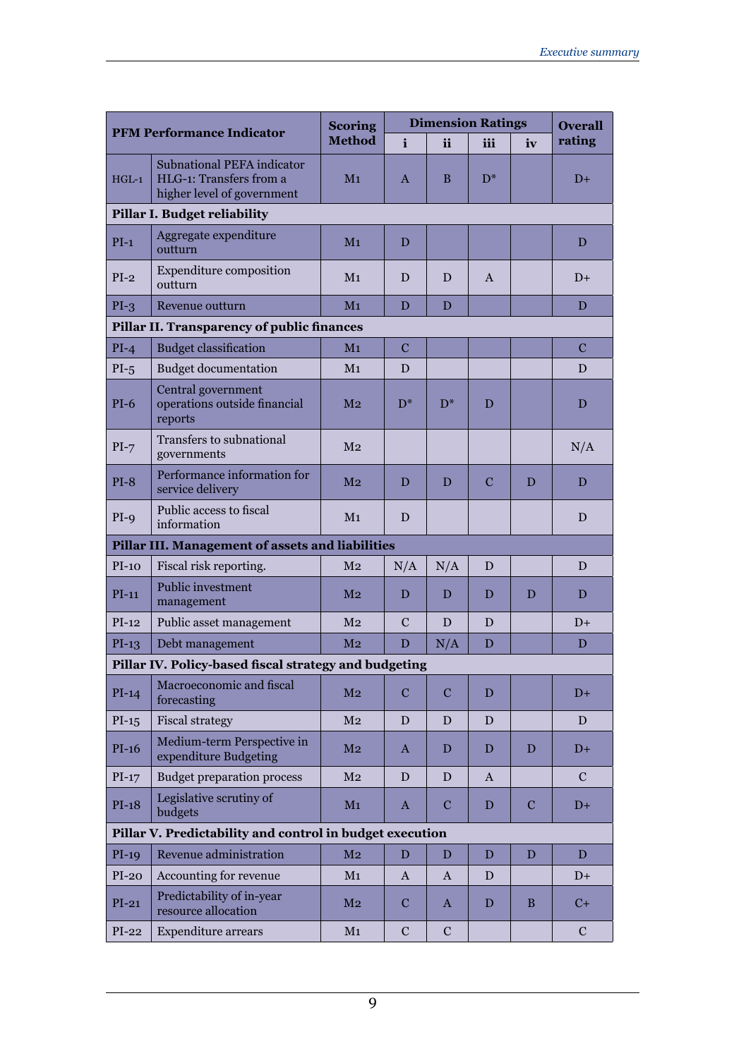| PFM Performance Indicator | | Scoring Method | Dimension Ratings | | | | Overall rating |
|---|---|---|---|---|---|---|---|
| | | | i | ii | iii | iv | |
| HGL-1 | Subnational PEFA indicator HGL-1: Transfers from a higher level of government | M1 | A | B | D* | | D+ |
| **Pillar I. Budget reliability** | | | | | | | |
| PI-1 | Aggregate expenditure outturn | M1 | D | | | | D |
| PI-2 | Expenditure composition outturn | M1 | D | D | A | | D+ |
| PI-3 | Revenue outturn | M1 | D | D | | | D |
| **Pillar II. Transparency of public finances** | | | | | | | |
| PI-4 | Budget classification | M1 | C | | | | C |
| PI-5 | Budget documentation | M1 | D | | | | D |
| PI-6 | Central government operations outside financial reports | M2 | D* | D* | D | | D |
| PI-7 | Transfers to subnational governments | M2 | | | | | N/A |
| PI-8 | Performance information for service delivery | M2 | D | D | C | D | D |
| PI-9 | Public access to fiscal information | M1 | D | | | | D |
| **Pillar III. Management of assets and liabilities** | | | | | | | |
| PI-10 | Fiscal risk reporting. | M2 | N/A | N/A | D | | D |
| PI-11 | Public investment management | M2 | D | D | D | D | D |
| PI-12 | Public asset management | M2 | C | D | D | | D+ |
| PI-13 | Debt management | M2 | D | N/A | D | | D |
| **Pillar IV. Policy-based fiscal strategy and budgeting** | | | | | | | |
| PI-14 | Macroeconomic and fiscal forecasting | M2 | C | C | D | | D+ |
| PI-15 | Fiscal strategy | M2 | D | D | D | | D |
| PI-16 | Medium-term Perspective in expenditure Budgeting | M2 | A | D | D | D | D+ |
| PI-17 | Budget preparation process | M2 | D | D | A | | C |
| PI-18 | Legislative scrutiny of budgets | M1 | A | C | D | C | D+ |
| **Pillar V. Predictability and control in budget execution** | | | | | | | |
| PI-19 | Revenue administration | M2 | D | D | D | D | D |
| PI-20 | Accounting for revenue | M1 | A | A | D | | D+ |
| PI-21 | Predictability of in-year resource allocation | M2 | C | A | D | B | C+ |
| PI-22 | Expenditure arrears | M1 | C | C | | | C |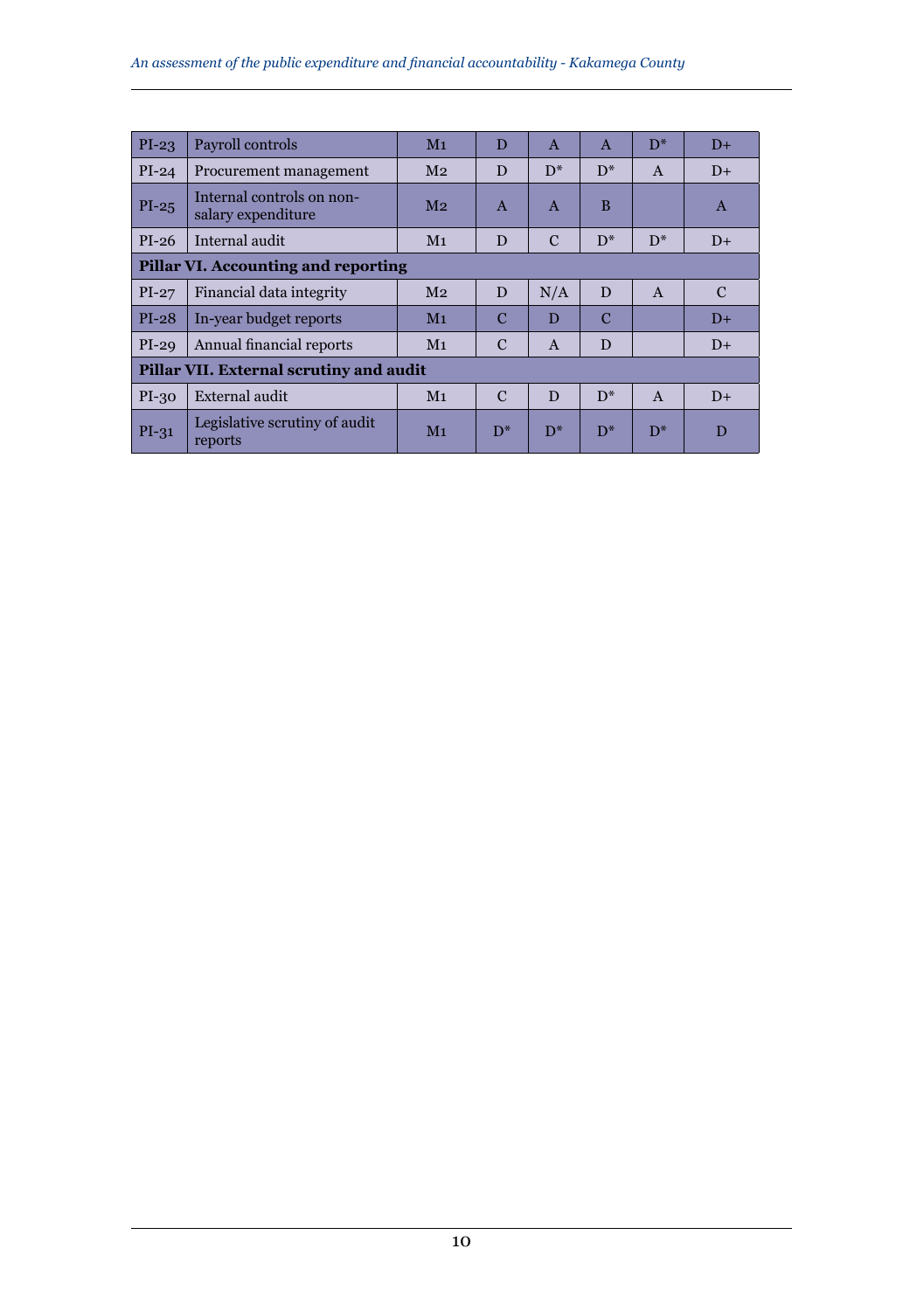| PI-23 | Payroll controls | M1 | D | A | A | D* | D+ |
|---|---|---|---|---|---|---|---|
| PI-24 | Procurement management | M2 | D | D* | D* | A | D+ |
| PI-25 | Internal controls on non-salary expenditure | M2 | A | A | B | | A |
| PI-26 | Internal audit | M1 | D | C | D* | D* | D+ |
| **Pillar VI. Accounting and reporting** | | | | | | | |
| PI-27 | Financial data integrity | M2 | D | N/A | D | A | C |
| PI-28 | In-year budget reports | M1 | C | D | C | | D+ |
| PI-29 | Annual financial reports | M1 | C | A | D | | D+ |
| **Pillar VII. External scrutiny and audit** | | | | | | | |
| PI-30 | External audit | M1 | C | D | D* | A | D+ |
| PI-31 | Legislative scrutiny of audit reports | M1 | D* | D* | D* | D* | D |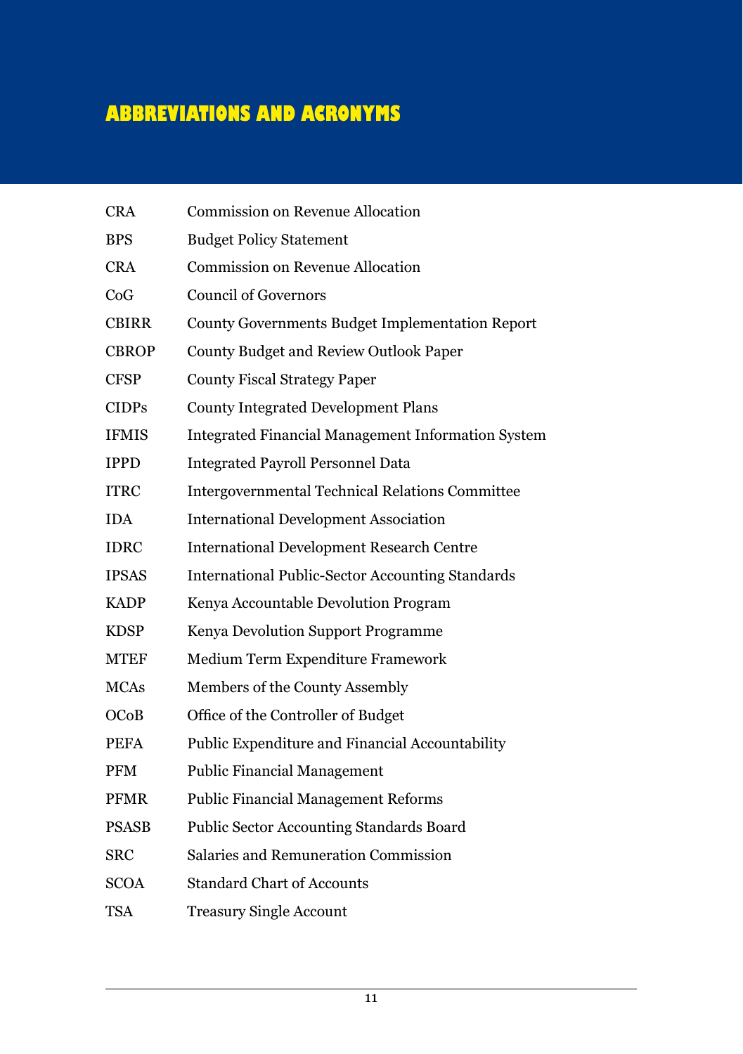# ABBREVIATIONS AND ACRONYMS

| | |
|---|---|
| CRA | Commission on Revenue Allocation |
| BPS | Budget Policy Statement |
| CRA | Commission on Revenue Allocation |
| CoG | Council of Governors |
| CBIRR | County Governments Budget Implementation Report |
| CBROP | County Budget and Review Outlook Paper |
| CFSP | County Fiscal Strategy Paper |
| CIDPs | County Integrated Development Plans |
| IFMIS | Integrated Financial Management Information System |
| IPPD | Integrated Payroll Personnel Data |
| ITRC | Intergovernmental Technical Relations Committee |
| IDA | International Development Association |
| IDRC | International Development Research Centre |
| IPSAS | International Public-Sector Accounting Standards |
| KADP | Kenya Accountable Devolution Program |
| KDSP | Kenya Devolution Support Programme |
| MTEF | Medium Term Expenditure Framework |
| MCAs | Members of the County Assembly |
| OCoB | Office of the Controller of Budget |
| PEFA | Public Expenditure and Financial Accountability |
| PFM | Public Financial Management |
| PFMR | Public Financial Management Reforms |
| PSASB | Public Sector Accounting Standards Board |
| SRC | Salaries and Remuneration Commission |
| SCOA | Standard Chart of Accounts |
| TSA | Treasury Single Account |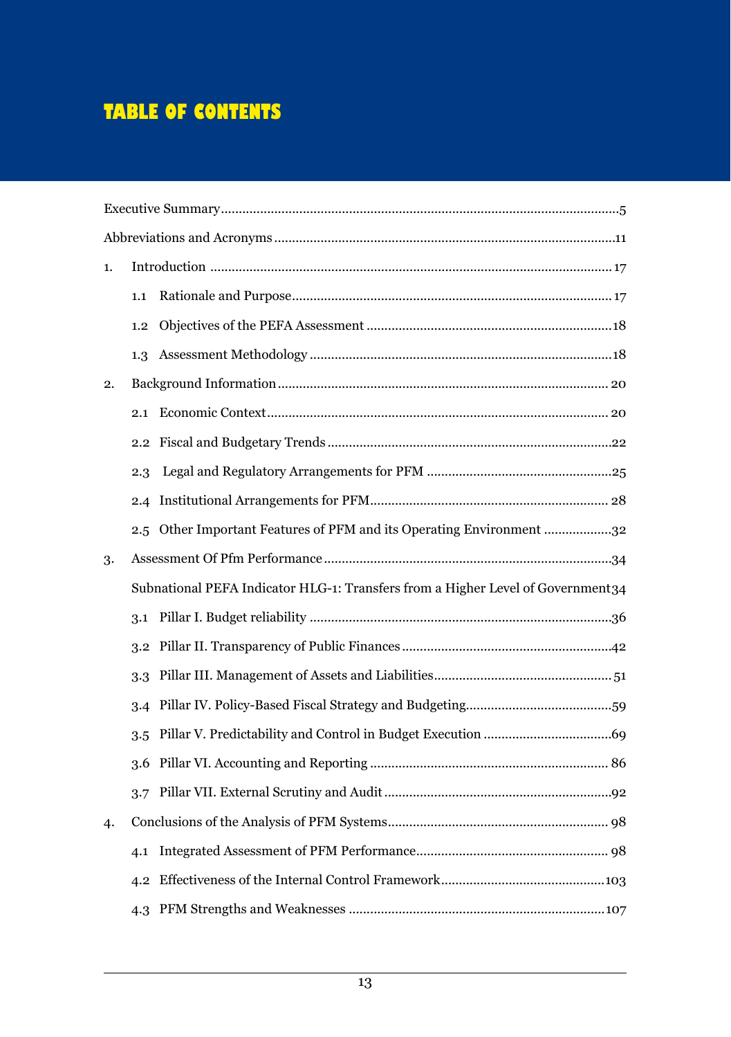# TABLE OF CONTENTS

Executive Summary ........................................................................................................5

Abbreviations and Acronyms ........................................................................................11

1. Introduction ........................................................................................................17
   - 1.1 Rationale and Purpose ........................................................................................17
   - 1.2 Objectives of the PEFA Assessment ....................................................................18
   - 1.3 Assessment Methodology ....................................................................................18
2. Background Information ........................................................................................20
   - 2.1 Economic Context ........................................................................................20
   - 2.2 Fiscal and Budgetary Trends ........................................................................................22
   - 2.3 Legal and Regulatory Arrangements for PFM ....................................................25
   - 2.4 Institutional Arrangements for PFM ........................................................................28
   - 2.5 Other Important Features of PFM and its Operating Environment ...................32
3. Assessment Of Pfm Performance ........................................................................................34
   - Subnational PEFA Indicator HLG-1: Transfers from a Higher Level of Government 34
   - 3.1 Pillar I. Budget reliability ........................................................................................36
   - 3.2 Pillar II. Transparency of Public Finances ........................................................42
   - 3.3 Pillar III. Management of Assets and Liabilities ................................................51
   - 3.4 Pillar IV. Policy-Based Fiscal Strategy and Budgeting........................................59
   - 3.5 Pillar V. Predictability and Control in Budget Execution ...................................69
   - 3.6 Pillar VI. Accounting and Reporting ........................................................................86
   - 3.7 Pillar VII. External Scrutiny and Audit ........................................................92
4. Conclusions of the Analysis of PFM Systems ........................................................98
   - 4.1 Integrated Assessment of PFM Performance ....................................................98
   - 4.2 Effectiveness of the Internal Control Framework ........................................103
   - 4.3 PFM Strengths and Weaknesses ........................................................................107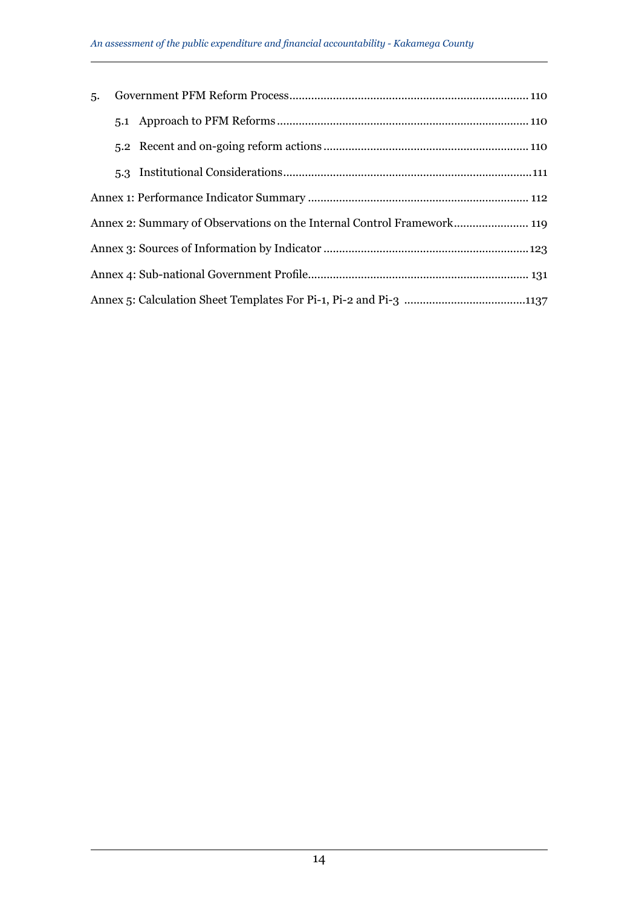5. Government PFM Reform Process ............................................................................ 110

   5.1 Approach to PFM Reforms ................................................................................ 110

   5.2 Recent and on-going reform actions ................................................................. 110

   5.3 Institutional Considerations ............................................................................... 111

Annex 1: Performance Indicator Summary ...................................................................... 112

Annex 2: Summary of Observations on the Internal Control Framework........................ 119

Annex 3: Sources of Information by Indicator ................................................................. 123

Annex 4: Sub-national Government Profile...................................................................... 131

Annex 5: Calculation Sheet Templates For Pi-1, Pi-2 and Pi-3 .......................................1137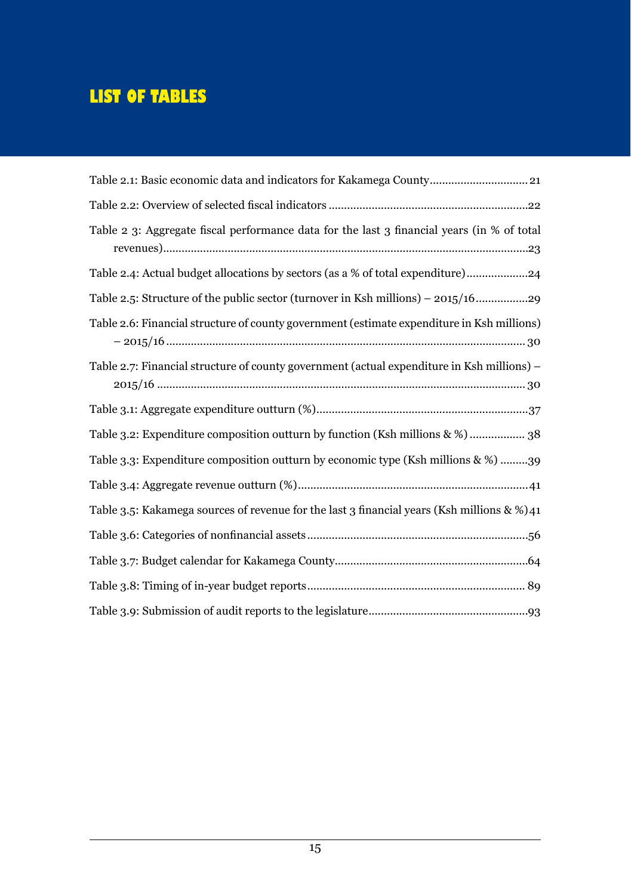# LIST OF TABLES

Table 2.1: Basic economic data and indicators for Kakamega County................................21

Table 2.2: Overview of selected fiscal indicators ....................................................................22

Table 2 3: Aggregate fiscal performance data for the last 3 financial years (in % of total revenues)..........................................................................................................................23

Table 2.4: Actual budget allocations by sectors (as a % of total expenditure)....................24

Table 2.5: Structure of the public sector (turnover in Ksh millions) – 2015/16.................29

Table 2.6: Financial structure of county government (estimate expenditure in Ksh millions) – 2015/16 ...................................................................................................................30

Table 2.7: Financial structure of county government (actual expenditure in Ksh millions) – 2015/16 ......................................................................................................................30

Table 3.1: Aggregate expenditure outturn (%)......................................................................37

Table 3.2: Expenditure composition outturn by function (Ksh millions & %) .................. 38

Table 3.3: Expenditure composition outturn by economic type (Ksh millions & %) .........39

Table 3.4: Aggregate revenue outturn (%)............................................................................41

Table 3.5: Kakamega sources of revenue for the last 3 financial years (Ksh millions & %)41

Table 3.6: Categories of nonfinancial assets..........................................................................56

Table 3.7: Budget calendar for Kakamega County...............................................................64

Table 3.8: Timing of in-year budget reports....................................................................... 89

Table 3.9: Submission of audit reports to the legislature.....................................................93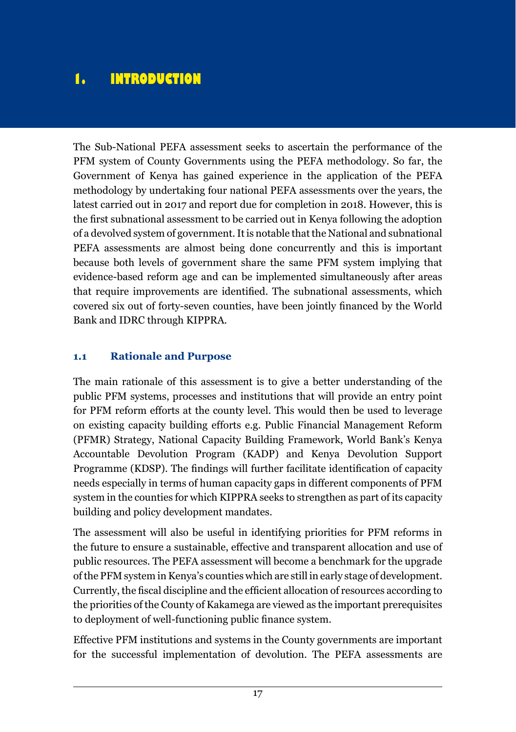# 1. INTRODUCTION

The Sub-National PEFA assessment seeks to ascertain the performance of the PFM system of County Governments using the PEFA methodology. So far, the Government of Kenya has gained experience in the application of the PEFA methodology by undertaking four national PEFA assessments over the years, the latest carried out in 2017 and report due for completion in 2018. However, this is the first subnational assessment to be carried out in Kenya following the adoption of a devolved system of government. It is notable that the National and subnational PEFA assessments are almost being done concurrently and this is important because both levels of government share the same PFM system implying that evidence-based reform age and can be implemented simultaneously after areas that require improvements are identified. The subnational assessments, which covered six out of forty-seven counties, have been jointly financed by the World Bank and IDRC through KIPPRA.

## 1.1 Rationale and Purpose

The main rationale of this assessment is to give a better understanding of the public PFM systems, processes and institutions that will provide an entry point for PFM reform efforts at the county level. This would then be used to leverage on existing capacity building efforts e.g. Public Financial Management Reform (PFMR) Strategy, National Capacity Building Framework, World Bank's Kenya Accountable Devolution Program (KADP) and Kenya Devolution Support Programme (KDSP). The findings will further facilitate identification of capacity needs especially in terms of human capacity gaps in different components of PFM system in the counties for which KIPPRA seeks to strengthen as part of its capacity building and policy development mandates.

The assessment will also be useful in identifying priorities for PFM reforms in the future to ensure a sustainable, effective and transparent allocation and use of public resources. The PEFA assessment will become a benchmark for the upgrade of the PFM system in Kenya's counties which are still in early stage of development. Currently, the fiscal discipline and the efficient allocation of resources according to the priorities of the County of Kakamega are viewed as the important prerequisites to deployment of well-functioning public finance system.

Effective PFM institutions and systems in the County governments are important for the successful implementation of devolution. The PEFA assessments are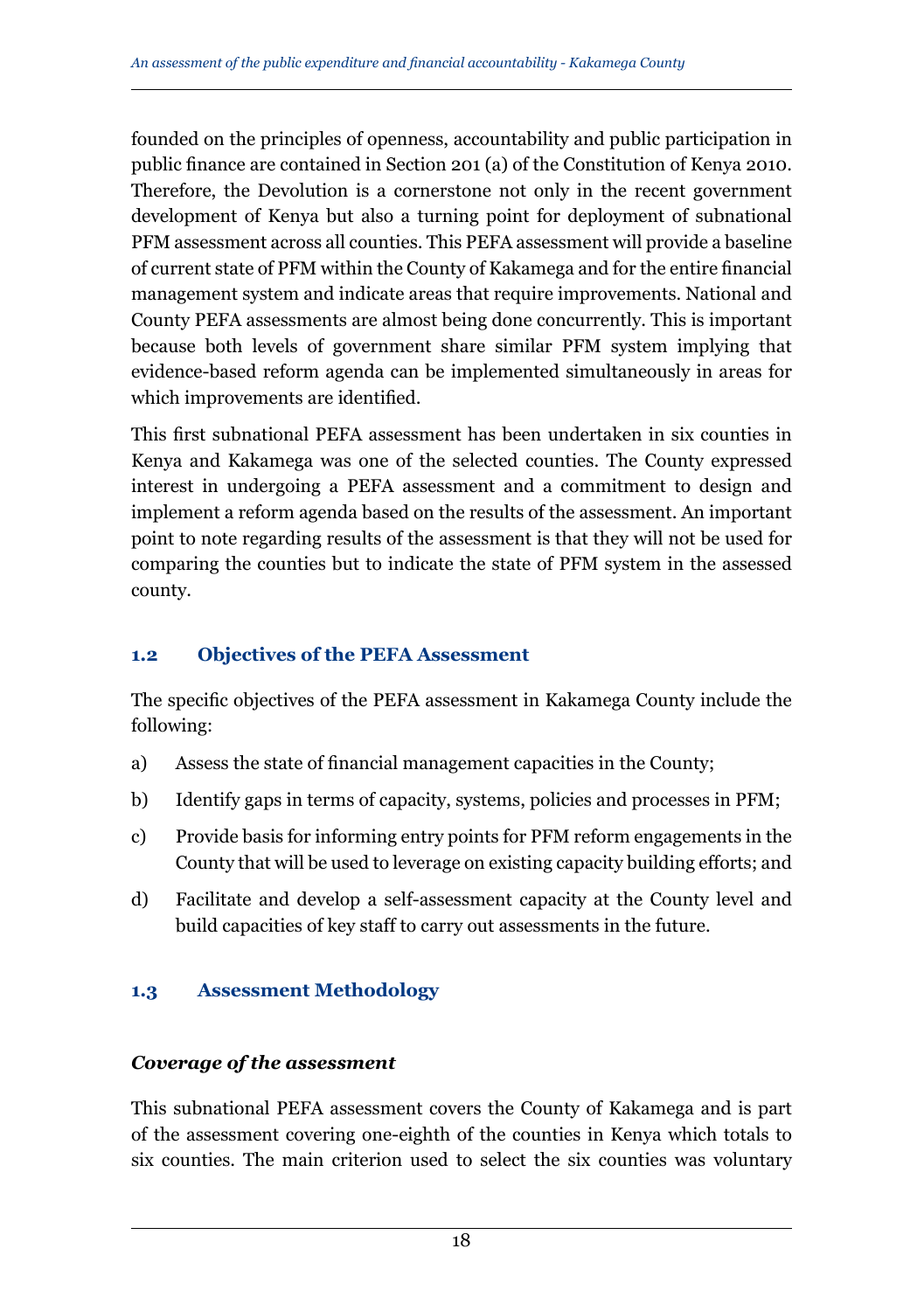founded on the principles of openness, accountability and public participation in public finance are contained in Section 201 (a) of the Constitution of Kenya 2010. Therefore, the Devolution is a cornerstone not only in the recent government development of Kenya but also a turning point for deployment of subnational PFM assessment across all counties. This PEFA assessment will provide a baseline of current state of PFM within the County of Kakamega and for the entire financial management system and indicate areas that require improvements. National and County PEFA assessments are almost being done concurrently. This is important because both levels of government share similar PFM system implying that evidence-based reform agenda can be implemented simultaneously in areas for which improvements are identified.

This first subnational PEFA assessment has been undertaken in six counties in Kenya and Kakamega was one of the selected counties. The County expressed interest in undergoing a PEFA assessment and a commitment to design and implement a reform agenda based on the results of the assessment. An important point to note regarding results of the assessment is that they will not be used for comparing the counties but to indicate the state of PFM system in the assessed county.

## 1.2 Objectives of the PEFA Assessment

The specific objectives of the PEFA assessment in Kakamega County include the following:

a) Assess the state of financial management capacities in the County;

b) Identify gaps in terms of capacity, systems, policies and processes in PFM;

c) Provide basis for informing entry points for PFM reform engagements in the County that will be used to leverage on existing capacity building efforts; and

d) Facilitate and develop a self-assessment capacity at the County level and build capacities of key staff to carry out assessments in the future.

## 1.3 Assessment Methodology

***Coverage of the assessment***

This subnational PEFA assessment covers the County of Kakamega and is part of the assessment covering one-eighth of the counties in Kenya which totals to six counties. The main criterion used to select the six counties was voluntary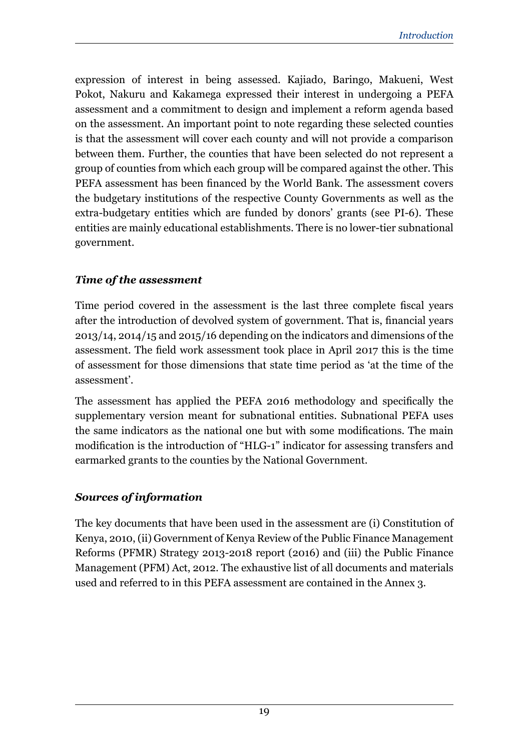expression of interest in being assessed. Kajiado, Baringo, Makueni, West Pokot, Nakuru and Kakamega expressed their interest in undergoing a PEFA assessment and a commitment to design and implement a reform agenda based on the assessment. An important point to note regarding these selected counties is that the assessment will cover each county and will not provide a comparison between them. Further, the counties that have been selected do not represent a group of counties from which each group will be compared against the other. This PEFA assessment has been financed by the World Bank. The assessment covers the budgetary institutions of the respective County Governments as well as the extra-budgetary entities which are funded by donors' grants (see PI-6). These entities are mainly educational establishments. There is no lower-tier subnational government.

### *Time of the assessment*

Time period covered in the assessment is the last three complete fiscal years after the introduction of devolved system of government. That is, financial years 2013/14, 2014/15 and 2015/16 depending on the indicators and dimensions of the assessment. The field work assessment took place in April 2017 this is the time of assessment for those dimensions that state time period as 'at the time of the assessment'.

The assessment has applied the PEFA 2016 methodology and specifically the supplementary version meant for subnational entities. Subnational PEFA uses the same indicators as the national one but with some modifications. The main modification is the introduction of "HLG-1" indicator for assessing transfers and earmarked grants to the counties by the National Government.

### *Sources of information*

The key documents that have been used in the assessment are (i) Constitution of Kenya, 2010, (ii) Government of Kenya Review of the Public Finance Management Reforms (PFMR) Strategy 2013-2018 report (2016) and (iii) the Public Finance Management (PFM) Act, 2012. The exhaustive list of all documents and materials used and referred to in this PEFA assessment are contained in the Annex 3.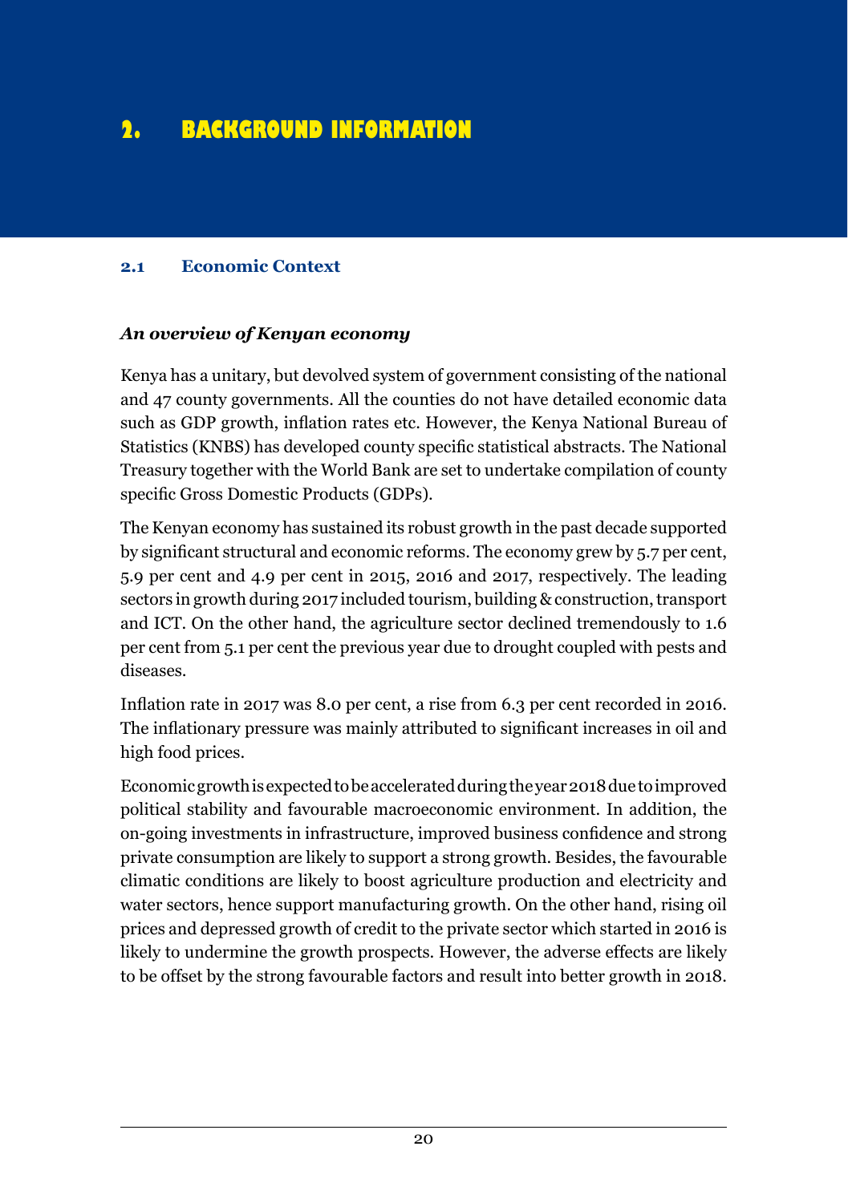# 2. BACKGROUND INFORMATION

## 2.1 Economic Context

### *An overview of Kenyan economy*

Kenya has a unitary, but devolved system of government consisting of the national and 47 county governments. All the counties do not have detailed economic data such as GDP growth, inflation rates etc. However, the Kenya National Bureau of Statistics (KNBS) has developed county specific statistical abstracts. The National Treasury together with the World Bank are set to undertake compilation of county specific Gross Domestic Products (GDPs).

The Kenyan economy has sustained its robust growth in the past decade supported by significant structural and economic reforms. The economy grew by 5.7 per cent, 5.9 per cent and 4.9 per cent in 2015, 2016 and 2017, respectively. The leading sectors in growth during 2017 included tourism, building & construction, transport and ICT. On the other hand, the agriculture sector declined tremendously to 1.6 per cent from 5.1 per cent the previous year due to drought coupled with pests and diseases.

Inflation rate in 2017 was 8.0 per cent, a rise from 6.3 per cent recorded in 2016. The inflationary pressure was mainly attributed to significant increases in oil and high food prices.

Economic growth is expected to be accelerated during the year 2018 due to improved political stability and favourable macroeconomic environment. In addition, the on-going investments in infrastructure, improved business confidence and strong private consumption are likely to support a strong growth. Besides, the favourable climatic conditions are likely to boost agriculture production and electricity and water sectors, hence support manufacturing growth. On the other hand, rising oil prices and depressed growth of credit to the private sector which started in 2016 is likely to undermine the growth prospects. However, the adverse effects are likely to be offset by the strong favourable factors and result into better growth in 2018.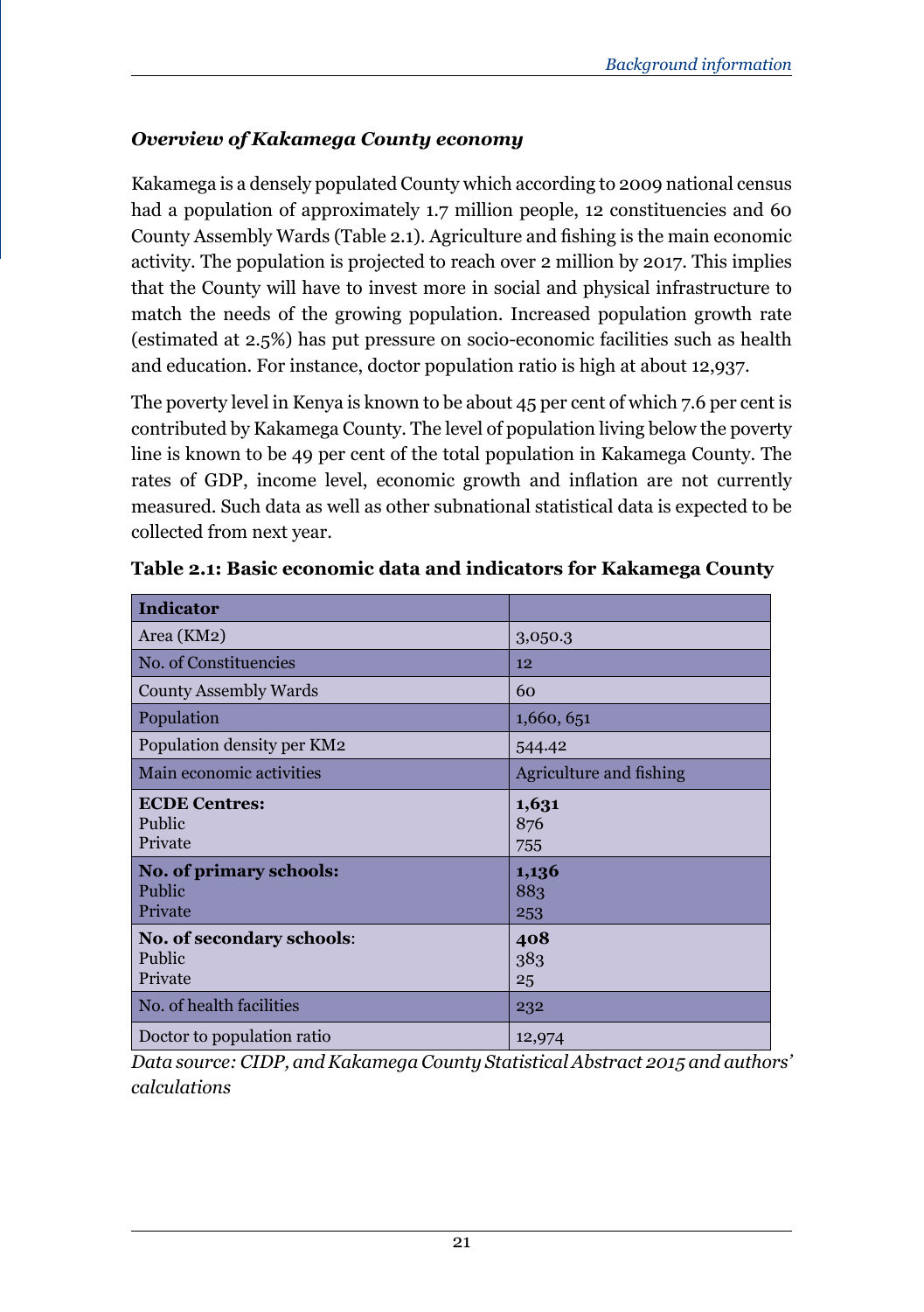### *Overview of Kakamega County economy*

Kakamega is a densely populated County which according to 2009 national census had a population of approximately 1.7 million people, 12 constituencies and 60 County Assembly Wards (Table 2.1). Agriculture and fishing is the main economic activity. The population is projected to reach over 2 million by 2017. This implies that the County will have to invest more in social and physical infrastructure to match the needs of the growing population. Increased population growth rate (estimated at 2.5%) has put pressure on socio-economic facilities such as health and education. For instance, doctor population ratio is high at about 12,937.

The poverty level in Kenya is known to be about 45 per cent of which 7.6 per cent is contributed by Kakamega County. The level of population living below the poverty line is known to be 49 per cent of the total population in Kakamega County. The rates of GDP, income level, economic growth and inflation are not currently measured. Such data as well as other subnational statistical data is expected to be collected from next year.

**Table 2.1: Basic economic data and indicators for Kakamega County**

| **Indicator** | |
|---|---|
| Area (KM2) | 3,050.3 |
| No. of Constituencies | 12 |
| County Assembly Wards | 60 |
| Population | 1,660, 651 |
| Population density per KM2 | 544.42 |
| Main economic activities | Agriculture and fishing |
| **ECDE Centres:**<br>Public<br>Private | **1,631**<br>876<br>755 |
| **No. of primary schools:**<br>Public<br>Private | **1,136**<br>883<br>253 |
| **No. of secondary schools**:<br>Public<br>Private | **408**<br>383<br>25 |
| No. of health facilities | 232 |
| Doctor to population ratio | 12,974 |

*Data source: CIDP, and Kakamega County Statistical Abstract 2015 and authors' calculations*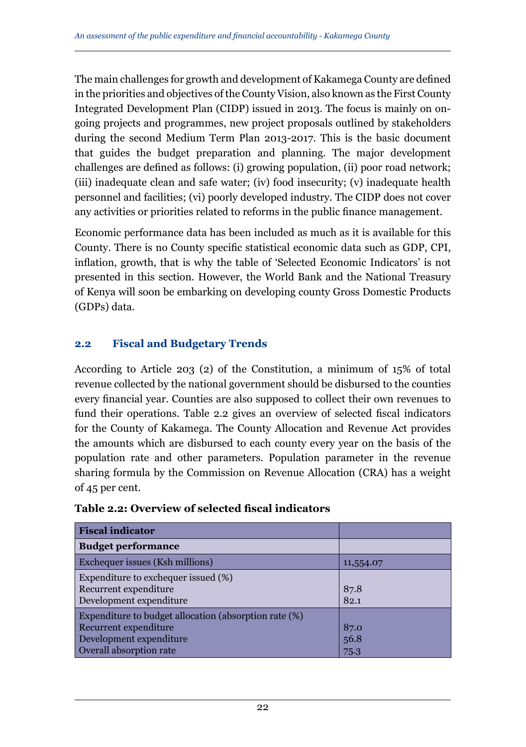The main challenges for growth and development of Kakamega County are defined in the priorities and objectives of the County Vision, also known as the First County Integrated Development Plan (CIDP) issued in 2013. The focus is mainly on on-going projects and programmes, new project proposals outlined by stakeholders during the second Medium Term Plan 2013-2017. This is the basic document that guides the budget preparation and planning. The major development challenges are defined as follows: (i) growing population, (ii) poor road network; (iii) inadequate clean and safe water; (iv) food insecurity; (v) inadequate health personnel and facilities; (vi) poorly developed industry. The CIDP does not cover any activities or priorities related to reforms in the public finance management.

Economic performance data has been included as much as it is available for this County. There is no County specific statistical economic data such as GDP, CPI, inflation, growth, that is why the table of 'Selected Economic Indicators' is not presented in this section. However, the World Bank and the National Treasury of Kenya will soon be embarking on developing county Gross Domestic Products (GDPs) data.

## 2.2 Fiscal and Budgetary Trends

According to Article 203 (2) of the Constitution, a minimum of 15% of total revenue collected by the national government should be disbursed to the counties every financial year. Counties are also supposed to collect their own revenues to fund their operations. Table 2.2 gives an overview of selected fiscal indicators for the County of Kakamega. The County Allocation and Revenue Act provides the amounts which are disbursed to each county every year on the basis of the population rate and other parameters. Population parameter in the revenue sharing formula by the Commission on Revenue Allocation (CRA) has a weight of 45 per cent.

**Table 2.2: Overview of selected fiscal indicators**

| **Fiscal indicator** | |
|---|---|
| **Budget performance** | |
| Exchequer issues (Ksh millions) | 11,554.07 |
| Expenditure to exchequer issued (%) | |
| Recurrent expenditure | 87.8 |
| Development expenditure | 82.1 |
| Expenditure to budget allocation (absorption rate (%) | |
| Recurrent expenditure | 87.0 |
| Development expenditure | 56.8 |
| Overall absorption rate | 75.3 |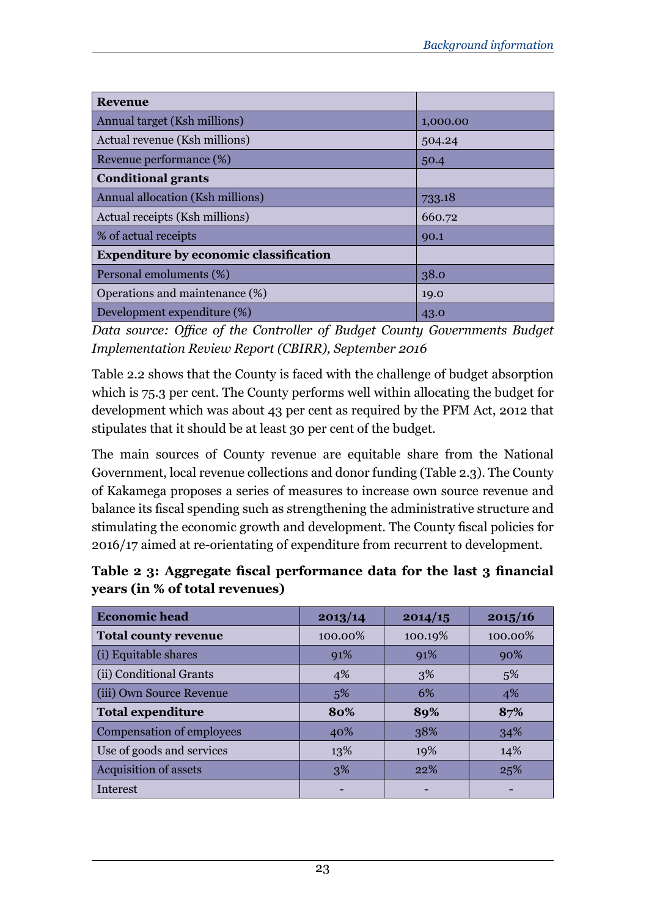| Revenue | |
|---|---|
| Annual target (Ksh millions) | 1,000.00 |
| Actual revenue (Ksh millions) | 504.24 |
| Revenue performance (%) | 50.4 |
| **Conditional grants** | |
| Annual allocation (Ksh millions) | 733.18 |
| Actual receipts (Ksh millions) | 660.72 |
| % of actual receipts | 90.1 |
| **Expenditure by economic classification** | |
| Personal emoluments (%) | 38.0 |
| Operations and maintenance (%) | 19.0 |
| Development expenditure (%) | 43.0 |

*Data source: Office of the Controller of Budget County Governments Budget Implementation Review Report (CBIRR), September 2016*

Table 2.2 shows that the County is faced with the challenge of budget absorption which is 75.3 per cent. The County performs well within allocating the budget for development which was about 43 per cent as required by the PFM Act, 2012 that stipulates that it should be at least 30 per cent of the budget.

The main sources of County revenue are equitable share from the National Government, local revenue collections and donor funding (Table 2.3). The County of Kakamega proposes a series of measures to increase own source revenue and balance its fiscal spending such as strengthening the administrative structure and stimulating the economic growth and development. The County fiscal policies for 2016/17 aimed at re-orientating of expenditure from recurrent to development.

**Table 2 3: Aggregate fiscal performance data for the last 3 financial years (in % of total revenues)**

| Economic head | 2013/14 | 2014/15 | 2015/16 |
|---|---|---|---|
| **Total county revenue** | 100.00% | 100.19% | 100.00% |
| (i) Equitable shares | 91% | 91% | 90% |
| (ii) Conditional Grants | 4% | 3% | 5% |
| (iii) Own Source Revenue | 5% | 6% | 4% |
| **Total expenditure** | **80%** | **89%** | **87%** |
| Compensation of employees | 40% | 38% | 34% |
| Use of goods and services | 13% | 19% | 14% |
| Acquisition of assets | 3% | 22% | 25% |
| Interest | - | - | - |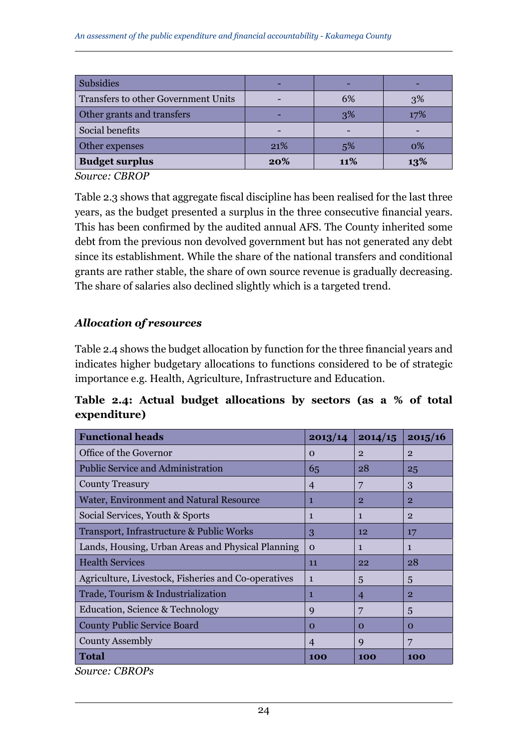| Subsidies | - | - | - |
|---|---|---|---|
| Transfers to other Government Units | - | 6% | 3% |
| Other grants and transfers | - | 3% | 17% |
| Social benefits | - | - | - |
| Other expenses | 21% | 5% | 0% |
| **Budget surplus** | **20%** | **11%** | **13%** |

*Source: CBROP*

Table 2.3 shows that aggregate fiscal discipline has been realised for the last three years, as the budget presented a surplus in the three consecutive financial years. This has been confirmed by the audited annual AFS. The County inherited some debt from the previous non devolved government but has not generated any debt since its establishment. While the share of the national transfers and conditional grants are rather stable, the share of own source revenue is gradually decreasing. The share of salaries also declined slightly which is a targeted trend.

### *Allocation of resources*

Table 2.4 shows the budget allocation by function for the three financial years and indicates higher budgetary allocations to functions considered to be of strategic importance e.g. Health, Agriculture, Infrastructure and Education.

**Table 2.4: Actual budget allocations by sectors (as a % of total expenditure)**

| Functional heads | 2013/14 | 2014/15 | 2015/16 |
|---|---|---|---|
| Office of the Governor | 0 | 2 | 2 |
| Public Service and Administration | 65 | 28 | 25 |
| County Treasury | 4 | 7 | 3 |
| Water, Environment and Natural Resource | 1 | 2 | 2 |
| Social Services, Youth & Sports | 1 | 1 | 2 |
| Transport, Infrastructure & Public Works | 3 | 12 | 17 |
| Lands, Housing, Urban Areas and Physical Planning | 0 | 1 | 1 |
| Health Services | 11 | 22 | 28 |
| Agriculture, Livestock, Fisheries and Co-operatives | 1 | 5 | 5 |
| Trade, Tourism & Industrialization | 1 | 4 | 2 |
| Education, Science & Technology | 9 | 7 | 5 |
| County Public Service Board | 0 | 0 | 0 |
| County Assembly | 4 | 9 | 7 |
| **Total** | **100** | **100** | **100** |

*Source: CBROPs*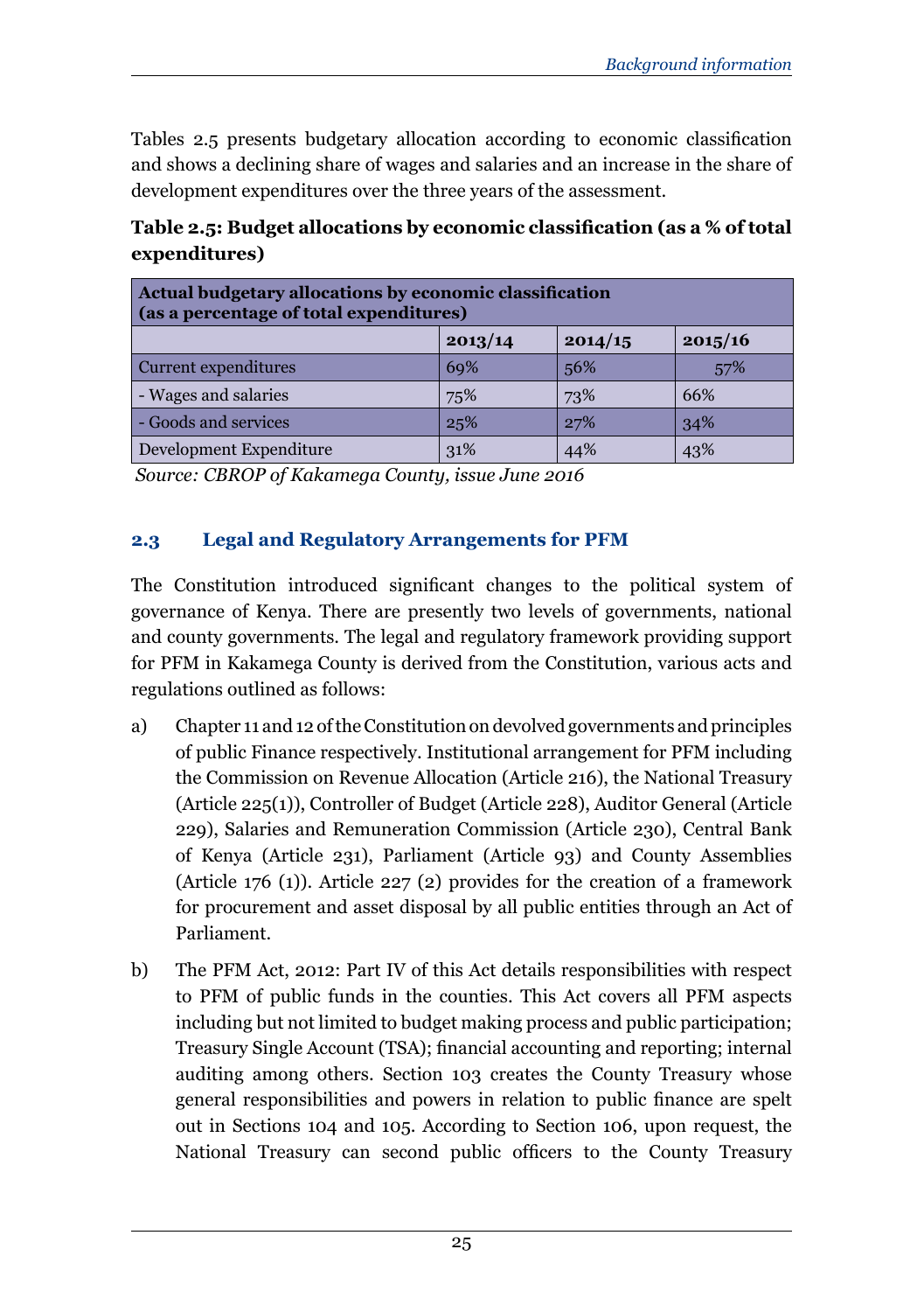Tables 2.5 presents budgetary allocation according to economic classification and shows a declining share of wages and salaries and an increase in the share of development expenditures over the three years of the assessment.

**Table 2.5: Budget allocations by economic classification (as a % of total expenditures)**

| Actual budgetary allocations by economic classification (as a percentage of total expenditures) | | | |
|---|---|---|---|
| | 2013/14 | 2014/15 | 2015/16 |
| Current expenditures | 69% | 56% | 57% |
| - Wages and salaries | 75% | 73% | 66% |
| - Goods and services | 25% | 27% | 34% |
| Development Expenditure | 31% | 44% | 43% |

*Source: CBROP of Kakamega County, issue June 2016*

## 2.3 Legal and Regulatory Arrangements for PFM

The Constitution introduced significant changes to the political system of governance of Kenya. There are presently two levels of governments, national and county governments. The legal and regulatory framework providing support for PFM in Kakamega County is derived from the Constitution, various acts and regulations outlined as follows:

a) Chapter 11 and 12 of the Constitution on devolved governments and principles of public Finance respectively. Institutional arrangement for PFM including the Commission on Revenue Allocation (Article 216), the National Treasury (Article 225(1)), Controller of Budget (Article 228), Auditor General (Article 229), Salaries and Remuneration Commission (Article 230), Central Bank of Kenya (Article 231), Parliament (Article 93) and County Assemblies (Article 176 (1)). Article 227 (2) provides for the creation of a framework for procurement and asset disposal by all public entities through an Act of Parliament.

b) The PFM Act, 2012: Part IV of this Act details responsibilities with respect to PFM of public funds in the counties. This Act covers all PFM aspects including but not limited to budget making process and public participation; Treasury Single Account (TSA); financial accounting and reporting; internal auditing among others. Section 103 creates the County Treasury whose general responsibilities and powers in relation to public finance are spelt out in Sections 104 and 105. According to Section 106, upon request, the National Treasury can second public officers to the County Treasury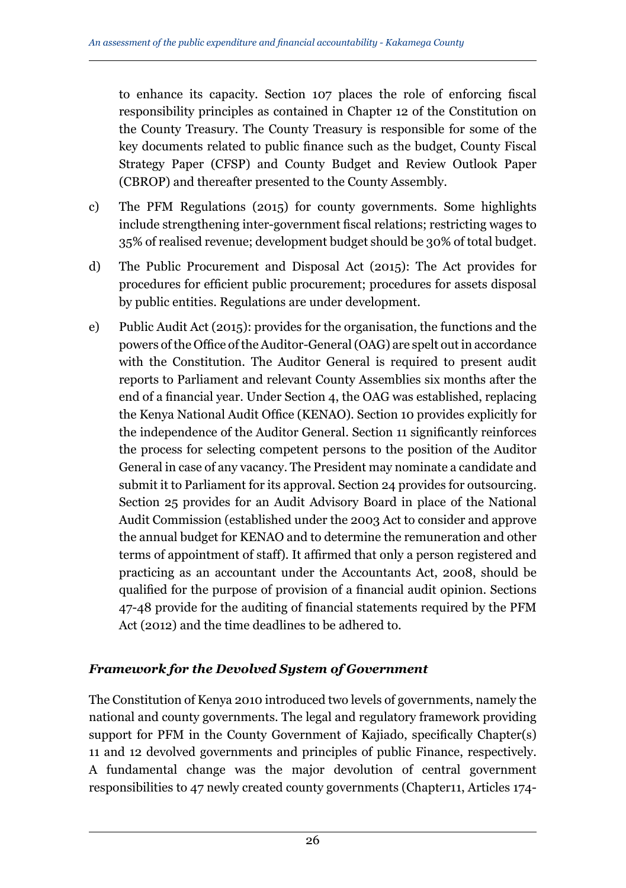to enhance its capacity. Section 107 places the role of enforcing fiscal responsibility principles as contained in Chapter 12 of the Constitution on the County Treasury. The County Treasury is responsible for some of the key documents related to public finance such as the budget, County Fiscal Strategy Paper (CFSP) and County Budget and Review Outlook Paper (CBROP) and thereafter presented to the County Assembly.

c) The PFM Regulations (2015) for county governments. Some highlights include strengthening inter-government fiscal relations; restricting wages to 35% of realised revenue; development budget should be 30% of total budget.

d) The Public Procurement and Disposal Act (2015): The Act provides for procedures for efficient public procurement; procedures for assets disposal by public entities. Regulations are under development.

e) Public Audit Act (2015): provides for the organisation, the functions and the powers of the Office of the Auditor-General (OAG) are spelt out in accordance with the Constitution. The Auditor General is required to present audit reports to Parliament and relevant County Assemblies six months after the end of a financial year. Under Section 4, the OAG was established, replacing the Kenya National Audit Office (KENAO). Section 10 provides explicitly for the independence of the Auditor General. Section 11 significantly reinforces the process for selecting competent persons to the position of the Auditor General in case of any vacancy. The President may nominate a candidate and submit it to Parliament for its approval. Section 24 provides for outsourcing. Section 25 provides for an Audit Advisory Board in place of the National Audit Commission (established under the 2003 Act to consider and approve the annual budget for KENAO and to determine the remuneration and other terms of appointment of staff). It affirmed that only a person registered and practicing as an accountant under the Accountants Act, 2008, should be qualified for the purpose of provision of a financial audit opinion. Sections 47-48 provide for the auditing of financial statements required by the PFM Act (2012) and the time deadlines to be adhered to.

***Framework for the Devolved System of Government***

The Constitution of Kenya 2010 introduced two levels of governments, namely the national and county governments. The legal and regulatory framework providing support for PFM in the County Government of Kajiado, specifically Chapter(s) 11 and 12 devolved governments and principles of public Finance, respectively. A fundamental change was the major devolution of central government responsibilities to 47 newly created county governments (Chapter11, Articles 174-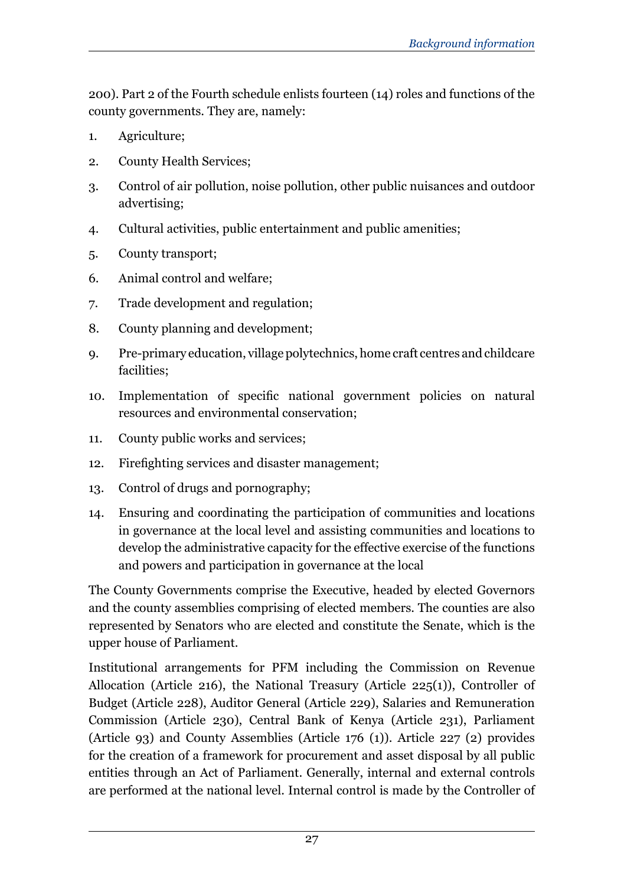200). Part 2 of the Fourth schedule enlists fourteen (14) roles and functions of the county governments. They are, namely:

1. Agriculture;
2. County Health Services;
3. Control of air pollution, noise pollution, other public nuisances and outdoor advertising;
4. Cultural activities, public entertainment and public amenities;
5. County transport;
6. Animal control and welfare;
7. Trade development and regulation;
8. County planning and development;
9. Pre-primary education, village polytechnics, home craft centres and childcare facilities;
10. Implementation of specific national government policies on natural resources and environmental conservation;
11. County public works and services;
12. Firefighting services and disaster management;
13. Control of drugs and pornography;
14. Ensuring and coordinating the participation of communities and locations in governance at the local level and assisting communities and locations to develop the administrative capacity for the effective exercise of the functions and powers and participation in governance at the local

The County Governments comprise the Executive, headed by elected Governors and the county assemblies comprising of elected members. The counties are also represented by Senators who are elected and constitute the Senate, which is the upper house of Parliament.

Institutional arrangements for PFM including the Commission on Revenue Allocation (Article 216), the National Treasury (Article 225(1)), Controller of Budget (Article 228), Auditor General (Article 229), Salaries and Remuneration Commission (Article 230), Central Bank of Kenya (Article 231), Parliament (Article 93) and County Assemblies (Article 176 (1)). Article 227 (2) provides for the creation of a framework for procurement and asset disposal by all public entities through an Act of Parliament. Generally, internal and external controls are performed at the national level. Internal control is made by the Controller of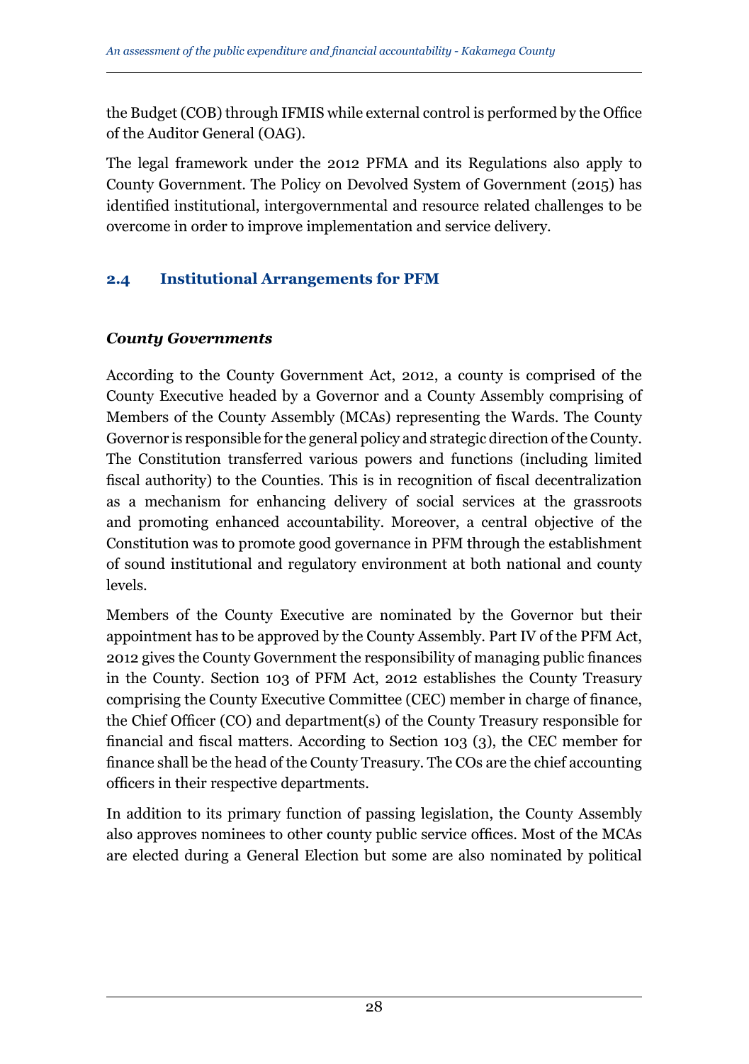the Budget (COB) through IFMIS while external control is performed by the Office of the Auditor General (OAG).

The legal framework under the 2012 PFMA and its Regulations also apply to County Government. The Policy on Devolved System of Government (2015) has identified institutional, intergovernmental and resource related challenges to be overcome in order to improve implementation and service delivery.

## 2.4 Institutional Arrangements for PFM

***County Governments***

According to the County Government Act, 2012, a county is comprised of the County Executive headed by a Governor and a County Assembly comprising of Members of the County Assembly (MCAs) representing the Wards. The County Governor is responsible for the general policy and strategic direction of the County. The Constitution transferred various powers and functions (including limited fiscal authority) to the Counties. This is in recognition of fiscal decentralization as a mechanism for enhancing delivery of social services at the grassroots and promoting enhanced accountability. Moreover, a central objective of the Constitution was to promote good governance in PFM through the establishment of sound institutional and regulatory environment at both national and county levels.

Members of the County Executive are nominated by the Governor but their appointment has to be approved by the County Assembly. Part IV of the PFM Act, 2012 gives the County Government the responsibility of managing public finances in the County. Section 103 of PFM Act, 2012 establishes the County Treasury comprising the County Executive Committee (CEC) member in charge of finance, the Chief Officer (CO) and department(s) of the County Treasury responsible for financial and fiscal matters. According to Section 103 (3), the CEC member for finance shall be the head of the County Treasury. The COs are the chief accounting officers in their respective departments.

In addition to its primary function of passing legislation, the County Assembly also approves nominees to other county public service offices. Most of the MCAs are elected during a General Election but some are also nominated by political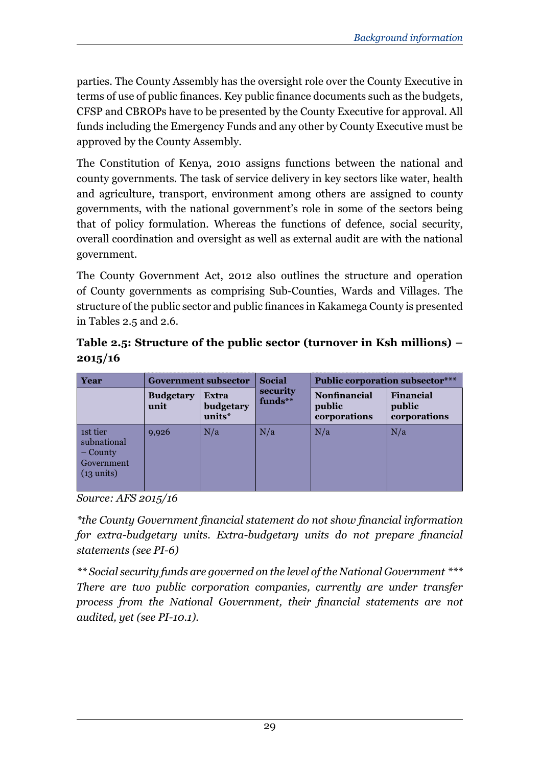parties. The County Assembly has the oversight role over the County Executive in terms of use of public finances. Key public finance documents such as the budgets, CFSP and CBROPs have to be presented by the County Executive for approval. All funds including the Emergency Funds and any other by County Executive must be approved by the County Assembly.

The Constitution of Kenya, 2010 assigns functions between the national and county governments. The task of service delivery in key sectors like water, health and agriculture, transport, environment among others are assigned to county governments, with the national government's role in some of the sectors being that of policy formulation. Whereas the functions of defence, social security, overall coordination and oversight as well as external audit are with the national government.

The County Government Act, 2012 also outlines the structure and operation of County governments as comprising Sub-Counties, Wards and Villages. The structure of the public sector and public finances in Kakamega County is presented in Tables 2.5 and 2.6.

**Table 2.5: Structure of the public sector (turnover in Ksh millions) – 2015/16**

| Year | Government subsector | | Social security funds** | Public corporation subsector*** | |
|---|---|---|---|---|---|
| | Budgetary unit | Extra budgetary units* | | Nonfinancial public corporations | Financial public corporations |
| 1st tier subnational – County Government (13 units) | 9,926 | N/a | N/a | N/a | N/a |

*Source: AFS 2015/16*

*\*the County Government financial statement do not show financial information for extra-budgetary units. Extra-budgetary units do not prepare financial statements (see PI-6)*

*\*\* Social security funds are governed on the level of the National Government \*\*\* There are two public corporation companies, currently are under transfer process from the National Government, their financial statements are not audited, yet (see PI-10.1).*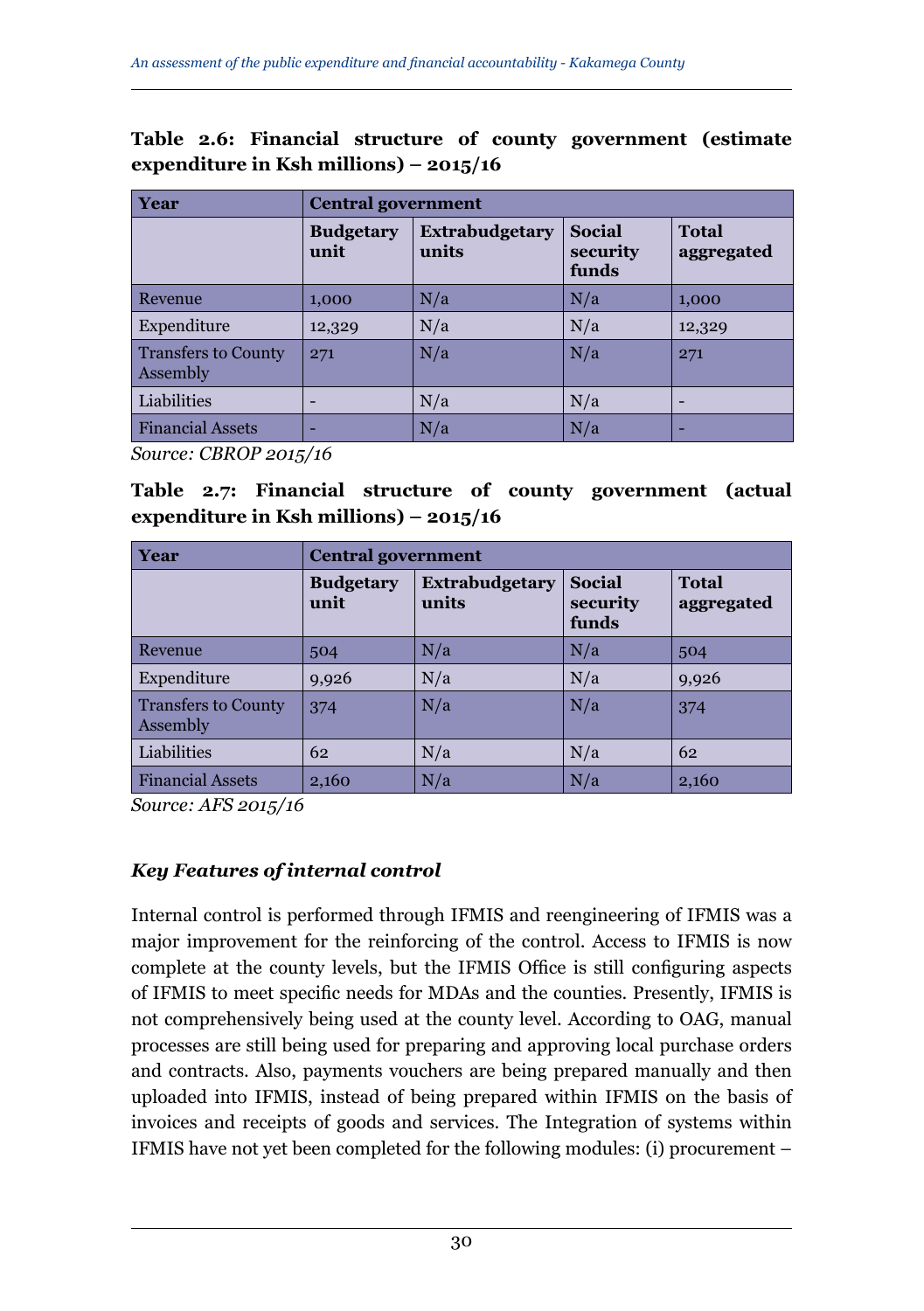**Table 2.6: Financial structure of county government (estimate expenditure in Ksh millions) – 2015/16**

| Year | Central government | | | |
|---|---|---|---|---|
| | **Budgetary unit** | **Extrabudgetary units** | **Social security funds** | **Total aggregated** |
| Revenue | 1,000 | N/a | N/a | 1,000 |
| Expenditure | 12,329 | N/a | N/a | 12,329 |
| Transfers to County Assembly | 271 | N/a | N/a | 271 |
| Liabilities | - | N/a | N/a | - |
| Financial Assets | - | N/a | N/a | - |

*Source: CBROP 2015/16*

**Table 2.7: Financial structure of county government (actual expenditure in Ksh millions) – 2015/16**

| Year | Central government | | | |
|---|---|---|---|---|
| | **Budgetary unit** | **Extrabudgetary units** | **Social security funds** | **Total aggregated** |
| Revenue | 504 | N/a | N/a | 504 |
| Expenditure | 9,926 | N/a | N/a | 9,926 |
| Transfers to County Assembly | 374 | N/a | N/a | 374 |
| Liabilities | 62 | N/a | N/a | 62 |
| Financial Assets | 2,160 | N/a | N/a | 2,160 |

*Source: AFS 2015/16*

### *Key Features of internal control*

Internal control is performed through IFMIS and reengineering of IFMIS was a major improvement for the reinforcing of the control. Access to IFMIS is now complete at the county levels, but the IFMIS Office is still configuring aspects of IFMIS to meet specific needs for MDAs and the counties. Presently, IFMIS is not comprehensively being used at the county level. According to OAG, manual processes are still being used for preparing and approving local purchase orders and contracts. Also, payments vouchers are being prepared manually and then uploaded into IFMIS, instead of being prepared within IFMIS on the basis of invoices and receipts of goods and services. The Integration of systems within IFMIS have not yet been completed for the following modules: (i) procurement –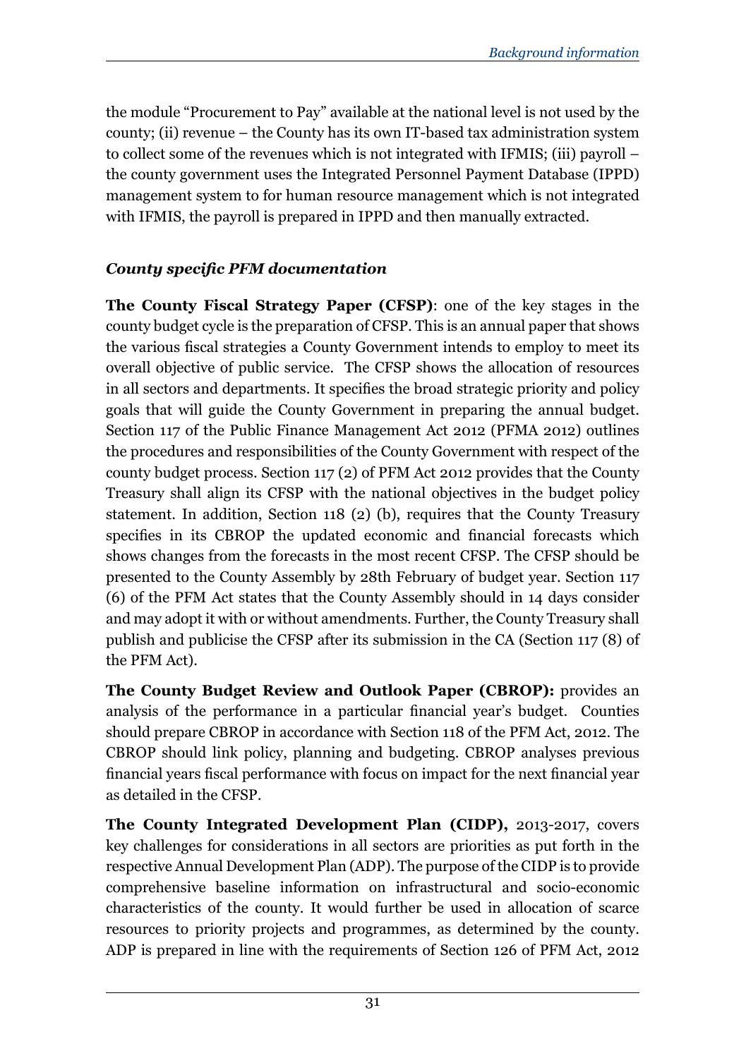the module "Procurement to Pay" available at the national level is not used by the county; (ii) revenue – the County has its own IT-based tax administration system to collect some of the revenues which is not integrated with IFMIS; (iii) payroll – the county government uses the Integrated Personnel Payment Database (IPPD) management system to for human resource management which is not integrated with IFMIS, the payroll is prepared in IPPD and then manually extracted.

***County specific PFM documentation***

**The County Fiscal Strategy Paper (CFSP)**: one of the key stages in the county budget cycle is the preparation of CFSP. This is an annual paper that shows the various fiscal strategies a County Government intends to employ to meet its overall objective of public service. The CFSP shows the allocation of resources in all sectors and departments. It specifies the broad strategic priority and policy goals that will guide the County Government in preparing the annual budget. Section 117 of the Public Finance Management Act 2012 (PFMA 2012) outlines the procedures and responsibilities of the County Government with respect of the county budget process. Section 117 (2) of PFM Act 2012 provides that the County Treasury shall align its CFSP with the national objectives in the budget policy statement. In addition, Section 118 (2) (b), requires that the County Treasury specifies in its CBROP the updated economic and financial forecasts which shows changes from the forecasts in the most recent CFSP. The CFSP should be presented to the County Assembly by 28th February of budget year. Section 117 (6) of the PFM Act states that the County Assembly should in 14 days consider and may adopt it with or without amendments. Further, the County Treasury shall publish and publicise the CFSP after its submission in the CA (Section 117 (8) of the PFM Act).

**The County Budget Review and Outlook Paper (CBROP):** provides an analysis of the performance in a particular financial year's budget. Counties should prepare CBROP in accordance with Section 118 of the PFM Act, 2012. The CBROP should link policy, planning and budgeting. CBROP analyses previous financial years fiscal performance with focus on impact for the next financial year as detailed in the CFSP.

**The County Integrated Development Plan (CIDP),** 2013-2017, covers key challenges for considerations in all sectors are priorities as put forth in the respective Annual Development Plan (ADP). The purpose of the CIDP is to provide comprehensive baseline information on infrastructural and socio-economic characteristics of the county. It would further be used in allocation of scarce resources to priority projects and programmes, as determined by the county. ADP is prepared in line with the requirements of Section 126 of PFM Act, 2012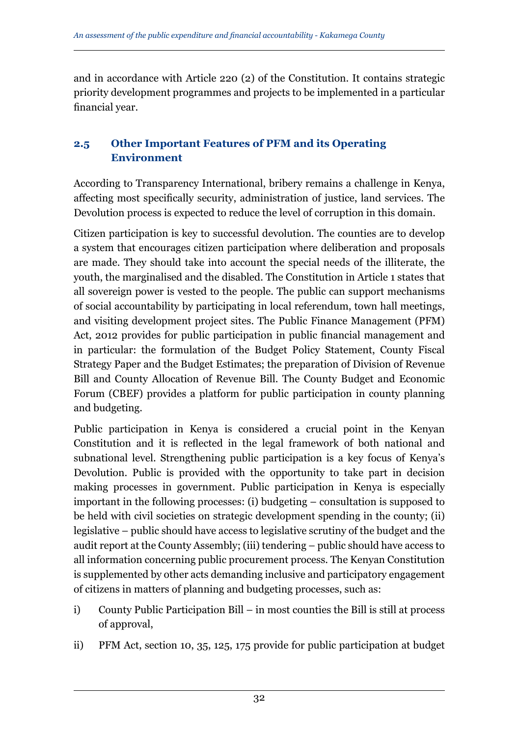and in accordance with Article 220 (2) of the Constitution. It contains strategic priority development programmes and projects to be implemented in a particular financial year.

## 2.5 Other Important Features of PFM and its Operating Environment

According to Transparency International, bribery remains a challenge in Kenya, affecting most specifically security, administration of justice, land services. The Devolution process is expected to reduce the level of corruption in this domain.

Citizen participation is key to successful devolution. The counties are to develop a system that encourages citizen participation where deliberation and proposals are made. They should take into account the special needs of the illiterate, the youth, the marginalised and the disabled. The Constitution in Article 1 states that all sovereign power is vested to the people. The public can support mechanisms of social accountability by participating in local referendum, town hall meetings, and visiting development project sites. The Public Finance Management (PFM) Act, 2012 provides for public participation in public financial management and in particular: the formulation of the Budget Policy Statement, County Fiscal Strategy Paper and the Budget Estimates; the preparation of Division of Revenue Bill and County Allocation of Revenue Bill. The County Budget and Economic Forum (CBEF) provides a platform for public participation in county planning and budgeting.

Public participation in Kenya is considered a crucial point in the Kenyan Constitution and it is reflected in the legal framework of both national and subnational level. Strengthening public participation is a key focus of Kenya's Devolution. Public is provided with the opportunity to take part in decision making processes in government. Public participation in Kenya is especially important in the following processes: (i) budgeting – consultation is supposed to be held with civil societies on strategic development spending in the county; (ii) legislative – public should have access to legislative scrutiny of the budget and the audit report at the County Assembly; (iii) tendering – public should have access to all information concerning public procurement process. The Kenyan Constitution is supplemented by other acts demanding inclusive and participatory engagement of citizens in matters of planning and budgeting processes, such as:

i) County Public Participation Bill – in most counties the Bill is still at process of approval,

ii) PFM Act, section 10, 35, 125, 175 provide for public participation at budget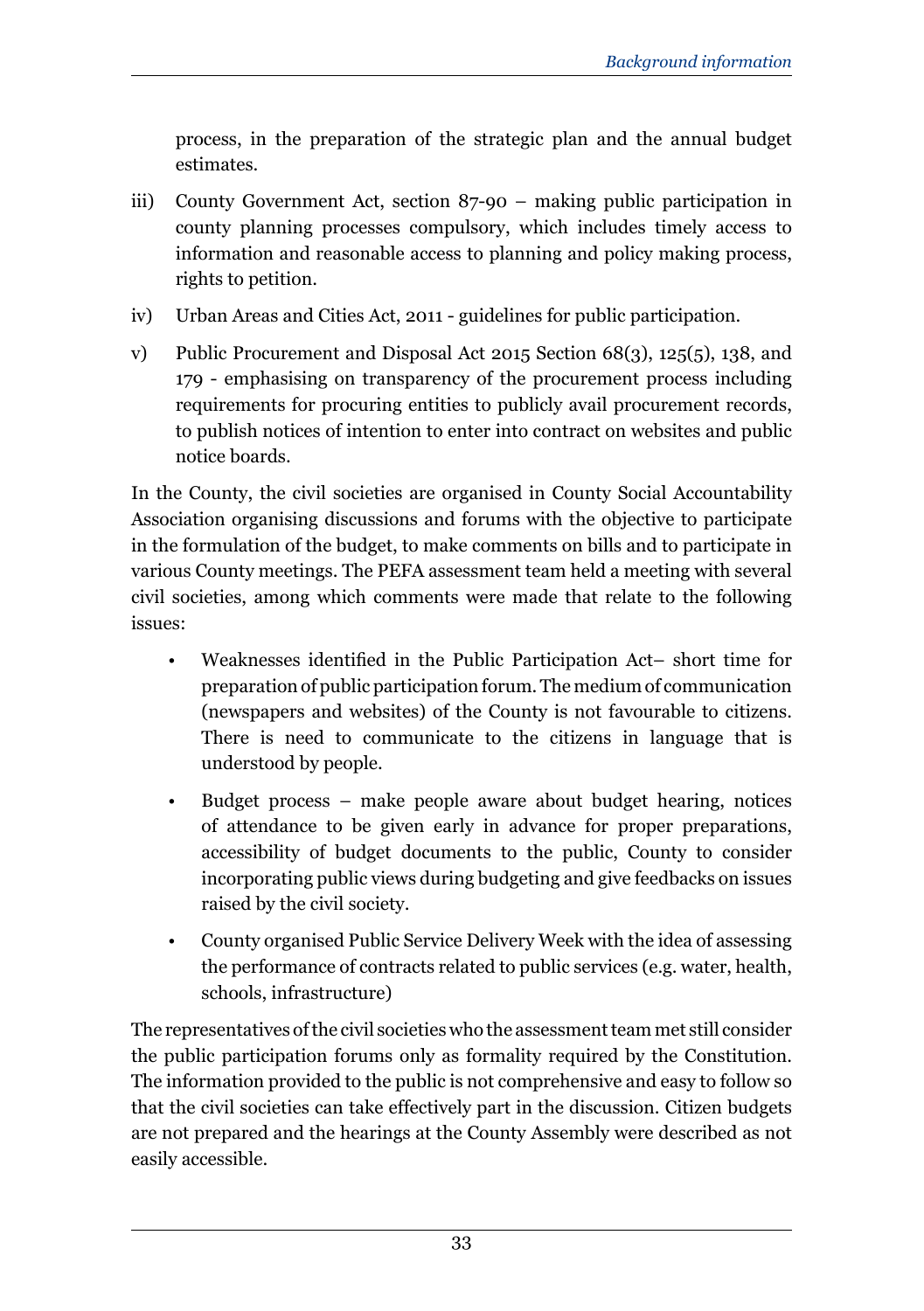process, in the preparation of the strategic plan and the annual budget estimates.

iii) County Government Act, section 87-90 – making public participation in county planning processes compulsory, which includes timely access to information and reasonable access to planning and policy making process, rights to petition.

iv) Urban Areas and Cities Act, 2011 - guidelines for public participation.

v) Public Procurement and Disposal Act 2015 Section 68(3), 125(5), 138, and 179 - emphasising on transparency of the procurement process including requirements for procuring entities to publicly avail procurement records, to publish notices of intention to enter into contract on websites and public notice boards.

In the County, the civil societies are organised in County Social Accountability Association organising discussions and forums with the objective to participate in the formulation of the budget, to make comments on bills and to participate in various County meetings. The PEFA assessment team held a meeting with several civil societies, among which comments were made that relate to the following issues:

- Weaknesses identified in the Public Participation Act– short time for preparation of public participation forum. The medium of communication (newspapers and websites) of the County is not favourable to citizens. There is need to communicate to the citizens in language that is understood by people.
- Budget process – make people aware about budget hearing, notices of attendance to be given early in advance for proper preparations, accessibility of budget documents to the public, County to consider incorporating public views during budgeting and give feedbacks on issues raised by the civil society.
- County organised Public Service Delivery Week with the idea of assessing the performance of contracts related to public services (e.g. water, health, schools, infrastructure)

The representatives of the civil societies who the assessment team met still consider the public participation forums only as formality required by the Constitution. The information provided to the public is not comprehensive and easy to follow so that the civil societies can take effectively part in the discussion. Citizen budgets are not prepared and the hearings at the County Assembly were described as not easily accessible.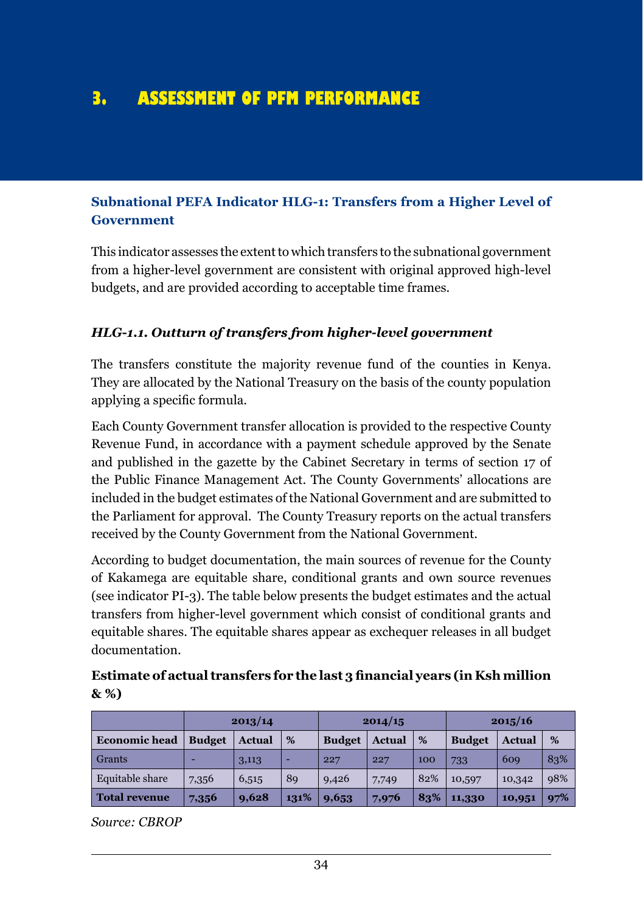# 3. ASSESSMENT OF PFM PERFORMANCE

## Subnational PEFA Indicator HLG-1: Transfers from a Higher Level of Government

This indicator assesses the extent to which transfers to the subnational government from a higher-level government are consistent with original approved high-level budgets, and are provided according to acceptable time frames.

### *HLG-1.1. Outturn of transfers from higher-level government*

The transfers constitute the majority revenue fund of the counties in Kenya. They are allocated by the National Treasury on the basis of the county population applying a specific formula.

Each County Government transfer allocation is provided to the respective County Revenue Fund, in accordance with a payment schedule approved by the Senate and published in the gazette by the Cabinet Secretary in terms of section 17 of the Public Finance Management Act. The County Governments' allocations are included in the budget estimates of the National Government and are submitted to the Parliament for approval. The County Treasury reports on the actual transfers received by the County Government from the National Government.

According to budget documentation, the main sources of revenue for the County of Kakamega are equitable share, conditional grants and own source revenues (see indicator PI-3). The table below presents the budget estimates and the actual transfers from higher-level government which consist of conditional grants and equitable shares. The equitable shares appear as exchequer releases in all budget documentation.

**Estimate of actual transfers for the last 3 financial years (in Ksh million & %)**

| | 2013/14 | | | 2014/15 | | | 2015/16 | | |
|---|---|---|---|---|---|---|---|---|---|
| **Economic head** | **Budget** | **Actual** | **%** | **Budget** | **Actual** | **%** | **Budget** | **Actual** | **%** |
| Grants | - | 3,113 | - | 227 | 227 | 100 | 733 | 609 | 83% |
| Equitable share | 7,356 | 6,515 | 89 | 9,426 | 7,749 | 82% | 10,597 | 10,342 | 98% |
| **Total revenue** | **7,356** | **9,628** | **131%** | **9,653** | **7,976** | **83%** | **11,330** | **10,951** | **97%** |

*Source: CBROP*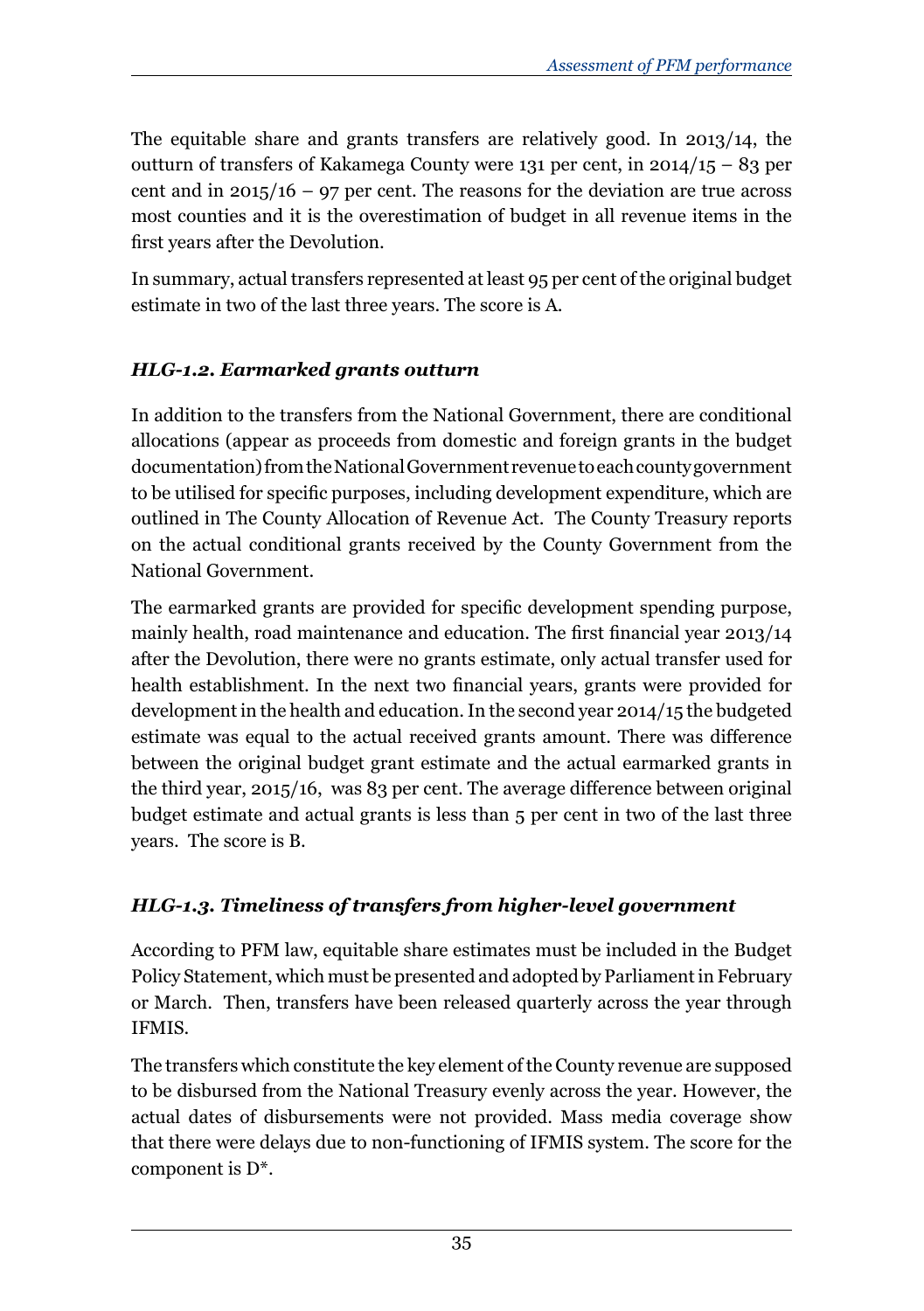The equitable share and grants transfers are relatively good. In 2013/14, the outturn of transfers of Kakamega County were 131 per cent, in 2014/15 – 83 per cent and in 2015/16 – 97 per cent. The reasons for the deviation are true across most counties and it is the overestimation of budget in all revenue items in the first years after the Devolution.

In summary, actual transfers represented at least 95 per cent of the original budget estimate in two of the last three years. The score is A.

### *HLG-1.2. Earmarked grants outturn*

In addition to the transfers from the National Government, there are conditional allocations (appear as proceeds from domestic and foreign grants in the budget documentation) from the National Government revenue to each county government to be utilised for specific purposes, including development expenditure, which are outlined in The County Allocation of Revenue Act. The County Treasury reports on the actual conditional grants received by the County Government from the National Government.

The earmarked grants are provided for specific development spending purpose, mainly health, road maintenance and education. The first financial year 2013/14 after the Devolution, there were no grants estimate, only actual transfer used for health establishment. In the next two financial years, grants were provided for development in the health and education. In the second year 2014/15 the budgeted estimate was equal to the actual received grants amount. There was difference between the original budget grant estimate and the actual earmarked grants in the third year, 2015/16, was 83 per cent. The average difference between original budget estimate and actual grants is less than 5 per cent in two of the last three years. The score is B.

### *HLG-1.3. Timeliness of transfers from higher-level government*

According to PFM law, equitable share estimates must be included in the Budget Policy Statement, which must be presented and adopted by Parliament in February or March. Then, transfers have been released quarterly across the year through IFMIS.

The transfers which constitute the key element of the County revenue are supposed to be disbursed from the National Treasury evenly across the year. However, the actual dates of disbursements were not provided. Mass media coverage show that there were delays due to non-functioning of IFMIS system. The score for the component is D*.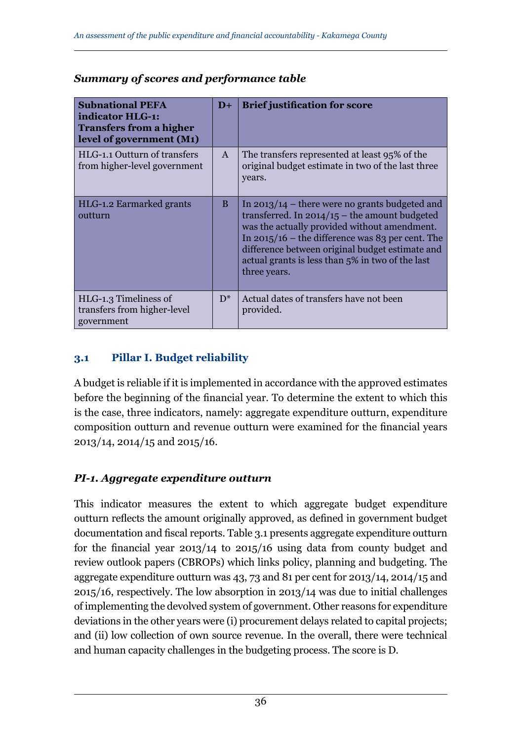***Summary of scores and performance table***

| **Subnational PEFA indicator HLG-1: Transfers from a higher level of government (M1)** | **D+** | **Brief justification for score** |
|---|---|---|
| HLG-1.1 Outturn of transfers from higher-level government | A | The transfers represented at least 95% of the original budget estimate in two of the last three years. |
| HLG-1.2 Earmarked grants outturn | B | In 2013/14 – there were no grants budgeted and transferred. In 2014/15 – the amount budgeted was the actually provided without amendment. In 2015/16 – the difference was 83 per cent. The difference between original budget estimate and actual grants is less than 5% in two of the last three years. |
| HLG-1.3 Timeliness of transfers from higher-level government | D* | Actual dates of transfers have not been provided. |

## 3.1 Pillar I. Budget reliability

A budget is reliable if it is implemented in accordance with the approved estimates before the beginning of the financial year. To determine the extent to which this is the case, three indicators, namely: aggregate expenditure outturn, expenditure composition outturn and revenue outturn were examined for the financial years 2013/14, 2014/15 and 2015/16.

### *PI-1. Aggregate expenditure outturn*

This indicator measures the extent to which aggregate budget expenditure outturn reflects the amount originally approved, as defined in government budget documentation and fiscal reports. Table 3.1 presents aggregate expenditure outturn for the financial year 2013/14 to 2015/16 using data from county budget and review outlook papers (CBROPs) which links policy, planning and budgeting. The aggregate expenditure outturn was 43, 73 and 81 per cent for 2013/14, 2014/15 and 2015/16, respectively. The low absorption in 2013/14 was due to initial challenges of implementing the devolved system of government. Other reasons for expenditure deviations in the other years were (i) procurement delays related to capital projects; and (ii) low collection of own source revenue. In the overall, there were technical and human capacity challenges in the budgeting process. The score is D.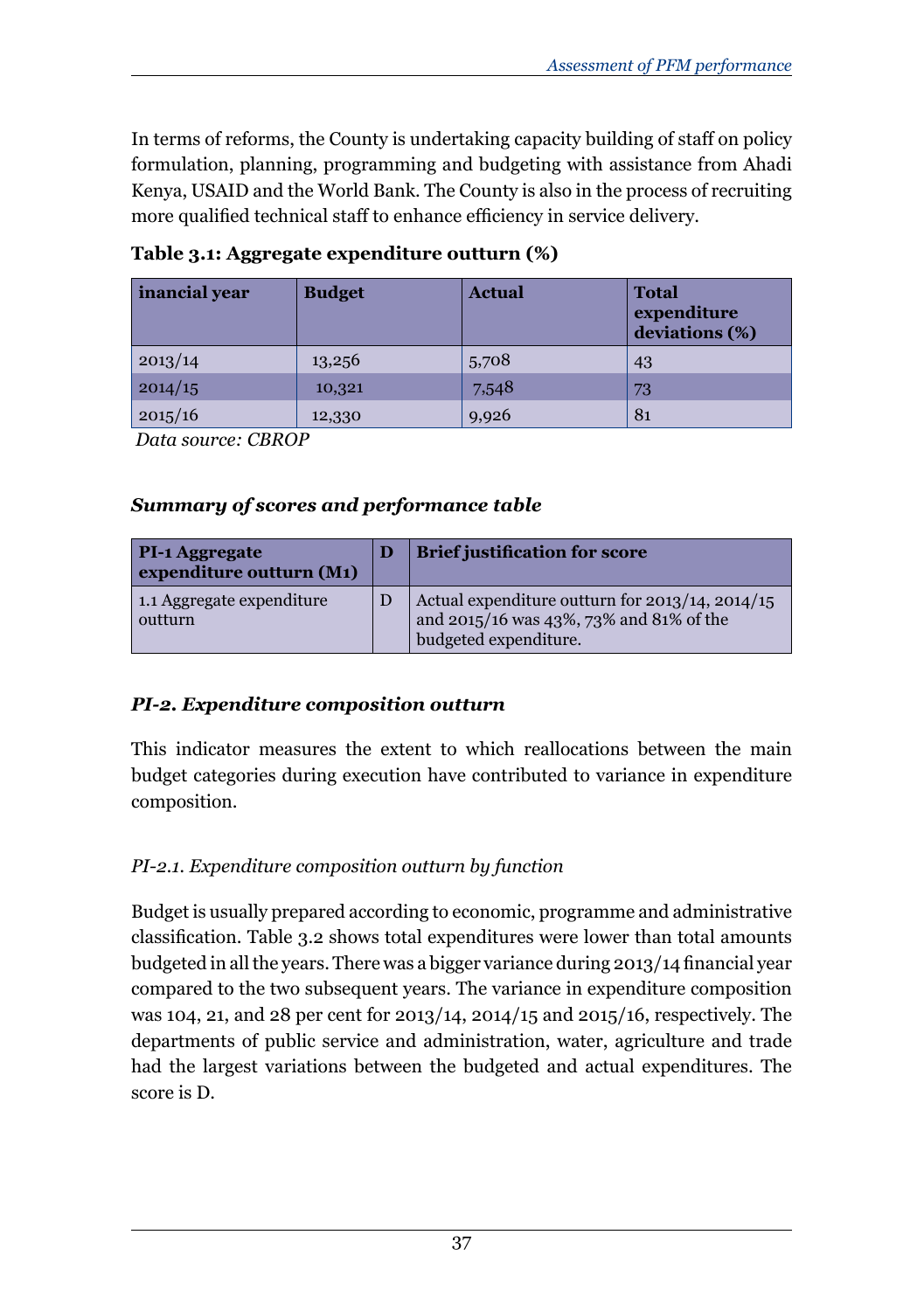In terms of reforms, the County is undertaking capacity building of staff on policy formulation, planning, programming and budgeting with assistance from Ahadi Kenya, USAID and the World Bank. The County is also in the process of recruiting more qualified technical staff to enhance efficiency in service delivery.

**Table 3.1: Aggregate expenditure outturn (%)**

| inancial year | Budget | Actual | Total expenditure deviations (%) |
|---|---|---|---|
| 2013/14 | 13,256 | 5,708 | 43 |
| 2014/15 | 10,321 | 7,548 | 73 |
| 2015/16 | 12,330 | 9,926 | 81 |

*Data source: CBROP*

### *Summary of scores and performance table*

| PI-1 Aggregate expenditure outturn (M1) | D | Brief justification for score |
|---|---|---|
| 1.1 Aggregate expenditure outturn | D | Actual expenditure outturn for 2013/14, 2014/15 and 2015/16 was 43%, 73% and 81% of the budgeted expenditure. |

### *PI-2. Expenditure composition outturn*

This indicator measures the extent to which reallocations between the main budget categories during execution have contributed to variance in expenditure composition.

*PI-2.1. Expenditure composition outturn by function*

Budget is usually prepared according to economic, programme and administrative classification. Table 3.2 shows total expenditures were lower than total amounts budgeted in all the years. There was a bigger variance during 2013/14 financial year compared to the two subsequent years. The variance in expenditure composition was 104, 21, and 28 per cent for 2013/14, 2014/15 and 2015/16, respectively. The departments of public service and administration, water, agriculture and trade had the largest variations between the budgeted and actual expenditures. The score is D.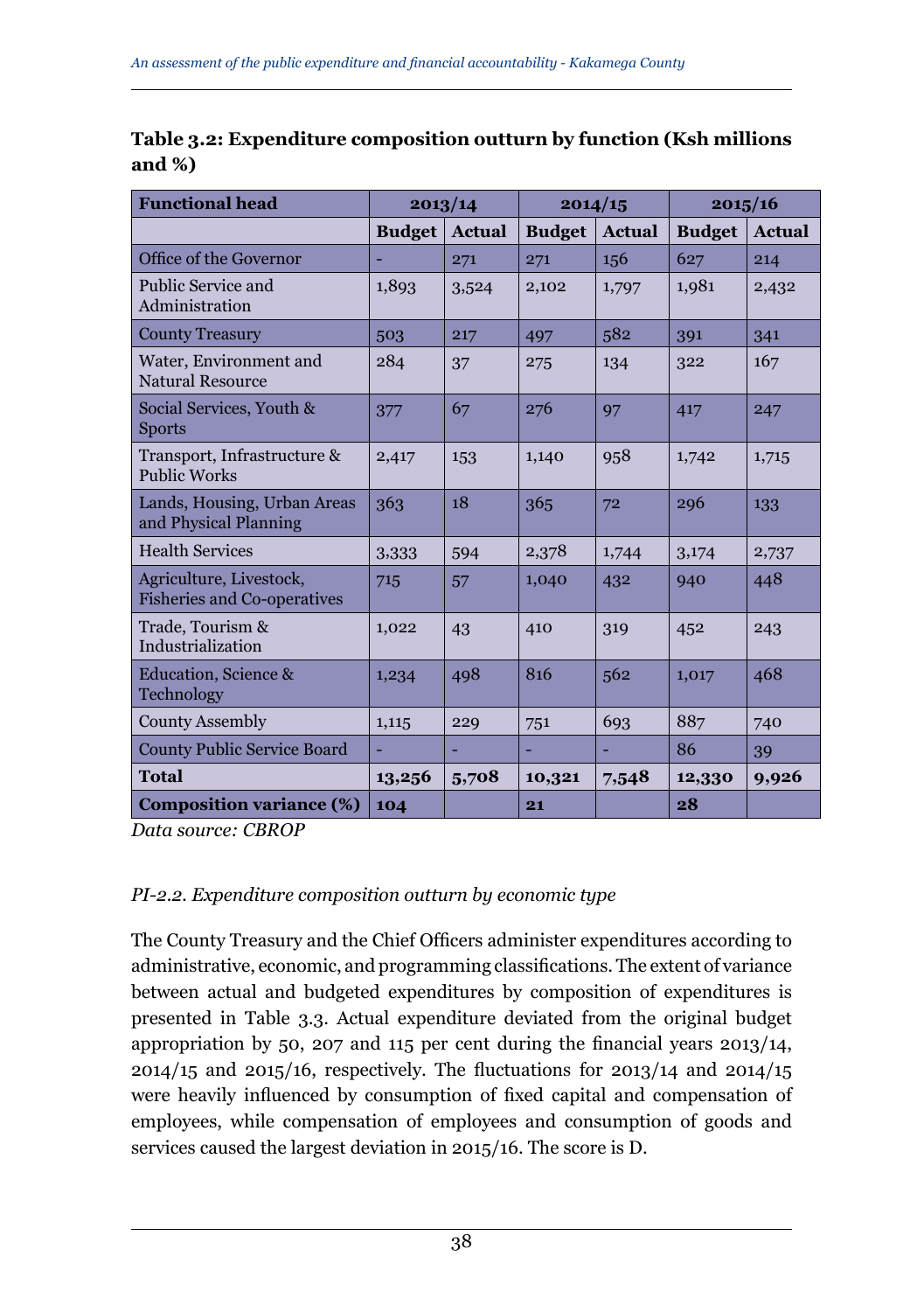**Table 3.2: Expenditure composition outturn by function (Ksh millions and %)**

| Functional head | 2013/14 | | 2014/15 | | 2015/16 | |
|---|---|---|---|---|---|---|
| | Budget | Actual | Budget | Actual | Budget | Actual |
| Office of the Governor | - | 271 | 271 | 156 | 627 | 214 |
| Public Service and Administration | 1,893 | 3,524 | 2,102 | 1,797 | 1,981 | 2,432 |
| County Treasury | 503 | 217 | 497 | 582 | 391 | 341 |
| Water, Environment and Natural Resource | 284 | 37 | 275 | 134 | 322 | 167 |
| Social Services, Youth & Sports | 377 | 67 | 276 | 97 | 417 | 247 |
| Transport, Infrastructure & Public Works | 2,417 | 153 | 1,140 | 958 | 1,742 | 1,715 |
| Lands, Housing, Urban Areas and Physical Planning | 363 | 18 | 365 | 72 | 296 | 133 |
| Health Services | 3,333 | 594 | 2,378 | 1,744 | 3,174 | 2,737 |
| Agriculture, Livestock, Fisheries and Co-operatives | 715 | 57 | 1,040 | 432 | 940 | 448 |
| Trade, Tourism & Industrialization | 1,022 | 43 | 410 | 319 | 452 | 243 |
| Education, Science & Technology | 1,234 | 498 | 816 | 562 | 1,017 | 468 |
| County Assembly | 1,115 | 229 | 751 | 693 | 887 | 740 |
| County Public Service Board | - | - | - | - | 86 | 39 |
| **Total** | **13,256** | **5,708** | **10,321** | **7,548** | **12,330** | **9,926** |
| **Composition variance (%)** | **104** | | **21** | | **28** | |

*Data source: CBROP*

*PI-2.2. Expenditure composition outturn by economic type*

The County Treasury and the Chief Officers administer expenditures according to administrative, economic, and programming classifications. The extent of variance between actual and budgeted expenditures by composition of expenditures is presented in Table 3.3. Actual expenditure deviated from the original budget appropriation by 50, 207 and 115 per cent during the financial years 2013/14, 2014/15 and 2015/16, respectively. The fluctuations for 2013/14 and 2014/15 were heavily influenced by consumption of fixed capital and compensation of employees, while compensation of employees and consumption of goods and services caused the largest deviation in 2015/16. The score is D.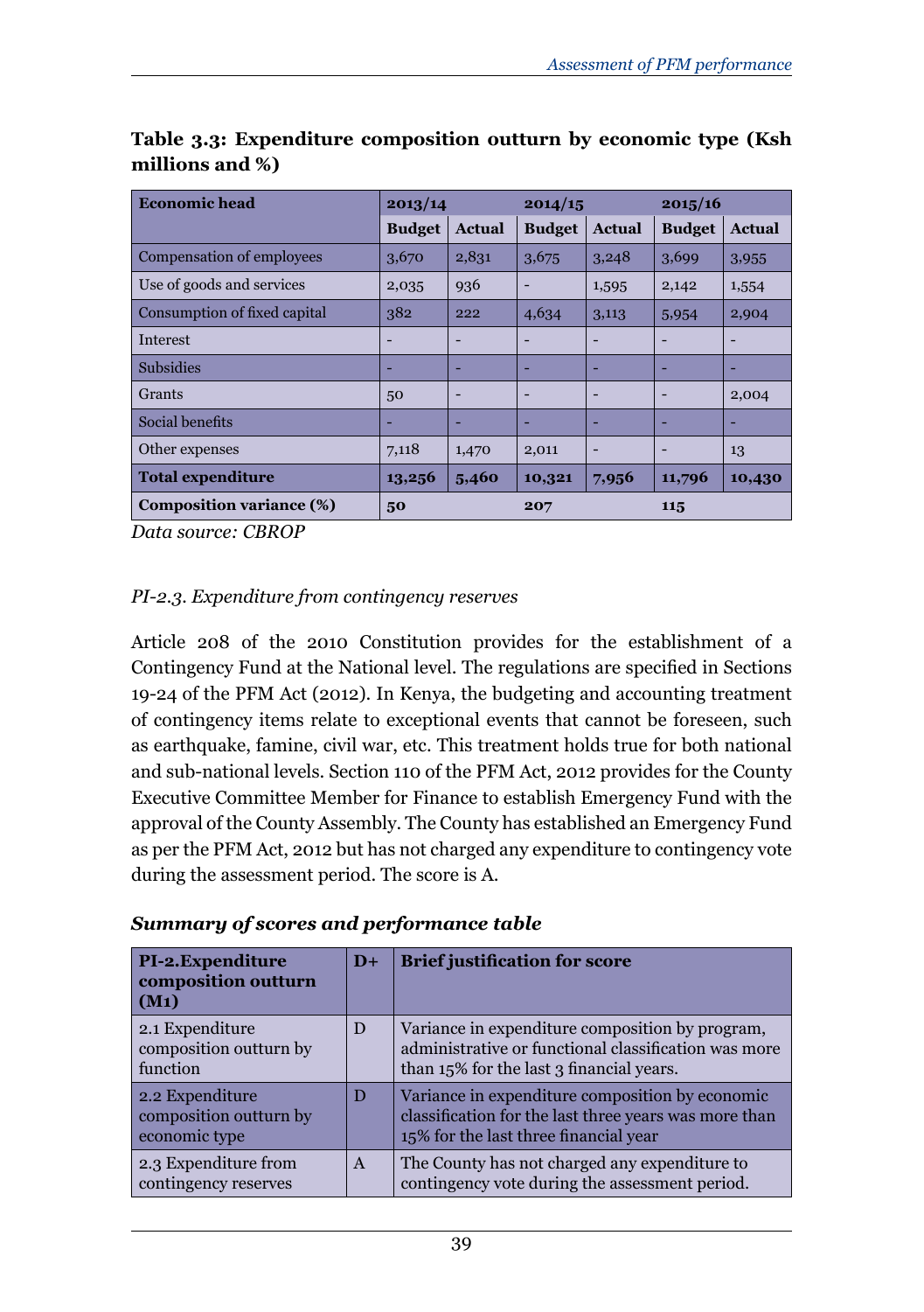**Table 3.3: Expenditure composition outturn by economic type (Ksh millions and %)**

| Economic head | 2013/14 | | 2014/15 | | 2015/16 | |
|---|---|---|---|---|---|---|
| | Budget | Actual | Budget | Actual | Budget | Actual |
| Compensation of employees | 3,670 | 2,831 | 3,675 | 3,248 | 3,699 | 3,955 |
| Use of goods and services | 2,035 | 936 | - | 1,595 | 2,142 | 1,554 |
| Consumption of fixed capital | 382 | 222 | 4,634 | 3,113 | 5,954 | 2,904 |
| Interest | - | - | - | - | - | - |
| Subsidies | - | - | - | - | - | - |
| Grants | 50 | - | - | - | - | 2,004 |
| Social benefits | - | - | - | - | - | - |
| Other expenses | 7,118 | 1,470 | 2,011 | - | - | 13 |
| **Total expenditure** | **13,256** | **5,460** | **10,321** | **7,956** | **11,796** | **10,430** |
| **Composition variance (%)** | **50** | | **207** | | **115** | |

*Data source: CBROP*

*PI-2.3. Expenditure from contingency reserves*

Article 208 of the 2010 Constitution provides for the establishment of a Contingency Fund at the National level. The regulations are specified in Sections 19-24 of the PFM Act (2012). In Kenya, the budgeting and accounting treatment of contingency items relate to exceptional events that cannot be foreseen, such as earthquake, famine, civil war, etc. This treatment holds true for both national and sub-national levels. Section 110 of the PFM Act, 2012 provides for the County Executive Committee Member for Finance to establish Emergency Fund with the approval of the County Assembly. The County has established an Emergency Fund as per the PFM Act, 2012 but has not charged any expenditure to contingency vote during the assessment period. The score is A.

***Summary of scores and performance table***

| PI-2.Expenditure composition outturn (M1) | D+ | Brief justification for score |
|---|---|---|
| 2.1 Expenditure composition outturn by function | D | Variance in expenditure composition by program, administrative or functional classification was more than 15% for the last 3 financial years. |
| 2.2 Expenditure composition outturn by economic type | D | Variance in expenditure composition by economic classification for the last three years was more than 15% for the last three financial year |
| 2.3 Expenditure from contingency reserves | A | The County has not charged any expenditure to contingency vote during the assessment period. |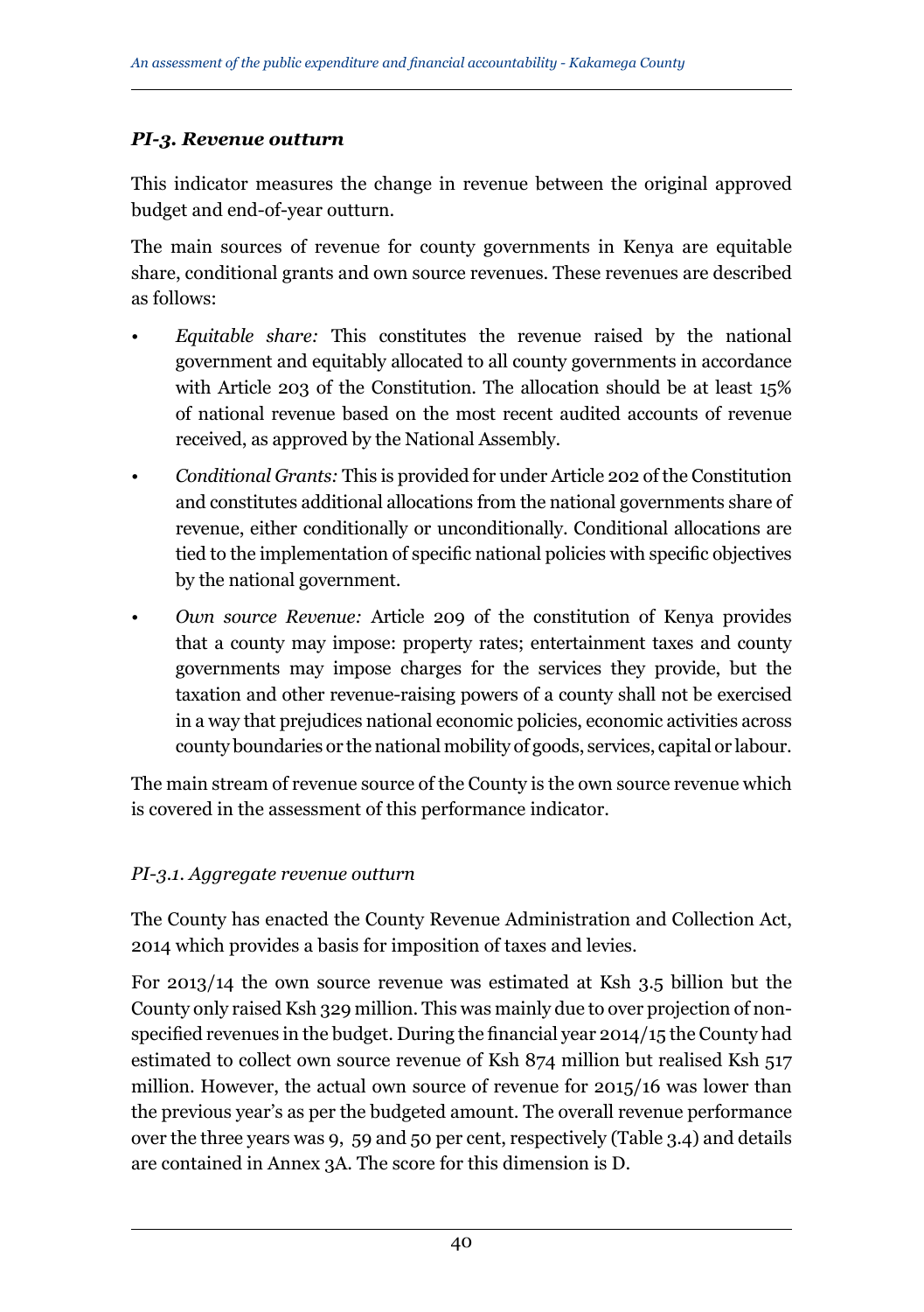### *PI-3. Revenue outturn*

This indicator measures the change in revenue between the original approved budget and end-of-year outturn.

The main sources of revenue for county governments in Kenya are equitable share, conditional grants and own source revenues. These revenues are described as follows:

- *Equitable share:* This constitutes the revenue raised by the national government and equitably allocated to all county governments in accordance with Article 203 of the Constitution. The allocation should be at least 15% of national revenue based on the most recent audited accounts of revenue received, as approved by the National Assembly.
- *Conditional Grants:* This is provided for under Article 202 of the Constitution and constitutes additional allocations from the national governments share of revenue, either conditionally or unconditionally. Conditional allocations are tied to the implementation of specific national policies with specific objectives by the national government.
- *Own source Revenue:* Article 209 of the constitution of Kenya provides that a county may impose: property rates; entertainment taxes and county governments may impose charges for the services they provide, but the taxation and other revenue-raising powers of a county shall not be exercised in a way that prejudices national economic policies, economic activities across county boundaries or the national mobility of goods, services, capital or labour.

The main stream of revenue source of the County is the own source revenue which is covered in the assessment of this performance indicator.

#### *PI-3.1. Aggregate revenue outturn*

The County has enacted the County Revenue Administration and Collection Act, 2014 which provides a basis for imposition of taxes and levies.

For 2013/14 the own source revenue was estimated at Ksh 3.5 billion but the County only raised Ksh 329 million. This was mainly due to over projection of non-specified revenues in the budget. During the financial year 2014/15 the County had estimated to collect own source revenue of Ksh 874 million but realised Ksh 517 million. However, the actual own source of revenue for 2015/16 was lower than the previous year's as per the budgeted amount. The overall revenue performance over the three years was 9, 59 and 50 per cent, respectively (Table 3.4) and details are contained in Annex 3A. The score for this dimension is D.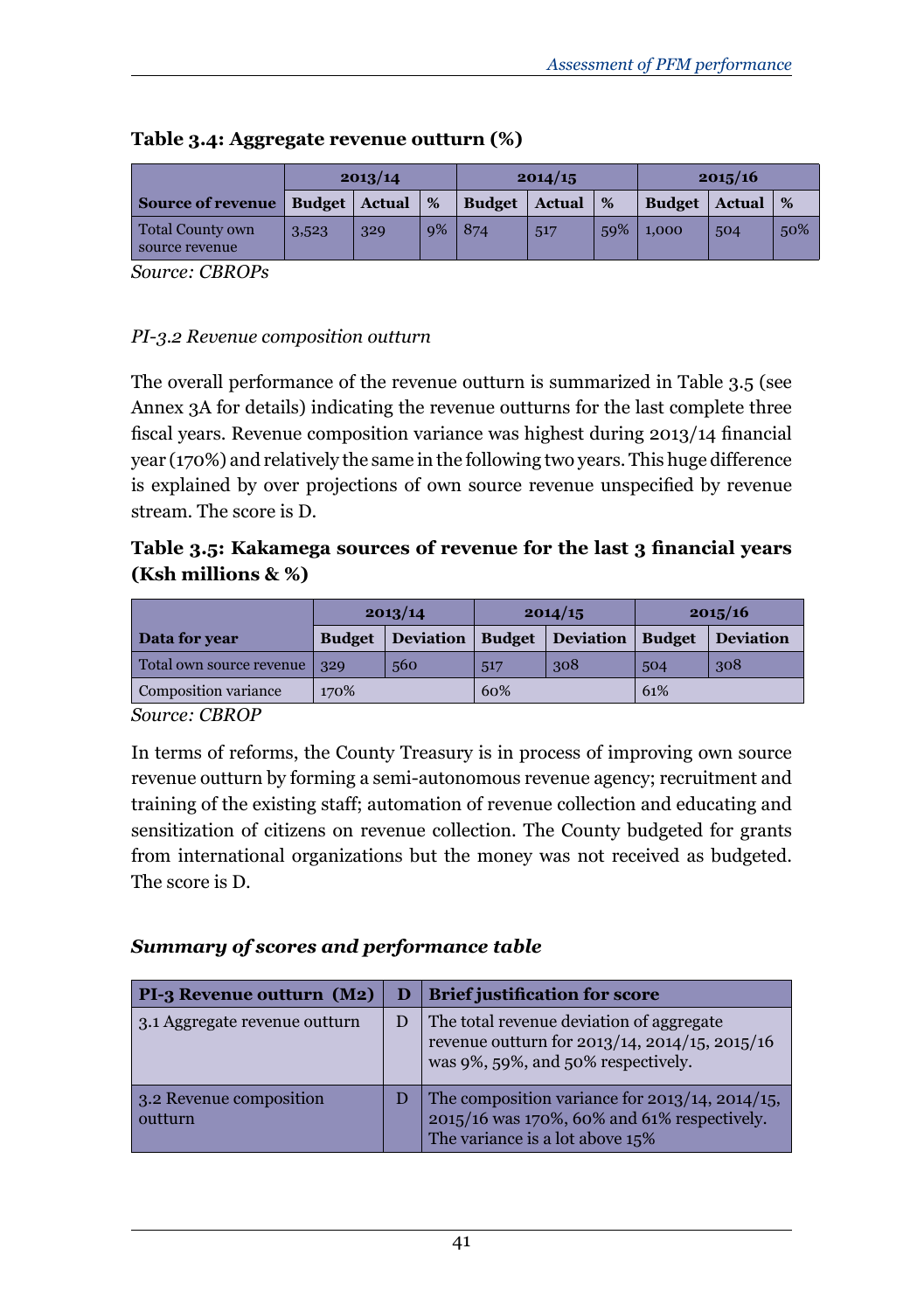**Table 3.4: Aggregate revenue outturn (%)**

| Source of revenue | 2013/14 | | | 2014/15 | | | 2015/16 | | |
|---|---|---|---|---|---|---|---|---|---|
| | Budget | Actual | % | Budget | Actual | % | Budget | Actual | % |
| Total County own source revenue | 3,523 | 329 | 9% | 874 | 517 | 59% | 1,000 | 504 | 50% |

*Source: CBROPs*

*PI-3.2 Revenue composition outturn*

The overall performance of the revenue outturn is summarized in Table 3.5 (see Annex 3A for details) indicating the revenue outturns for the last complete three fiscal years. Revenue composition variance was highest during 2013/14 financial year (170%) and relatively the same in the following two years. This huge difference is explained by over projections of own source revenue unspecified by revenue stream. The score is D.

**Table 3.5: Kakamega sources of revenue for the last 3 financial years (Ksh millions & %)**

| Data for year | 2013/14 | | 2014/15 | | 2015/16 | |
|---|---|---|---|---|---|---|
| | Budget | Deviation | Budget | Deviation | Budget | Deviation |
| Total own source revenue | 329 | 560 | 517 | 308 | 504 | 308 |
| Composition variance | 170% | | 60% | | 61% | |

*Source: CBROP*

In terms of reforms, the County Treasury is in process of improving own source revenue outturn by forming a semi-autonomous revenue agency; recruitment and training of the existing staff; automation of revenue collection and educating and sensitization of citizens on revenue collection. The County budgeted for grants from international organizations but the money was not received as budgeted. The score is D.

***Summary of scores and performance table***

| PI-3 Revenue outturn (M2) | D | Brief justification for score |
|---|---|---|
| 3.1 Aggregate revenue outturn | D | The total revenue deviation of aggregate revenue outturn for 2013/14, 2014/15, 2015/16 was 9%, 59%, and 50% respectively. |
| 3.2 Revenue composition outturn | D | The composition variance for 2013/14, 2014/15, 2015/16 was 170%, 60% and 61% respectively. The variance is a lot above 15% |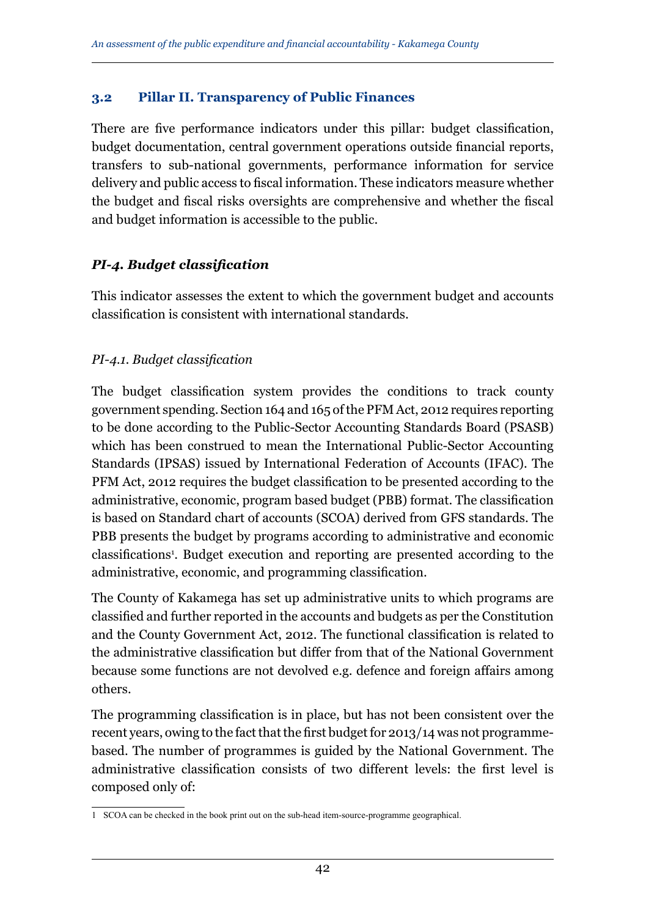## 3.2 Pillar II. Transparency of Public Finances

There are five performance indicators under this pillar: budget classification, budget documentation, central government operations outside financial reports, transfers to sub-national governments, performance information for service delivery and public access to fiscal information. These indicators measure whether the budget and fiscal risks oversights are comprehensive and whether the fiscal and budget information is accessible to the public.

### *PI-4. Budget classification*

This indicator assesses the extent to which the government budget and accounts classification is consistent with international standards.

#### *PI-4.1. Budget classification*

The budget classification system provides the conditions to track county government spending. Section 164 and 165 of the PFM Act, 2012 requires reporting to be done according to the Public-Sector Accounting Standards Board (PSASB) which has been construed to mean the International Public-Sector Accounting Standards (IPSAS) issued by International Federation of Accounts (IFAC). The PFM Act, 2012 requires the budget classification to be presented according to the administrative, economic, program based budget (PBB) format. The classification is based on Standard chart of accounts (SCOA) derived from GFS standards. The PBB presents the budget by programs according to administrative and economic classifications[1]. Budget execution and reporting are presented according to the administrative, economic, and programming classification.

The County of Kakamega has set up administrative units to which programs are classified and further reported in the accounts and budgets as per the Constitution and the County Government Act, 2012. The functional classification is related to the administrative classification but differ from that of the National Government because some functions are not devolved e.g. defence and foreign affairs among others.

The programming classification is in place, but has not been consistent over the recent years, owing to the fact that the first budget for 2013/14 was not programme-based. The number of programmes is guided by the National Government. The administrative classification consists of two different levels: the first level is composed only of:

---

1 SCOA can be checked in the book print out on the sub-head item-source-programme geographical.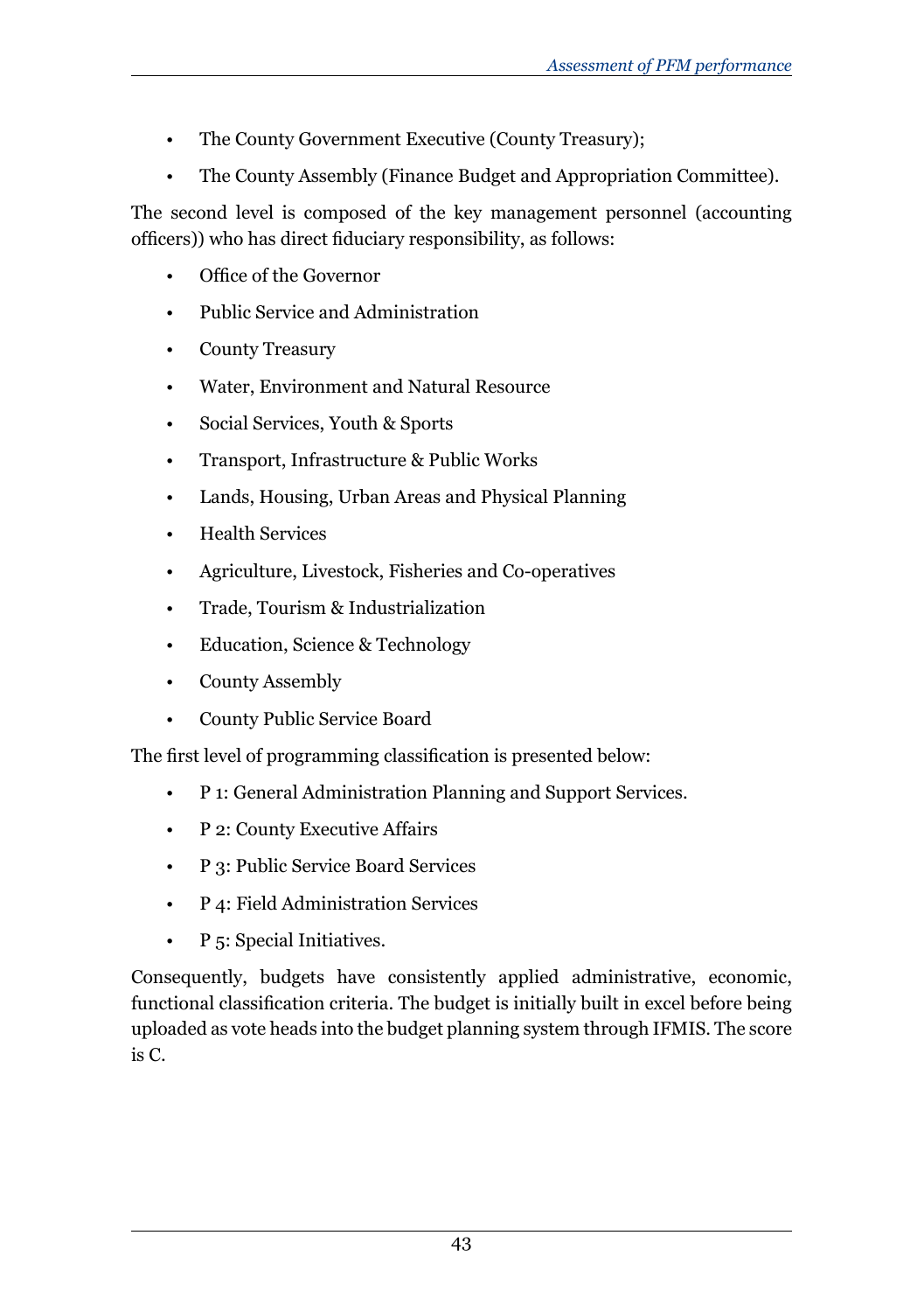- The County Government Executive (County Treasury);
- The County Assembly (Finance Budget and Appropriation Committee).

The second level is composed of the key management personnel (accounting officers)) who has direct fiduciary responsibility, as follows:

- Office of the Governor
- Public Service and Administration
- County Treasury
- Water, Environment and Natural Resource
- Social Services, Youth & Sports
- Transport, Infrastructure & Public Works
- Lands, Housing, Urban Areas and Physical Planning
- Health Services
- Agriculture, Livestock, Fisheries and Co-operatives
- Trade, Tourism & Industrialization
- Education, Science & Technology
- County Assembly
- County Public Service Board

The first level of programming classification is presented below:

- P 1: General Administration Planning and Support Services.
- P 2: County Executive Affairs
- P 3: Public Service Board Services
- P 4: Field Administration Services
- P 5: Special Initiatives.

Consequently, budgets have consistently applied administrative, economic, functional classification criteria. The budget is initially built in excel before being uploaded as vote heads into the budget planning system through IFMIS. The score is C.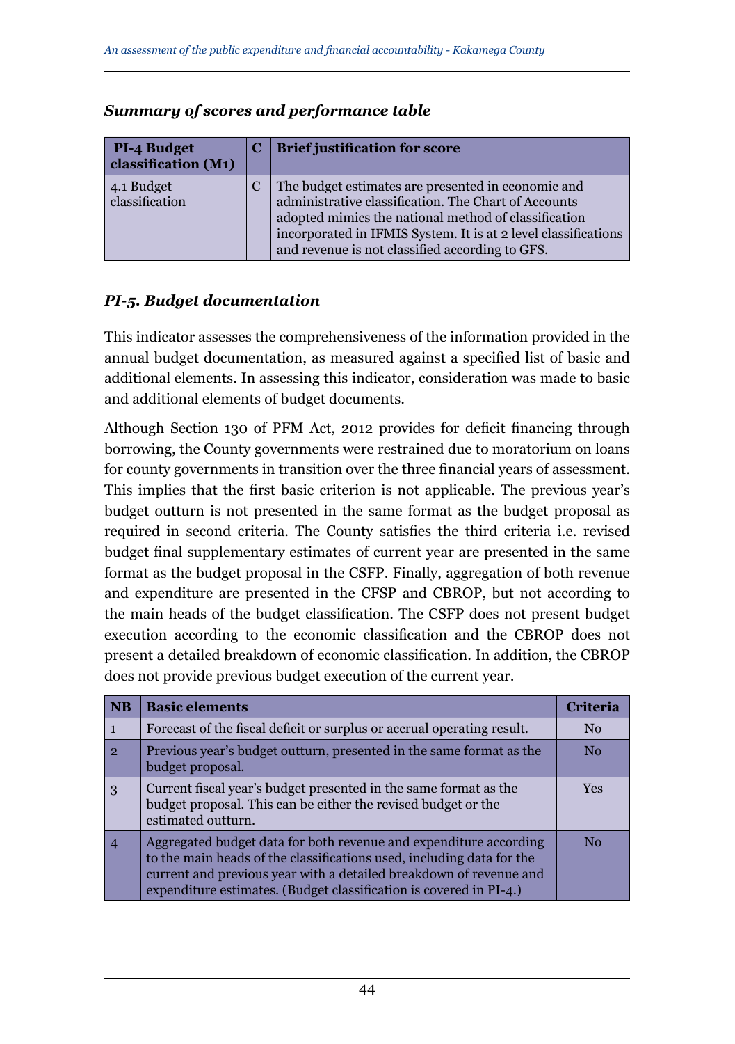***Summary of scores and performance table***

| PI-4 Budget classification (M1) | C | Brief justification for score |
|---|---|---|
| 4.1 Budget classification | C | The budget estimates are presented in economic and administrative classification. The Chart of Accounts adopted mimics the national method of classification incorporated in IFMIS System. It is at 2 level classifications and revenue is not classified according to GFS. |

### *PI-5. Budget documentation*

This indicator assesses the comprehensiveness of the information provided in the annual budget documentation, as measured against a specified list of basic and additional elements. In assessing this indicator, consideration was made to basic and additional elements of budget documents.

Although Section 130 of PFM Act, 2012 provides for deficit financing through borrowing, the County governments were restrained due to moratorium on loans for county governments in transition over the three financial years of assessment. This implies that the first basic criterion is not applicable. The previous year's budget outturn is not presented in the same format as the budget proposal as required in second criteria. The County satisfies the third criteria i.e. revised budget final supplementary estimates of current year are presented in the same format as the budget proposal in the CSFP. Finally, aggregation of both revenue and expenditure are presented in the CFSP and CBROP, but not according to the main heads of the budget classification. The CSFP does not present budget execution according to the economic classification and the CBROP does not present a detailed breakdown of economic classification. In addition, the CBROP does not provide previous budget execution of the current year.

| NB | Basic elements | Criteria |
|---|---|---|
| 1 | Forecast of the fiscal deficit or surplus or accrual operating result. | No |
| 2 | Previous year's budget outturn, presented in the same format as the budget proposal. | No |
| 3 | Current fiscal year's budget presented in the same format as the budget proposal. This can be either the revised budget or the estimated outturn. | Yes |
| 4 | Aggregated budget data for both revenue and expenditure according to the main heads of the classifications used, including data for the current and previous year with a detailed breakdown of revenue and expenditure estimates. (Budget classification is covered in PI-4.) | No |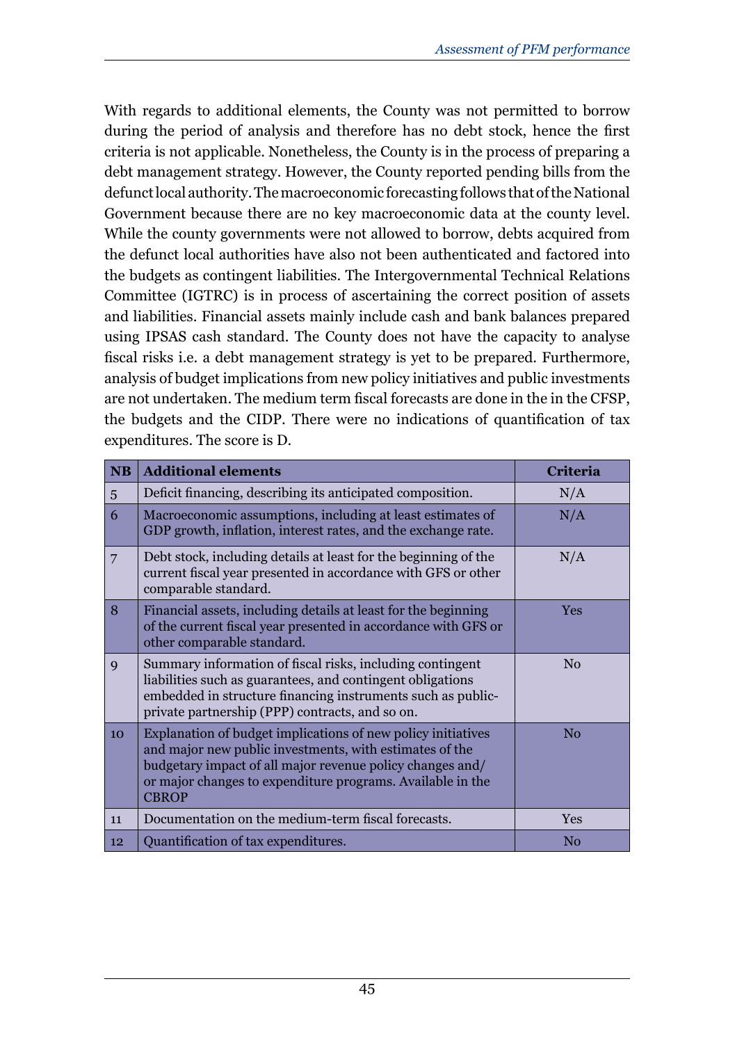With regards to additional elements, the County was not permitted to borrow during the period of analysis and therefore has no debt stock, hence the first criteria is not applicable. Nonetheless, the County is in the process of preparing a debt management strategy. However, the County reported pending bills from the defunct local authority. The macroeconomic forecasting follows that of the National Government because there are no key macroeconomic data at the county level. While the county governments were not allowed to borrow, debts acquired from the defunct local authorities have also not been authenticated and factored into the budgets as contingent liabilities. The Intergovernmental Technical Relations Committee (IGTRC) is in process of ascertaining the correct position of assets and liabilities. Financial assets mainly include cash and bank balances prepared using IPSAS cash standard. The County does not have the capacity to analyse fiscal risks i.e. a debt management strategy is yet to be prepared. Furthermore, analysis of budget implications from new policy initiatives and public investments are not undertaken. The medium term fiscal forecasts are done in the in the CFSP, the budgets and the CIDP. There were no indications of quantification of tax expenditures. The score is D.

| NB | Additional elements | Criteria |
|---|---|---|
| 5 | Deficit financing, describing its anticipated composition. | N/A |
| 6 | Macroeconomic assumptions, including at least estimates of GDP growth, inflation, interest rates, and the exchange rate. | N/A |
| 7 | Debt stock, including details at least for the beginning of the current fiscal year presented in accordance with GFS or other comparable standard. | N/A |
| 8 | Financial assets, including details at least for the beginning of the current fiscal year presented in accordance with GFS or other comparable standard. | Yes |
| 9 | Summary information of fiscal risks, including contingent liabilities such as guarantees, and contingent obligations embedded in structure financing instruments such as public-private partnership (PPP) contracts, and so on. | No |
| 10 | Explanation of budget implications of new policy initiatives and major new public investments, with estimates of the budgetary impact of all major revenue policy changes and/ or major changes to expenditure programs. Available in the CBROP | No |
| 11 | Documentation on the medium-term fiscal forecasts. | Yes |
| 12 | Quantification of tax expenditures. | No |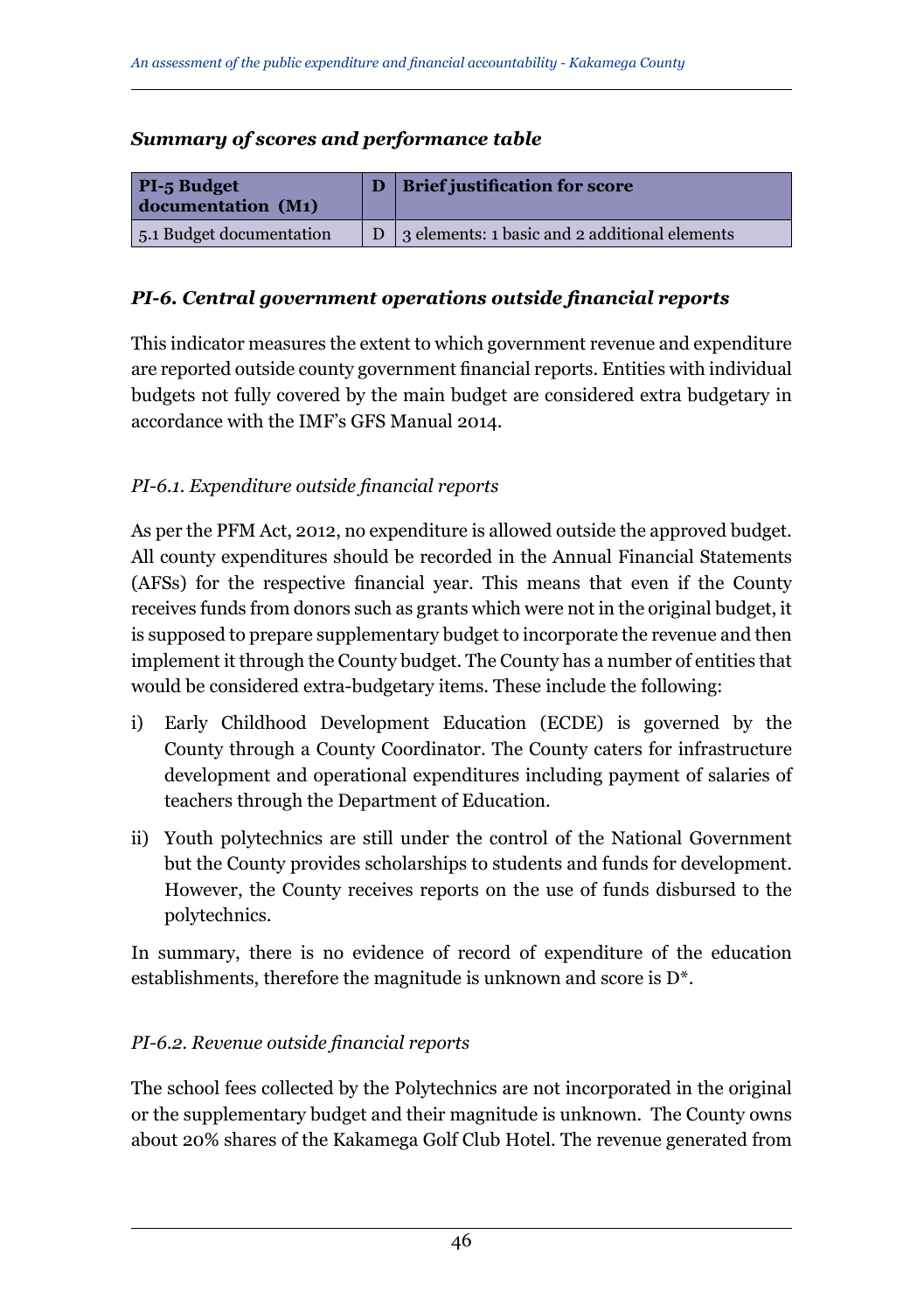***Summary of scores and performance table***

| PI-5 Budget documentation (M1) | D | Brief justification for score |
|---|---|---|
| 5.1 Budget documentation | D | 3 elements: 1 basic and 2 additional elements |

### *PI-6. Central government operations outside financial reports*

This indicator measures the extent to which government revenue and expenditure are reported outside county government financial reports. Entities with individual budgets not fully covered by the main budget are considered extra budgetary in accordance with the IMF's GFS Manual 2014.

#### *PI-6.1. Expenditure outside financial reports*

As per the PFM Act, 2012, no expenditure is allowed outside the approved budget. All county expenditures should be recorded in the Annual Financial Statements (AFSs) for the respective financial year. This means that even if the County receives funds from donors such as grants which were not in the original budget, it is supposed to prepare supplementary budget to incorporate the revenue and then implement it through the County budget. The County has a number of entities that would be considered extra-budgetary items. These include the following:

i) Early Childhood Development Education (ECDE) is governed by the County through a County Coordinator. The County caters for infrastructure development and operational expenditures including payment of salaries of teachers through the Department of Education.

ii) Youth polytechnics are still under the control of the National Government but the County provides scholarships to students and funds for development. However, the County receives reports on the use of funds disbursed to the polytechnics.

In summary, there is no evidence of record of expenditure of the education establishments, therefore the magnitude is unknown and score is D*.

#### *PI-6.2. Revenue outside financial reports*

The school fees collected by the Polytechnics are not incorporated in the original or the supplementary budget and their magnitude is unknown. The County owns about 20% shares of the Kakamega Golf Club Hotel. The revenue generated from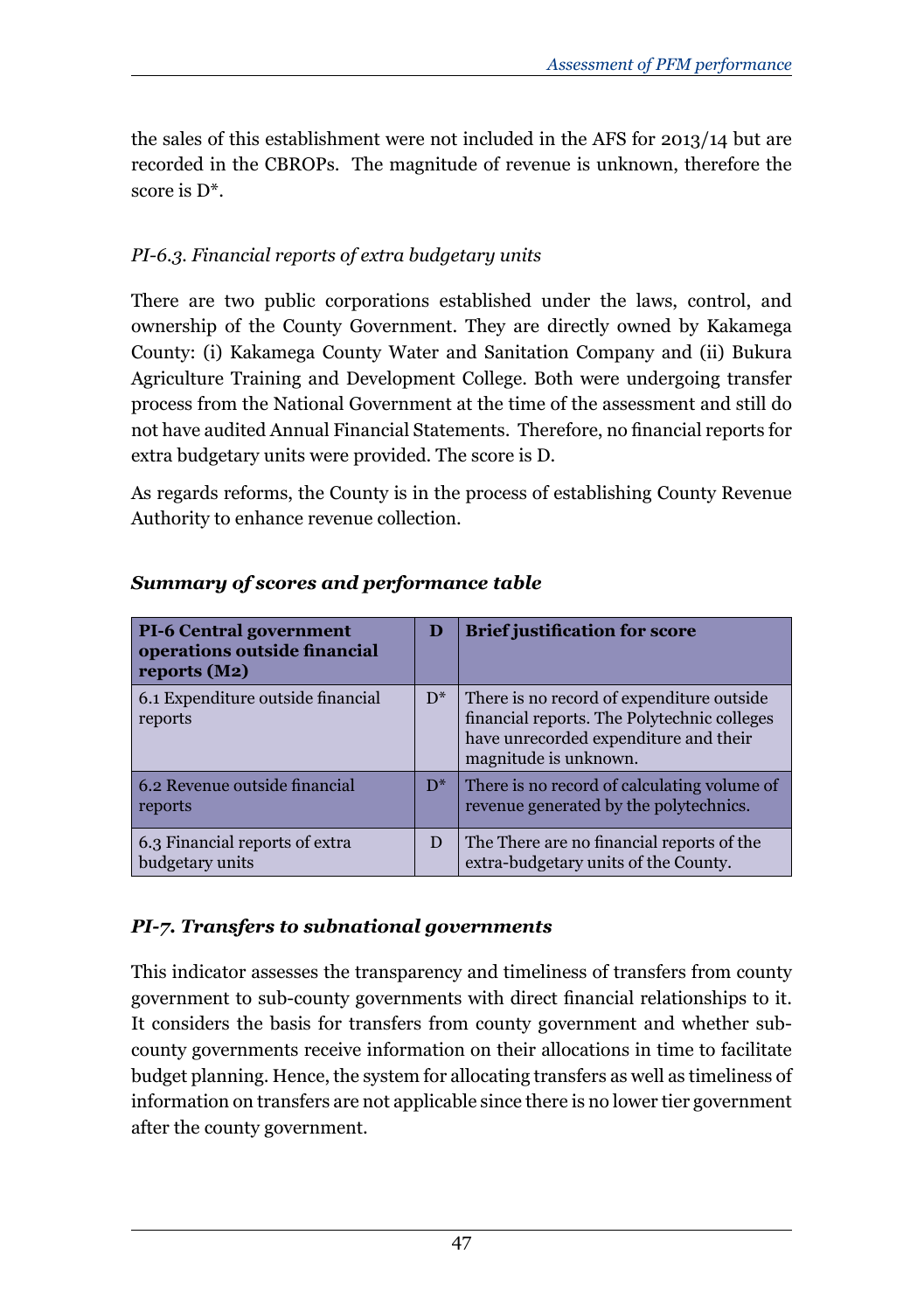the sales of this establishment were not included in the AFS for 2013/14 but are recorded in the CBROPs. The magnitude of revenue is unknown, therefore the score is D*.

*PI-6.3. Financial reports of extra budgetary units*

There are two public corporations established under the laws, control, and ownership of the County Government. They are directly owned by Kakamega County: (i) Kakamega County Water and Sanitation Company and (ii) Bukura Agriculture Training and Development College. Both were undergoing transfer process from the National Government at the time of the assessment and still do not have audited Annual Financial Statements. Therefore, no financial reports for extra budgetary units were provided. The score is D.

As regards reforms, the County is in the process of establishing County Revenue Authority to enhance revenue collection.

***Summary of scores and performance table***

| **PI-6 Central government operations outside financial reports (M2)** | **D** | **Brief justification for score** |
|---|---|---|
| 6.1 Expenditure outside financial reports | D* | There is no record of expenditure outside financial reports. The Polytechnic colleges have unrecorded expenditure and their magnitude is unknown. |
| 6.2 Revenue outside financial reports | D* | There is no record of calculating volume of revenue generated by the polytechnics. |
| 6.3 Financial reports of extra budgetary units | D | The There are no financial reports of the extra-budgetary units of the County. |

## *PI-7. Transfers to subnational governments*

This indicator assesses the transparency and timeliness of transfers from county government to sub-county governments with direct financial relationships to it. It considers the basis for transfers from county government and whether sub-county governments receive information on their allocations in time to facilitate budget planning. Hence, the system for allocating transfers as well as timeliness of information on transfers are not applicable since there is no lower tier government after the county government.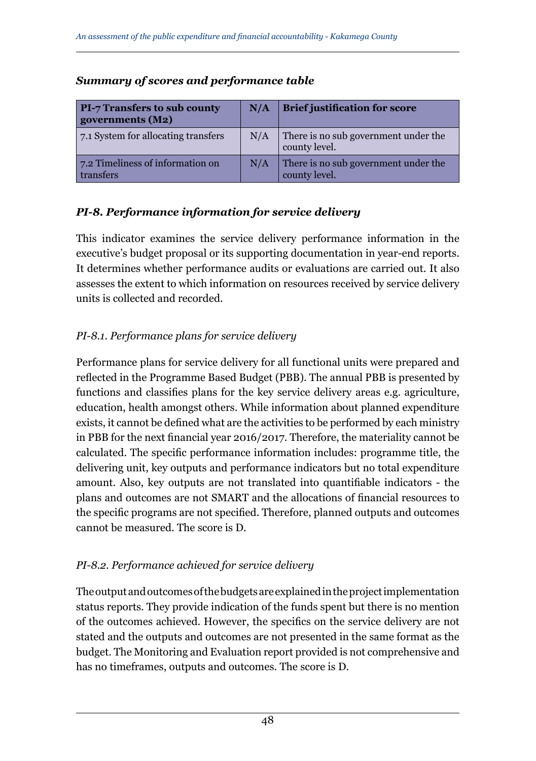***Summary of scores and performance table***

| PI-7 Transfers to sub county governments (M2) | N/A | Brief justification for score |
|---|---|---|
| 7.1 System for allocating transfers | N/A | There is no sub government under the county level. |
| 7.2 Timeliness of information on transfers | N/A | There is no sub government under the county level. |

## *PI-8. Performance information for service delivery*

This indicator examines the service delivery performance information in the executive's budget proposal or its supporting documentation in year-end reports. It determines whether performance audits or evaluations are carried out. It also assesses the extent to which information on resources received by service delivery units is collected and recorded.

### *PI-8.1. Performance plans for service delivery*

Performance plans for service delivery for all functional units were prepared and reflected in the Programme Based Budget (PBB). The annual PBB is presented by functions and classifies plans for the key service delivery areas e.g. agriculture, education, health amongst others. While information about planned expenditure exists, it cannot be defined what are the activities to be performed by each ministry in PBB for the next financial year 2016/2017. Therefore, the materiality cannot be calculated. The specific performance information includes: programme title, the delivering unit, key outputs and performance indicators but no total expenditure amount. Also, key outputs are not translated into quantifiable indicators - the plans and outcomes are not SMART and the allocations of financial resources to the specific programs are not specified. Therefore, planned outputs and outcomes cannot be measured. The score is D.

### *PI-8.2. Performance achieved for service delivery*

The output and outcomes of the budgets are explained in the project implementation status reports. They provide indication of the funds spent but there is no mention of the outcomes achieved. However, the specifics on the service delivery are not stated and the outputs and outcomes are not presented in the same format as the budget. The Monitoring and Evaluation report provided is not comprehensive and has no timeframes, outputs and outcomes. The score is D.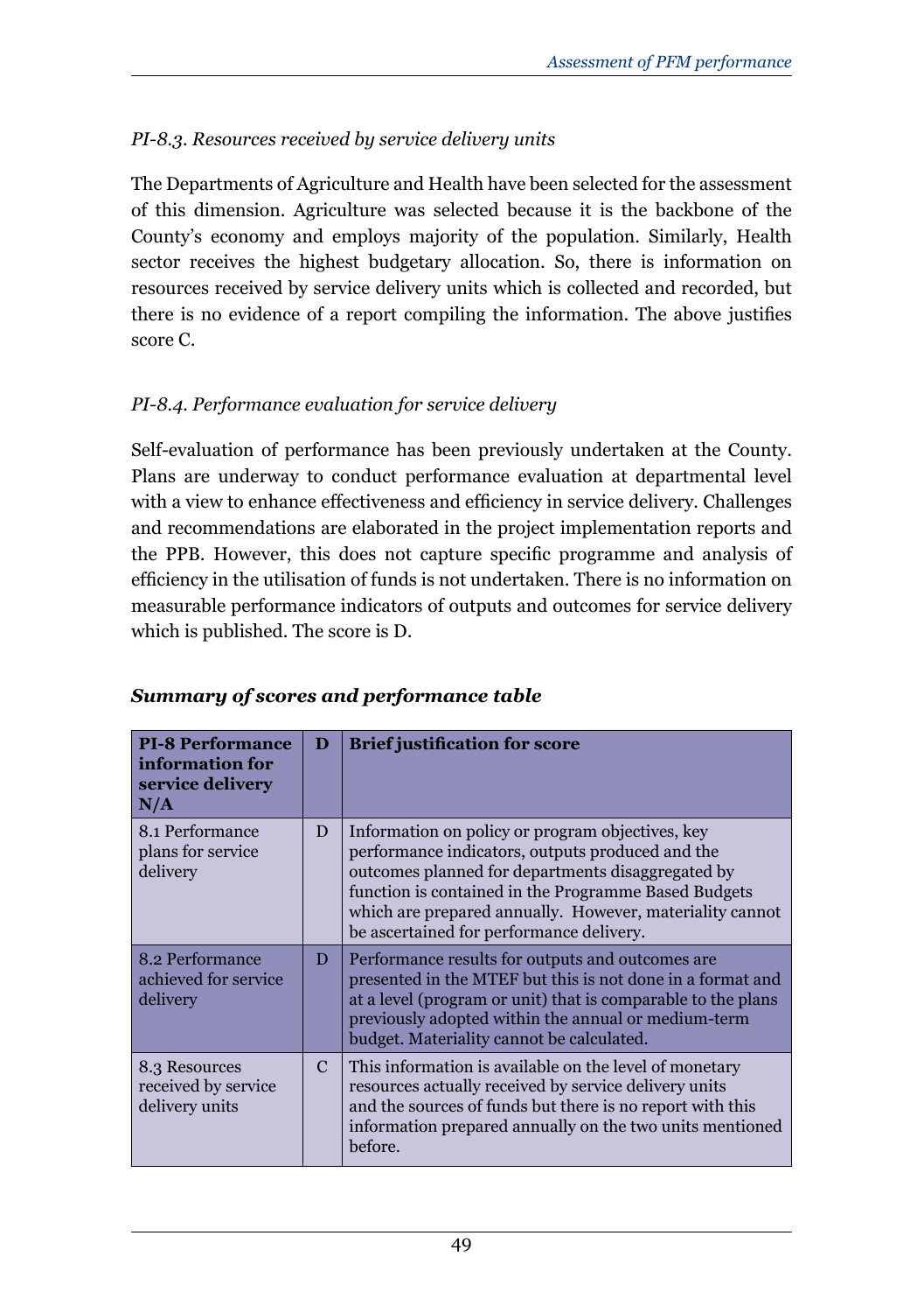*PI-8.3. Resources received by service delivery units*

The Departments of Agriculture and Health have been selected for the assessment of this dimension. Agriculture was selected because it is the backbone of the County's economy and employs majority of the population. Similarly, Health sector receives the highest budgetary allocation. So, there is information on resources received by service delivery units which is collected and recorded, but there is no evidence of a report compiling the information. The above justifies score C.

*PI-8.4. Performance evaluation for service delivery*

Self-evaluation of performance has been previously undertaken at the County. Plans are underway to conduct performance evaluation at departmental level with a view to enhance effectiveness and efficiency in service delivery. Challenges and recommendations are elaborated in the project implementation reports and the PPB. However, this does not capture specific programme and analysis of efficiency in the utilisation of funds is not undertaken. There is no information on measurable performance indicators of outputs and outcomes for service delivery which is published. The score is D.

***Summary of scores and performance table***

| **PI-8 Performance information for service delivery N/A** | **D** | **Brief justification for score** |
|---|---|---|
| 8.1 Performance plans for service delivery | D | Information on policy or program objectives, key performance indicators, outputs produced and the outcomes planned for departments disaggregated by function is contained in the Programme Based Budgets which are prepared annually. However, materiality cannot be ascertained for performance delivery. |
| 8.2 Performance achieved for service delivery | D | Performance results for outputs and outcomes are presented in the MTEF but this is not done in a format and at a level (program or unit) that is comparable to the plans previously adopted within the annual or medium-term budget. Materiality cannot be calculated. |
| 8.3 Resources received by service delivery units | C | This information is available on the level of monetary resources actually received by service delivery units and the sources of funds but there is no report with this information prepared annually on the two units mentioned before. |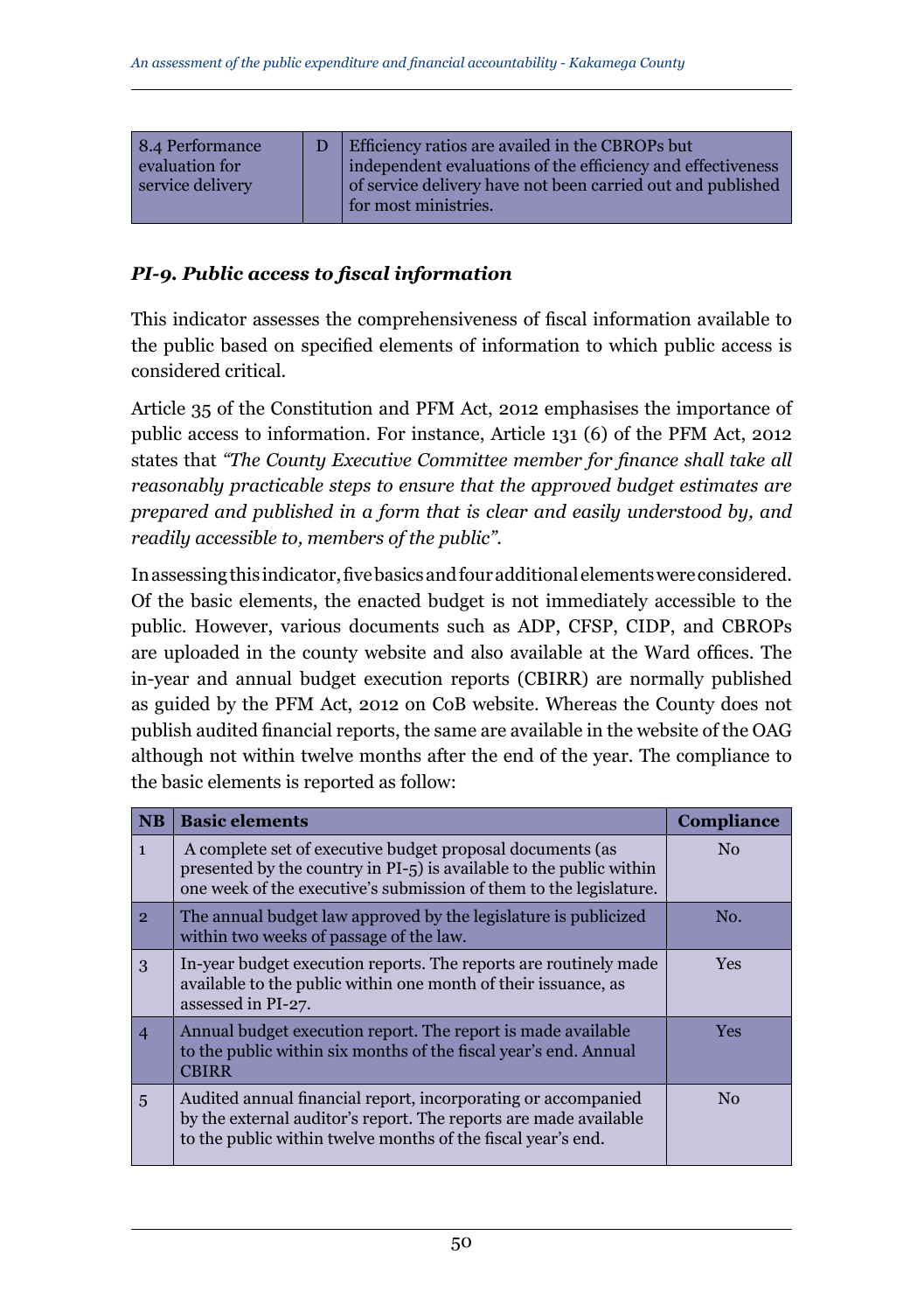| 8.4 Performance evaluation for service delivery | D | Efficiency ratios are availed in the CBROPs but independent evaluations of the efficiency and effectiveness of service delivery have not been carried out and published for most ministries. |
|---|---|---|

### *PI-9. Public access to fiscal information*

This indicator assesses the comprehensiveness of fiscal information available to the public based on specified elements of information to which public access is considered critical.

Article 35 of the Constitution and PFM Act, 2012 emphasises the importance of public access to information. For instance, Article 131 (6) of the PFM Act, 2012 states that *"The County Executive Committee member for finance shall take all reasonably practicable steps to ensure that the approved budget estimates are prepared and published in a form that is clear and easily understood by, and readily accessible to, members of the public"*.

In assessing this indicator, five basics and four additional elements were considered. Of the basic elements, the enacted budget is not immediately accessible to the public. However, various documents such as ADP, CFSP, CIDP, and CBROPs are uploaded in the county website and also available at the Ward offices. The in-year and annual budget execution reports (CBIRR) are normally published as guided by the PFM Act, 2012 on CoB website. Whereas the County does not publish audited financial reports, the same are available in the website of the OAG although not within twelve months after the end of the year. The compliance to the basic elements is reported as follow:

| NB | Basic elements | Compliance |
|---|---|---|
| 1 | A complete set of executive budget proposal documents (as presented by the country in PI-5) is available to the public within one week of the executive's submission of them to the legislature. | No |
| 2 | The annual budget law approved by the legislature is publicized within two weeks of passage of the law. | No. |
| 3 | In-year budget execution reports. The reports are routinely made available to the public within one month of their issuance, as assessed in PI-27. | Yes |
| 4 | Annual budget execution report. The report is made available to the public within six months of the fiscal year's end. Annual CBIRR | Yes |
| 5 | Audited annual financial report, incorporating or accompanied by the external auditor's report. The reports are made available to the public within twelve months of the fiscal year's end. | No |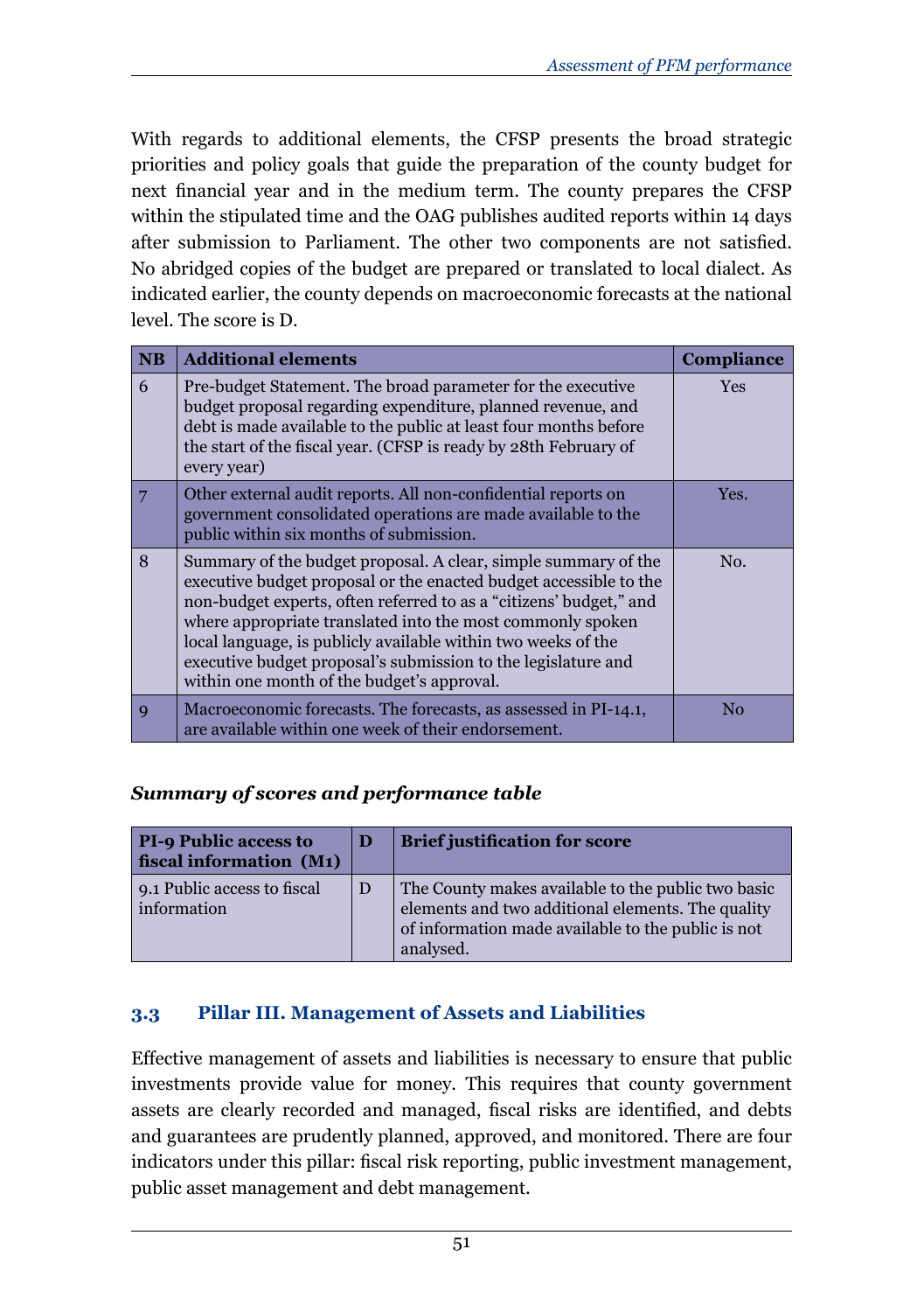With regards to additional elements, the CFSP presents the broad strategic priorities and policy goals that guide the preparation of the county budget for next financial year and in the medium term. The county prepares the CFSP within the stipulated time and the OAG publishes audited reports within 14 days after submission to Parliament. The other two components are not satisfied. No abridged copies of the budget are prepared or translated to local dialect. As indicated earlier, the county depends on macroeconomic forecasts at the national level. The score is D.

| NB | Additional elements | Compliance |
|---|---|---|
| 6 | Pre-budget Statement. The broad parameter for the executive budget proposal regarding expenditure, planned revenue, and debt is made available to the public at least four months before the start of the fiscal year. (CFSP is ready by 28th February of every year) | Yes |
| 7 | Other external audit reports. All non-confidential reports on government consolidated operations are made available to the public within six months of submission. | Yes. |
| 8 | Summary of the budget proposal. A clear, simple summary of the executive budget proposal or the enacted budget accessible to the non-budget experts, often referred to as a "citizens' budget," and where appropriate translated into the most commonly spoken local language, is publicly available within two weeks of the executive budget proposal's submission to the legislature and within one month of the budget's approval. | No. |
| 9 | Macroeconomic forecasts. The forecasts, as assessed in PI-14.1, are available within one week of their endorsement. | No |

***Summary of scores and performance table***

| PI-9 Public access to fiscal information (M1) | D | Brief justification for score |
|---|---|---|
| 9.1 Public access to fiscal information | D | The County makes available to the public two basic elements and two additional elements. The quality of information made available to the public is not analysed. |

## 3.3 Pillar III. Management of Assets and Liabilities

Effective management of assets and liabilities is necessary to ensure that public investments provide value for money. This requires that county government assets are clearly recorded and managed, fiscal risks are identified, and debts and guarantees are prudently planned, approved, and monitored. There are four indicators under this pillar: fiscal risk reporting, public investment management, public asset management and debt management.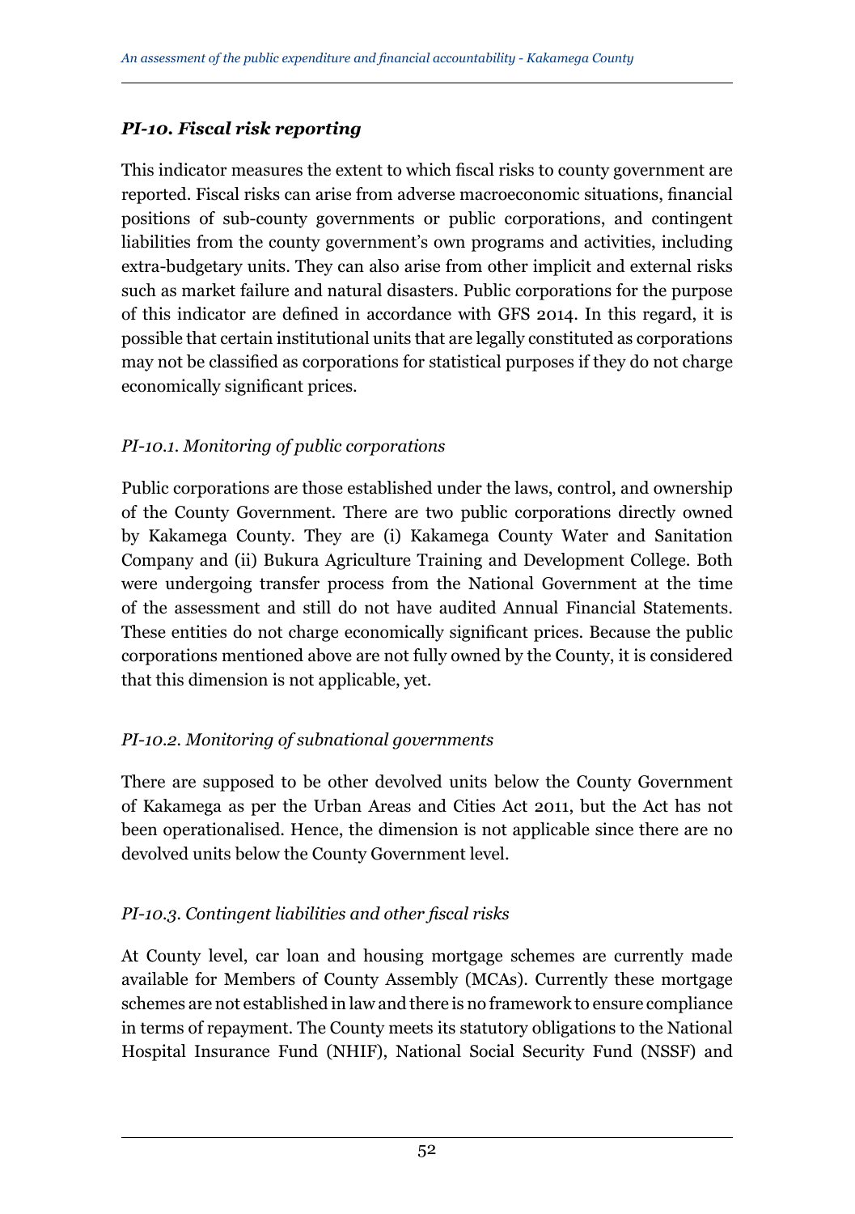### *PI-10. Fiscal risk reporting*

This indicator measures the extent to which fiscal risks to county government are reported. Fiscal risks can arise from adverse macroeconomic situations, financial positions of sub-county governments or public corporations, and contingent liabilities from the county government's own programs and activities, including extra-budgetary units. They can also arise from other implicit and external risks such as market failure and natural disasters. Public corporations for the purpose of this indicator are defined in accordance with GFS 2014. In this regard, it is possible that certain institutional units that are legally constituted as corporations may not be classified as corporations for statistical purposes if they do not charge economically significant prices.

*PI-10.1. Monitoring of public corporations*

Public corporations are those established under the laws, control, and ownership of the County Government. There are two public corporations directly owned by Kakamega County. They are (i) Kakamega County Water and Sanitation Company and (ii) Bukura Agriculture Training and Development College. Both were undergoing transfer process from the National Government at the time of the assessment and still do not have audited Annual Financial Statements. These entities do not charge economically significant prices. Because the public corporations mentioned above are not fully owned by the County, it is considered that this dimension is not applicable, yet.

*PI-10.2. Monitoring of subnational governments*

There are supposed to be other devolved units below the County Government of Kakamega as per the Urban Areas and Cities Act 2011, but the Act has not been operationalised. Hence, the dimension is not applicable since there are no devolved units below the County Government level.

*PI-10.3. Contingent liabilities and other fiscal risks*

At County level, car loan and housing mortgage schemes are currently made available for Members of County Assembly (MCAs). Currently these mortgage schemes are not established in law and there is no framework to ensure compliance in terms of repayment. The County meets its statutory obligations to the National Hospital Insurance Fund (NHIF), National Social Security Fund (NSSF) and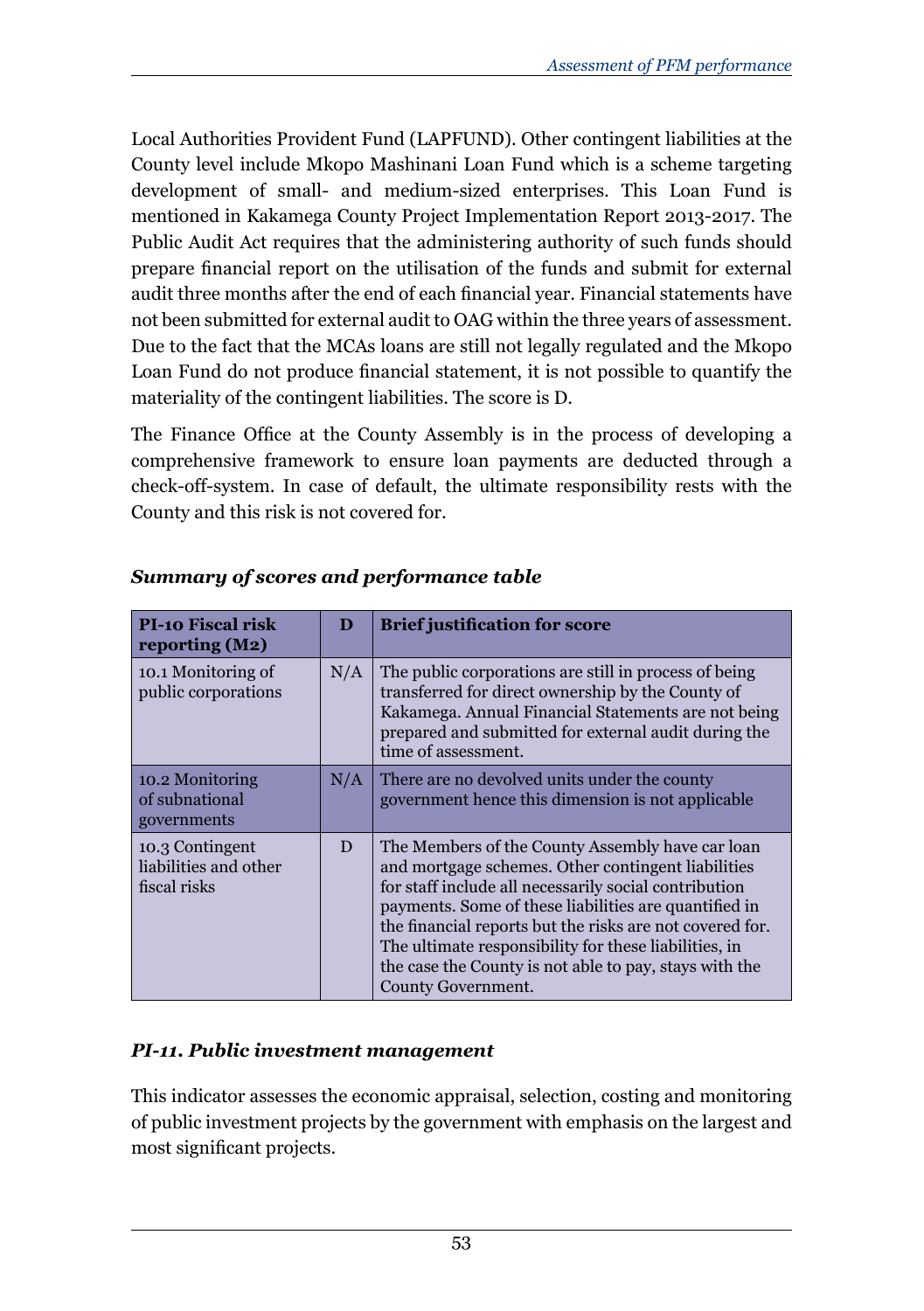Local Authorities Provident Fund (LAPFUND). Other contingent liabilities at the County level include Mkopo Mashinani Loan Fund which is a scheme targeting development of small- and medium-sized enterprises. This Loan Fund is mentioned in Kakamega County Project Implementation Report 2013-2017. The Public Audit Act requires that the administering authority of such funds should prepare financial report on the utilisation of the funds and submit for external audit three months after the end of each financial year. Financial statements have not been submitted for external audit to OAG within the three years of assessment. Due to the fact that the MCAs loans are still not legally regulated and the Mkopo Loan Fund do not produce financial statement, it is not possible to quantify the materiality of the contingent liabilities. The score is D.

The Finance Office at the County Assembly is in the process of developing a comprehensive framework to ensure loan payments are deducted through a check-off-system. In case of default, the ultimate responsibility rests with the County and this risk is not covered for.

***Summary of scores and performance table***

| **PI-10 Fiscal risk reporting (M2)** | **D** | **Brief justification for score** |
|---|---|---|
| 10.1 Monitoring of public corporations | N/A | The public corporations are still in process of being transferred for direct ownership by the County of Kakamega. Annual Financial Statements are not being prepared and submitted for external audit during the time of assessment. |
| 10.2 Monitoring of subnational governments | N/A | There are no devolved units under the county government hence this dimension is not applicable |
| 10.3 Contingent liabilities and other fiscal risks | D | The Members of the County Assembly have car loan and mortgage schemes. Other contingent liabilities for staff include all necessarily social contribution payments. Some of these liabilities are quantified in the financial reports but the risks are not covered for. The ultimate responsibility for these liabilities, in the case the County is not able to pay, stays with the County Government. |

### ***PI-11. Public investment management***

This indicator assesses the economic appraisal, selection, costing and monitoring of public investment projects by the government with emphasis on the largest and most significant projects.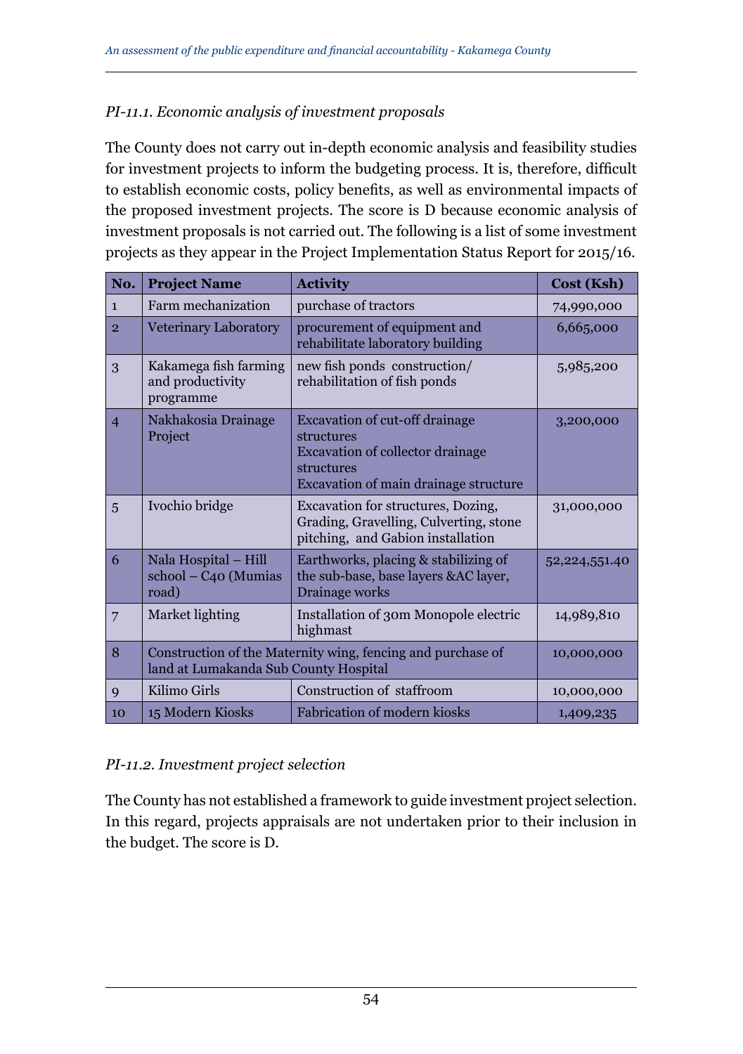*PI-11.1. Economic analysis of investment proposals*

The County does not carry out in-depth economic analysis and feasibility studies for investment projects to inform the budgeting process. It is, therefore, difficult to establish economic costs, policy benefits, as well as environmental impacts of the proposed investment projects. The score is D because economic analysis of investment proposals is not carried out. The following is a list of some investment projects as they appear in the Project Implementation Status Report for 2015/16.

| No. | Project Name | Activity | Cost (Ksh) |
|---|---|---|---|
| 1 | Farm mechanization | purchase of tractors | 74,990,000 |
| 2 | Veterinary Laboratory | procurement of equipment and rehabilitate laboratory building | 6,665,000 |
| 3 | Kakamega fish farming and productivity programme | new fish ponds construction/ rehabilitation of fish ponds | 5,985,200 |
| 4 | Nakhakosia Drainage Project | Excavation of cut-off drainage structures<br>Excavation of collector drainage structures<br>Excavation of main drainage structure | 3,200,000 |
| 5 | Ivochio bridge | Excavation for structures, Dozing, Grading, Gravelling, Culverting, stone pitching, and Gabion installation | 31,000,000 |
| 6 | Nala Hospital – Hill school – C40 (Mumias road) | Earthworks, placing & stabilizing of the sub-base, base layers &AC layer, Drainage works | 52,224,551.40 |
| 7 | Market lighting | Installation of 30m Monopole electric highmast | 14,989,810 |
| 8 | Construction of the Maternity wing, fencing and purchase of land at Lumakanda Sub County Hospital | | 10,000,000 |
| 9 | Kilimo Girls | Construction of staffroom | 10,000,000 |
| 10 | 15 Modern Kiosks | Fabrication of modern kiosks | 1,409,235 |

*PI-11.2. Investment project selection*

The County has not established a framework to guide investment project selection. In this regard, projects appraisals are not undertaken prior to their inclusion in the budget. The score is D.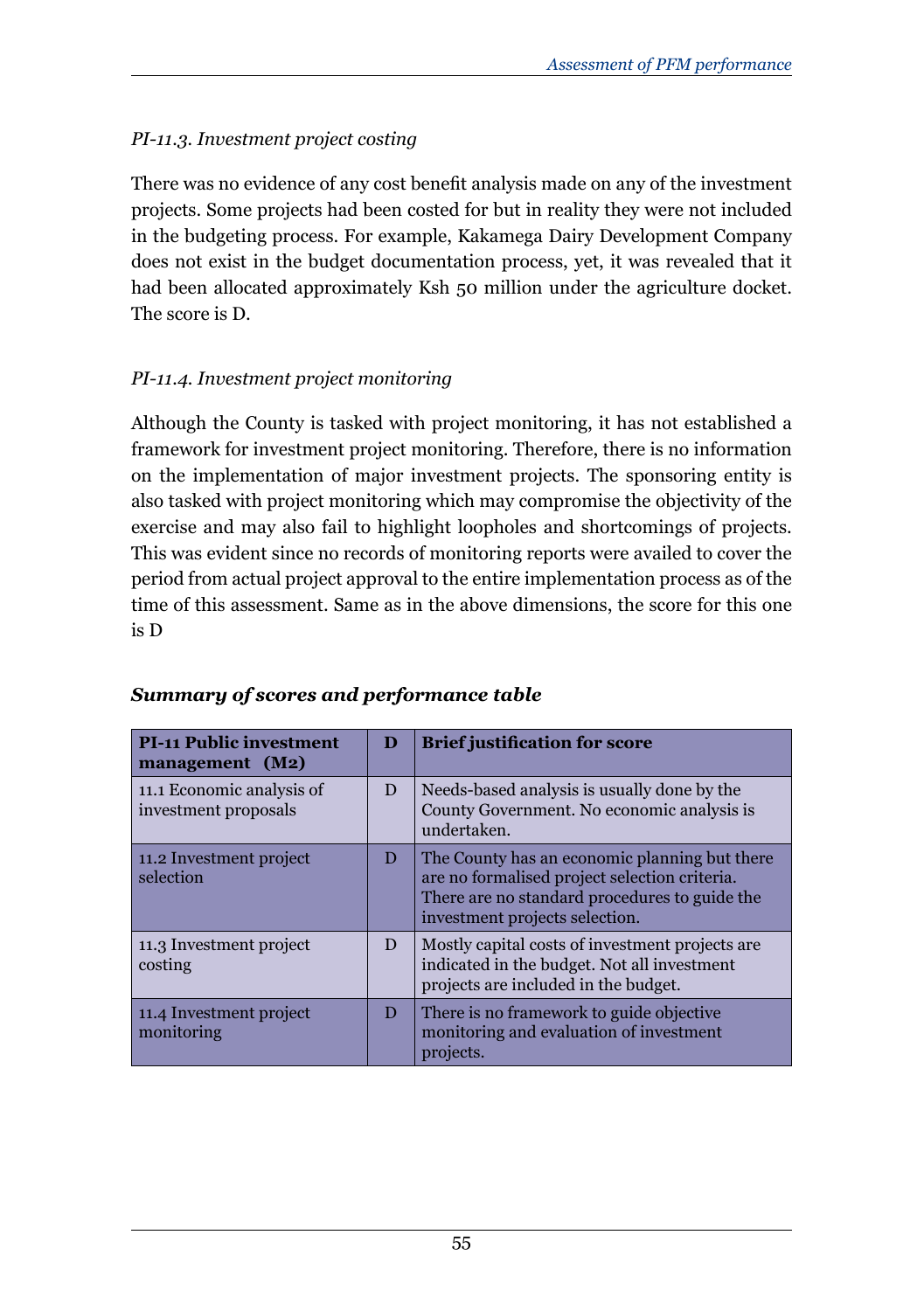*PI-11.3. Investment project costing*

There was no evidence of any cost benefit analysis made on any of the investment projects. Some projects had been costed for but in reality they were not included in the budgeting process. For example, Kakamega Dairy Development Company does not exist in the budget documentation process, yet, it was revealed that it had been allocated approximately Ksh 50 million under the agriculture docket. The score is D.

*PI-11.4. Investment project monitoring*

Although the County is tasked with project monitoring, it has not established a framework for investment project monitoring. Therefore, there is no information on the implementation of major investment projects. The sponsoring entity is also tasked with project monitoring which may compromise the objectivity of the exercise and may also fail to highlight loopholes and shortcomings of projects. This was evident since no records of monitoring reports were availed to cover the period from actual project approval to the entire implementation process as of the time of this assessment. Same as in the above dimensions, the score for this one is D

***Summary of scores and performance table***

| **PI-11 Public investment management (M2)** | **D** | **Brief justification for score** |
|---|---|---|
| 11.1 Economic analysis of investment proposals | D | Needs-based analysis is usually done by the County Government. No economic analysis is undertaken. |
| 11.2 Investment project selection | D | The County has an economic planning but there are no formalised project selection criteria. There are no standard procedures to guide the investment projects selection. |
| 11.3 Investment project costing | D | Mostly capital costs of investment projects are indicated in the budget. Not all investment projects are included in the budget. |
| 11.4 Investment project monitoring | D | There is no framework to guide objective monitoring and evaluation of investment projects. |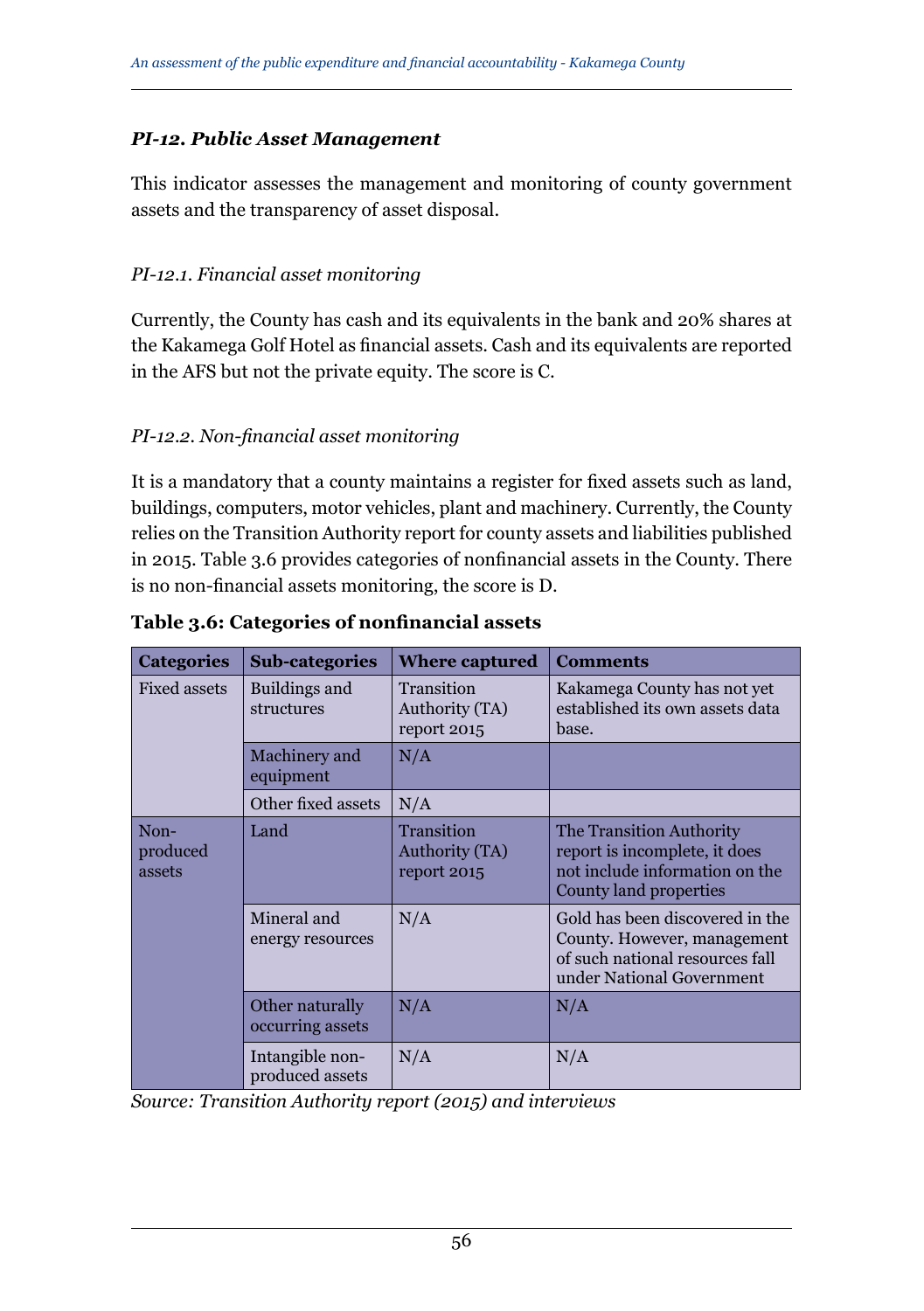### *PI-12. Public Asset Management*

This indicator assesses the management and monitoring of county government assets and the transparency of asset disposal.

#### *PI-12.1. Financial asset monitoring*

Currently, the County has cash and its equivalents in the bank and 20% shares at the Kakamega Golf Hotel as financial assets. Cash and its equivalents are reported in the AFS but not the private equity. The score is C.

#### *PI-12.2. Non-financial asset monitoring*

It is a mandatory that a county maintains a register for fixed assets such as land, buildings, computers, motor vehicles, plant and machinery. Currently, the County relies on the Transition Authority report for county assets and liabilities published in 2015. Table 3.6 provides categories of nonfinancial assets in the County. There is no non-financial assets monitoring, the score is D.

**Table 3.6: Categories of nonfinancial assets**

| Categories | Sub-categories | Where captured | Comments |
|---|---|---|---|
| Fixed assets | Buildings and structures | Transition Authority (TA) report 2015 | Kakamega County has not yet established its own assets data base. |
| | Machinery and equipment | N/A | |
| | Other fixed assets | N/A | |
| Non-produced assets | Land | Transition Authority (TA) report 2015 | The Transition Authority report is incomplete, it does not include information on the County land properties |
| | Mineral and energy resources | N/A | Gold has been discovered in the County. However, management of such national resources fall under National Government |
| | Other naturally occurring assets | N/A | N/A |
| | Intangible non-produced assets | N/A | N/A |

*Source: Transition Authority report (2015) and interviews*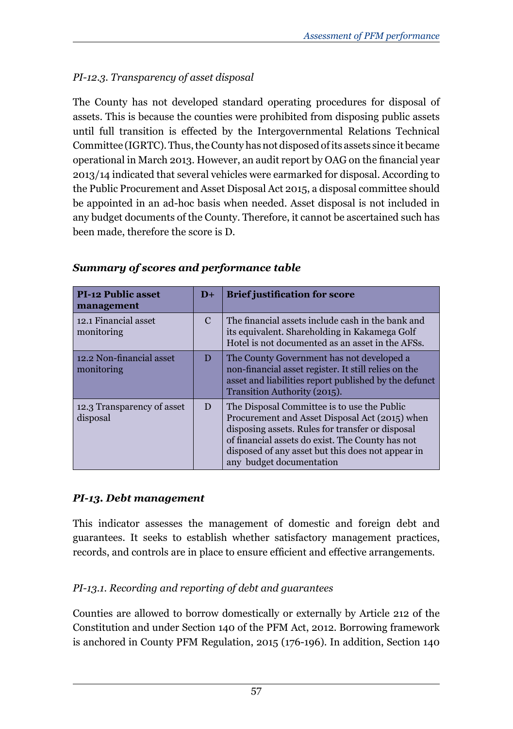*PI-12.3. Transparency of asset disposal*

The County has not developed standard operating procedures for disposal of assets. This is because the counties were prohibited from disposing public assets until full transition is effected by the Intergovernmental Relations Technical Committee (IGRTC). Thus, the County has not disposed of its assets since it became operational in March 2013. However, an audit report by OAG on the financial year 2013/14 indicated that several vehicles were earmarked for disposal. According to the Public Procurement and Asset Disposal Act 2015, a disposal committee should be appointed in an ad-hoc basis when needed. Asset disposal is not included in any budget documents of the County. Therefore, it cannot be ascertained such has been made, therefore the score is D.

***Summary of scores and performance table***

| PI-12 Public asset management | D+ | Brief justification for score |
|---|---|---|
| 12.1 Financial asset monitoring | C | The financial assets include cash in the bank and its equivalent. Shareholding in Kakamega Golf Hotel is not documented as an asset in the AFSs. |
| 12.2 Non-financial asset monitoring | D | The County Government has not developed a non-financial asset register. It still relies on the asset and liabilities report published by the defunct Transition Authority (2015). |
| 12.3 Transparency of asset disposal | D | The Disposal Committee is to use the Public Procurement and Asset Disposal Act (2015) when disposing assets. Rules for transfer or disposal of financial assets do exist. The County has not disposed of any asset but this does not appear in any budget documentation |

***PI-13. Debt management***

This indicator assesses the management of domestic and foreign debt and guarantees. It seeks to establish whether satisfactory management practices, records, and controls are in place to ensure efficient and effective arrangements.

*PI-13.1. Recording and reporting of debt and guarantees*

Counties are allowed to borrow domestically or externally by Article 212 of the Constitution and under Section 140 of the PFM Act, 2012. Borrowing framework is anchored in County PFM Regulation, 2015 (176-196). In addition, Section 140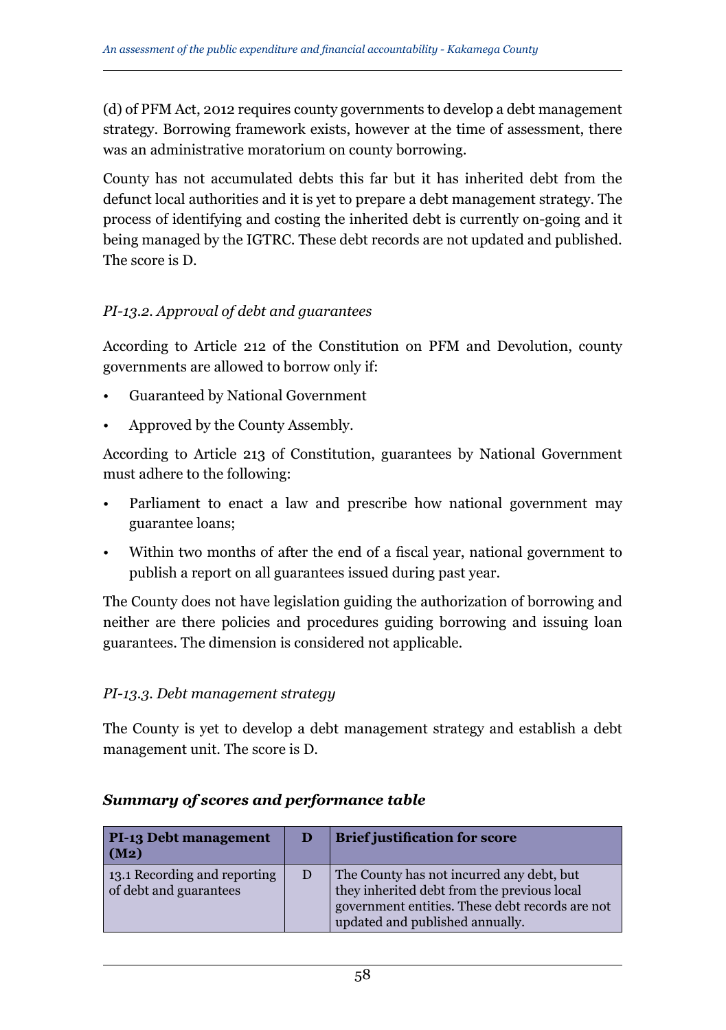(d) of PFM Act, 2012 requires county governments to develop a debt management strategy. Borrowing framework exists, however at the time of assessment, there was an administrative moratorium on county borrowing.

County has not accumulated debts this far but it has inherited debt from the defunct local authorities and it is yet to prepare a debt management strategy. The process of identifying and costing the inherited debt is currently on-going and it being managed by the IGTRC. These debt records are not updated and published. The score is D.

### *PI-13.2. Approval of debt and guarantees*

According to Article 212 of the Constitution on PFM and Devolution, county governments are allowed to borrow only if:

- Guaranteed by National Government
- Approved by the County Assembly.

According to Article 213 of Constitution, guarantees by National Government must adhere to the following:

- Parliament to enact a law and prescribe how national government may guarantee loans;
- Within two months of after the end of a fiscal year, national government to publish a report on all guarantees issued during past year.

The County does not have legislation guiding the authorization of borrowing and neither are there policies and procedures guiding borrowing and issuing loan guarantees. The dimension is considered not applicable.

### *PI-13.3. Debt management strategy*

The County is yet to develop a debt management strategy and establish a debt management unit. The score is D.

### ***Summary of scores and performance table***

| **PI-13 Debt management (M2)** | **D** | **Brief justification for score** |
|---|---|---|
| 13.1 Recording and reporting of debt and guarantees | D | The County has not incurred any debt, but they inherited debt from the previous local government entities. These debt records are not updated and published annually. |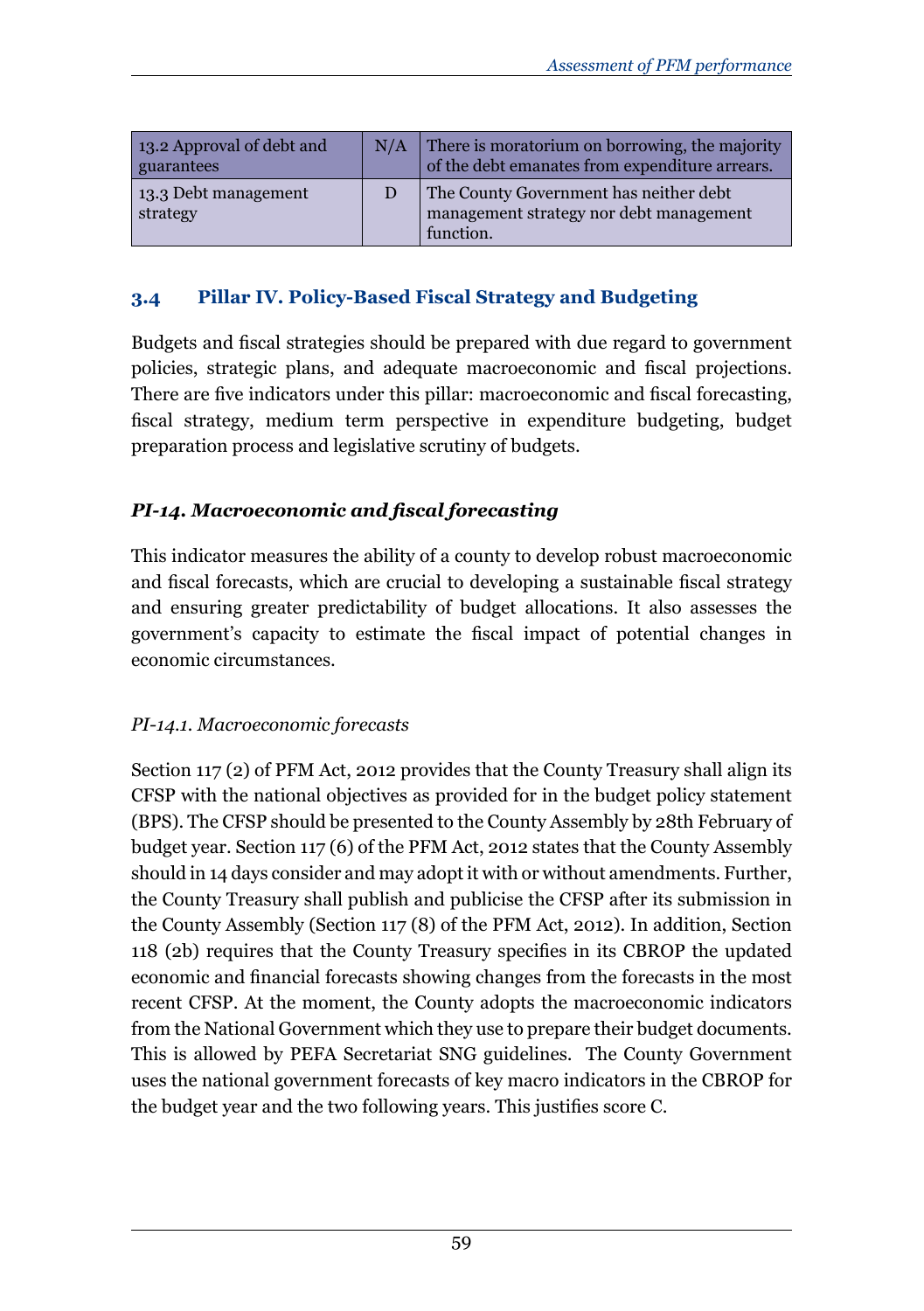| 13.2 Approval of debt and guarantees | N/A | There is moratorium on borrowing, the majority of the debt emanates from expenditure arrears. |
|---|---|---|
| 13.3 Debt management strategy | D | The County Government has neither debt management strategy nor debt management function. |

## 3.4 Pillar IV. Policy-Based Fiscal Strategy and Budgeting

Budgets and fiscal strategies should be prepared with due regard to government policies, strategic plans, and adequate macroeconomic and fiscal projections. There are five indicators under this pillar: macroeconomic and fiscal forecasting, fiscal strategy, medium term perspective in expenditure budgeting, budget preparation process and legislative scrutiny of budgets.

### *PI-14. Macroeconomic and fiscal forecasting*

This indicator measures the ability of a county to develop robust macroeconomic and fiscal forecasts, which are crucial to developing a sustainable fiscal strategy and ensuring greater predictability of budget allocations. It also assesses the government's capacity to estimate the fiscal impact of potential changes in economic circumstances.

*PI-14.1. Macroeconomic forecasts*

Section 117 (2) of PFM Act, 2012 provides that the County Treasury shall align its CFSP with the national objectives as provided for in the budget policy statement (BPS). The CFSP should be presented to the County Assembly by 28th February of budget year. Section 117 (6) of the PFM Act, 2012 states that the County Assembly should in 14 days consider and may adopt it with or without amendments. Further, the County Treasury shall publish and publicise the CFSP after its submission in the County Assembly (Section 117 (8) of the PFM Act, 2012). In addition, Section 118 (2b) requires that the County Treasury specifies in its CBROP the updated economic and financial forecasts showing changes from the forecasts in the most recent CFSP. At the moment, the County adopts the macroeconomic indicators from the National Government which they use to prepare their budget documents. This is allowed by PEFA Secretariat SNG guidelines. The County Government uses the national government forecasts of key macro indicators in the CBROP for the budget year and the two following years. This justifies score C.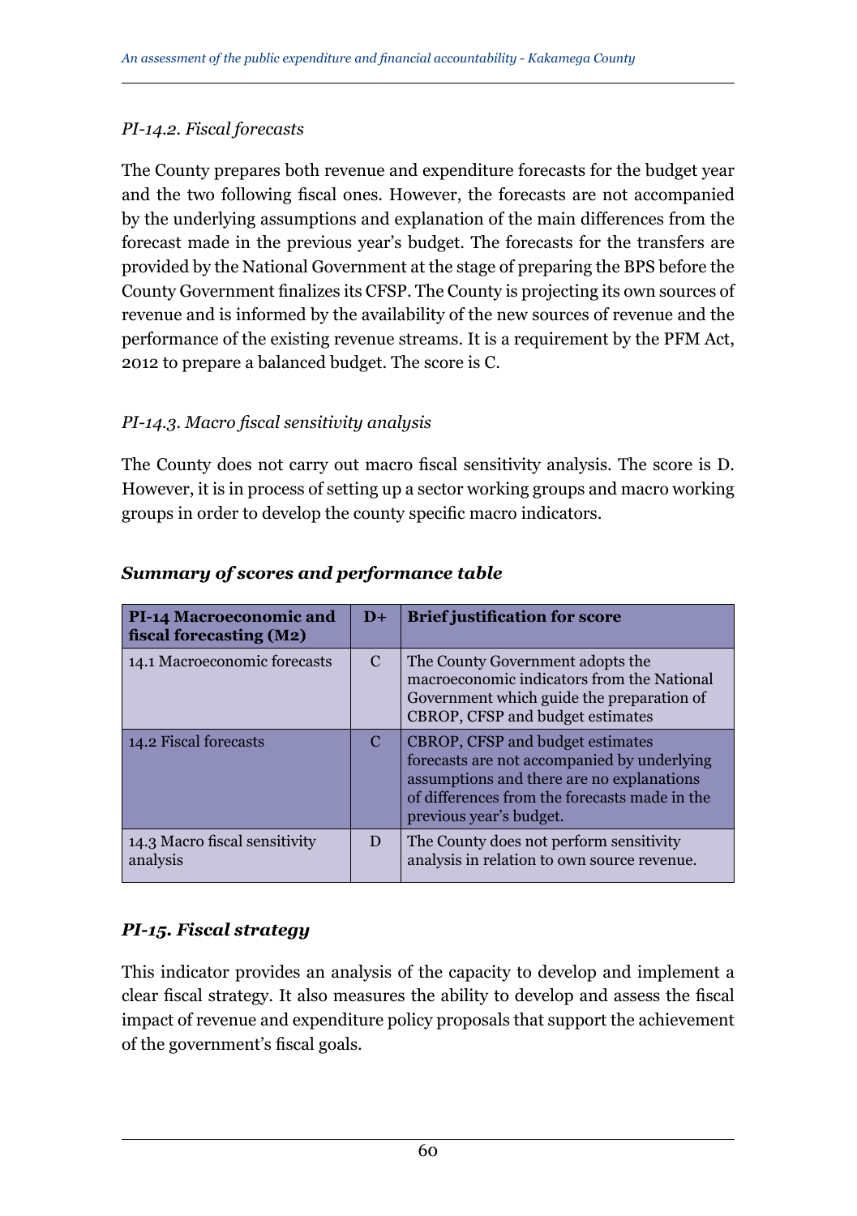*PI-14.2. Fiscal forecasts*

The County prepares both revenue and expenditure forecasts for the budget year and the two following fiscal ones. However, the forecasts are not accompanied by the underlying assumptions and explanation of the main differences from the forecast made in the previous year's budget. The forecasts for the transfers are provided by the National Government at the stage of preparing the BPS before the County Government finalizes its CFSP. The County is projecting its own sources of revenue and is informed by the availability of the new sources of revenue and the performance of the existing revenue streams. It is a requirement by the PFM Act, 2012 to prepare a balanced budget. The score is C.

*PI-14.3. Macro fiscal sensitivity analysis*

The County does not carry out macro fiscal sensitivity analysis. The score is D. However, it is in process of setting up a sector working groups and macro working groups in order to develop the county specific macro indicators.

***Summary of scores and performance table***

| **PI-14 Macroeconomic and fiscal forecasting (M2)** | **D+** | **Brief justification for score** |
|---|---|---|
| 14.1 Macroeconomic forecasts | C | The County Government adopts the macroeconomic indicators from the National Government which guide the preparation of CBROP, CFSP and budget estimates |
| 14.2 Fiscal forecasts | C | CBROP, CFSP and budget estimates forecasts are not accompanied by underlying assumptions and there are no explanations of differences from the forecasts made in the previous year's budget. |
| 14.3 Macro fiscal sensitivity analysis | D | The County does not perform sensitivity analysis in relation to own source revenue. |

### *PI-15. Fiscal strategy*

This indicator provides an analysis of the capacity to develop and implement a clear fiscal strategy. It also measures the ability to develop and assess the fiscal impact of revenue and expenditure policy proposals that support the achievement of the government's fiscal goals.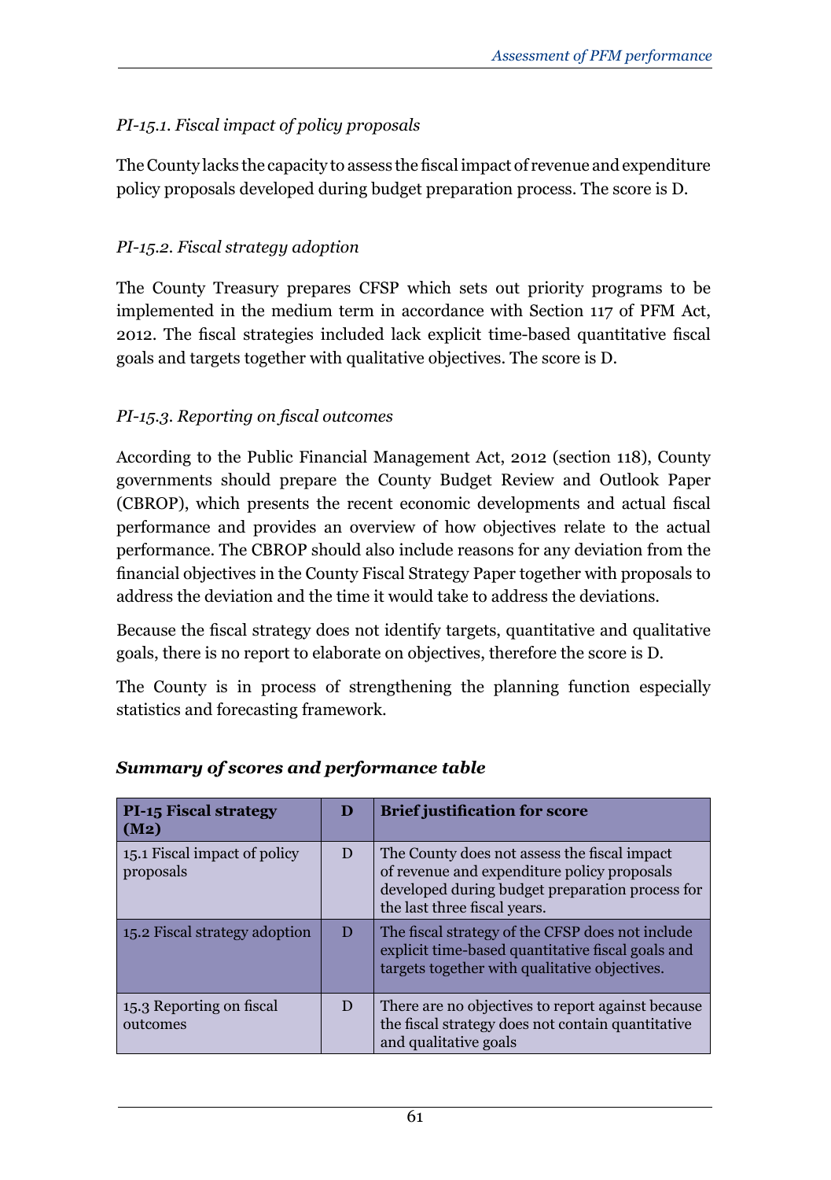*PI-15.1. Fiscal impact of policy proposals*

The County lacks the capacity to assess the fiscal impact of revenue and expenditure policy proposals developed during budget preparation process. The score is D.

*PI-15.2. Fiscal strategy adoption*

The County Treasury prepares CFSP which sets out priority programs to be implemented in the medium term in accordance with Section 117 of PFM Act, 2012. The fiscal strategies included lack explicit time-based quantitative fiscal goals and targets together with qualitative objectives. The score is D.

*PI-15.3. Reporting on fiscal outcomes*

According to the Public Financial Management Act, 2012 (section 118), County governments should prepare the County Budget Review and Outlook Paper (CBROP), which presents the recent economic developments and actual fiscal performance and provides an overview of how objectives relate to the actual performance. The CBROP should also include reasons for any deviation from the financial objectives in the County Fiscal Strategy Paper together with proposals to address the deviation and the time it would take to address the deviations.

Because the fiscal strategy does not identify targets, quantitative and qualitative goals, there is no report to elaborate on objectives, therefore the score is D.

The County is in process of strengthening the planning function especially statistics and forecasting framework.

***Summary of scores and performance table***

| **PI-15 Fiscal strategy (M2)** | **D** | **Brief justification for score** |
|---|---|---|
| 15.1 Fiscal impact of policy proposals | D | The County does not assess the fiscal impact of revenue and expenditure policy proposals developed during budget preparation process for the last three fiscal years. |
| 15.2 Fiscal strategy adoption | D | The fiscal strategy of the CFSP does not include explicit time-based quantitative fiscal goals and targets together with qualitative objectives. |
| 15.3 Reporting on fiscal outcomes | D | There are no objectives to report against because the fiscal strategy does not contain quantitative and qualitative goals |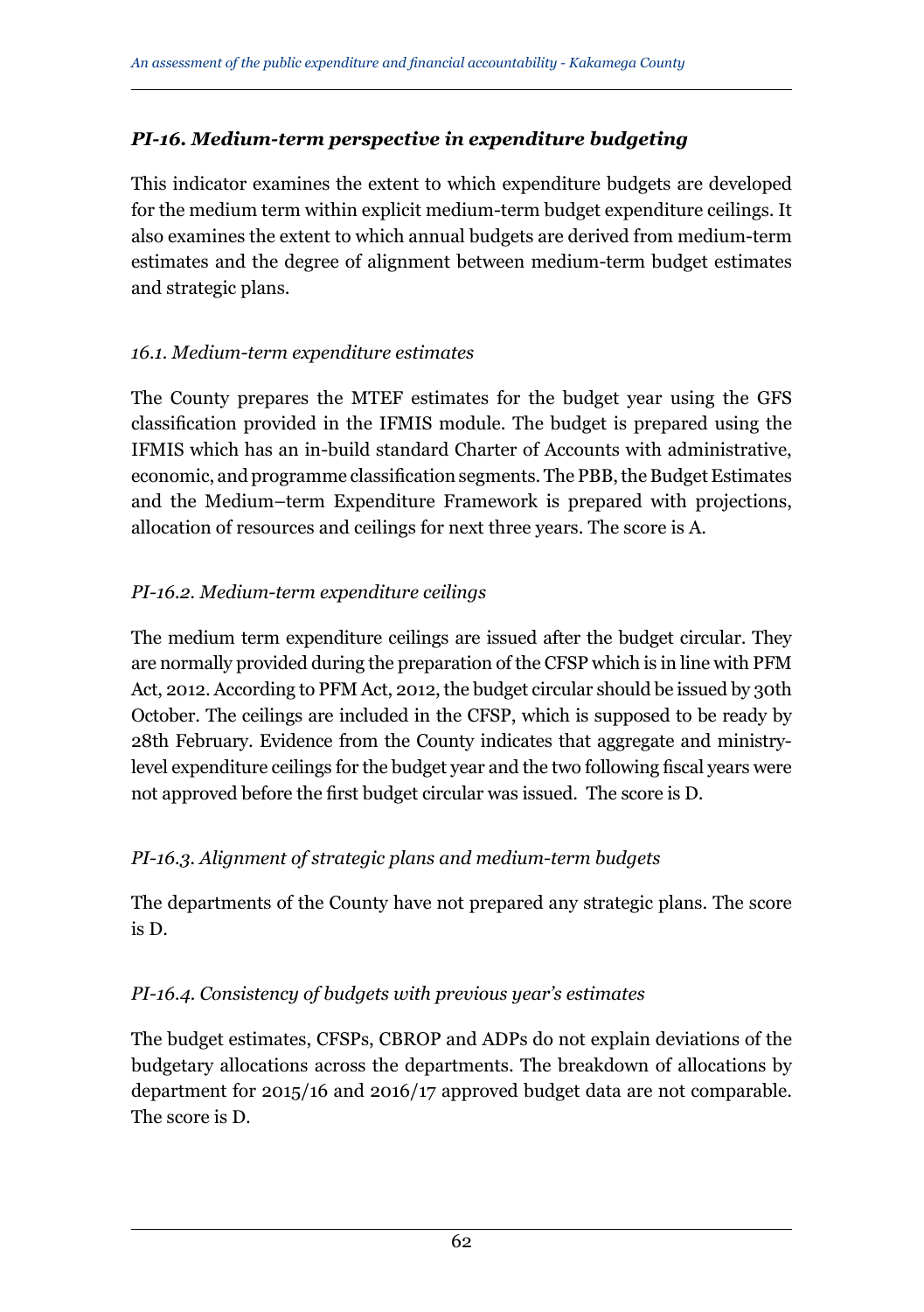### *PI-16. Medium-term perspective in expenditure budgeting*

This indicator examines the extent to which expenditure budgets are developed for the medium term within explicit medium-term budget expenditure ceilings. It also examines the extent to which annual budgets are derived from medium-term estimates and the degree of alignment between medium-term budget estimates and strategic plans.

*16.1. Medium-term expenditure estimates*

The County prepares the MTEF estimates for the budget year using the GFS classification provided in the IFMIS module. The budget is prepared using the IFMIS which has an in-build standard Charter of Accounts with administrative, economic, and programme classification segments. The PBB, the Budget Estimates and the Medium–term Expenditure Framework is prepared with projections, allocation of resources and ceilings for next three years. The score is A.

*PI-16.2. Medium-term expenditure ceilings*

The medium term expenditure ceilings are issued after the budget circular. They are normally provided during the preparation of the CFSP which is in line with PFM Act, 2012. According to PFM Act, 2012, the budget circular should be issued by 30th October. The ceilings are included in the CFSP, which is supposed to be ready by 28th February. Evidence from the County indicates that aggregate and ministry-level expenditure ceilings for the budget year and the two following fiscal years were not approved before the first budget circular was issued. The score is D.

*PI-16.3. Alignment of strategic plans and medium-term budgets*

The departments of the County have not prepared any strategic plans. The score is D.

*PI-16.4. Consistency of budgets with previous year's estimates*

The budget estimates, CFSPs, CBROP and ADPs do not explain deviations of the budgetary allocations across the departments. The breakdown of allocations by department for 2015/16 and 2016/17 approved budget data are not comparable. The score is D.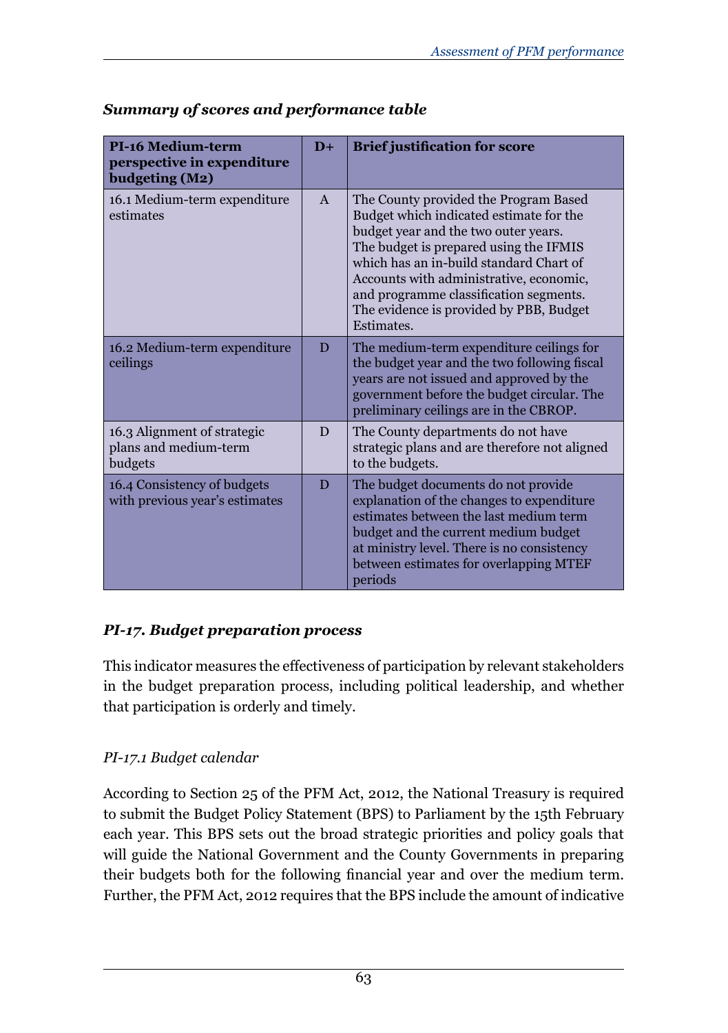### *Summary of scores and performance table*

| **PI-16 Medium-term perspective in expenditure budgeting (M2)** | **D+** | **Brief justification for score** |
|---|---|---|
| 16.1 Medium-term expenditure estimates | A | The County provided the Program Based Budget which indicated estimate for the budget year and the two outer years. The budget is prepared using the IFMIS which has an in-build standard Chart of Accounts with administrative, economic, and programme classification segments. The evidence is provided by PBB, Budget Estimates. |
| 16.2 Medium-term expenditure ceilings | D | The medium-term expenditure ceilings for the budget year and the two following fiscal years are not issued and approved by the government before the budget circular. The preliminary ceilings are in the CBROP. |
| 16.3 Alignment of strategic plans and medium-term budgets | D | The County departments do not have strategic plans and are therefore not aligned to the budgets. |
| 16.4 Consistency of budgets with previous year's estimates | D | The budget documents do not provide explanation of the changes to expenditure estimates between the last medium term budget and the current medium budget at ministry level. There is no consistency between estimates for overlapping MTEF periods |

### *PI-17. Budget preparation process*

This indicator measures the effectiveness of participation by relevant stakeholders in the budget preparation process, including political leadership, and whether that participation is orderly and timely.

#### *PI-17.1 Budget calendar*

According to Section 25 of the PFM Act, 2012, the National Treasury is required to submit the Budget Policy Statement (BPS) to Parliament by the 15th February each year. This BPS sets out the broad strategic priorities and policy goals that will guide the National Government and the County Governments in preparing their budgets both for the following financial year and over the medium term. Further, the PFM Act, 2012 requires that the BPS include the amount of indicative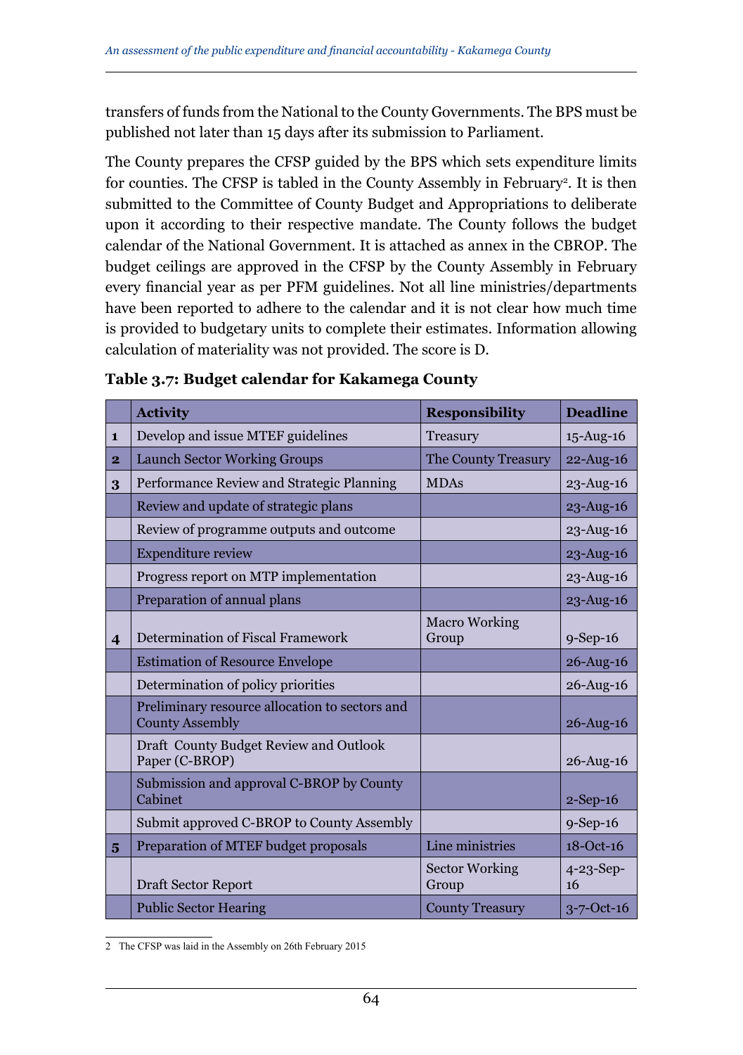transfers of funds from the National to the County Governments. The BPS must be published not later than 15 days after its submission to Parliament.

The County prepares the CFSP guided by the BPS which sets expenditure limits for counties. The CFSP is tabled in the County Assembly in February[2]. It is then submitted to the Committee of County Budget and Appropriations to deliberate upon it according to their respective mandate. The County follows the budget calendar of the National Government. It is attached as annex in the CBROP. The budget ceilings are approved in the CFSP by the County Assembly in February every financial year as per PFM guidelines. Not all line ministries/departments have been reported to adhere to the calendar and it is not clear how much time is provided to budgetary units to complete their estimates. Information allowing calculation of materiality was not provided. The score is D.

**Table 3.7: Budget calendar for Kakamega County**

| | Activity | Responsibility | Deadline |
|---|---|---|---|
| 1 | Develop and issue MTEF guidelines | Treasury | 15-Aug-16 |
| 2 | Launch Sector Working Groups | The County Treasury | 22-Aug-16 |
| 3 | Performance Review and Strategic Planning | MDAs | 23-Aug-16 |
| | Review and update of strategic plans | | 23-Aug-16 |
| | Review of programme outputs and outcome | | 23-Aug-16 |
| | Expenditure review | | 23-Aug-16 |
| | Progress report on MTP implementation | | 23-Aug-16 |
| | Preparation of annual plans | | 23-Aug-16 |
| 4 | Determination of Fiscal Framework | Macro Working Group | 9-Sep-16 |
| | Estimation of Resource Envelope | | 26-Aug-16 |
| | Determination of policy priorities | | 26-Aug-16 |
| | Preliminary resource allocation to sectors and County Assembly | | 26-Aug-16 |
| | Draft County Budget Review and Outlook Paper (C-BROP) | | 26-Aug-16 |
| | Submission and approval C-BROP by County Cabinet | | 2-Sep-16 |
| | Submit approved C-BROP to County Assembly | | 9-Sep-16 |
| 5 | Preparation of MTEF budget proposals | Line ministries | 18-Oct-16 |
| | Draft Sector Report | Sector Working Group | 4-23-Sep-16 |
| | Public Sector Hearing | County Treasury | 3-7-Oct-16 |

2 The CFSP was laid in the Assembly on 26th February 2015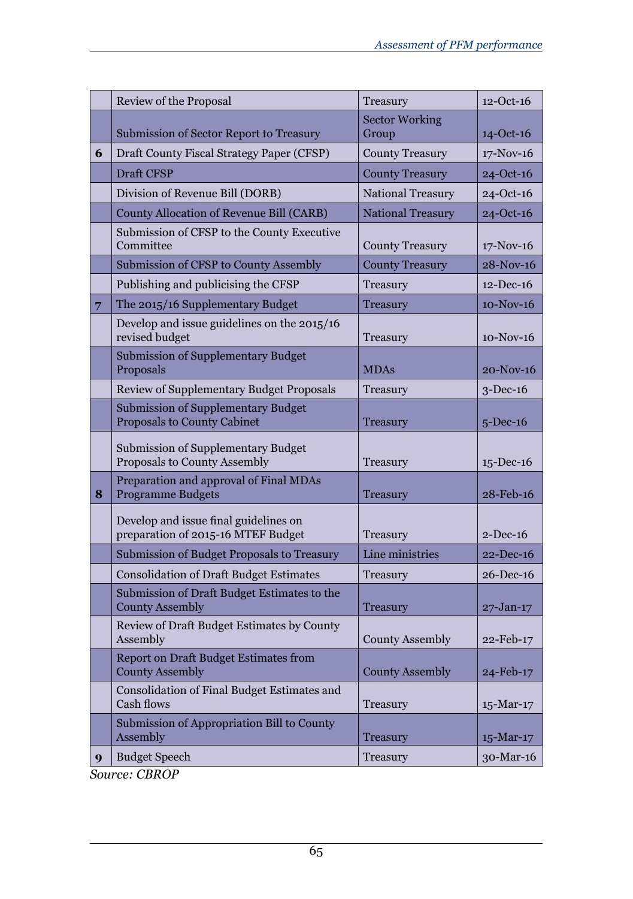|   |   |   |   |
|---|---|---|---|
|   | Review of the Proposal | Treasury | 12-Oct-16 |
|   | Submission of Sector Report to Treasury | Sector Working Group | 14-Oct-16 |
| **6** | Draft County Fiscal Strategy Paper (CFSP) | County Treasury | 17-Nov-16 |
|   | Draft CFSP | County Treasury | 24-Oct-16 |
|   | Division of Revenue Bill (DORB) | National Treasury | 24-Oct-16 |
|   | County Allocation of Revenue Bill (CARB) | National Treasury | 24-Oct-16 |
|   | Submission of CFSP to the County Executive Committee | County Treasury | 17-Nov-16 |
|   | Submission of CFSP to County Assembly | County Treasury | 28-Nov-16 |
|   | Publishing and publicising the CFSP | Treasury | 12-Dec-16 |
| **7** | The 2015/16 Supplementary Budget | Treasury | 10-Nov-16 |
|   | Develop and issue guidelines on the 2015/16 revised budget | Treasury | 10-Nov-16 |
|   | Submission of Supplementary Budget Proposals | MDAs | 20-Nov-16 |
|   | Review of Supplementary Budget Proposals | Treasury | 3-Dec-16 |
|   | Submission of Supplementary Budget Proposals to County Cabinet | Treasury | 5-Dec-16 |
|   | Submission of Supplementary Budget Proposals to County Assembly | Treasury | 15-Dec-16 |
| **8** | Preparation and approval of Final MDAs Programme Budgets | Treasury | 28-Feb-16 |
|   | Develop and issue final guidelines on preparation of 2015-16 MTEF Budget | Treasury | 2-Dec-16 |
|   | Submission of Budget Proposals to Treasury | Line ministries | 22-Dec-16 |
|   | Consolidation of Draft Budget Estimates | Treasury | 26-Dec-16 |
|   | Submission of Draft Budget Estimates to the County Assembly | Treasury | 27-Jan-17 |
|   | Review of Draft Budget Estimates by County Assembly | County Assembly | 22-Feb-17 |
|   | Report on Draft Budget Estimates from County Assembly | County Assembly | 24-Feb-17 |
|   | Consolidation of Final Budget Estimates and Cash flows | Treasury | 15-Mar-17 |
|   | Submission of Appropriation Bill to County Assembly | Treasury | 15-Mar-17 |
| **9** | Budget Speech | Treasury | 30-Mar-16 |

*Source: CBROP*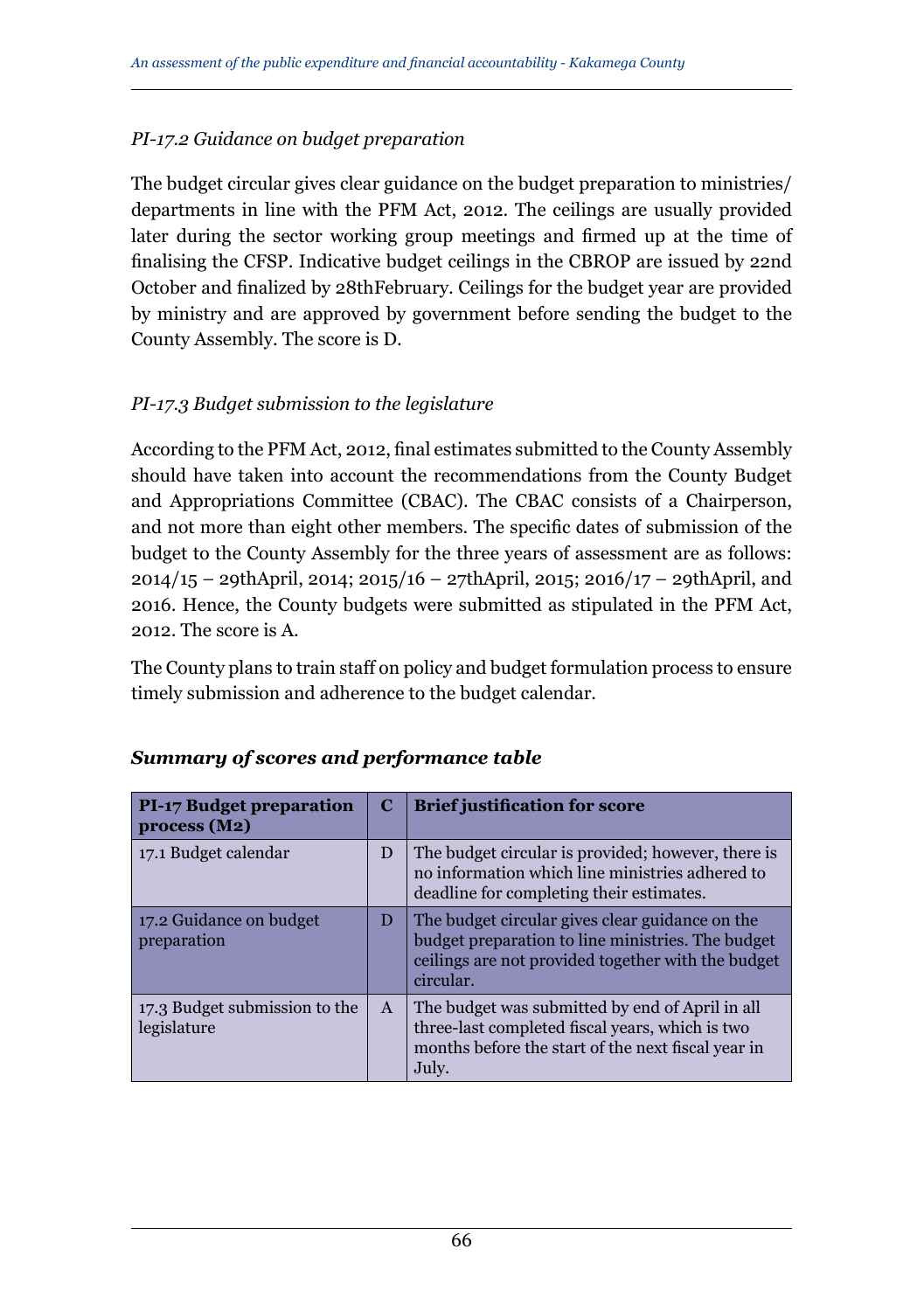*PI-17.2 Guidance on budget preparation*

The budget circular gives clear guidance on the budget preparation to ministries/ departments in line with the PFM Act, 2012. The ceilings are usually provided later during the sector working group meetings and firmed up at the time of finalising the CFSP. Indicative budget ceilings in the CBROP are issued by 22nd October and finalized by 28thFebruary. Ceilings for the budget year are provided by ministry and are approved by government before sending the budget to the County Assembly. The score is D.

*PI-17.3 Budget submission to the legislature*

According to the PFM Act, 2012, final estimates submitted to the County Assembly should have taken into account the recommendations from the County Budget and Appropriations Committee (CBAC). The CBAC consists of a Chairperson, and not more than eight other members. The specific dates of submission of the budget to the County Assembly for the three years of assessment are as follows: 2014/15 – 29thApril, 2014; 2015/16 – 27thApril, 2015; 2016/17 – 29thApril, and 2016. Hence, the County budgets were submitted as stipulated in the PFM Act, 2012. The score is A.

The County plans to train staff on policy and budget formulation process to ensure timely submission and adherence to the budget calendar.

***Summary of scores and performance table***

| **PI-17 Budget preparation process (M2)** | **C** | **Brief justification for score** |
|---|---|---|
| 17.1 Budget calendar | D | The budget circular is provided; however, there is no information which line ministries adhered to deadline for completing their estimates. |
| 17.2 Guidance on budget preparation | D | The budget circular gives clear guidance on the budget preparation to line ministries. The budget ceilings are not provided together with the budget circular. |
| 17.3 Budget submission to the legislature | A | The budget was submitted by end of April in all three-last completed fiscal years, which is two months before the start of the next fiscal year in July. |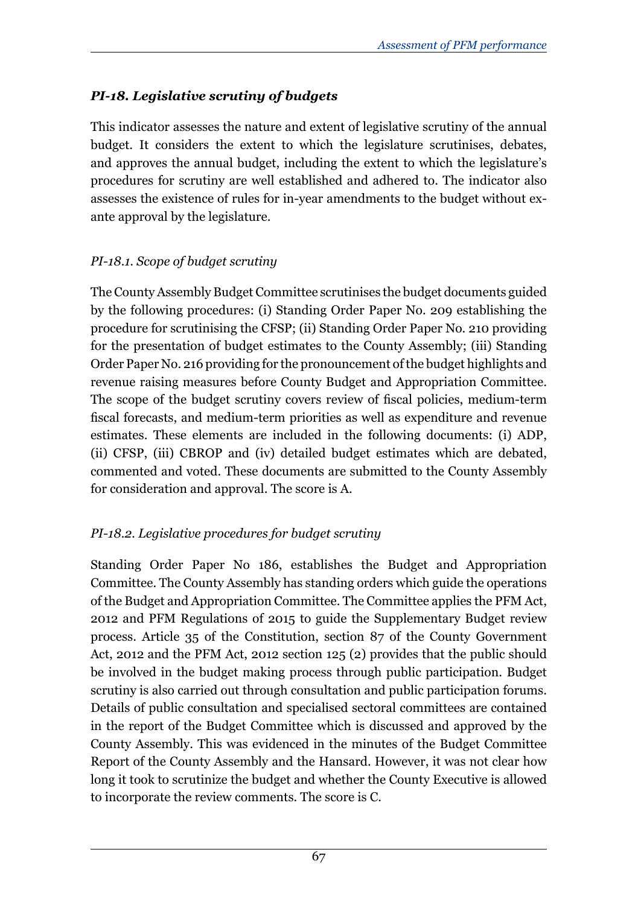### *PI-18. Legislative scrutiny of budgets*

This indicator assesses the nature and extent of legislative scrutiny of the annual budget. It considers the extent to which the legislature scrutinises, debates, and approves the annual budget, including the extent to which the legislature's procedures for scrutiny are well established and adhered to. The indicator also assesses the existence of rules for in-year amendments to the budget without ex-ante approval by the legislature.

#### *PI-18.1. Scope of budget scrutiny*

The County Assembly Budget Committee scrutinises the budget documents guided by the following procedures: (i) Standing Order Paper No. 209 establishing the procedure for scrutinising the CFSP; (ii) Standing Order Paper No. 210 providing for the presentation of budget estimates to the County Assembly; (iii) Standing Order Paper No. 216 providing for the pronouncement of the budget highlights and revenue raising measures before County Budget and Appropriation Committee. The scope of the budget scrutiny covers review of fiscal policies, medium-term fiscal forecasts, and medium-term priorities as well as expenditure and revenue estimates. These elements are included in the following documents: (i) ADP, (ii) CFSP, (iii) CBROP and (iv) detailed budget estimates which are debated, commented and voted. These documents are submitted to the County Assembly for consideration and approval. The score is A.

#### *PI-18.2. Legislative procedures for budget scrutiny*

Standing Order Paper No 186, establishes the Budget and Appropriation Committee. The County Assembly has standing orders which guide the operations of the Budget and Appropriation Committee. The Committee applies the PFM Act, 2012 and PFM Regulations of 2015 to guide the Supplementary Budget review process. Article 35 of the Constitution, section 87 of the County Government Act, 2012 and the PFM Act, 2012 section 125 (2) provides that the public should be involved in the budget making process through public participation. Budget scrutiny is also carried out through consultation and public participation forums. Details of public consultation and specialised sectoral committees are contained in the report of the Budget Committee which is discussed and approved by the County Assembly. This was evidenced in the minutes of the Budget Committee Report of the County Assembly and the Hansard. However, it was not clear how long it took to scrutinize the budget and whether the County Executive is allowed to incorporate the review comments. The score is C.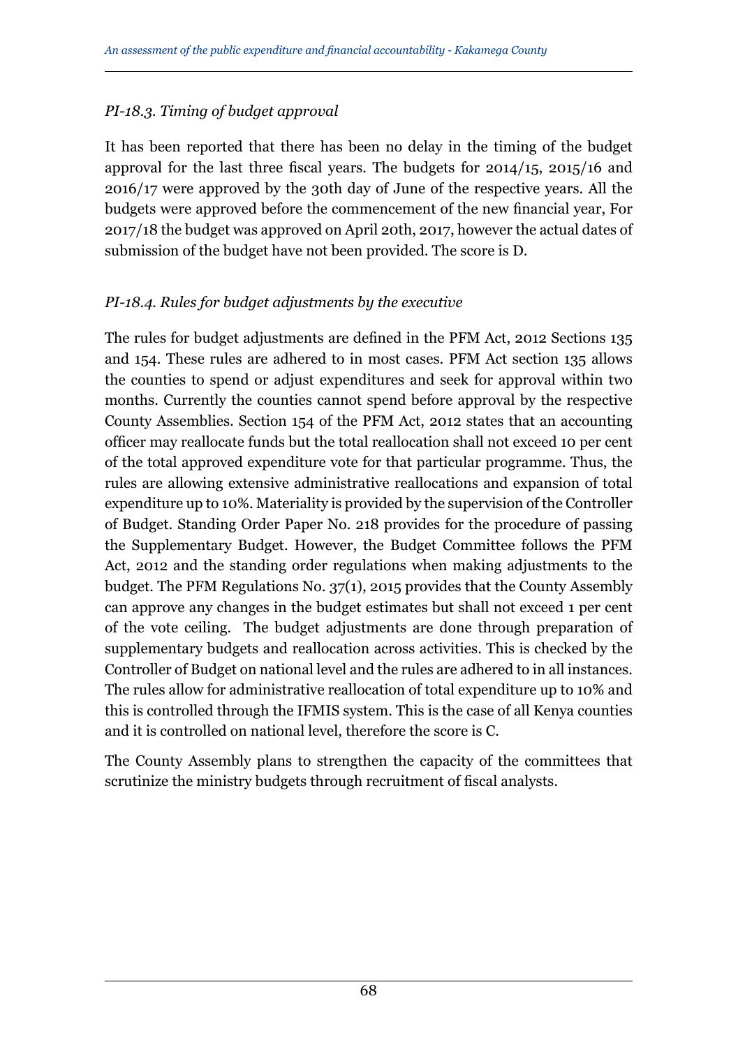*PI-18.3. Timing of budget approval*

It has been reported that there has been no delay in the timing of the budget approval for the last three fiscal years. The budgets for 2014/15, 2015/16 and 2016/17 were approved by the 30th day of June of the respective years. All the budgets were approved before the commencement of the new financial year, For 2017/18 the budget was approved on April 20th, 2017, however the actual dates of submission of the budget have not been provided. The score is D.

*PI-18.4. Rules for budget adjustments by the executive*

The rules for budget adjustments are defined in the PFM Act, 2012 Sections 135 and 154. These rules are adhered to in most cases. PFM Act section 135 allows the counties to spend or adjust expenditures and seek for approval within two months. Currently the counties cannot spend before approval by the respective County Assemblies. Section 154 of the PFM Act, 2012 states that an accounting officer may reallocate funds but the total reallocation shall not exceed 10 per cent of the total approved expenditure vote for that particular programme. Thus, the rules are allowing extensive administrative reallocations and expansion of total expenditure up to 10%. Materiality is provided by the supervision of the Controller of Budget. Standing Order Paper No. 218 provides for the procedure of passing the Supplementary Budget. However, the Budget Committee follows the PFM Act, 2012 and the standing order regulations when making adjustments to the budget. The PFM Regulations No. 37(1), 2015 provides that the County Assembly can approve any changes in the budget estimates but shall not exceed 1 per cent of the vote ceiling. The budget adjustments are done through preparation of supplementary budgets and reallocation across activities. This is checked by the Controller of Budget on national level and the rules are adhered to in all instances. The rules allow for administrative reallocation of total expenditure up to 10% and this is controlled through the IFMIS system. This is the case of all Kenya counties and it is controlled on national level, therefore the score is C.

The County Assembly plans to strengthen the capacity of the committees that scrutinize the ministry budgets through recruitment of fiscal analysts.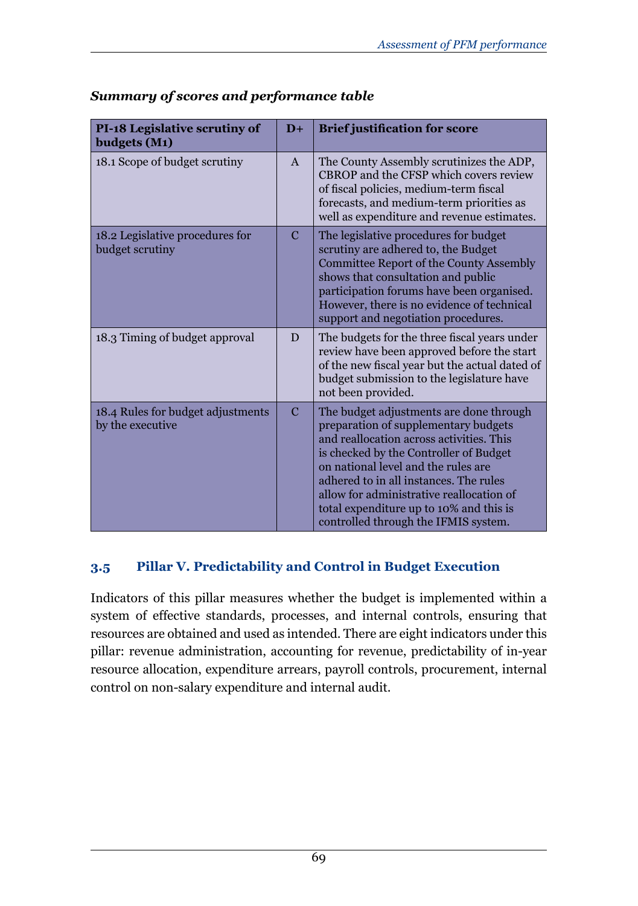***Summary of scores and performance table***

| **PI-18 Legislative scrutiny of budgets (M1)** | **D+** | **Brief justification for score** |
|---|---|---|
| 18.1 Scope of budget scrutiny | A | The County Assembly scrutinizes the ADP, CBROP and the CFSP which covers review of fiscal policies, medium-term fiscal forecasts, and medium-term priorities as well as expenditure and revenue estimates. |
| 18.2 Legislative procedures for budget scrutiny | C | The legislative procedures for budget scrutiny are adhered to, the Budget Committee Report of the County Assembly shows that consultation and public participation forums have been organised. However, there is no evidence of technical support and negotiation procedures. |
| 18.3 Timing of budget approval | D | The budgets for the three fiscal years under review have been approved before the start of the new fiscal year but the actual dated of budget submission to the legislature have not been provided. |
| 18.4 Rules for budget adjustments by the executive | C | The budget adjustments are done through preparation of supplementary budgets and reallocation across activities. This is checked by the Controller of Budget on national level and the rules are adhered to in all instances. The rules allow for administrative reallocation of total expenditure up to 10% and this is controlled through the IFMIS system. |

## 3.5 Pillar V. Predictability and Control in Budget Execution

Indicators of this pillar measures whether the budget is implemented within a system of effective standards, processes, and internal controls, ensuring that resources are obtained and used as intended. There are eight indicators under this pillar: revenue administration, accounting for revenue, predictability of in-year resource allocation, expenditure arrears, payroll controls, procurement, internal control on non-salary expenditure and internal audit.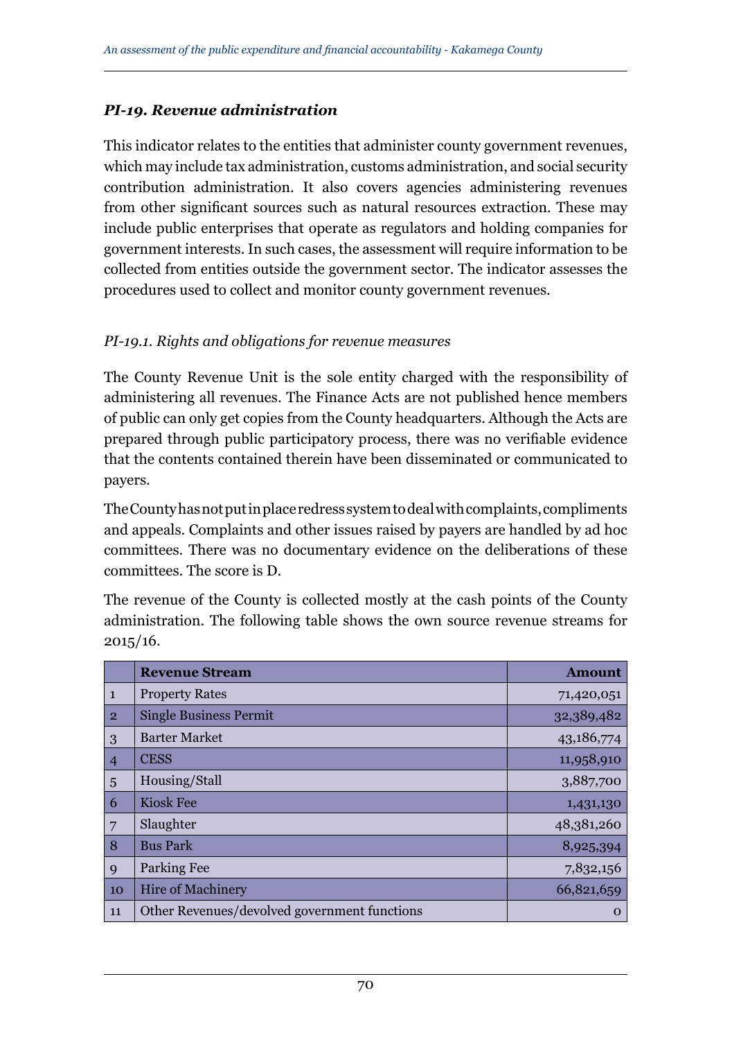### *PI-19. Revenue administration*

This indicator relates to the entities that administer county government revenues, which may include tax administration, customs administration, and social security contribution administration. It also covers agencies administering revenues from other significant sources such as natural resources extraction. These may include public enterprises that operate as regulators and holding companies for government interests. In such cases, the assessment will require information to be collected from entities outside the government sector. The indicator assesses the procedures used to collect and monitor county government revenues.

#### *PI-19.1. Rights and obligations for revenue measures*

The County Revenue Unit is the sole entity charged with the responsibility of administering all revenues. The Finance Acts are not published hence members of public can only get copies from the County headquarters. Although the Acts are prepared through public participatory process, there was no verifiable evidence that the contents contained therein have been disseminated or communicated to payers.

The County has not put in place redress system to deal with complaints, compliments and appeals. Complaints and other issues raised by payers are handled by ad hoc committees. There was no documentary evidence on the deliberations of these committees. The score is D.

The revenue of the County is collected mostly at the cash points of the County administration. The following table shows the own source revenue streams for 2015/16.

| | Revenue Stream | Amount |
|---|---|---|
| 1 | Property Rates | 71,420,051 |
| 2 | Single Business Permit | 32,389,482 |
| 3 | Barter Market | 43,186,774 |
| 4 | CESS | 11,958,910 |
| 5 | Housing/Stall | 3,887,700 |
| 6 | Kiosk Fee | 1,431,130 |
| 7 | Slaughter | 48,381,260 |
| 8 | Bus Park | 8,925,394 |
| 9 | Parking Fee | 7,832,156 |
| 10 | Hire of Machinery | 66,821,659 |
| 11 | Other Revenues/devolved government functions | 0 |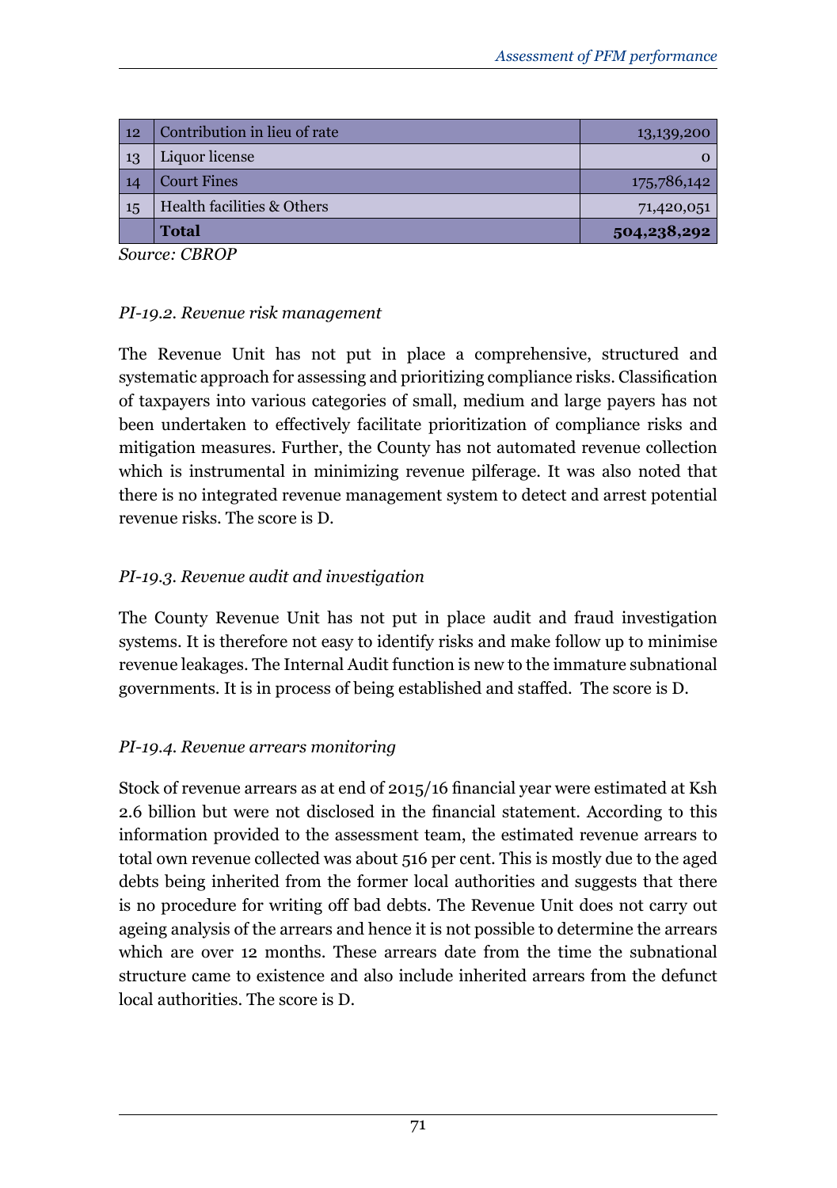| 12 | Contribution in lieu of rate | 13,139,200 |
|---|---|---|
| 13 | Liquor license | 0 |
| 14 | Court Fines | 175,786,142 |
| 15 | Health facilities & Others | 71,420,051 |
| | **Total** | **504,238,292** |

*Source: CBROP*

*PI-19.2. Revenue risk management*

The Revenue Unit has not put in place a comprehensive, structured and systematic approach for assessing and prioritizing compliance risks. Classification of taxpayers into various categories of small, medium and large payers has not been undertaken to effectively facilitate prioritization of compliance risks and mitigation measures. Further, the County has not automated revenue collection which is instrumental in minimizing revenue pilferage. It was also noted that there is no integrated revenue management system to detect and arrest potential revenue risks. The score is D.

*PI-19.3. Revenue audit and investigation*

The County Revenue Unit has not put in place audit and fraud investigation systems. It is therefore not easy to identify risks and make follow up to minimise revenue leakages. The Internal Audit function is new to the immature subnational governments. It is in process of being established and staffed. The score is D.

*PI-19.4. Revenue arrears monitoring*

Stock of revenue arrears as at end of 2015/16 financial year were estimated at Ksh 2.6 billion but were not disclosed in the financial statement. According to this information provided to the assessment team, the estimated revenue arrears to total own revenue collected was about 516 per cent. This is mostly due to the aged debts being inherited from the former local authorities and suggests that there is no procedure for writing off bad debts. The Revenue Unit does not carry out ageing analysis of the arrears and hence it is not possible to determine the arrears which are over 12 months. These arrears date from the time the subnational structure came to existence and also include inherited arrears from the defunct local authorities. The score is D.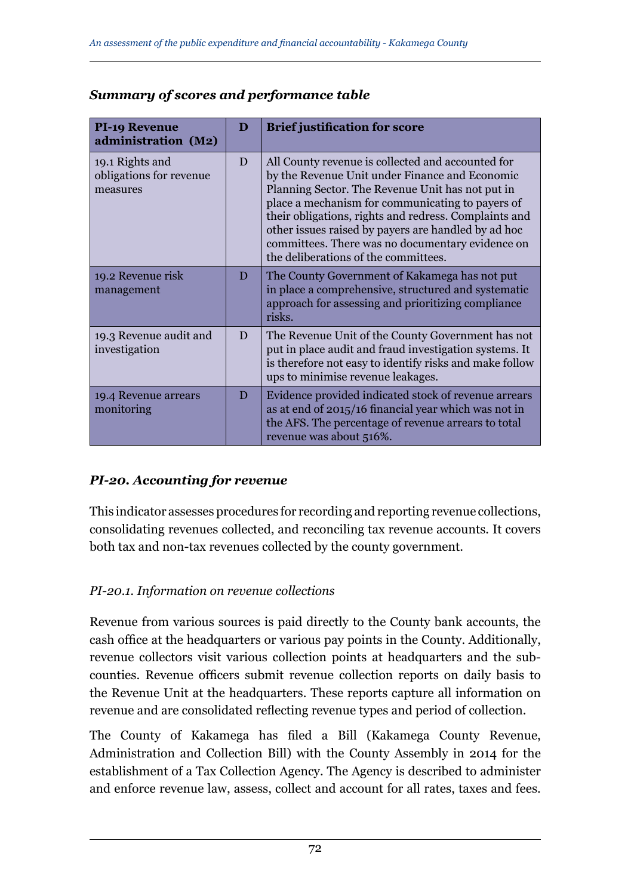***Summary of scores and performance table***

| **PI-19 Revenue administration (M2)** | **D** | **Brief justification for score** |
|---|---|---|
| 19.1 Rights and obligations for revenue measures | D | All County revenue is collected and accounted for by the Revenue Unit under Finance and Economic Planning Sector. The Revenue Unit has not put in place a mechanism for communicating to payers of their obligations, rights and redress. Complaints and other issues raised by payers are handled by ad hoc committees. There was no documentary evidence on the deliberations of the committees. |
| 19.2 Revenue risk management | D | The County Government of Kakamega has not put in place a comprehensive, structured and systematic approach for assessing and prioritizing compliance risks. |
| 19.3 Revenue audit and investigation | D | The Revenue Unit of the County Government has not put in place audit and fraud investigation systems. It is therefore not easy to identify risks and make follow ups to minimise revenue leakages. |
| 19.4 Revenue arrears monitoring | D | Evidence provided indicated stock of revenue arrears as at end of 2015/16 financial year which was not in the AFS. The percentage of revenue arrears to total revenue was about 516%. |

### *PI-20. Accounting for revenue*

This indicator assesses procedures for recording and reporting revenue collections, consolidating revenues collected, and reconciling tax revenue accounts. It covers both tax and non-tax revenues collected by the county government.

#### *PI-20.1. Information on revenue collections*

Revenue from various sources is paid directly to the County bank accounts, the cash office at the headquarters or various pay points in the County. Additionally, revenue collectors visit various collection points at headquarters and the sub-counties. Revenue officers submit revenue collection reports on daily basis to the Revenue Unit at the headquarters. These reports capture all information on revenue and are consolidated reflecting revenue types and period of collection.

The County of Kakamega has filed a Bill (Kakamega County Revenue, Administration and Collection Bill) with the County Assembly in 2014 for the establishment of a Tax Collection Agency. The Agency is described to administer and enforce revenue law, assess, collect and account for all rates, taxes and fees.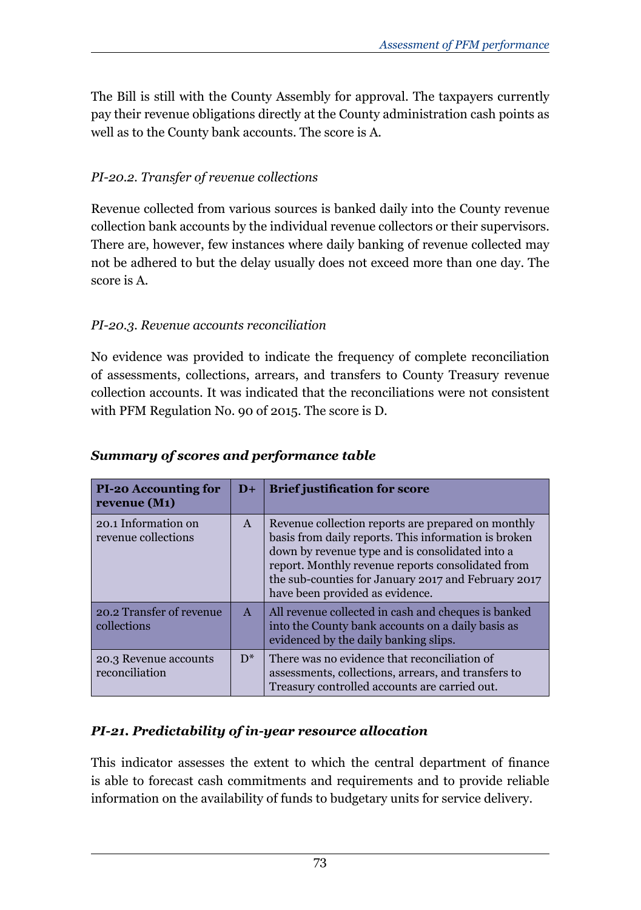The Bill is still with the County Assembly for approval. The taxpayers currently pay their revenue obligations directly at the County administration cash points as well as to the County bank accounts. The score is A.

*PI-20.2. Transfer of revenue collections*

Revenue collected from various sources is banked daily into the County revenue collection bank accounts by the individual revenue collectors or their supervisors. There are, however, few instances where daily banking of revenue collected may not be adhered to but the delay usually does not exceed more than one day. The score is A.

*PI-20.3. Revenue accounts reconciliation*

No evidence was provided to indicate the frequency of complete reconciliation of assessments, collections, arrears, and transfers to County Treasury revenue collection accounts. It was indicated that the reconciliations were not consistent with PFM Regulation No. 90 of 2015. The score is D.

***Summary of scores and performance table***

| **PI-20 Accounting for revenue (M1)** | **D+** | **Brief justification for score** |
|---|---|---|
| 20.1 Information on revenue collections | A | Revenue collection reports are prepared on monthly basis from daily reports. This information is broken down by revenue type and is consolidated into a report. Monthly revenue reports consolidated from the sub-counties for January 2017 and February 2017 have been provided as evidence. |
| 20.2 Transfer of revenue collections | A | All revenue collected in cash and cheques is banked into the County bank accounts on a daily basis as evidenced by the daily banking slips. |
| 20.3 Revenue accounts reconciliation | D* | There was no evidence that reconciliation of assessments, collections, arrears, and transfers to Treasury controlled accounts are carried out. |

### *PI-21. Predictability of in-year resource allocation*

This indicator assesses the extent to which the central department of finance is able to forecast cash commitments and requirements and to provide reliable information on the availability of funds to budgetary units for service delivery.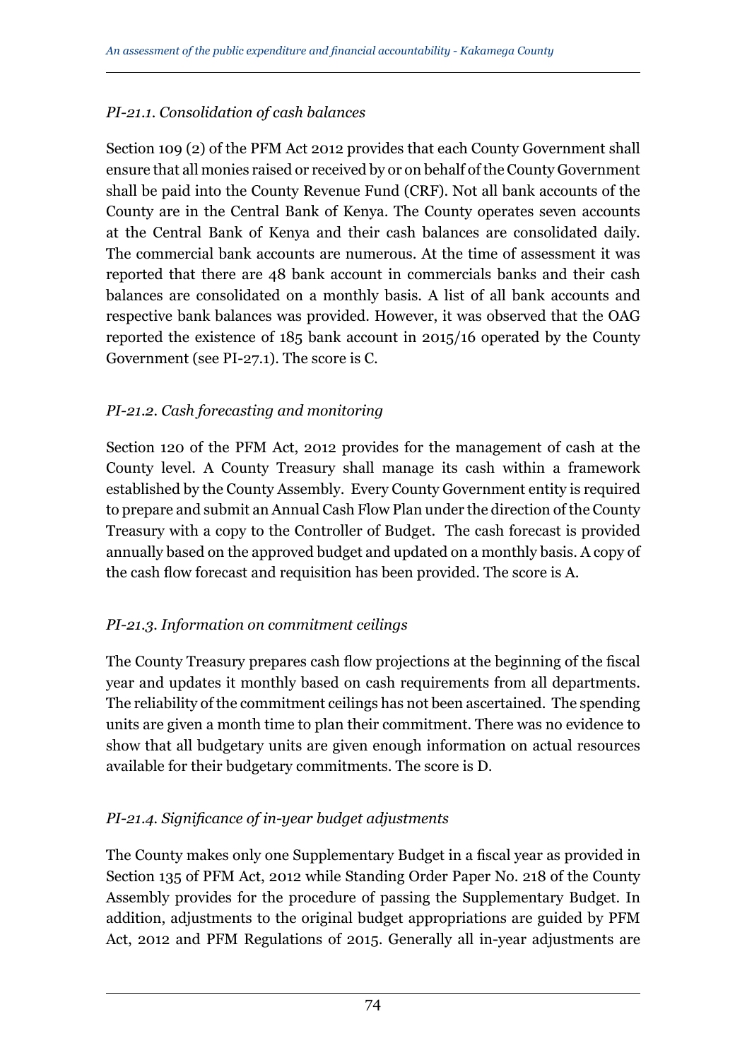*PI-21.1. Consolidation of cash balances*

Section 109 (2) of the PFM Act 2012 provides that each County Government shall ensure that all monies raised or received by or on behalf of the County Government shall be paid into the County Revenue Fund (CRF). Not all bank accounts of the County are in the Central Bank of Kenya. The County operates seven accounts at the Central Bank of Kenya and their cash balances are consolidated daily. The commercial bank accounts are numerous. At the time of assessment it was reported that there are 48 bank account in commercials banks and their cash balances are consolidated on a monthly basis. A list of all bank accounts and respective bank balances was provided. However, it was observed that the OAG reported the existence of 185 bank account in 2015/16 operated by the County Government (see PI-27.1). The score is C.

*PI-21.2. Cash forecasting and monitoring*

Section 120 of the PFM Act, 2012 provides for the management of cash at the County level. A County Treasury shall manage its cash within a framework established by the County Assembly. Every County Government entity is required to prepare and submit an Annual Cash Flow Plan under the direction of the County Treasury with a copy to the Controller of Budget. The cash forecast is provided annually based on the approved budget and updated on a monthly basis. A copy of the cash flow forecast and requisition has been provided. The score is A.

*PI-21.3. Information on commitment ceilings*

The County Treasury prepares cash flow projections at the beginning of the fiscal year and updates it monthly based on cash requirements from all departments. The reliability of the commitment ceilings has not been ascertained. The spending units are given a month time to plan their commitment. There was no evidence to show that all budgetary units are given enough information on actual resources available for their budgetary commitments. The score is D.

*PI-21.4. Significance of in-year budget adjustments*

The County makes only one Supplementary Budget in a fiscal year as provided in Section 135 of PFM Act, 2012 while Standing Order Paper No. 218 of the County Assembly provides for the procedure of passing the Supplementary Budget. In addition, adjustments to the original budget appropriations are guided by PFM Act, 2012 and PFM Regulations of 2015. Generally all in-year adjustments are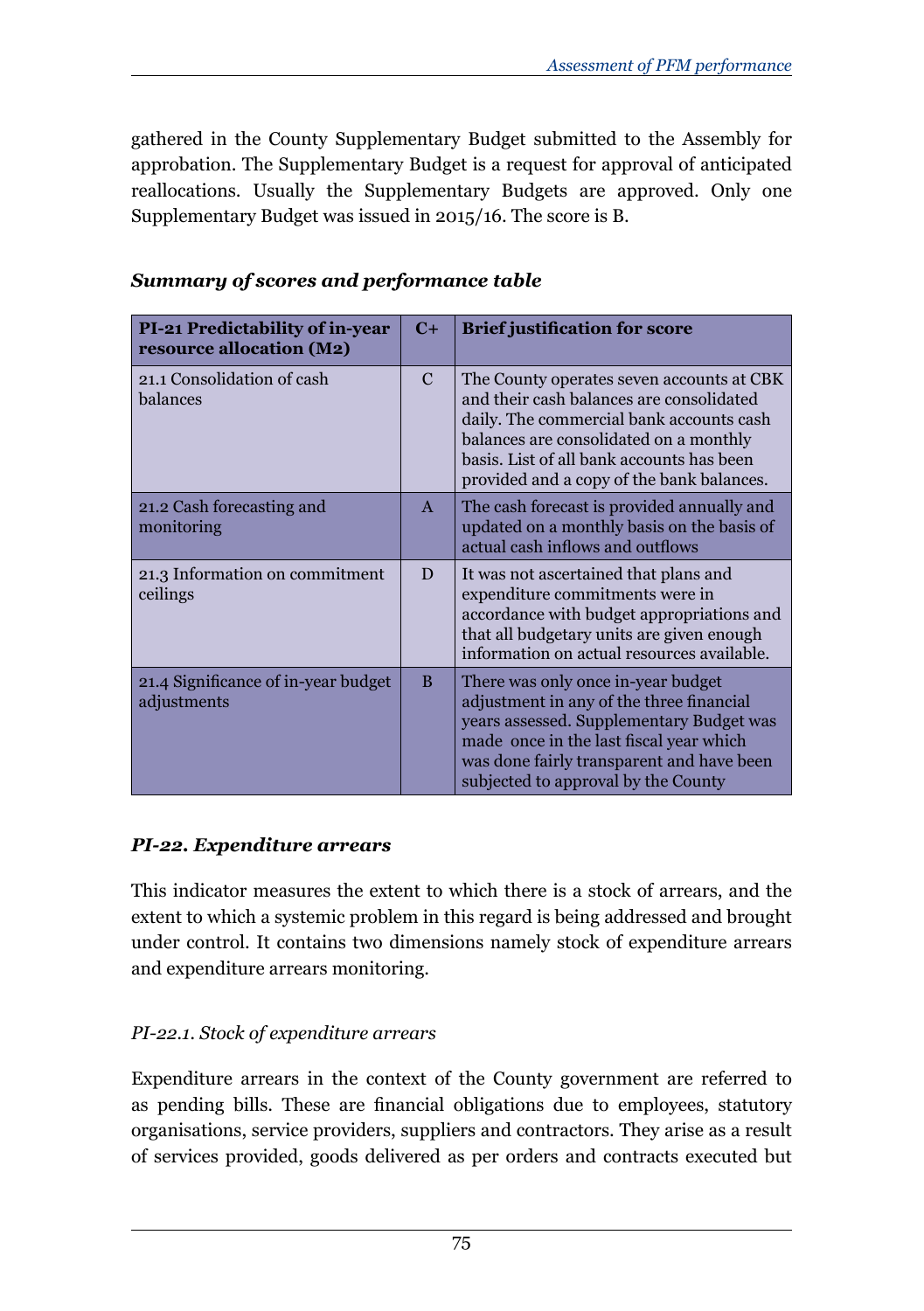gathered in the County Supplementary Budget submitted to the Assembly for approbation. The Supplementary Budget is a request for approval of anticipated reallocations. Usually the Supplementary Budgets are approved. Only one Supplementary Budget was issued in 2015/16. The score is B.

***Summary of scores and performance table***

| **PI-21 Predictability of in-year resource allocation (M2)** | **C+** | **Brief justification for score** |
|---|---|---|
| 21.1 Consolidation of cash balances | C | The County operates seven accounts at CBK and their cash balances are consolidated daily. The commercial bank accounts cash balances are consolidated on a monthly basis. List of all bank accounts has been provided and a copy of the bank balances. |
| 21.2 Cash forecasting and monitoring | A | The cash forecast is provided annually and updated on a monthly basis on the basis of actual cash inflows and outflows |
| 21.3 Information on commitment ceilings | D | It was not ascertained that plans and expenditure commitments were in accordance with budget appropriations and that all budgetary units are given enough information on actual resources available. |
| 21.4 Significance of in-year budget adjustments | B | There was only once in-year budget adjustment in any of the three financial years assessed. Supplementary Budget was made once in the last fiscal year which was done fairly transparent and have been subjected to approval by the County |

### *PI-22. Expenditure arrears*

This indicator measures the extent to which there is a stock of arrears, and the extent to which a systemic problem in this regard is being addressed and brought under control. It contains two dimensions namely stock of expenditure arrears and expenditure arrears monitoring.

#### *PI-22.1. Stock of expenditure arrears*

Expenditure arrears in the context of the County government are referred to as pending bills. These are financial obligations due to employees, statutory organisations, service providers, suppliers and contractors. They arise as a result of services provided, goods delivered as per orders and contracts executed but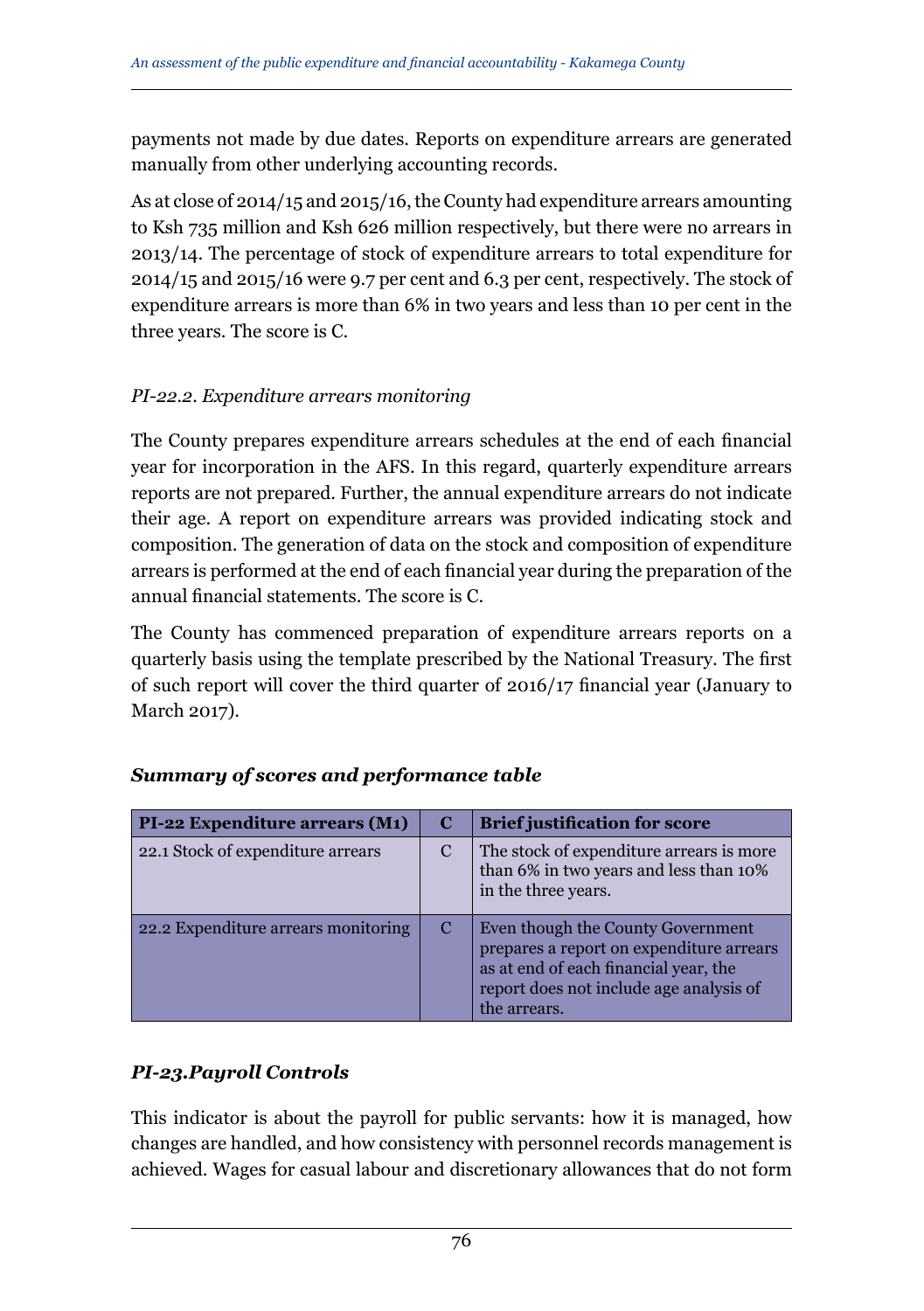payments not made by due dates. Reports on expenditure arrears are generated manually from other underlying accounting records.

As at close of 2014/15 and 2015/16, the County had expenditure arrears amounting to Ksh 735 million and Ksh 626 million respectively, but there were no arrears in 2013/14. The percentage of stock of expenditure arrears to total expenditure for 2014/15 and 2015/16 were 9.7 per cent and 6.3 per cent, respectively. The stock of expenditure arrears is more than 6% in two years and less than 10 per cent in the three years. The score is C.

*PI-22.2. Expenditure arrears monitoring*

The County prepares expenditure arrears schedules at the end of each financial year for incorporation in the AFS. In this regard, quarterly expenditure arrears reports are not prepared. Further, the annual expenditure arrears do not indicate their age. A report on expenditure arrears was provided indicating stock and composition. The generation of data on the stock and composition of expenditure arrears is performed at the end of each financial year during the preparation of the annual financial statements. The score is C.

The County has commenced preparation of expenditure arrears reports on a quarterly basis using the template prescribed by the National Treasury. The first of such report will cover the third quarter of 2016/17 financial year (January to March 2017).

***Summary of scores and performance table***

| PI-22 Expenditure arrears (M1) | C | Brief justification for score |
|---|---|---|
| 22.1 Stock of expenditure arrears | C | The stock of expenditure arrears is more than 6% in two years and less than 10% in the three years. |
| 22.2 Expenditure arrears monitoring | C | Even though the County Government prepares a report on expenditure arrears as at end of each financial year, the report does not include age analysis of the arrears. |

## *PI-23.Payroll Controls*

This indicator is about the payroll for public servants: how it is managed, how changes are handled, and how consistency with personnel records management is achieved. Wages for casual labour and discretionary allowances that do not form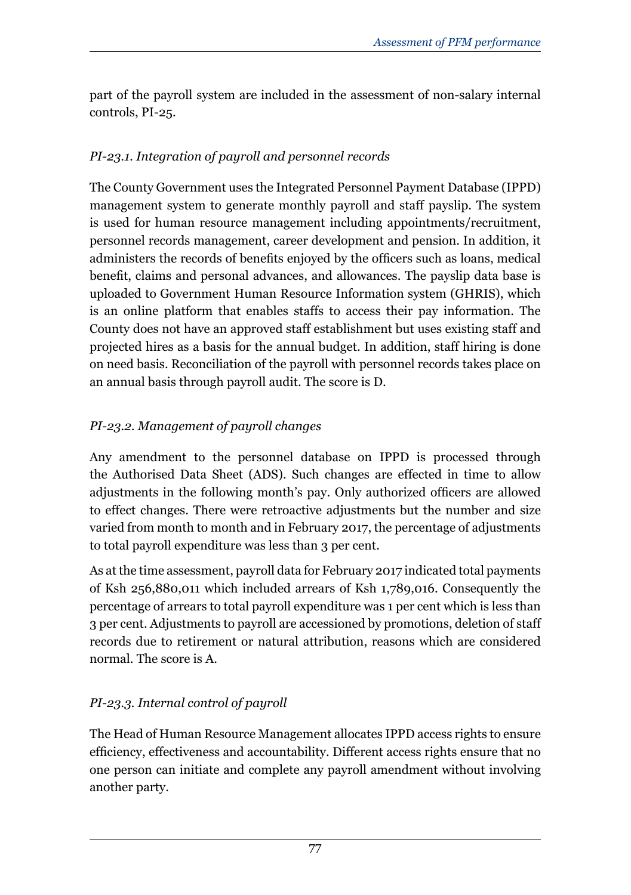part of the payroll system are included in the assessment of non-salary internal controls, PI-25.

*PI-23.1. Integration of payroll and personnel records*

The County Government uses the Integrated Personnel Payment Database (IPPD) management system to generate monthly payroll and staff payslip. The system is used for human resource management including appointments/recruitment, personnel records management, career development and pension. In addition, it administers the records of benefits enjoyed by the officers such as loans, medical benefit, claims and personal advances, and allowances. The payslip data base is uploaded to Government Human Resource Information system (GHRIS), which is an online platform that enables staffs to access their pay information. The County does not have an approved staff establishment but uses existing staff and projected hires as a basis for the annual budget. In addition, staff hiring is done on need basis. Reconciliation of the payroll with personnel records takes place on an annual basis through payroll audit. The score is D.

*PI-23.2. Management of payroll changes*

Any amendment to the personnel database on IPPD is processed through the Authorised Data Sheet (ADS). Such changes are effected in time to allow adjustments in the following month's pay. Only authorized officers are allowed to effect changes. There were retroactive adjustments but the number and size varied from month to month and in February 2017, the percentage of adjustments to total payroll expenditure was less than 3 per cent.

As at the time assessment, payroll data for February 2017 indicated total payments of Ksh 256,880,011 which included arrears of Ksh 1,789,016. Consequently the percentage of arrears to total payroll expenditure was 1 per cent which is less than 3 per cent. Adjustments to payroll are accessioned by promotions, deletion of staff records due to retirement or natural attribution, reasons which are considered normal. The score is A.

*PI-23.3. Internal control of payroll*

The Head of Human Resource Management allocates IPPD access rights to ensure efficiency, effectiveness and accountability. Different access rights ensure that no one person can initiate and complete any payroll amendment without involving another party.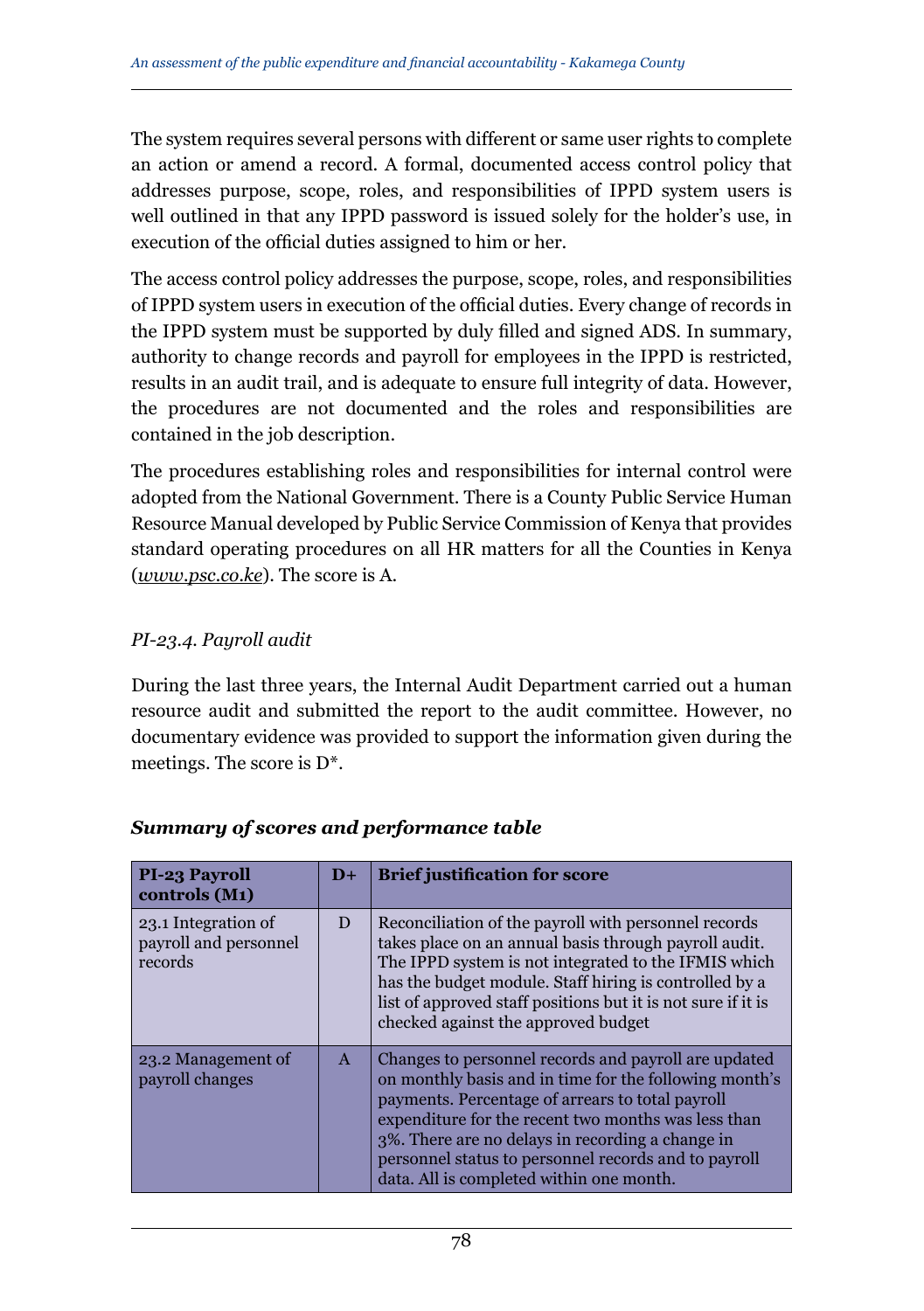The system requires several persons with different or same user rights to complete an action or amend a record. A formal, documented access control policy that addresses purpose, scope, roles, and responsibilities of IPPD system users is well outlined in that any IPPD password is issued solely for the holder's use, in execution of the official duties assigned to him or her.

The access control policy addresses the purpose, scope, roles, and responsibilities of IPPD system users in execution of the official duties. Every change of records in the IPPD system must be supported by duly filled and signed ADS. In summary, authority to change records and payroll for employees in the IPPD is restricted, results in an audit trail, and is adequate to ensure full integrity of data. However, the procedures are not documented and the roles and responsibilities are contained in the job description.

The procedures establishing roles and responsibilities for internal control were adopted from the National Government. There is a County Public Service Human Resource Manual developed by Public Service Commission of Kenya that provides standard operating procedures on all HR matters for all the Counties in Kenya (*www.psc.co.ke*). The score is A.

### *PI-23.4. Payroll audit*

During the last three years, the Internal Audit Department carried out a human resource audit and submitted the report to the audit committee. However, no documentary evidence was provided to support the information given during the meetings. The score is D*.

### ***Summary of scores and performance table***

| **PI-23 Payroll controls (M1)** | **D+** | **Brief justification for score** |
|---|---|---|
| 23.1 Integration of payroll and personnel records | D | Reconciliation of the payroll with personnel records takes place on an annual basis through payroll audit. The IPPD system is not integrated to the IFMIS which has the budget module. Staff hiring is controlled by a list of approved staff positions but it is not sure if it is checked against the approved budget |
| 23.2 Management of payroll changes | A | Changes to personnel records and payroll are updated on monthly basis and in time for the following month's payments. Percentage of arrears to total payroll expenditure for the recent two months was less than 3%. There are no delays in recording a change in personnel status to personnel records and to payroll data. All is completed within one month. |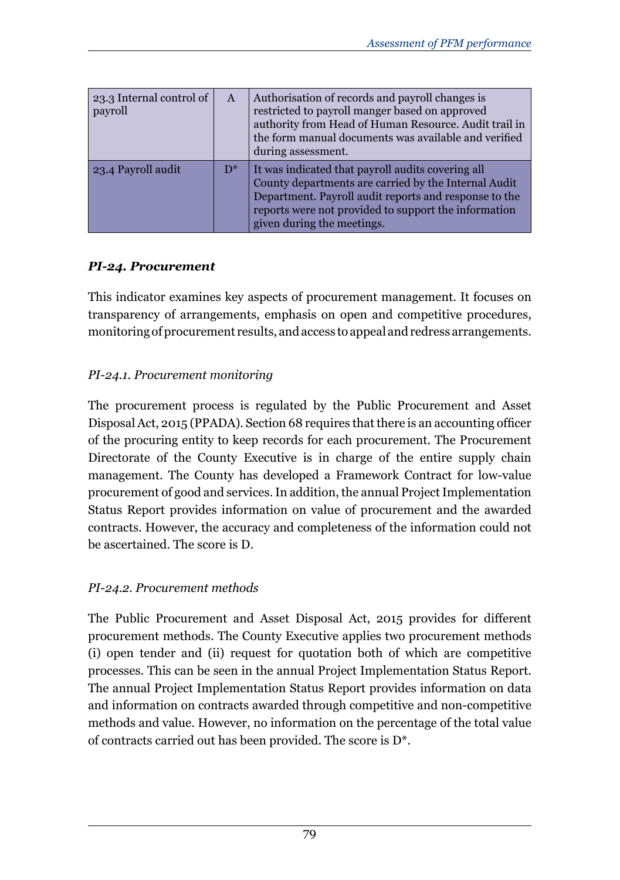| 23.3 Internal control of payroll | A | Authorisation of records and payroll changes is restricted to payroll manger based on approved authority from Head of Human Resource. Audit trail in the form manual documents was available and verified during assessment. |
|---|---|---|
| 23.4 Payroll audit | D* | It was indicated that payroll audits covering all County departments are carried by the Internal Audit Department. Payroll audit reports and response to the reports were not provided to support the information given during the meetings. |

### *PI-24. Procurement*

This indicator examines key aspects of procurement management. It focuses on transparency of arrangements, emphasis on open and competitive procedures, monitoring of procurement results, and access to appeal and redress arrangements.

#### *PI-24.1. Procurement monitoring*

The procurement process is regulated by the Public Procurement and Asset Disposal Act, 2015 (PPADA). Section 68 requires that there is an accounting officer of the procuring entity to keep records for each procurement. The Procurement Directorate of the County Executive is in charge of the entire supply chain management. The County has developed a Framework Contract for low-value procurement of good and services. In addition, the annual Project Implementation Status Report provides information on value of procurement and the awarded contracts. However, the accuracy and completeness of the information could not be ascertained. The score is D.

#### *PI-24.2. Procurement methods*

The Public Procurement and Asset Disposal Act, 2015 provides for different procurement methods. The County Executive applies two procurement methods (i) open tender and (ii) request for quotation both of which are competitive processes. This can be seen in the annual Project Implementation Status Report. The annual Project Implementation Status Report provides information on data and information on contracts awarded through competitive and non-competitive methods and value. However, no information on the percentage of the total value of contracts carried out has been provided. The score is D*.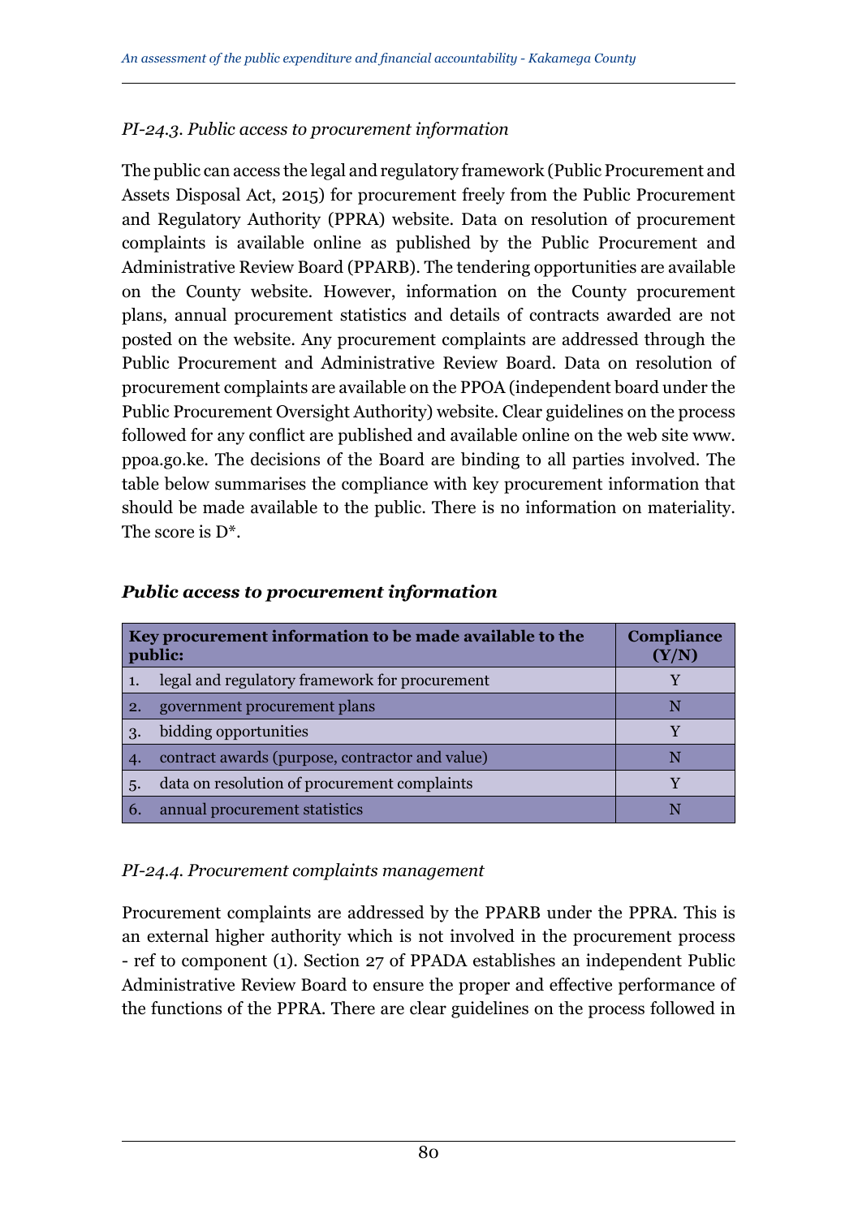*PI-24.3. Public access to procurement information*

The public can access the legal and regulatory framework (Public Procurement and Assets Disposal Act, 2015) for procurement freely from the Public Procurement and Regulatory Authority (PPRA) website. Data on resolution of procurement complaints is available online as published by the Public Procurement and Administrative Review Board (PPARB). The tendering opportunities are available on the County website. However, information on the County procurement plans, annual procurement statistics and details of contracts awarded are not posted on the website. Any procurement complaints are addressed through the Public Procurement and Administrative Review Board. Data on resolution of procurement complaints are available on the PPOA (independent board under the Public Procurement Oversight Authority) website. Clear guidelines on the process followed for any conflict are published and available online on the web site www.ppoa.go.ke. The decisions of the Board are binding to all parties involved. The table below summarises the compliance with key procurement information that should be made available to the public. There is no information on materiality. The score is D*.

***Public access to procurement information***

| Key procurement information to be made available to the public: | Compliance (Y/N) |
|---|---|
| 1. legal and regulatory framework for procurement | Y |
| 2. government procurement plans | N |
| 3. bidding opportunities | Y |
| 4. contract awards (purpose, contractor and value) | N |
| 5. data on resolution of procurement complaints | Y |
| 6. annual procurement statistics | N |

*PI-24.4. Procurement complaints management*

Procurement complaints are addressed by the PPARB under the PPRA. This is an external higher authority which is not involved in the procurement process - ref to component (1). Section 27 of PPADA establishes an independent Public Administrative Review Board to ensure the proper and effective performance of the functions of the PPRA. There are clear guidelines on the process followed in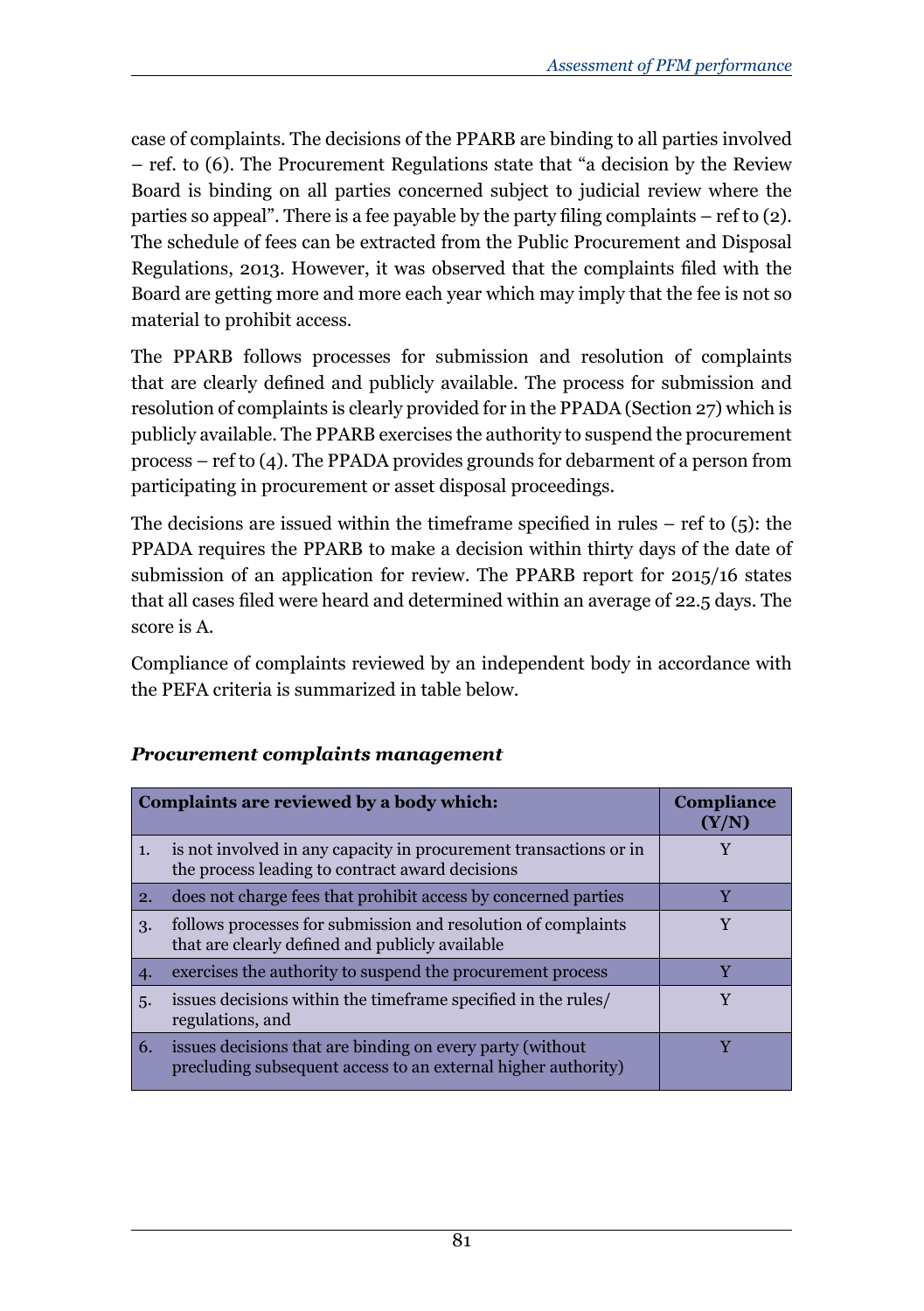case of complaints. The decisions of the PPARB are binding to all parties involved – ref. to (6). The Procurement Regulations state that "a decision by the Review Board is binding on all parties concerned subject to judicial review where the parties so appeal". There is a fee payable by the party filing complaints – ref to (2). The schedule of fees can be extracted from the Public Procurement and Disposal Regulations, 2013. However, it was observed that the complaints filed with the Board are getting more and more each year which may imply that the fee is not so material to prohibit access.

The PPARB follows processes for submission and resolution of complaints that are clearly defined and publicly available. The process for submission and resolution of complaints is clearly provided for in the PPADA (Section 27) which is publicly available. The PPARB exercises the authority to suspend the procurement process – ref to (4). The PPADA provides grounds for debarment of a person from participating in procurement or asset disposal proceedings.

The decisions are issued within the timeframe specified in rules – ref to (5): the PPADA requires the PPARB to make a decision within thirty days of the date of submission of an application for review. The PPARB report for 2015/16 states that all cases filed were heard and determined within an average of 22.5 days. The score is A.

Compliance of complaints reviewed by an independent body in accordance with the PEFA criteria is summarized in table below.

***Procurement complaints management***

| Complaints are reviewed by a body which: | | Compliance (Y/N) |
|---|---|---|
| 1. | is not involved in any capacity in procurement transactions or in the process leading to contract award decisions | Y |
| 2. | does not charge fees that prohibit access by concerned parties | Y |
| 3. | follows processes for submission and resolution of complaints that are clearly defined and publicly available | Y |
| 4. | exercises the authority to suspend the procurement process | Y |
| 5. | issues decisions within the timeframe specified in the rules/ regulations, and | Y |
| 6. | issues decisions that are binding on every party (without precluding subsequent access to an external higher authority) | Y |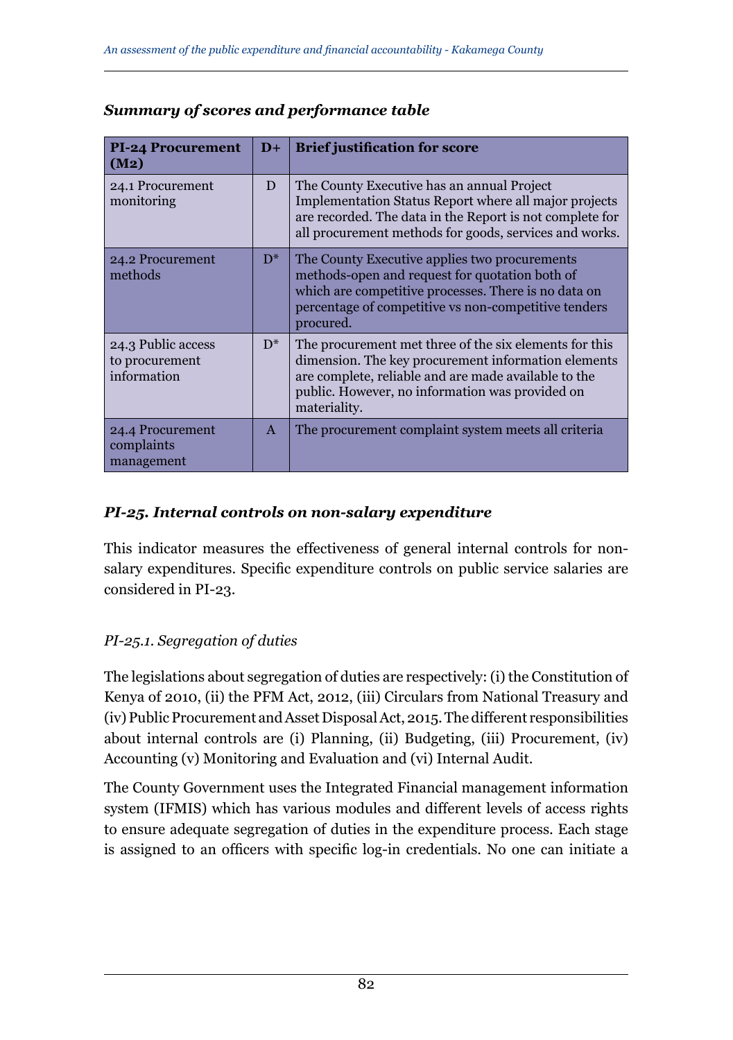### *Summary of scores and performance table*

| PI-24 Procurement (M2) | D+ | Brief justification for score |
|---|---|---|
| 24.1 Procurement monitoring | D | The County Executive has an annual Project Implementation Status Report where all major projects are recorded. The data in the Report is not complete for all procurement methods for goods, services and works. |
| 24.2 Procurement methods | D* | The County Executive applies two procurements methods-open and request for quotation both of which are competitive processes. There is no data on percentage of competitive vs non-competitive tenders procured. |
| 24.3 Public access to procurement information | D* | The procurement met three of the six elements for this dimension. The key procurement information elements are complete, reliable and are made available to the public. However, no information was provided on materiality. |
| 24.4 Procurement complaints management | A | The procurement complaint system meets all criteria |

### *PI-25. Internal controls on non-salary expenditure*

This indicator measures the effectiveness of general internal controls for non-salary expenditures. Specific expenditure controls on public service salaries are considered in PI-23.

#### *PI-25.1. Segregation of duties*

The legislations about segregation of duties are respectively: (i) the Constitution of Kenya of 2010, (ii) the PFM Act, 2012, (iii) Circulars from National Treasury and (iv) Public Procurement and Asset Disposal Act, 2015. The different responsibilities about internal controls are (i) Planning, (ii) Budgeting, (iii) Procurement, (iv) Accounting (v) Monitoring and Evaluation and (vi) Internal Audit.

The County Government uses the Integrated Financial management information system (IFMIS) which has various modules and different levels of access rights to ensure adequate segregation of duties in the expenditure process. Each stage is assigned to an officers with specific log-in credentials. No one can initiate a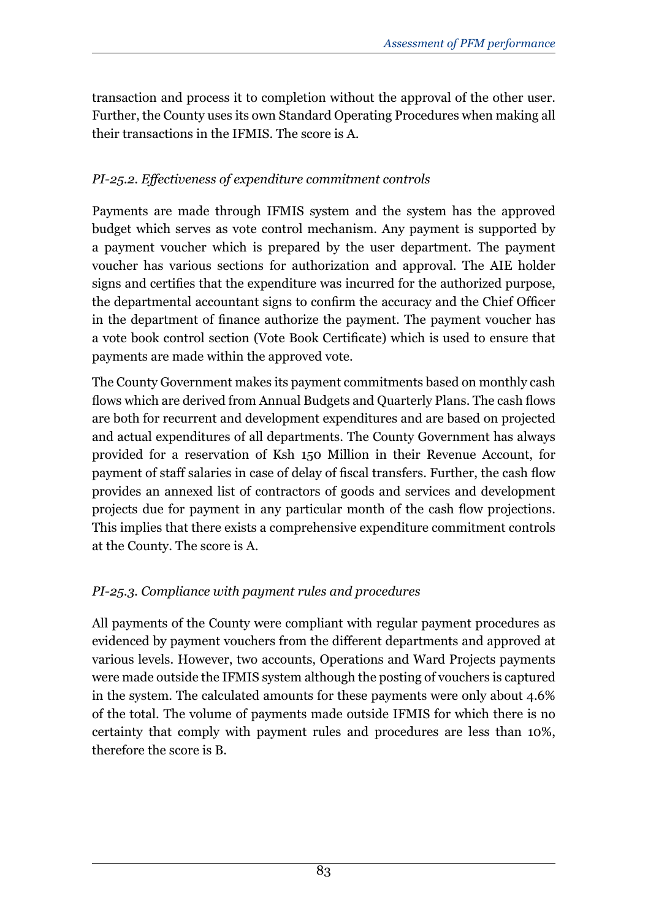transaction and process it to completion without the approval of the other user. Further, the County uses its own Standard Operating Procedures when making all their transactions in the IFMIS. The score is A.

*PI-25.2. Effectiveness of expenditure commitment controls*

Payments are made through IFMIS system and the system has the approved budget which serves as vote control mechanism. Any payment is supported by a payment voucher which is prepared by the user department. The payment voucher has various sections for authorization and approval. The AIE holder signs and certifies that the expenditure was incurred for the authorized purpose, the departmental accountant signs to confirm the accuracy and the Chief Officer in the department of finance authorize the payment. The payment voucher has a vote book control section (Vote Book Certificate) which is used to ensure that payments are made within the approved vote.

The County Government makes its payment commitments based on monthly cash flows which are derived from Annual Budgets and Quarterly Plans. The cash flows are both for recurrent and development expenditures and are based on projected and actual expenditures of all departments. The County Government has always provided for a reservation of Ksh 150 Million in their Revenue Account, for payment of staff salaries in case of delay of fiscal transfers. Further, the cash flow provides an annexed list of contractors of goods and services and development projects due for payment in any particular month of the cash flow projections. This implies that there exists a comprehensive expenditure commitment controls at the County. The score is A.

*PI-25.3. Compliance with payment rules and procedures*

All payments of the County were compliant with regular payment procedures as evidenced by payment vouchers from the different departments and approved at various levels. However, two accounts, Operations and Ward Projects payments were made outside the IFMIS system although the posting of vouchers is captured in the system. The calculated amounts for these payments were only about 4.6% of the total. The volume of payments made outside IFMIS for which there is no certainty that comply with payment rules and procedures are less than 10%, therefore the score is B.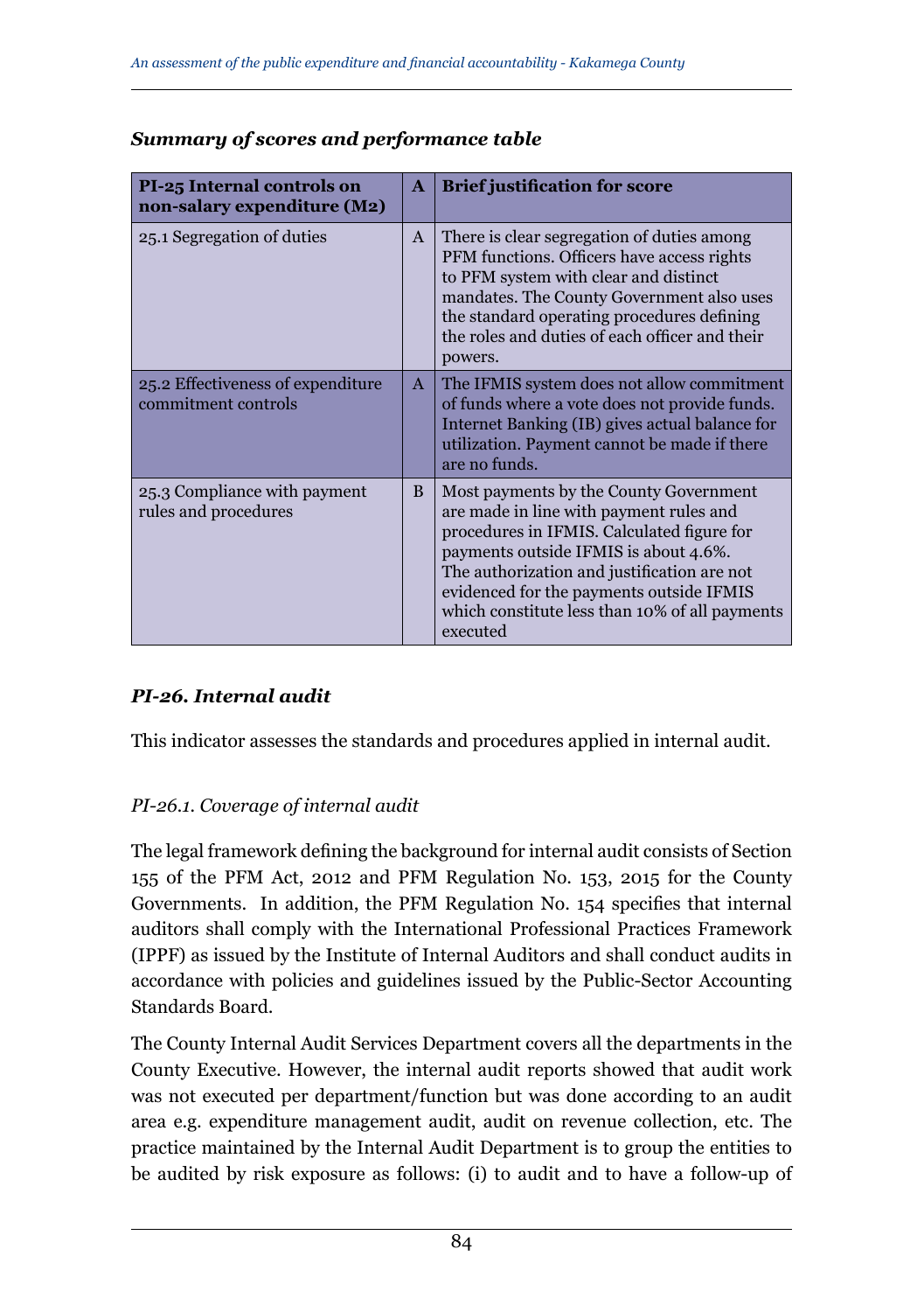***Summary of scores and performance table***

| **PI-25 Internal controls on non-salary expenditure (M2)** | **A** | **Brief justification for score** |
|---|---|---|
| 25.1 Segregation of duties | A | There is clear segregation of duties among PFM functions. Officers have access rights to PFM system with clear and distinct mandates. The County Government also uses the standard operating procedures defining the roles and duties of each officer and their powers. |
| 25.2 Effectiveness of expenditure commitment controls | A | The IFMIS system does not allow commitment of funds where a vote does not provide funds. Internet Banking (IB) gives actual balance for utilization. Payment cannot be made if there are no funds. |
| 25.3 Compliance with payment rules and procedures | B | Most payments by the County Government are made in line with payment rules and procedures in IFMIS. Calculated figure for payments outside IFMIS is about 4.6%. The authorization and justification are not evidenced for the payments outside IFMIS which constitute less than 10% of all payments executed |

### *PI-26. Internal audit*

This indicator assesses the standards and procedures applied in internal audit.

*PI-26.1. Coverage of internal audit*

The legal framework defining the background for internal audit consists of Section 155 of the PFM Act, 2012 and PFM Regulation No. 153, 2015 for the County Governments. In addition, the PFM Regulation No. 154 specifies that internal auditors shall comply with the International Professional Practices Framework (IPPF) as issued by the Institute of Internal Auditors and shall conduct audits in accordance with policies and guidelines issued by the Public-Sector Accounting Standards Board.

The County Internal Audit Services Department covers all the departments in the County Executive. However, the internal audit reports showed that audit work was not executed per department/function but was done according to an audit area e.g. expenditure management audit, audit on revenue collection, etc. The practice maintained by the Internal Audit Department is to group the entities to be audited by risk exposure as follows: (i) to audit and to have a follow-up of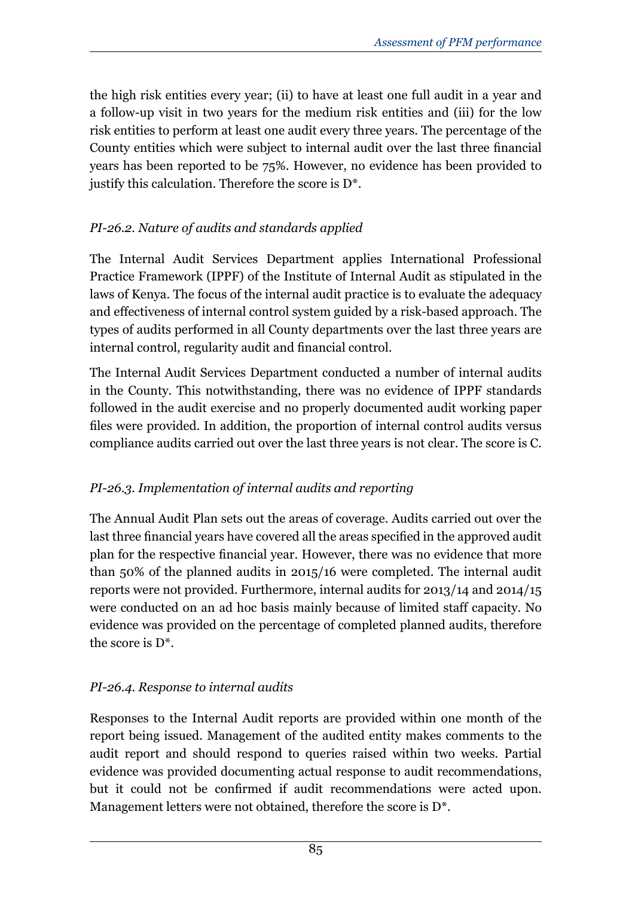the high risk entities every year; (ii) to have at least one full audit in a year and a follow-up visit in two years for the medium risk entities and (iii) for the low risk entities to perform at least one audit every three years. The percentage of the County entities which were subject to internal audit over the last three financial years has been reported to be 75%. However, no evidence has been provided to justify this calculation. Therefore the score is D*.

*PI-26.2. Nature of audits and standards applied*

The Internal Audit Services Department applies International Professional Practice Framework (IPPF) of the Institute of Internal Audit as stipulated in the laws of Kenya. The focus of the internal audit practice is to evaluate the adequacy and effectiveness of internal control system guided by a risk-based approach. The types of audits performed in all County departments over the last three years are internal control, regularity audit and financial control.

The Internal Audit Services Department conducted a number of internal audits in the County. This notwithstanding, there was no evidence of IPPF standards followed in the audit exercise and no properly documented audit working paper files were provided. In addition, the proportion of internal control audits versus compliance audits carried out over the last three years is not clear. The score is C.

*PI-26.3. Implementation of internal audits and reporting*

The Annual Audit Plan sets out the areas of coverage. Audits carried out over the last three financial years have covered all the areas specified in the approved audit plan for the respective financial year. However, there was no evidence that more than 50% of the planned audits in 2015/16 were completed. The internal audit reports were not provided. Furthermore, internal audits for 2013/14 and 2014/15 were conducted on an ad hoc basis mainly because of limited staff capacity. No evidence was provided on the percentage of completed planned audits, therefore the score is D*.

*PI-26.4. Response to internal audits*

Responses to the Internal Audit reports are provided within one month of the report being issued. Management of the audited entity makes comments to the audit report and should respond to queries raised within two weeks. Partial evidence was provided documenting actual response to audit recommendations, but it could not be confirmed if audit recommendations were acted upon. Management letters were not obtained, therefore the score is D*.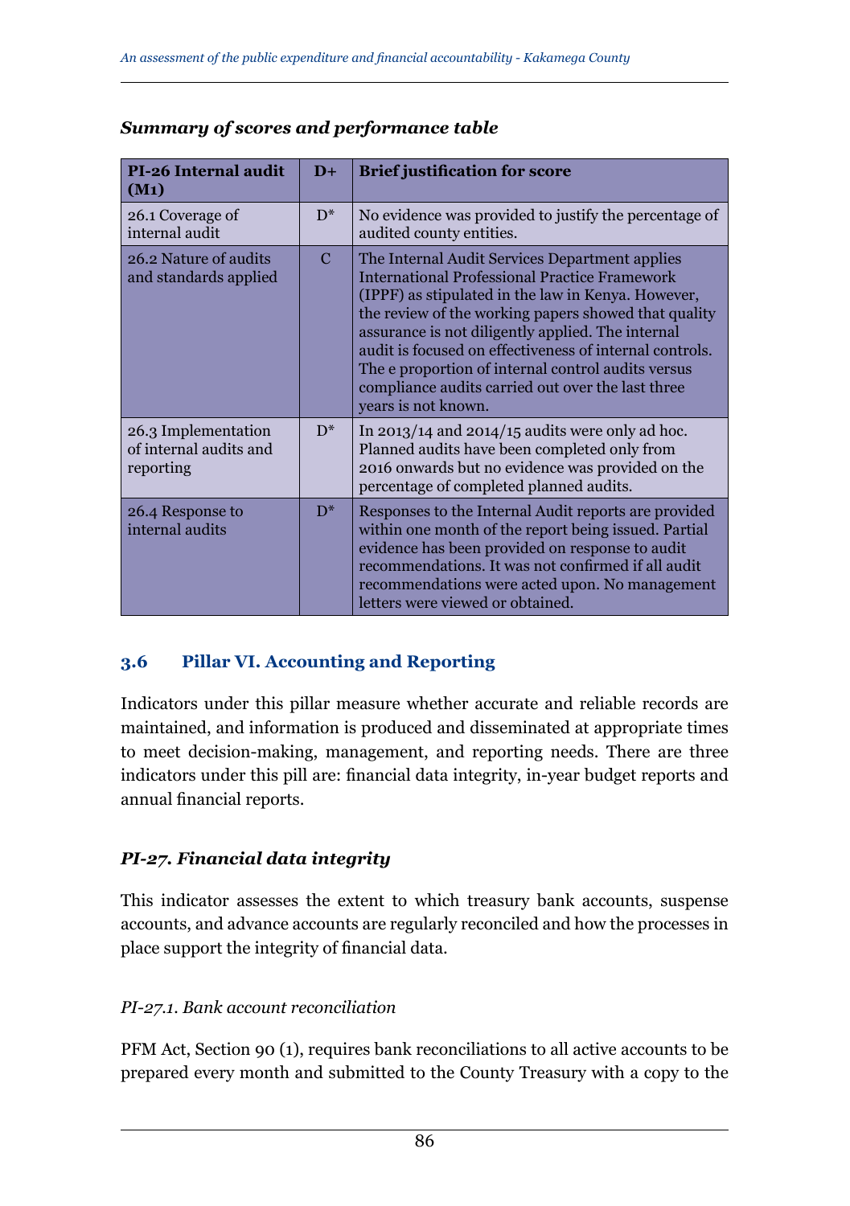***Summary of scores and performance table***

| PI-26 Internal audit (M1) | D+ | Brief justification for score |
|---|---|---|
| 26.1 Coverage of internal audit | D* | No evidence was provided to justify the percentage of audited county entities. |
| 26.2 Nature of audits and standards applied | C | The Internal Audit Services Department applies International Professional Practice Framework (IPPF) as stipulated in the law in Kenya. However, the review of the working papers showed that quality assurance is not diligently applied. The internal audit is focused on effectiveness of internal controls. The e proportion of internal control audits versus compliance audits carried out over the last three years is not known. |
| 26.3 Implementation of internal audits and reporting | D* | In 2013/14 and 2014/15 audits were only ad hoc. Planned audits have been completed only from 2016 onwards but no evidence was provided on the percentage of completed planned audits. |
| 26.4 Response to internal audits | D* | Responses to the Internal Audit reports are provided within one month of the report being issued. Partial evidence has been provided on response to audit recommendations. It was not confirmed if all audit recommendations were acted upon. No management letters were viewed or obtained. |

## 3.6 Pillar VI. Accounting and Reporting

Indicators under this pillar measure whether accurate and reliable records are maintained, and information is produced and disseminated at appropriate times to meet decision-making, management, and reporting needs. There are three indicators under this pill are: financial data integrity, in-year budget reports and annual financial reports.

### *PI-27. Financial data integrity*

This indicator assesses the extent to which treasury bank accounts, suspense accounts, and advance accounts are regularly reconciled and how the processes in place support the integrity of financial data.

*PI-27.1. Bank account reconciliation*

PFM Act, Section 90 (1), requires bank reconciliations to all active accounts to be prepared every month and submitted to the County Treasury with a copy to the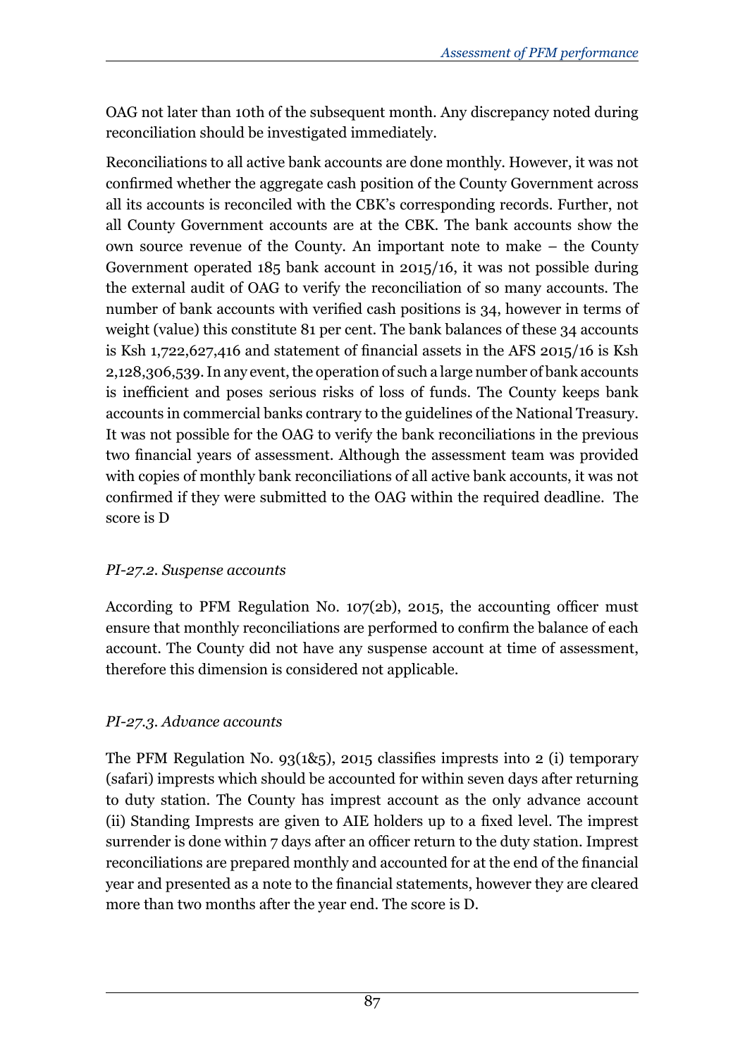OAG not later than 10th of the subsequent month. Any discrepancy noted during reconciliation should be investigated immediately.

Reconciliations to all active bank accounts are done monthly. However, it was not confirmed whether the aggregate cash position of the County Government across all its accounts is reconciled with the CBK's corresponding records. Further, not all County Government accounts are at the CBK. The bank accounts show the own source revenue of the County. An important note to make – the County Government operated 185 bank account in 2015/16, it was not possible during the external audit of OAG to verify the reconciliation of so many accounts. The number of bank accounts with verified cash positions is 34, however in terms of weight (value) this constitute 81 per cent. The bank balances of these 34 accounts is Ksh 1,722,627,416 and statement of financial assets in the AFS 2015/16 is Ksh 2,128,306,539. In any event, the operation of such a large number of bank accounts is inefficient and poses serious risks of loss of funds. The County keeps bank accounts in commercial banks contrary to the guidelines of the National Treasury. It was not possible for the OAG to verify the bank reconciliations in the previous two financial years of assessment. Although the assessment team was provided with copies of monthly bank reconciliations of all active bank accounts, it was not confirmed if they were submitted to the OAG within the required deadline. The score is D

### *PI-27.2. Suspense accounts*

According to PFM Regulation No. 107(2b), 2015, the accounting officer must ensure that monthly reconciliations are performed to confirm the balance of each account. The County did not have any suspense account at time of assessment, therefore this dimension is considered not applicable.

### *PI-27.3. Advance accounts*

The PFM Regulation No. 93(1&5), 2015 classifies imprests into 2 (i) temporary (safari) imprests which should be accounted for within seven days after returning to duty station. The County has imprest account as the only advance account (ii) Standing Imprests are given to AIE holders up to a fixed level. The imprest surrender is done within 7 days after an officer return to the duty station. Imprest reconciliations are prepared monthly and accounted for at the end of the financial year and presented as a note to the financial statements, however they are cleared more than two months after the year end. The score is D.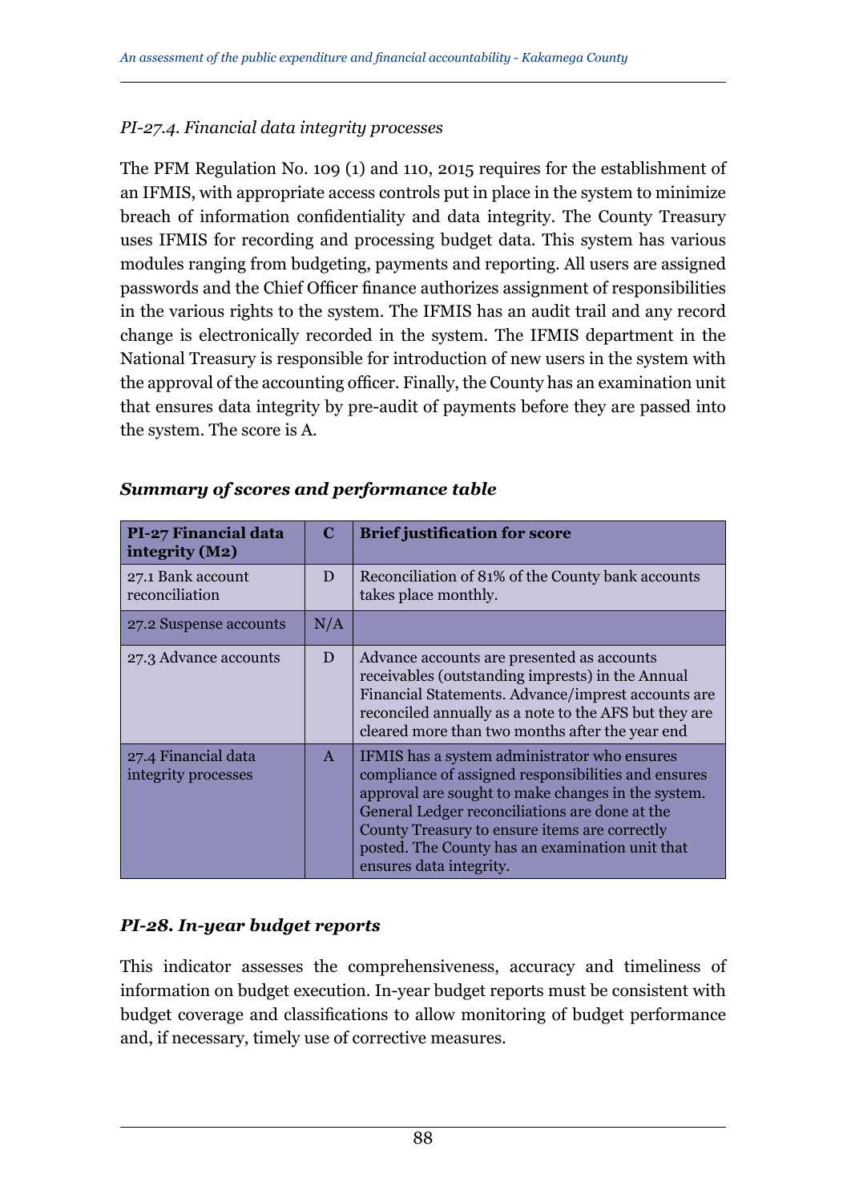*PI-27.4. Financial data integrity processes*

The PFM Regulation No. 109 (1) and 110, 2015 requires for the establishment of an IFMIS, with appropriate access controls put in place in the system to minimize breach of information confidentiality and data integrity. The County Treasury uses IFMIS for recording and processing budget data. This system has various modules ranging from budgeting, payments and reporting. All users are assigned passwords and the Chief Officer finance authorizes assignment of responsibilities in the various rights to the system. The IFMIS has an audit trail and any record change is electronically recorded in the system. The IFMIS department in the National Treasury is responsible for introduction of new users in the system with the approval of the accounting officer. Finally, the County has an examination unit that ensures data integrity by pre-audit of payments before they are passed into the system. The score is A.

***Summary of scores and performance table***

| PI-27 Financial data integrity (M2) | C | Brief justification for score |
|---|---|---|
| 27.1 Bank account reconciliation | D | Reconciliation of 81% of the County bank accounts takes place monthly. |
| 27.2 Suspense accounts | N/A | |
| 27.3 Advance accounts | D | Advance accounts are presented as accounts receivables (outstanding imprests) in the Annual Financial Statements. Advance/imprest accounts are reconciled annually as a note to the AFS but they are cleared more than two months after the year end |
| 27.4 Financial data integrity processes | A | IFMIS has a system administrator who ensures compliance of assigned responsibilities and ensures approval are sought to make changes in the system. General Ledger reconciliations are done at the County Treasury to ensure items are correctly posted. The County has an examination unit that ensures data integrity. |

***PI-28. In-year budget reports***

This indicator assesses the comprehensiveness, accuracy and timeliness of information on budget execution. In-year budget reports must be consistent with budget coverage and classifications to allow monitoring of budget performance and, if necessary, timely use of corrective measures.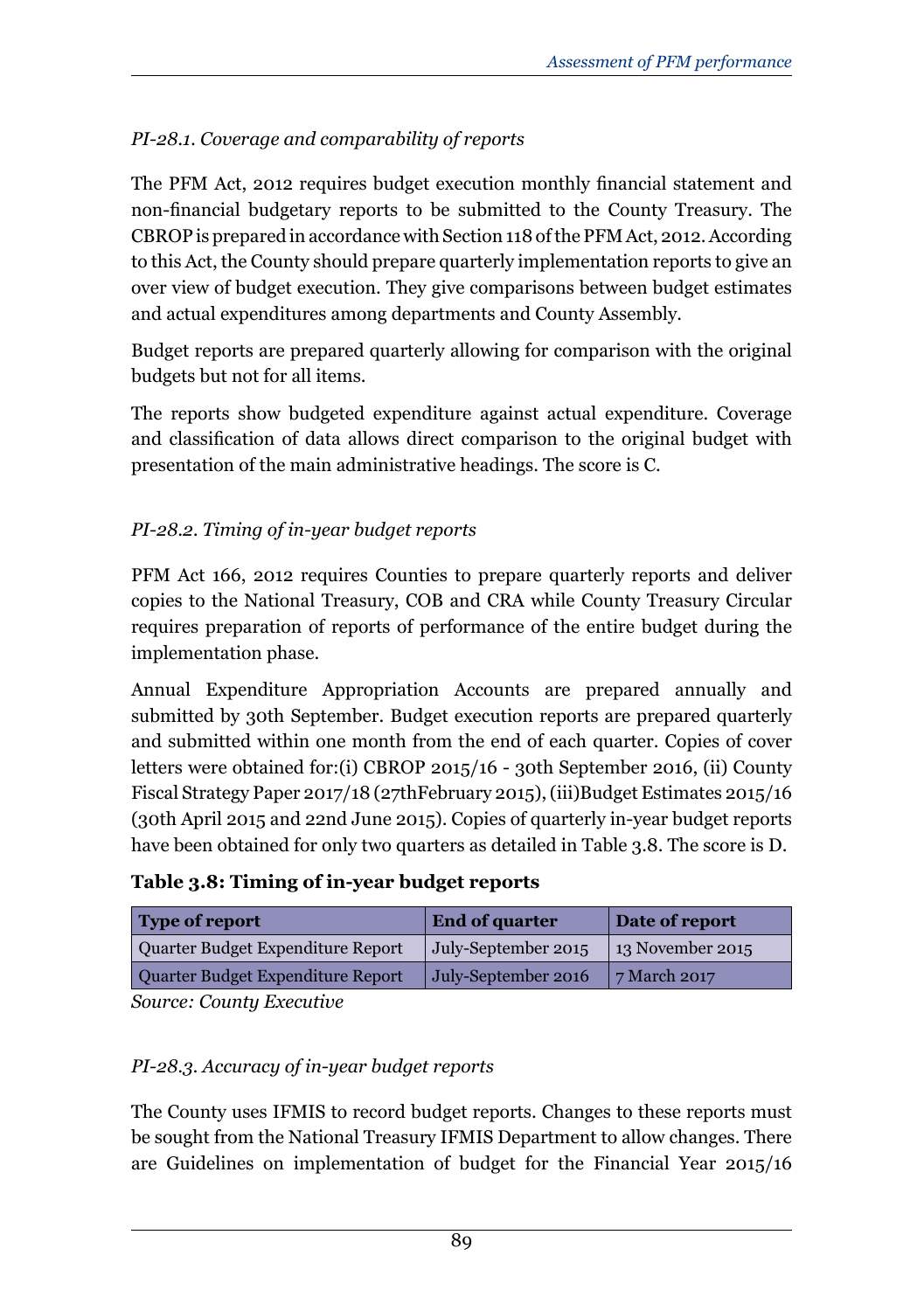*PI-28.1. Coverage and comparability of reports*

The PFM Act, 2012 requires budget execution monthly financial statement and non-financial budgetary reports to be submitted to the County Treasury. The CBROP is prepared in accordance with Section 118 of the PFM Act, 2012. According to this Act, the County should prepare quarterly implementation reports to give an over view of budget execution. They give comparisons between budget estimates and actual expenditures among departments and County Assembly.

Budget reports are prepared quarterly allowing for comparison with the original budgets but not for all items.

The reports show budgeted expenditure against actual expenditure. Coverage and classification of data allows direct comparison to the original budget with presentation of the main administrative headings. The score is C.

*PI-28.2. Timing of in-year budget reports*

PFM Act 166, 2012 requires Counties to prepare quarterly reports and deliver copies to the National Treasury, COB and CRA while County Treasury Circular requires preparation of reports of performance of the entire budget during the implementation phase.

Annual Expenditure Appropriation Accounts are prepared annually and submitted by 30th September. Budget execution reports are prepared quarterly and submitted within one month from the end of each quarter. Copies of cover letters were obtained for:(i) CBROP 2015/16 - 30th September 2016, (ii) County Fiscal Strategy Paper 2017/18 (27thFebruary 2015), (iii)Budget Estimates 2015/16 (30th April 2015 and 22nd June 2015). Copies of quarterly in-year budget reports have been obtained for only two quarters as detailed in Table 3.8. The score is D.

**Table 3.8: Timing of in-year budget reports**

| Type of report | End of quarter | Date of report |
|---|---|---|
| Quarter Budget Expenditure Report | July-September 2015 | 13 November 2015 |
| Quarter Budget Expenditure Report | July-September 2016 | 7 March 2017 |

*Source: County Executive*

*PI-28.3. Accuracy of in-year budget reports*

The County uses IFMIS to record budget reports. Changes to these reports must be sought from the National Treasury IFMIS Department to allow changes. There are Guidelines on implementation of budget for the Financial Year 2015/16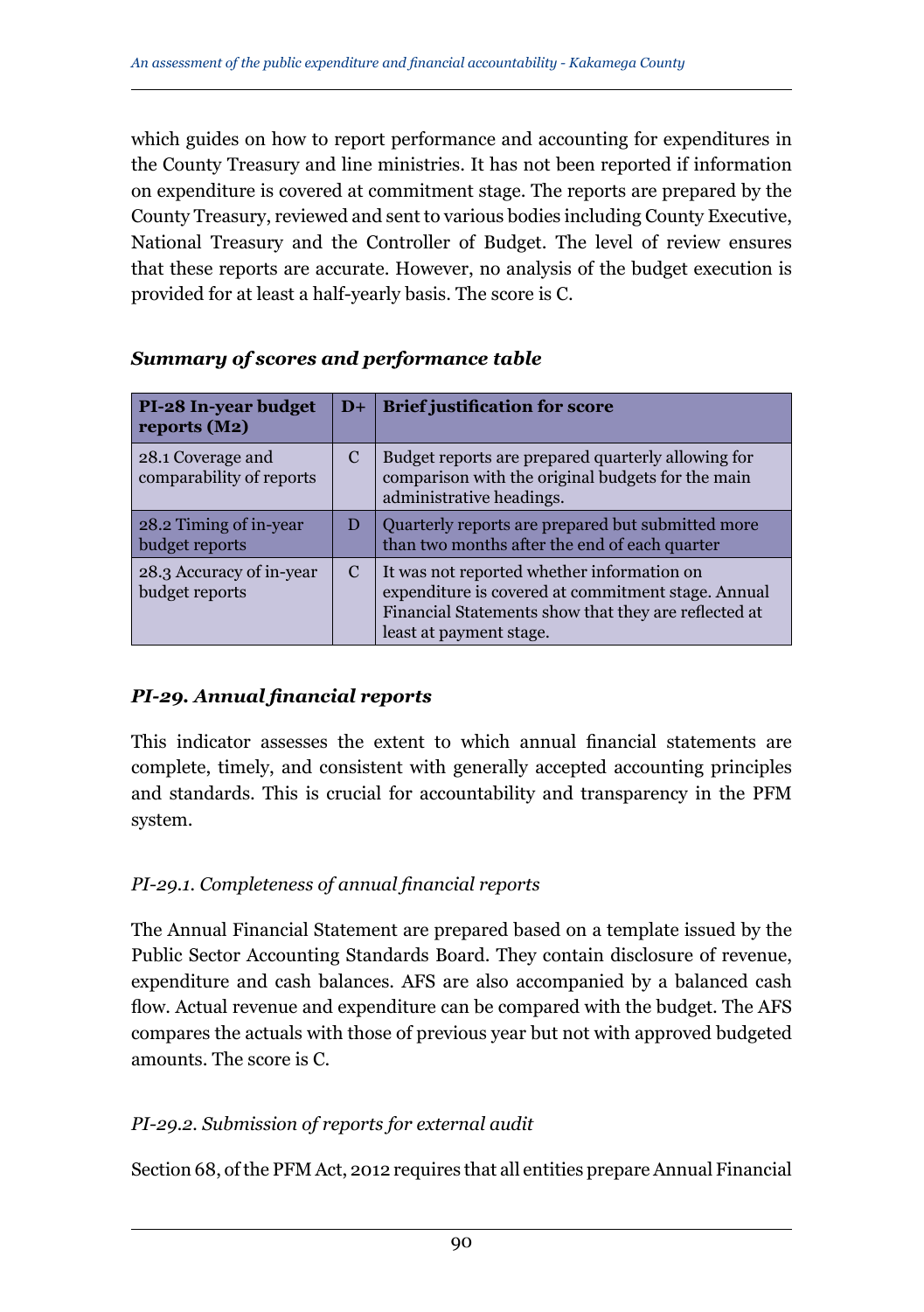which guides on how to report performance and accounting for expenditures in the County Treasury and line ministries. It has not been reported if information on expenditure is covered at commitment stage. The reports are prepared by the County Treasury, reviewed and sent to various bodies including County Executive, National Treasury and the Controller of Budget. The level of review ensures that these reports are accurate. However, no analysis of the budget execution is provided for at least a half-yearly basis. The score is C.

***Summary of scores and performance table***

| **PI-28 In-year budget reports (M2)** | **D+** | **Brief justification for score** |
|---|---|---|
| 28.1 Coverage and comparability of reports | C | Budget reports are prepared quarterly allowing for comparison with the original budgets for the main administrative headings. |
| 28.2 Timing of in-year budget reports | D | Quarterly reports are prepared but submitted more than two months after the end of each quarter |
| 28.3 Accuracy of in-year budget reports | C | It was not reported whether information on expenditure is covered at commitment stage. Annual Financial Statements show that they are reflected at least at payment stage. |

## *PI-29. Annual financial reports*

This indicator assesses the extent to which annual financial statements are complete, timely, and consistent with generally accepted accounting principles and standards. This is crucial for accountability and transparency in the PFM system.

### *PI-29.1. Completeness of annual financial reports*

The Annual Financial Statement are prepared based on a template issued by the Public Sector Accounting Standards Board. They contain disclosure of revenue, expenditure and cash balances. AFS are also accompanied by a balanced cash flow. Actual revenue and expenditure can be compared with the budget. The AFS compares the actuals with those of previous year but not with approved budgeted amounts. The score is C.

### *PI-29.2. Submission of reports for external audit*

Section 68, of the PFM Act, 2012 requires that all entities prepare Annual Financial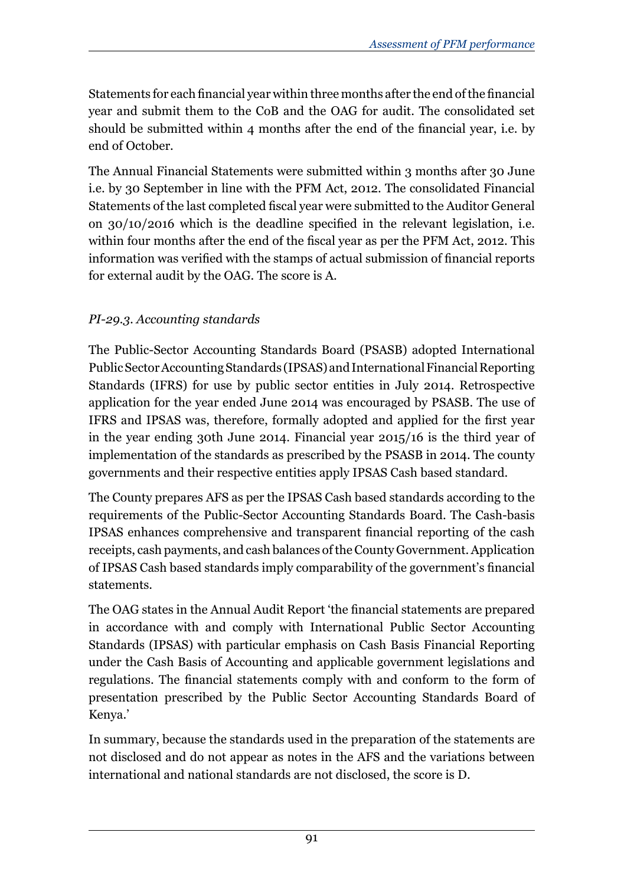Statements for each financial year within three months after the end of the financial year and submit them to the CoB and the OAG for audit. The consolidated set should be submitted within 4 months after the end of the financial year, i.e. by end of October.

The Annual Financial Statements were submitted within 3 months after 30 June i.e. by 30 September in line with the PFM Act, 2012. The consolidated Financial Statements of the last completed fiscal year were submitted to the Auditor General on 30/10/2016 which is the deadline specified in the relevant legislation, i.e. within four months after the end of the fiscal year as per the PFM Act, 2012. This information was verified with the stamps of actual submission of financial reports for external audit by the OAG. The score is A.

### *PI-29.3. Accounting standards*

The Public-Sector Accounting Standards Board (PSASB) adopted International Public Sector Accounting Standards (IPSAS) and International Financial Reporting Standards (IFRS) for use by public sector entities in July 2014. Retrospective application for the year ended June 2014 was encouraged by PSASB. The use of IFRS and IPSAS was, therefore, formally adopted and applied for the first year in the year ending 30th June 2014. Financial year 2015/16 is the third year of implementation of the standards as prescribed by the PSASB in 2014. The county governments and their respective entities apply IPSAS Cash based standard.

The County prepares AFS as per the IPSAS Cash based standards according to the requirements of the Public-Sector Accounting Standards Board. The Cash-basis IPSAS enhances comprehensive and transparent financial reporting of the cash receipts, cash payments, and cash balances of the County Government. Application of IPSAS Cash based standards imply comparability of the government's financial statements.

The OAG states in the Annual Audit Report 'the financial statements are prepared in accordance with and comply with International Public Sector Accounting Standards (IPSAS) with particular emphasis on Cash Basis Financial Reporting under the Cash Basis of Accounting and applicable government legislations and regulations. The financial statements comply with and conform to the form of presentation prescribed by the Public Sector Accounting Standards Board of Kenya.'

In summary, because the standards used in the preparation of the statements are not disclosed and do not appear as notes in the AFS and the variations between international and national standards are not disclosed, the score is D.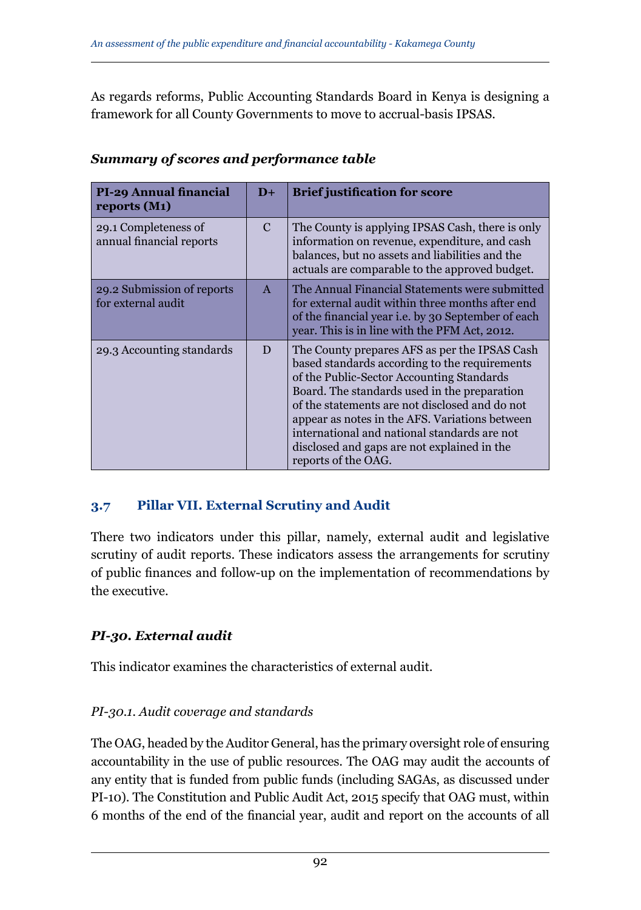As regards reforms, Public Accounting Standards Board in Kenya is designing a framework for all County Governments to move to accrual-basis IPSAS.

***Summary of scores and performance table***

| **PI-29 Annual financial reports (M1)** | **D+** | **Brief justification for score** |
|---|---|---|
| 29.1 Completeness of annual financial reports | C | The County is applying IPSAS Cash, there is only information on revenue, expenditure, and cash balances, but no assets and liabilities and the actuals are comparable to the approved budget. |
| 29.2 Submission of reports for external audit | A | The Annual Financial Statements were submitted for external audit within three months after end of the financial year i.e. by 30 September of each year. This is in line with the PFM Act, 2012. |
| 29.3 Accounting standards | D | The County prepares AFS as per the IPSAS Cash based standards according to the requirements of the Public-Sector Accounting Standards Board. The standards used in the preparation of the statements are not disclosed and do not appear as notes in the AFS. Variations between international and national standards are not disclosed and gaps are not explained in the reports of the OAG. |

## 3.7 Pillar VII. External Scrutiny and Audit

There two indicators under this pillar, namely, external audit and legislative scrutiny of audit reports. These indicators assess the arrangements for scrutiny of public finances and follow-up on the implementation of recommendations by the executive.

### *PI-30. External audit*

This indicator examines the characteristics of external audit.

#### *PI-30.1. Audit coverage and standards*

The OAG, headed by the Auditor General, has the primary oversight role of ensuring accountability in the use of public resources. The OAG may audit the accounts of any entity that is funded from public funds (including SAGAs, as discussed under PI-10). The Constitution and Public Audit Act, 2015 specify that OAG must, within 6 months of the end of the financial year, audit and report on the accounts of all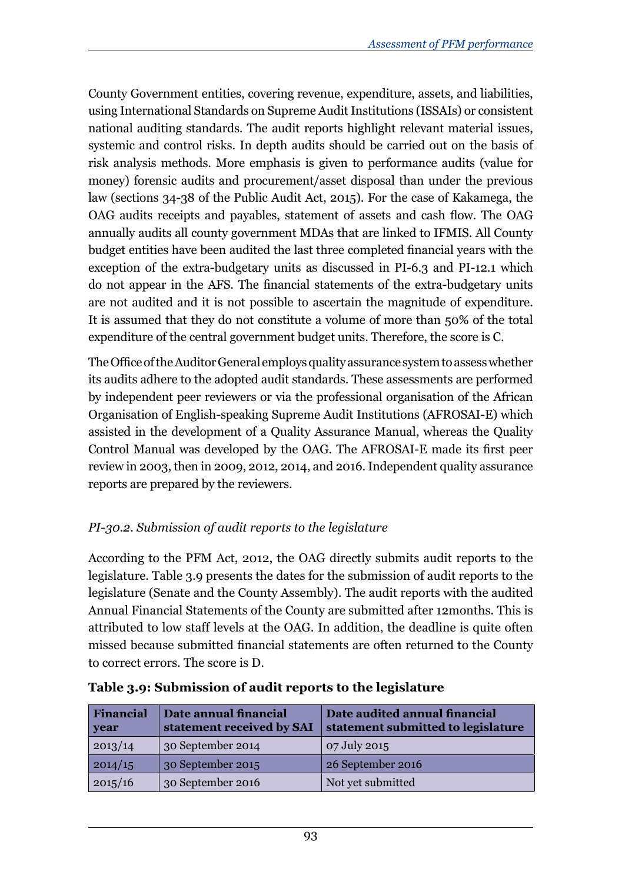County Government entities, covering revenue, expenditure, assets, and liabilities, using International Standards on Supreme Audit Institutions (ISSAIs) or consistent national auditing standards. The audit reports highlight relevant material issues, systemic and control risks. In depth audits should be carried out on the basis of risk analysis methods. More emphasis is given to performance audits (value for money) forensic audits and procurement/asset disposal than under the previous law (sections 34-38 of the Public Audit Act, 2015). For the case of Kakamega, the OAG audits receipts and payables, statement of assets and cash flow. The OAG annually audits all county government MDAs that are linked to IFMIS. All County budget entities have been audited the last three completed financial years with the exception of the extra-budgetary units as discussed in PI-6.3 and PI-12.1 which do not appear in the AFS. The financial statements of the extra-budgetary units are not audited and it is not possible to ascertain the magnitude of expenditure. It is assumed that they do not constitute a volume of more than 50% of the total expenditure of the central government budget units. Therefore, the score is C.

The Office of the Auditor General employs quality assurance system to assess whether its audits adhere to the adopted audit standards. These assessments are performed by independent peer reviewers or via the professional organisation of the African Organisation of English-speaking Supreme Audit Institutions (AFROSAI-E) which assisted in the development of a Quality Assurance Manual, whereas the Quality Control Manual was developed by the OAG. The AFROSAI-E made its first peer review in 2003, then in 2009, 2012, 2014, and 2016. Independent quality assurance reports are prepared by the reviewers.

### *PI-30.2. Submission of audit reports to the legislature*

According to the PFM Act, 2012, the OAG directly submits audit reports to the legislature. Table 3.9 presents the dates for the submission of audit reports to the legislature (Senate and the County Assembly). The audit reports with the audited Annual Financial Statements of the County are submitted after 12months. This is attributed to low staff levels at the OAG. In addition, the deadline is quite often missed because submitted financial statements are often returned to the County to correct errors. The score is D.

**Table 3.9: Submission of audit reports to the legislature**

| Financial year | Date annual financial statement received by SAI | Date audited annual financial statement submitted to legislature |
|---|---|---|
| 2013/14 | 30 September 2014 | 07 July 2015 |
| 2014/15 | 30 September 2015 | 26 September 2016 |
| 2015/16 | 30 September 2016 | Not yet submitted |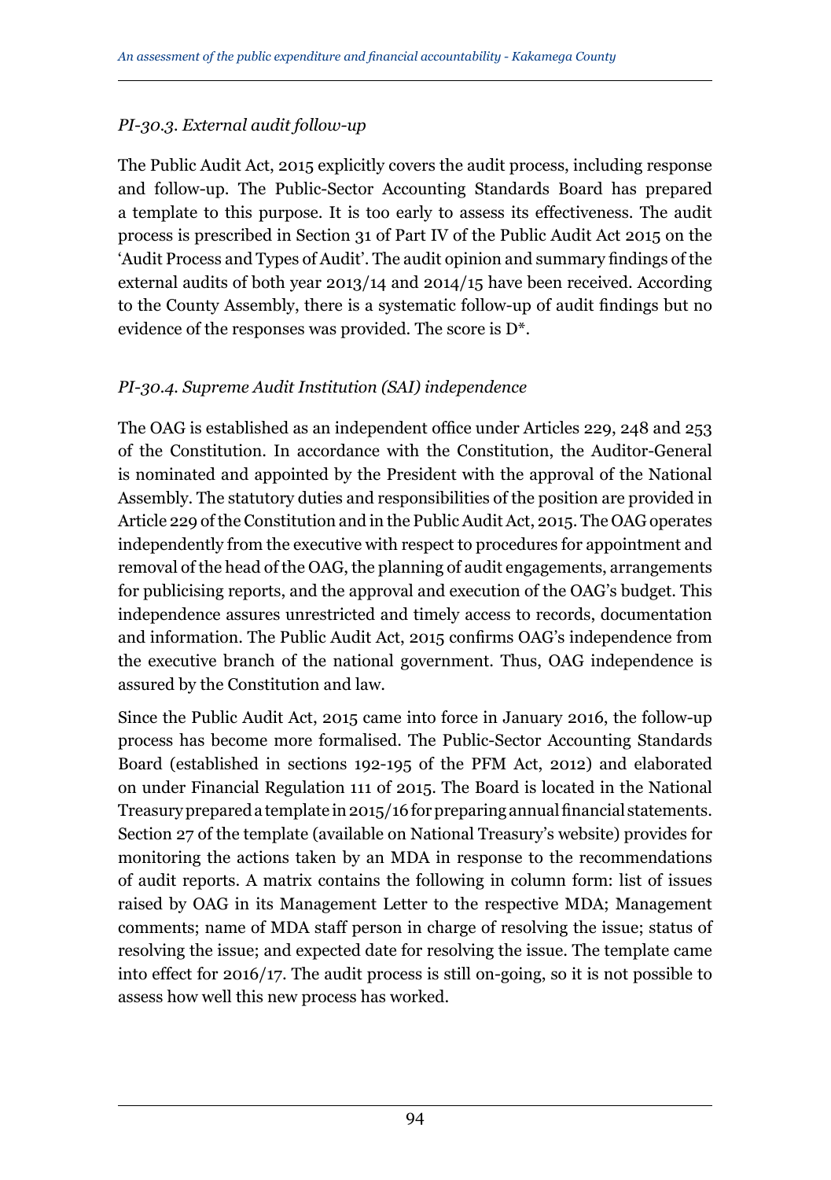### *PI-30.3. External audit follow-up*

The Public Audit Act, 2015 explicitly covers the audit process, including response and follow-up. The Public-Sector Accounting Standards Board has prepared a template to this purpose. It is too early to assess its effectiveness. The audit process is prescribed in Section 31 of Part IV of the Public Audit Act 2015 on the 'Audit Process and Types of Audit'. The audit opinion and summary findings of the external audits of both year 2013/14 and 2014/15 have been received. According to the County Assembly, there is a systematic follow-up of audit findings but no evidence of the responses was provided. The score is D*.

### *PI-30.4. Supreme Audit Institution (SAI) independence*

The OAG is established as an independent office under Articles 229, 248 and 253 of the Constitution. In accordance with the Constitution, the Auditor-General is nominated and appointed by the President with the approval of the National Assembly. The statutory duties and responsibilities of the position are provided in Article 229 of the Constitution and in the Public Audit Act, 2015. The OAG operates independently from the executive with respect to procedures for appointment and removal of the head of the OAG, the planning of audit engagements, arrangements for publicising reports, and the approval and execution of the OAG's budget. This independence assures unrestricted and timely access to records, documentation and information. The Public Audit Act, 2015 confirms OAG's independence from the executive branch of the national government. Thus, OAG independence is assured by the Constitution and law.

Since the Public Audit Act, 2015 came into force in January 2016, the follow-up process has become more formalised. The Public-Sector Accounting Standards Board (established in sections 192-195 of the PFM Act, 2012) and elaborated on under Financial Regulation 111 of 2015. The Board is located in the National Treasury prepared a template in 2015/16 for preparing annual financial statements. Section 27 of the template (available on National Treasury's website) provides for monitoring the actions taken by an MDA in response to the recommendations of audit reports. A matrix contains the following in column form: list of issues raised by OAG in its Management Letter to the respective MDA; Management comments; name of MDA staff person in charge of resolving the issue; status of resolving the issue; and expected date for resolving the issue. The template came into effect for 2016/17. The audit process is still on-going, so it is not possible to assess how well this new process has worked.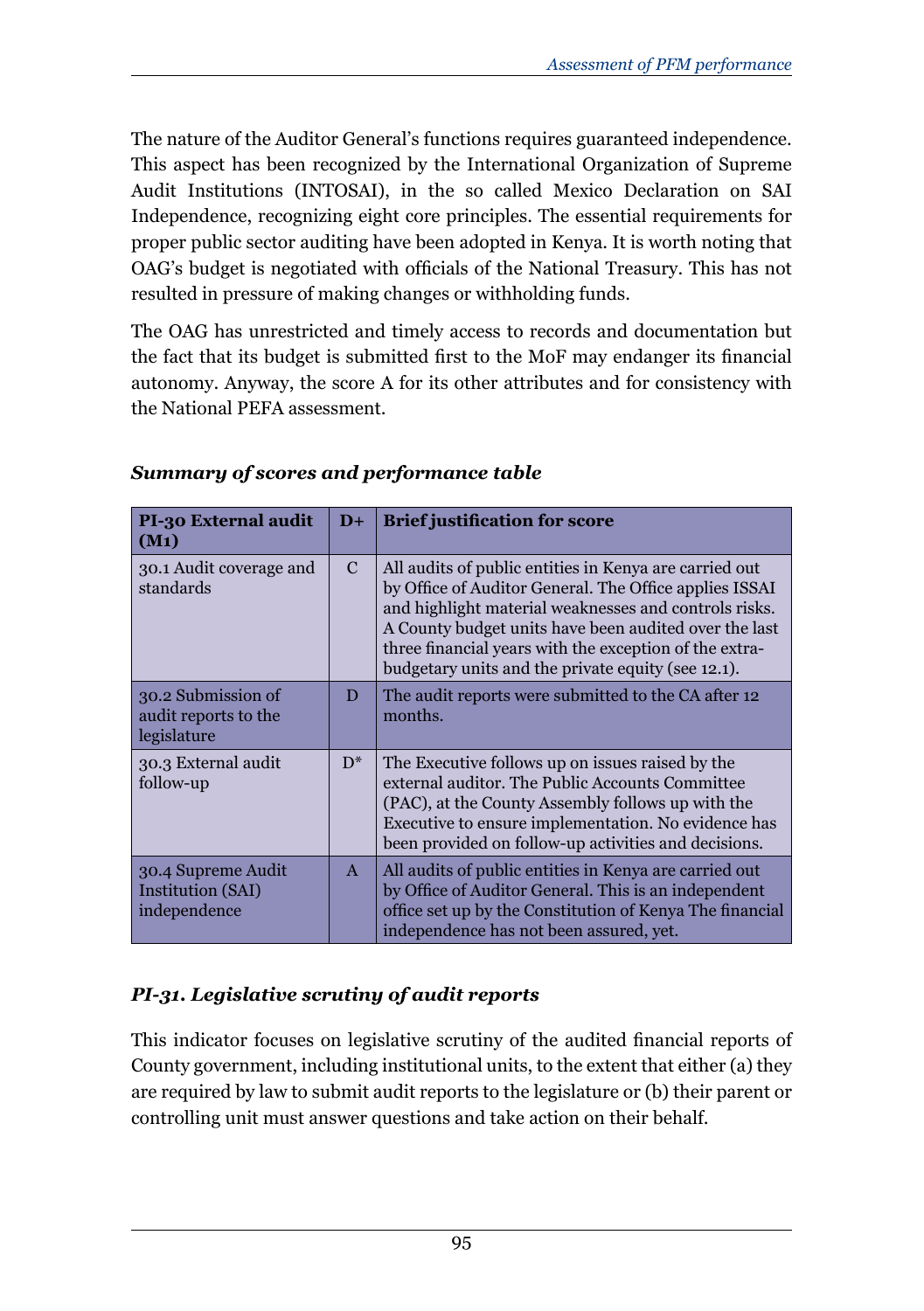The nature of the Auditor General's functions requires guaranteed independence. This aspect has been recognized by the International Organization of Supreme Audit Institutions (INTOSAI), in the so called Mexico Declaration on SAI Independence, recognizing eight core principles. The essential requirements for proper public sector auditing have been adopted in Kenya. It is worth noting that OAG's budget is negotiated with officials of the National Treasury. This has not resulted in pressure of making changes or withholding funds.

The OAG has unrestricted and timely access to records and documentation but the fact that its budget is submitted first to the MoF may endanger its financial autonomy. Anyway, the score A for its other attributes and for consistency with the National PEFA assessment.

***Summary of scores and performance table***

| PI-30 External audit (M1) | D+ | Brief justification for score |
|---|---|---|
| 30.1 Audit coverage and standards | C | All audits of public entities in Kenya are carried out by Office of Auditor General. The Office applies ISSAI and highlight material weaknesses and controls risks. A County budget units have been audited over the last three financial years with the exception of the extra-budgetary units and the private equity (see 12.1). |
| 30.2 Submission of audit reports to the legislature | D | The audit reports were submitted to the CA after 12 months. |
| 30.3 External audit follow-up | D* | The Executive follows up on issues raised by the external auditor. The Public Accounts Committee (PAC), at the County Assembly follows up with the Executive to ensure implementation. No evidence has been provided on follow-up activities and decisions. |
| 30.4 Supreme Audit Institution (SAI) independence | A | All audits of public entities in Kenya are carried out by Office of Auditor General. This is an independent office set up by the Constitution of Kenya The financial independence has not been assured, yet. |

### *PI-31. Legislative scrutiny of audit reports*

This indicator focuses on legislative scrutiny of the audited financial reports of County government, including institutional units, to the extent that either (a) they are required by law to submit audit reports to the legislature or (b) their parent or controlling unit must answer questions and take action on their behalf.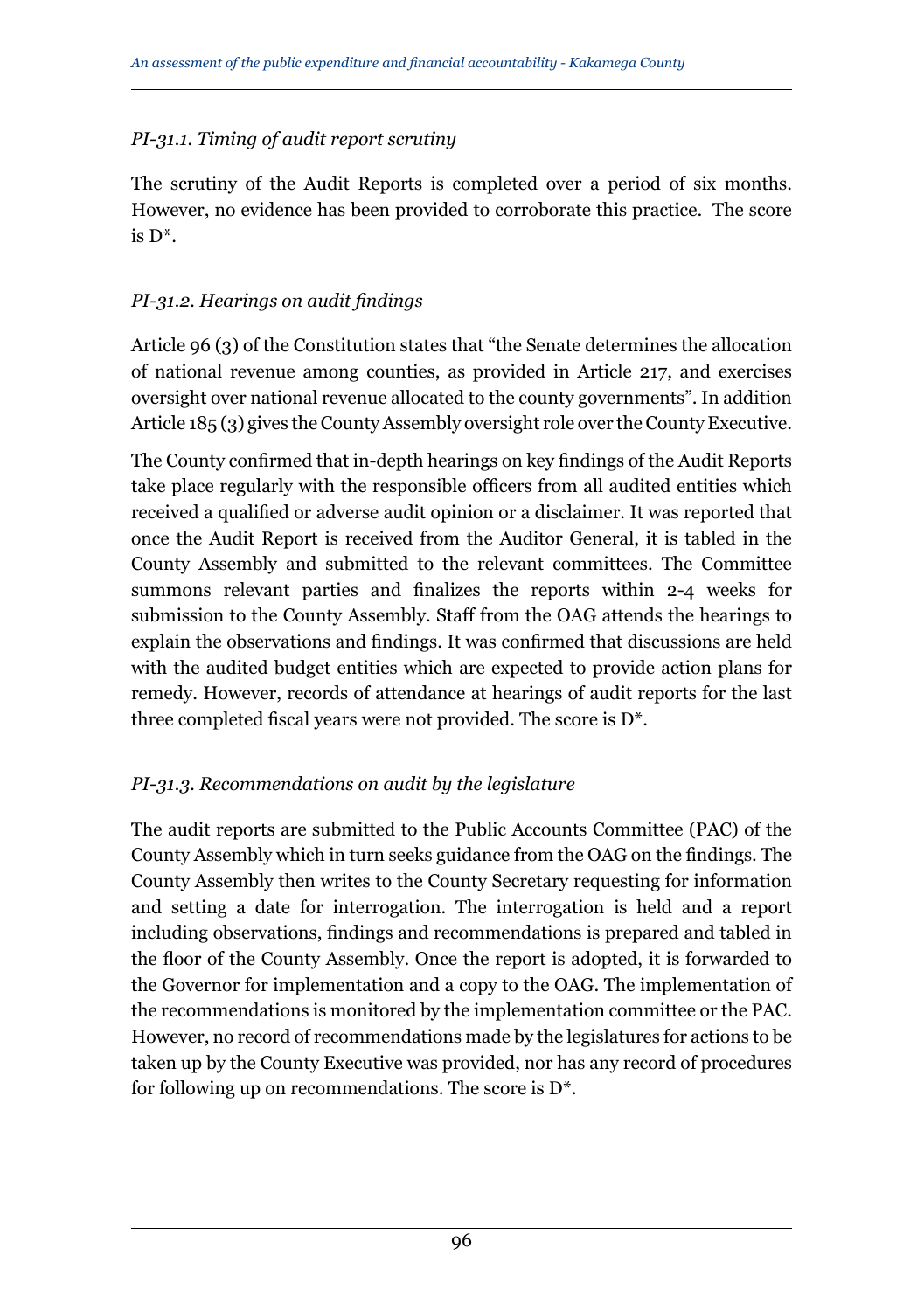*PI-31.1. Timing of audit report scrutiny*

The scrutiny of the Audit Reports is completed over a period of six months. However, no evidence has been provided to corroborate this practice. The score is D*.

*PI-31.2. Hearings on audit findings*

Article 96 (3) of the Constitution states that "the Senate determines the allocation of national revenue among counties, as provided in Article 217, and exercises oversight over national revenue allocated to the county governments". In addition Article 185 (3) gives the County Assembly oversight role over the County Executive.

The County confirmed that in-depth hearings on key findings of the Audit Reports take place regularly with the responsible officers from all audited entities which received a qualified or adverse audit opinion or a disclaimer. It was reported that once the Audit Report is received from the Auditor General, it is tabled in the County Assembly and submitted to the relevant committees. The Committee summons relevant parties and finalizes the reports within 2-4 weeks for submission to the County Assembly. Staff from the OAG attends the hearings to explain the observations and findings. It was confirmed that discussions are held with the audited budget entities which are expected to provide action plans for remedy. However, records of attendance at hearings of audit reports for the last three completed fiscal years were not provided. The score is D*.

*PI-31.3. Recommendations on audit by the legislature*

The audit reports are submitted to the Public Accounts Committee (PAC) of the County Assembly which in turn seeks guidance from the OAG on the findings. The County Assembly then writes to the County Secretary requesting for information and setting a date for interrogation. The interrogation is held and a report including observations, findings and recommendations is prepared and tabled in the floor of the County Assembly. Once the report is adopted, it is forwarded to the Governor for implementation and a copy to the OAG. The implementation of the recommendations is monitored by the implementation committee or the PAC. However, no record of recommendations made by the legislatures for actions to be taken up by the County Executive was provided, nor has any record of procedures for following up on recommendations. The score is D*.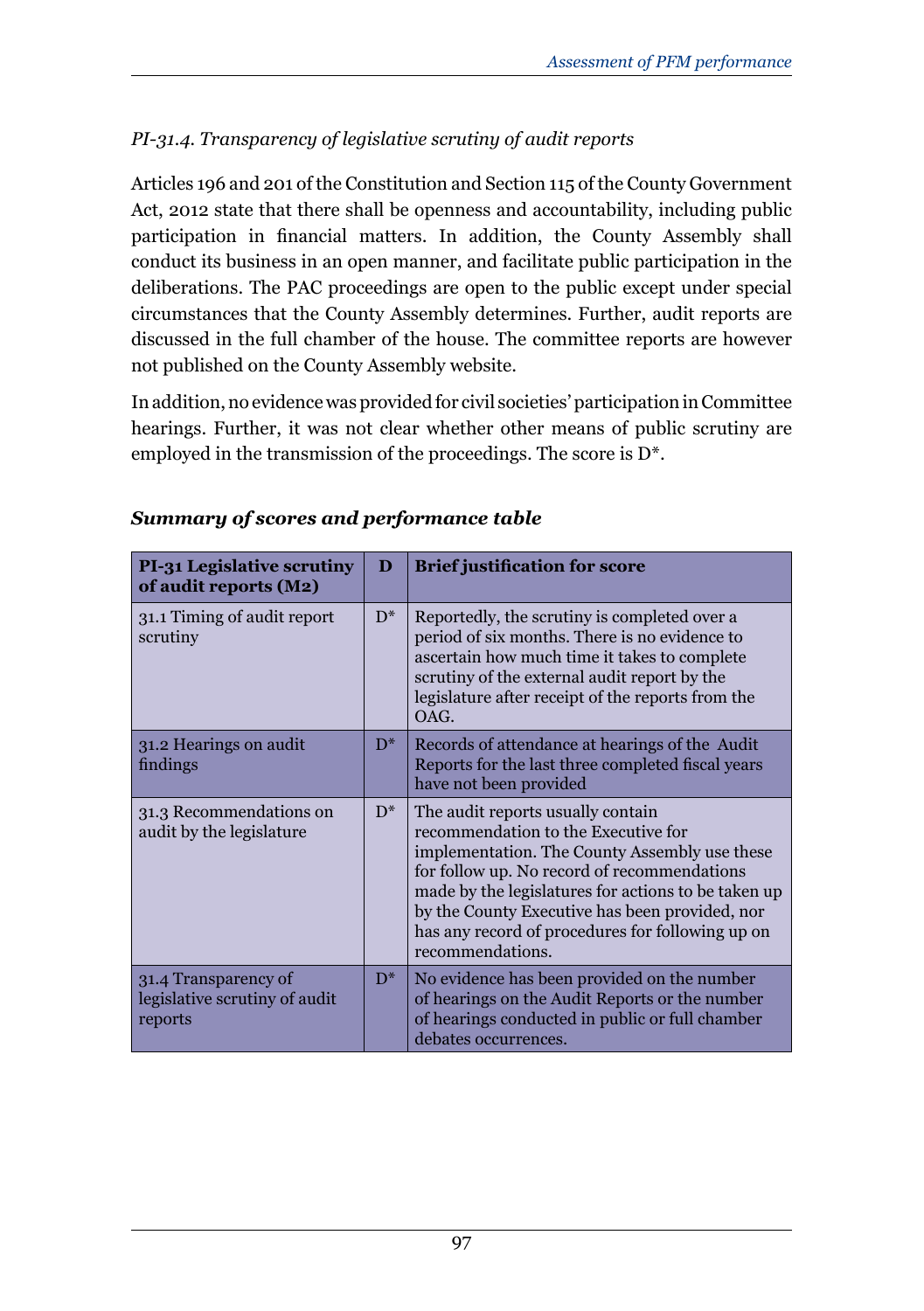*PI-31.4. Transparency of legislative scrutiny of audit reports*

Articles 196 and 201 of the Constitution and Section 115 of the County Government Act, 2012 state that there shall be openness and accountability, including public participation in financial matters. In addition, the County Assembly shall conduct its business in an open manner, and facilitate public participation in the deliberations. The PAC proceedings are open to the public except under special circumstances that the County Assembly determines. Further, audit reports are discussed in the full chamber of the house. The committee reports are however not published on the County Assembly website.

In addition, no evidence was provided for civil societies' participation in Committee hearings. Further, it was not clear whether other means of public scrutiny are employed in the transmission of the proceedings. The score is D*.

***Summary of scores and performance table***

| **PI-31 Legislative scrutiny of audit reports (M2)** | **D** | **Brief justification for score** |
|---|---|---|
| 31.1 Timing of audit report scrutiny | D* | Reportedly, the scrutiny is completed over a period of six months. There is no evidence to ascertain how much time it takes to complete scrutiny of the external audit report by the legislature after receipt of the reports from the OAG. |
| 31.2 Hearings on audit findings | D* | Records of attendance at hearings of the Audit Reports for the last three completed fiscal years have not been provided |
| 31.3 Recommendations on audit by the legislature | D* | The audit reports usually contain recommendation to the Executive for implementation. The County Assembly use these for follow up. No record of recommendations made by the legislatures for actions to be taken up by the County Executive has been provided, nor has any record of procedures for following up on recommendations. |
| 31.4 Transparency of legislative scrutiny of audit reports | D* | No evidence has been provided on the number of hearings on the Audit Reports or the number of hearings conducted in public or full chamber debates occurrences. |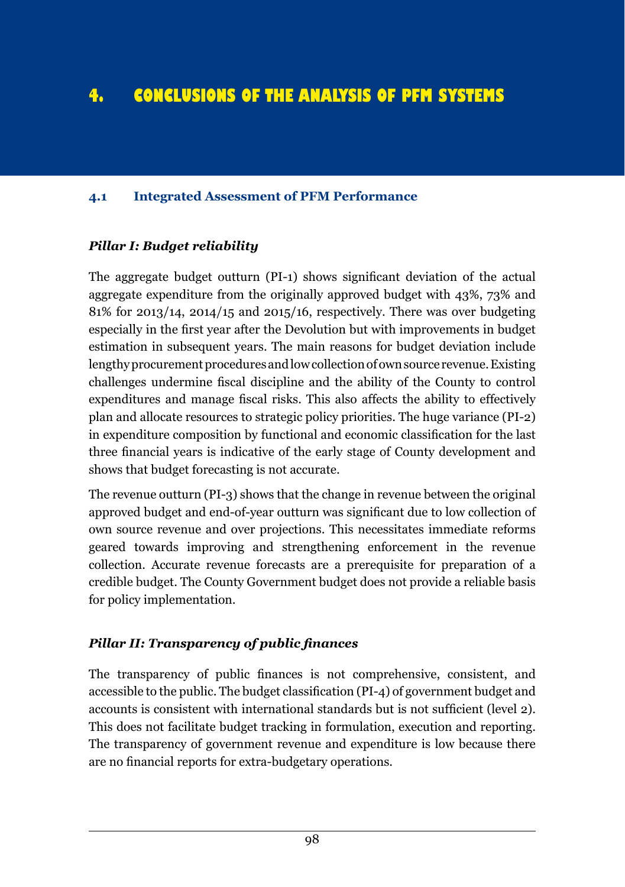# 4. CONCLUSIONS OF THE ANALYSIS OF PFM SYSTEMS

## 4.1 Integrated Assessment of PFM Performance

### *Pillar I: Budget reliability*

The aggregate budget outturn (PI-1) shows significant deviation of the actual aggregate expenditure from the originally approved budget with 43%, 73% and 81% for 2013/14, 2014/15 and 2015/16, respectively. There was over budgeting especially in the first year after the Devolution but with improvements in budget estimation in subsequent years. The main reasons for budget deviation include lengthy procurement procedures and low collection of own source revenue. Existing challenges undermine fiscal discipline and the ability of the County to control expenditures and manage fiscal risks. This also affects the ability to effectively plan and allocate resources to strategic policy priorities. The huge variance (PI-2) in expenditure composition by functional and economic classification for the last three financial years is indicative of the early stage of County development and shows that budget forecasting is not accurate.

The revenue outturn (PI-3) shows that the change in revenue between the original approved budget and end-of-year outturn was significant due to low collection of own source revenue and over projections. This necessitates immediate reforms geared towards improving and strengthening enforcement in the revenue collection. Accurate revenue forecasts are a prerequisite for preparation of a credible budget. The County Government budget does not provide a reliable basis for policy implementation.

### *Pillar II: Transparency of public finances*

The transparency of public finances is not comprehensive, consistent, and accessible to the public. The budget classification (PI-4) of government budget and accounts is consistent with international standards but is not sufficient (level 2). This does not facilitate budget tracking in formulation, execution and reporting. The transparency of government revenue and expenditure is low because there are no financial reports for extra-budgetary operations.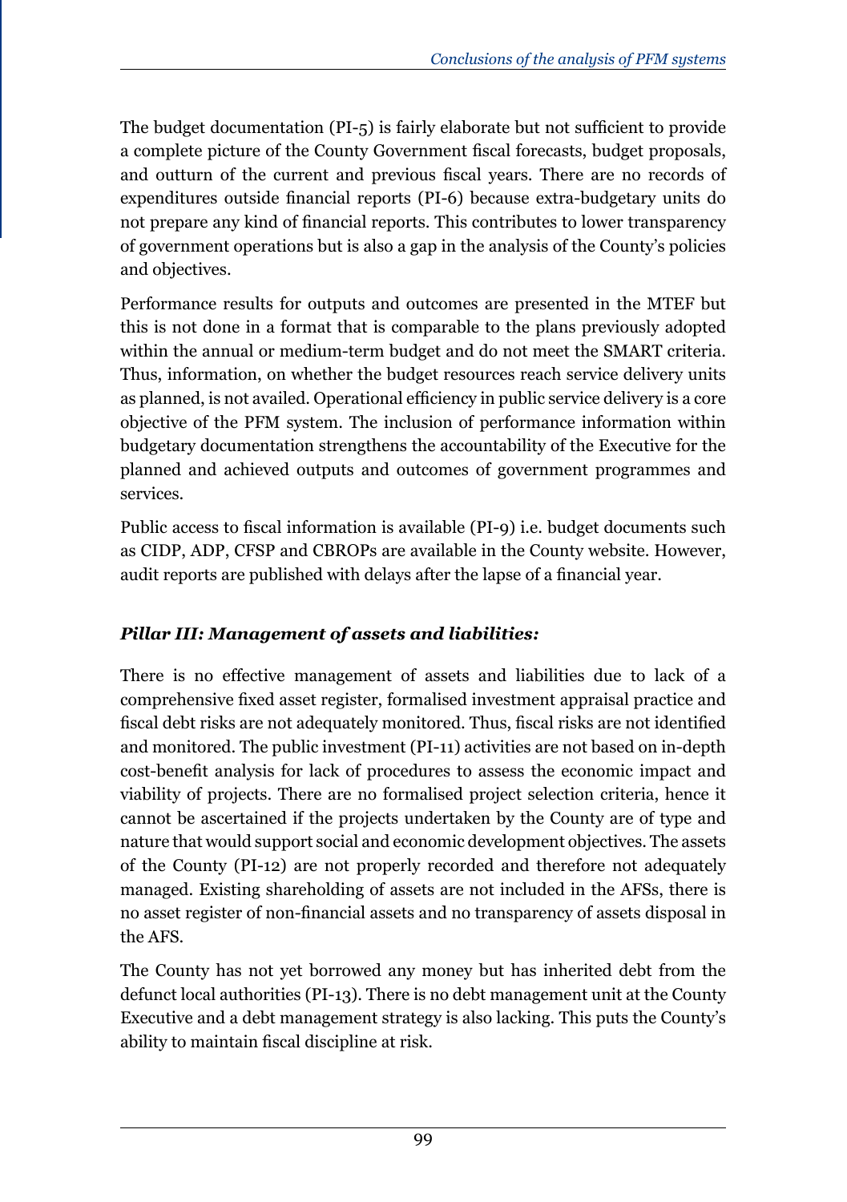The budget documentation (PI-5) is fairly elaborate but not sufficient to provide a complete picture of the County Government fiscal forecasts, budget proposals, and outturn of the current and previous fiscal years. There are no records of expenditures outside financial reports (PI-6) because extra-budgetary units do not prepare any kind of financial reports. This contributes to lower transparency of government operations but is also a gap in the analysis of the County's policies and objectives.

Performance results for outputs and outcomes are presented in the MTEF but this is not done in a format that is comparable to the plans previously adopted within the annual or medium-term budget and do not meet the SMART criteria. Thus, information, on whether the budget resources reach service delivery units as planned, is not availed. Operational efficiency in public service delivery is a core objective of the PFM system. The inclusion of performance information within budgetary documentation strengthens the accountability of the Executive for the planned and achieved outputs and outcomes of government programmes and services.

Public access to fiscal information is available (PI-9) i.e. budget documents such as CIDP, ADP, CFSP and CBROPs are available in the County website. However, audit reports are published with delays after the lapse of a financial year.

***Pillar III: Management of assets and liabilities:***

There is no effective management of assets and liabilities due to lack of a comprehensive fixed asset register, formalised investment appraisal practice and fiscal debt risks are not adequately monitored. Thus, fiscal risks are not identified and monitored. The public investment (PI-11) activities are not based on in-depth cost-benefit analysis for lack of procedures to assess the economic impact and viability of projects. There are no formalised project selection criteria, hence it cannot be ascertained if the projects undertaken by the County are of type and nature that would support social and economic development objectives. The assets of the County (PI-12) are not properly recorded and therefore not adequately managed. Existing shareholding of assets are not included in the AFSs, there is no asset register of non-financial assets and no transparency of assets disposal in the AFS.

The County has not yet borrowed any money but has inherited debt from the defunct local authorities (PI-13). There is no debt management unit at the County Executive and a debt management strategy is also lacking. This puts the County's ability to maintain fiscal discipline at risk.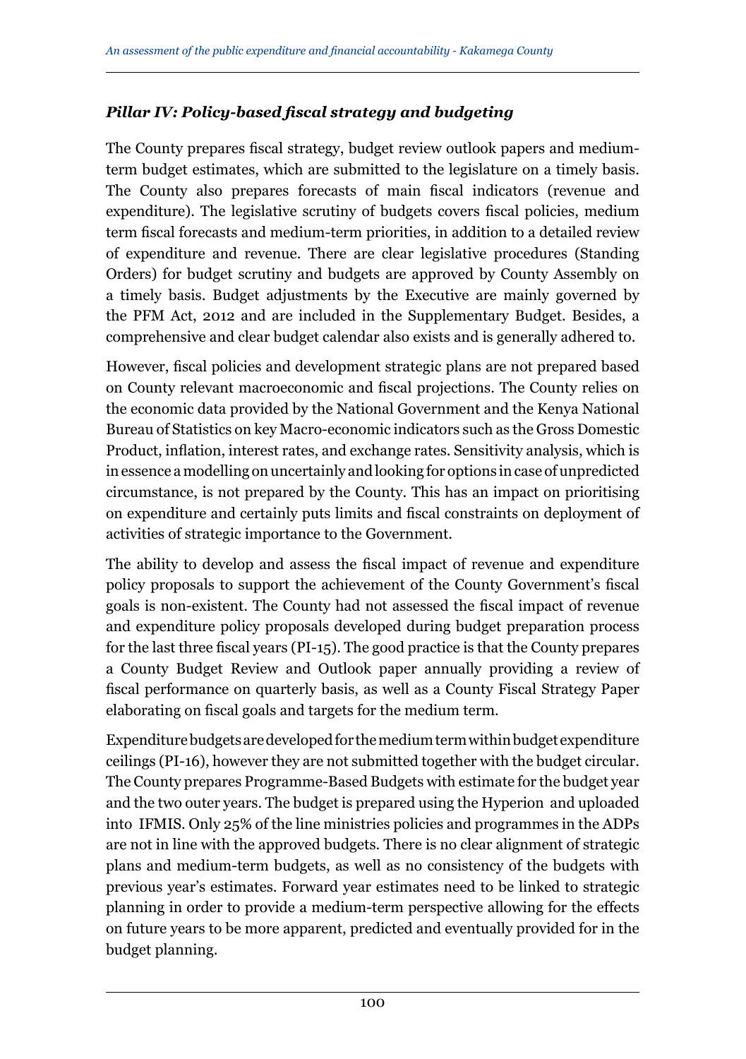### *Pillar IV: Policy-based fiscal strategy and budgeting*

The County prepares fiscal strategy, budget review outlook papers and medium-term budget estimates, which are submitted to the legislature on a timely basis. The County also prepares forecasts of main fiscal indicators (revenue and expenditure). The legislative scrutiny of budgets covers fiscal policies, medium term fiscal forecasts and medium-term priorities, in addition to a detailed review of expenditure and revenue. There are clear legislative procedures (Standing Orders) for budget scrutiny and budgets are approved by County Assembly on a timely basis. Budget adjustments by the Executive are mainly governed by the PFM Act, 2012 and are included in the Supplementary Budget. Besides, a comprehensive and clear budget calendar also exists and is generally adhered to.

However, fiscal policies and development strategic plans are not prepared based on County relevant macroeconomic and fiscal projections. The County relies on the economic data provided by the National Government and the Kenya National Bureau of Statistics on key Macro-economic indicators such as the Gross Domestic Product, inflation, interest rates, and exchange rates. Sensitivity analysis, which is in essence a modelling on uncertainly and looking for options in case of unpredicted circumstance, is not prepared by the County. This has an impact on prioritising on expenditure and certainly puts limits and fiscal constraints on deployment of activities of strategic importance to the Government.

The ability to develop and assess the fiscal impact of revenue and expenditure policy proposals to support the achievement of the County Government's fiscal goals is non-existent. The County had not assessed the fiscal impact of revenue and expenditure policy proposals developed during budget preparation process for the last three fiscal years (PI-15). The good practice is that the County prepares a County Budget Review and Outlook paper annually providing a review of fiscal performance on quarterly basis, as well as a County Fiscal Strategy Paper elaborating on fiscal goals and targets for the medium term.

Expenditure budgets are developed for the medium term within budget expenditure ceilings (PI-16), however they are not submitted together with the budget circular. The County prepares Programme-Based Budgets with estimate for the budget year and the two outer years. The budget is prepared using the Hyperion and uploaded into IFMIS. Only 25% of the line ministries policies and programmes in the ADPs are not in line with the approved budgets. There is no clear alignment of strategic plans and medium-term budgets, as well as no consistency of the budgets with previous year's estimates. Forward year estimates need to be linked to strategic planning in order to provide a medium-term perspective allowing for the effects on future years to be more apparent, predicted and eventually provided for in the budget planning.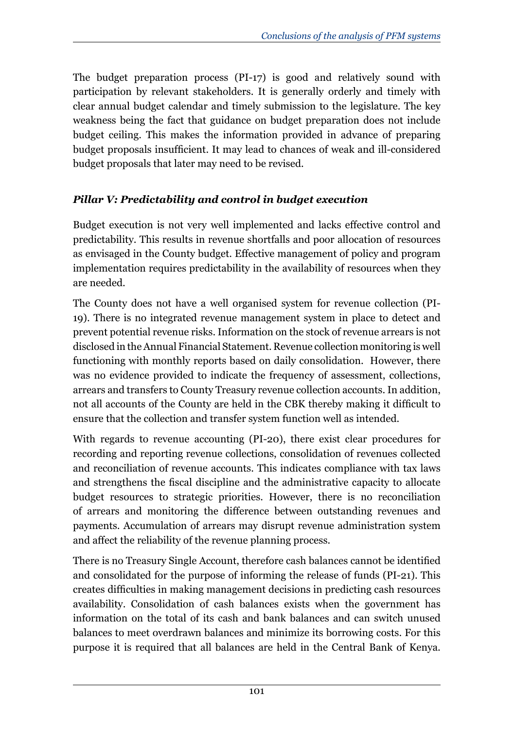The budget preparation process (PI-17) is good and relatively sound with participation by relevant stakeholders. It is generally orderly and timely with clear annual budget calendar and timely submission to the legislature. The key weakness being the fact that guidance on budget preparation does not include budget ceiling. This makes the information provided in advance of preparing budget proposals insufficient. It may lead to chances of weak and ill-considered budget proposals that later may need to be revised.

### *Pillar V: Predictability and control in budget execution*

Budget execution is not very well implemented and lacks effective control and predictability. This results in revenue shortfalls and poor allocation of resources as envisaged in the County budget. Effective management of policy and program implementation requires predictability in the availability of resources when they are needed.

The County does not have a well organised system for revenue collection (PI-19). There is no integrated revenue management system in place to detect and prevent potential revenue risks. Information on the stock of revenue arrears is not disclosed in the Annual Financial Statement. Revenue collection monitoring is well functioning with monthly reports based on daily consolidation. However, there was no evidence provided to indicate the frequency of assessment, collections, arrears and transfers to County Treasury revenue collection accounts. In addition, not all accounts of the County are held in the CBK thereby making it difficult to ensure that the collection and transfer system function well as intended.

With regards to revenue accounting (PI-20), there exist clear procedures for recording and reporting revenue collections, consolidation of revenues collected and reconciliation of revenue accounts. This indicates compliance with tax laws and strengthens the fiscal discipline and the administrative capacity to allocate budget resources to strategic priorities. However, there is no reconciliation of arrears and monitoring the difference between outstanding revenues and payments. Accumulation of arrears may disrupt revenue administration system and affect the reliability of the revenue planning process.

There is no Treasury Single Account, therefore cash balances cannot be identified and consolidated for the purpose of informing the release of funds (PI-21). This creates difficulties in making management decisions in predicting cash resources availability. Consolidation of cash balances exists when the government has information on the total of its cash and bank balances and can switch unused balances to meet overdrawn balances and minimize its borrowing costs. For this purpose it is required that all balances are held in the Central Bank of Kenya.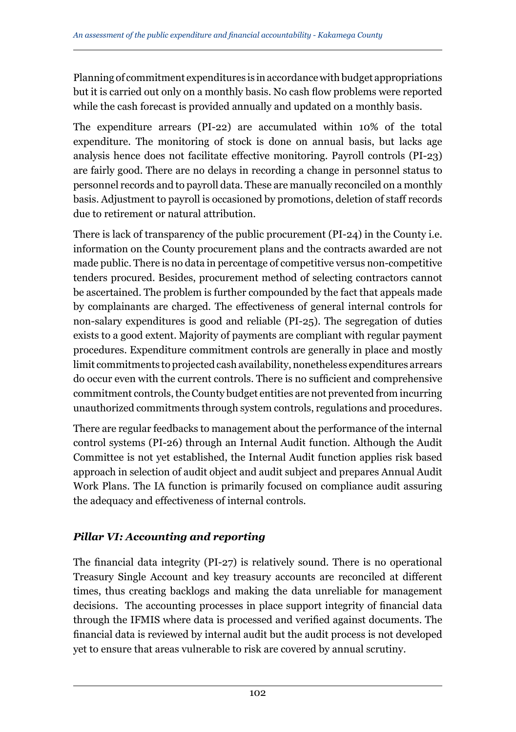Planning of commitment expenditures is in accordance with budget appropriations but it is carried out only on a monthly basis. No cash flow problems were reported while the cash forecast is provided annually and updated on a monthly basis.

The expenditure arrears (PI-22) are accumulated within 10% of the total expenditure. The monitoring of stock is done on annual basis, but lacks age analysis hence does not facilitate effective monitoring. Payroll controls (PI-23) are fairly good. There are no delays in recording a change in personnel status to personnel records and to payroll data. These are manually reconciled on a monthly basis. Adjustment to payroll is occasioned by promotions, deletion of staff records due to retirement or natural attribution.

There is lack of transparency of the public procurement (PI-24) in the County i.e. information on the County procurement plans and the contracts awarded are not made public. There is no data in percentage of competitive versus non-competitive tenders procured. Besides, procurement method of selecting contractors cannot be ascertained. The problem is further compounded by the fact that appeals made by complainants are charged. The effectiveness of general internal controls for non-salary expenditures is good and reliable (PI-25). The segregation of duties exists to a good extent. Majority of payments are compliant with regular payment procedures. Expenditure commitment controls are generally in place and mostly limit commitments to projected cash availability, nonetheless expenditures arrears do occur even with the current controls. There is no sufficient and comprehensive commitment controls, the County budget entities are not prevented from incurring unauthorized commitments through system controls, regulations and procedures.

There are regular feedbacks to management about the performance of the internal control systems (PI-26) through an Internal Audit function. Although the Audit Committee is not yet established, the Internal Audit function applies risk based approach in selection of audit object and audit subject and prepares Annual Audit Work Plans. The IA function is primarily focused on compliance audit assuring the adequacy and effectiveness of internal controls.

### *Pillar VI: Accounting and reporting*

The financial data integrity (PI-27) is relatively sound. There is no operational Treasury Single Account and key treasury accounts are reconciled at different times, thus creating backlogs and making the data unreliable for management decisions.  The accounting processes in place support integrity of financial data through the IFMIS where data is processed and verified against documents. The financial data is reviewed by internal audit but the audit process is not developed yet to ensure that areas vulnerable to risk are covered by annual scrutiny.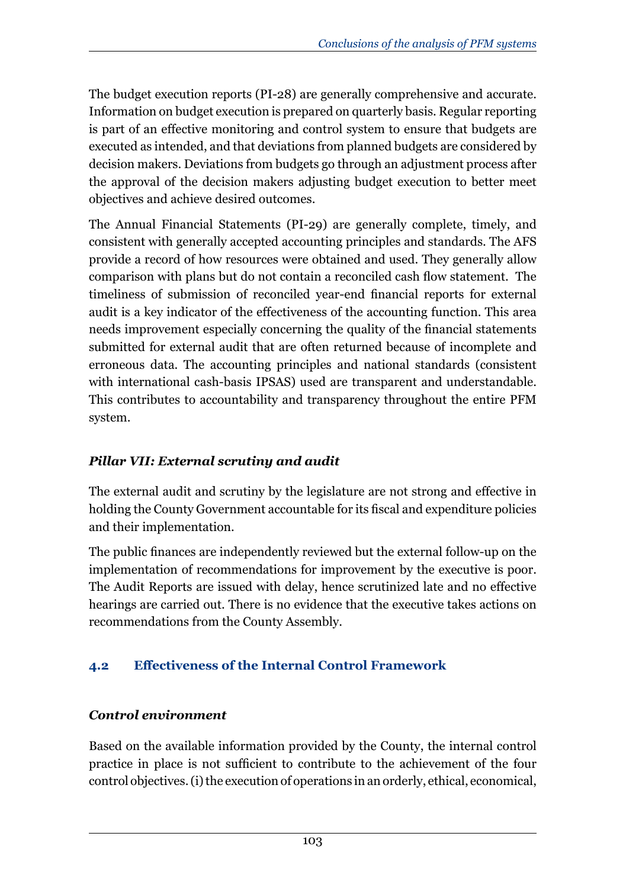The budget execution reports (PI-28) are generally comprehensive and accurate. Information on budget execution is prepared on quarterly basis. Regular reporting is part of an effective monitoring and control system to ensure that budgets are executed as intended, and that deviations from planned budgets are considered by decision makers. Deviations from budgets go through an adjustment process after the approval of the decision makers adjusting budget execution to better meet objectives and achieve desired outcomes.

The Annual Financial Statements (PI-29) are generally complete, timely, and consistent with generally accepted accounting principles and standards. The AFS provide a record of how resources were obtained and used. They generally allow comparison with plans but do not contain a reconciled cash flow statement. The timeliness of submission of reconciled year-end financial reports for external audit is a key indicator of the effectiveness of the accounting function. This area needs improvement especially concerning the quality of the financial statements submitted for external audit that are often returned because of incomplete and erroneous data. The accounting principles and national standards (consistent with international cash-basis IPSAS) used are transparent and understandable. This contributes to accountability and transparency throughout the entire PFM system.

### *Pillar VII: External scrutiny and audit*

The external audit and scrutiny by the legislature are not strong and effective in holding the County Government accountable for its fiscal and expenditure policies and their implementation.

The public finances are independently reviewed but the external follow-up on the implementation of recommendations for improvement by the executive is poor. The Audit Reports are issued with delay, hence scrutinized late and no effective hearings are carried out. There is no evidence that the executive takes actions on recommendations from the County Assembly.

## 4.2 Effectiveness of the Internal Control Framework

### *Control environment*

Based on the available information provided by the County, the internal control practice in place is not sufficient to contribute to the achievement of the four control objectives. (i) the execution of operations in an orderly, ethical, economical,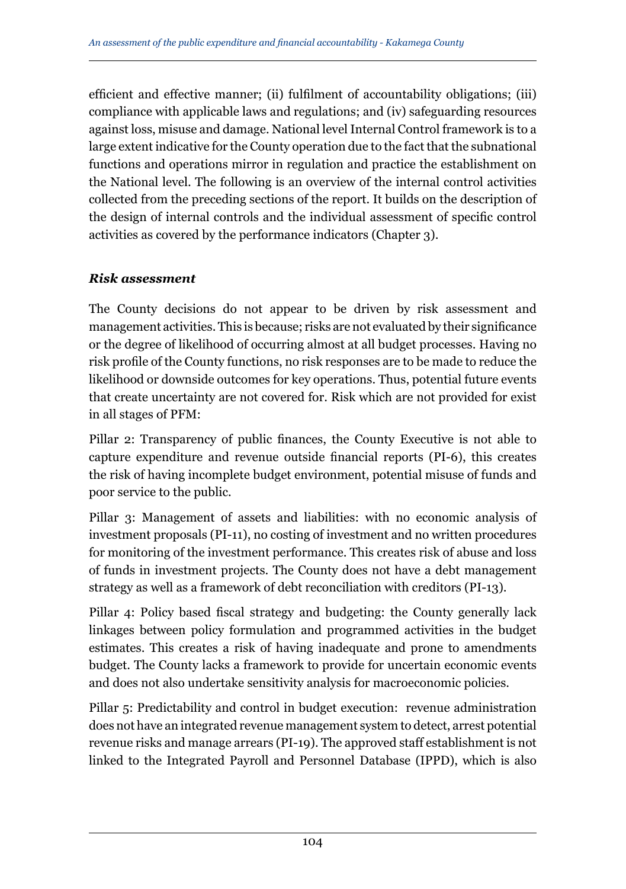efficient and effective manner; (ii) fulfilment of accountability obligations; (iii) compliance with applicable laws and regulations; and (iv) safeguarding resources against loss, misuse and damage. National level Internal Control framework is to a large extent indicative for the County operation due to the fact that the subnational functions and operations mirror in regulation and practice the establishment on the National level. The following is an overview of the internal control activities collected from the preceding sections of the report. It builds on the description of the design of internal controls and the individual assessment of specific control activities as covered by the performance indicators (Chapter 3).

***Risk assessment***

The County decisions do not appear to be driven by risk assessment and management activities. This is because; risks are not evaluated by their significance or the degree of likelihood of occurring almost at all budget processes. Having no risk profile of the County functions, no risk responses are to be made to reduce the likelihood or downside outcomes for key operations. Thus, potential future events that create uncertainty are not covered for. Risk which are not provided for exist in all stages of PFM:

Pillar 2: Transparency of public finances, the County Executive is not able to capture expenditure and revenue outside financial reports (PI-6), this creates the risk of having incomplete budget environment, potential misuse of funds and poor service to the public.

Pillar 3: Management of assets and liabilities: with no economic analysis of investment proposals (PI-11), no costing of investment and no written procedures for monitoring of the investment performance. This creates risk of abuse and loss of funds in investment projects. The County does not have a debt management strategy as well as a framework of debt reconciliation with creditors (PI-13).

Pillar 4: Policy based fiscal strategy and budgeting: the County generally lack linkages between policy formulation and programmed activities in the budget estimates. This creates a risk of having inadequate and prone to amendments budget. The County lacks a framework to provide for uncertain economic events and does not also undertake sensitivity analysis for macroeconomic policies.

Pillar 5: Predictability and control in budget execution: revenue administration does not have an integrated revenue management system to detect, arrest potential revenue risks and manage arrears (PI-19). The approved staff establishment is not linked to the Integrated Payroll and Personnel Database (IPPD), which is also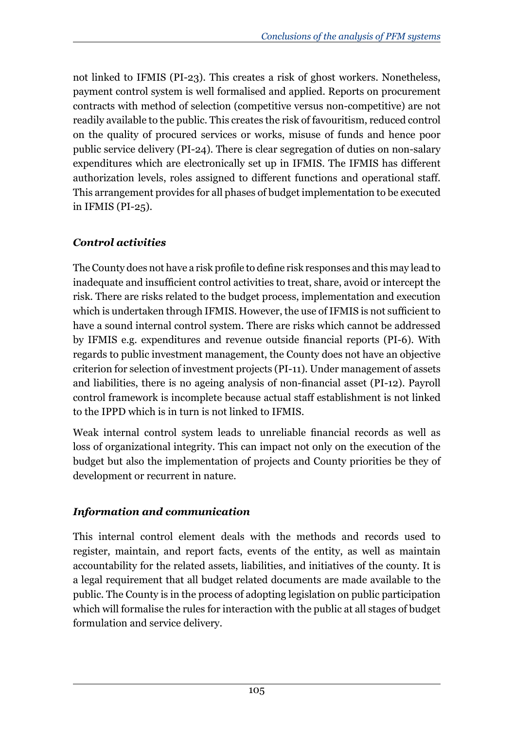not linked to IFMIS (PI-23). This creates a risk of ghost workers. Nonetheless, payment control system is well formalised and applied. Reports on procurement contracts with method of selection (competitive versus non-competitive) are not readily available to the public. This creates the risk of favouritism, reduced control on the quality of procured services or works, misuse of funds and hence poor public service delivery (PI-24). There is clear segregation of duties on non-salary expenditures which are electronically set up in IFMIS. The IFMIS has different authorization levels, roles assigned to different functions and operational staff. This arrangement provides for all phases of budget implementation to be executed in IFMIS (PI-25).

### *Control activities*

The County does not have a risk profile to define risk responses and this may lead to inadequate and insufficient control activities to treat, share, avoid or intercept the risk. There are risks related to the budget process, implementation and execution which is undertaken through IFMIS. However, the use of IFMIS is not sufficient to have a sound internal control system. There are risks which cannot be addressed by IFMIS e.g. expenditures and revenue outside financial reports (PI-6). With regards to public investment management, the County does not have an objective criterion for selection of investment projects (PI-11). Under management of assets and liabilities, there is no ageing analysis of non-financial asset (PI-12). Payroll control framework is incomplete because actual staff establishment is not linked to the IPPD which is in turn is not linked to IFMIS.

Weak internal control system leads to unreliable financial records as well as loss of organizational integrity. This can impact not only on the execution of the budget but also the implementation of projects and County priorities be they of development or recurrent in nature.

### *Information and communication*

This internal control element deals with the methods and records used to register, maintain, and report facts, events of the entity, as well as maintain accountability for the related assets, liabilities, and initiatives of the county. It is a legal requirement that all budget related documents are made available to the public. The County is in the process of adopting legislation on public participation which will formalise the rules for interaction with the public at all stages of budget formulation and service delivery.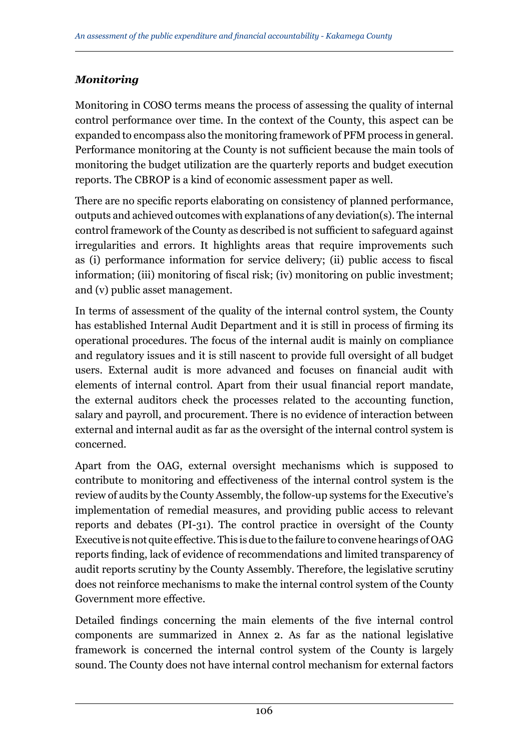### *Monitoring*

Monitoring in COSO terms means the process of assessing the quality of internal control performance over time. In the context of the County, this aspect can be expanded to encompass also the monitoring framework of PFM process in general. Performance monitoring at the County is not sufficient because the main tools of monitoring the budget utilization are the quarterly reports and budget execution reports. The CBROP is a kind of economic assessment paper as well.

There are no specific reports elaborating on consistency of planned performance, outputs and achieved outcomes with explanations of any deviation(s). The internal control framework of the County as described is not sufficient to safeguard against irregularities and errors. It highlights areas that require improvements such as (i) performance information for service delivery; (ii) public access to fiscal information; (iii) monitoring of fiscal risk; (iv) monitoring on public investment; and (v) public asset management.

In terms of assessment of the quality of the internal control system, the County has established Internal Audit Department and it is still in process of firming its operational procedures. The focus of the internal audit is mainly on compliance and regulatory issues and it is still nascent to provide full oversight of all budget users. External audit is more advanced and focuses on financial audit with elements of internal control. Apart from their usual financial report mandate, the external auditors check the processes related to the accounting function, salary and payroll, and procurement. There is no evidence of interaction between external and internal audit as far as the oversight of the internal control system is concerned.

Apart from the OAG, external oversight mechanisms which is supposed to contribute to monitoring and effectiveness of the internal control system is the review of audits by the County Assembly, the follow-up systems for the Executive's implementation of remedial measures, and providing public access to relevant reports and debates (PI-31). The control practice in oversight of the County Executive is not quite effective. This is due to the failure to convene hearings of OAG reports finding, lack of evidence of recommendations and limited transparency of audit reports scrutiny by the County Assembly. Therefore, the legislative scrutiny does not reinforce mechanisms to make the internal control system of the County Government more effective.

Detailed findings concerning the main elements of the five internal control components are summarized in Annex 2. As far as the national legislative framework is concerned the internal control system of the County is largely sound. The County does not have internal control mechanism for external factors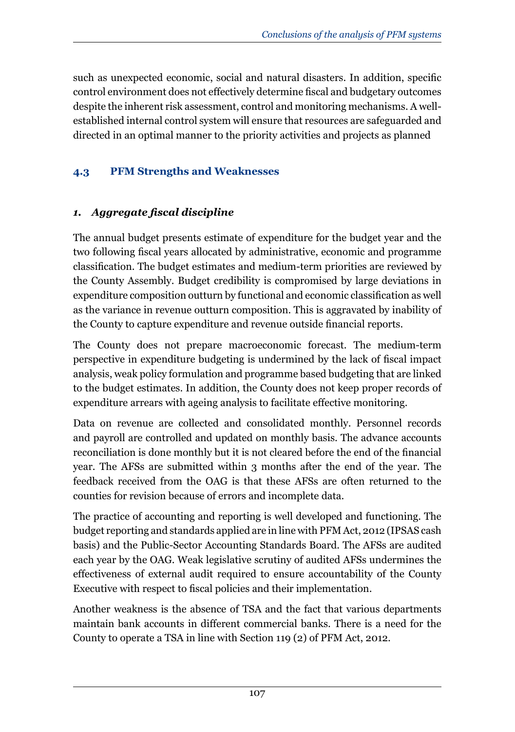such as unexpected economic, social and natural disasters. In addition, specific control environment does not effectively determine fiscal and budgetary outcomes despite the inherent risk assessment, control and monitoring mechanisms. A well-established internal control system will ensure that resources are safeguarded and directed in an optimal manner to the priority activities and projects as planned

## 4.3 PFM Strengths and Weaknesses

### *1. Aggregate fiscal discipline*

The annual budget presents estimate of expenditure for the budget year and the two following fiscal years allocated by administrative, economic and programme classification. The budget estimates and medium-term priorities are reviewed by the County Assembly. Budget credibility is compromised by large deviations in expenditure composition outturn by functional and economic classification as well as the variance in revenue outturn composition. This is aggravated by inability of the County to capture expenditure and revenue outside financial reports.

The County does not prepare macroeconomic forecast. The medium-term perspective in expenditure budgeting is undermined by the lack of fiscal impact analysis, weak policy formulation and programme based budgeting that are linked to the budget estimates. In addition, the County does not keep proper records of expenditure arrears with ageing analysis to facilitate effective monitoring.

Data on revenue are collected and consolidated monthly. Personnel records and payroll are controlled and updated on monthly basis. The advance accounts reconciliation is done monthly but it is not cleared before the end of the financial year. The AFSs are submitted within 3 months after the end of the year. The feedback received from the OAG is that these AFSs are often returned to the counties for revision because of errors and incomplete data.

The practice of accounting and reporting is well developed and functioning. The budget reporting and standards applied are in line with PFM Act, 2012 (IPSAS cash basis) and the Public-Sector Accounting Standards Board. The AFSs are audited each year by the OAG. Weak legislative scrutiny of audited AFSs undermines the effectiveness of external audit required to ensure accountability of the County Executive with respect to fiscal policies and their implementation.

Another weakness is the absence of TSA and the fact that various departments maintain bank accounts in different commercial banks. There is a need for the County to operate a TSA in line with Section 119 (2) of PFM Act, 2012.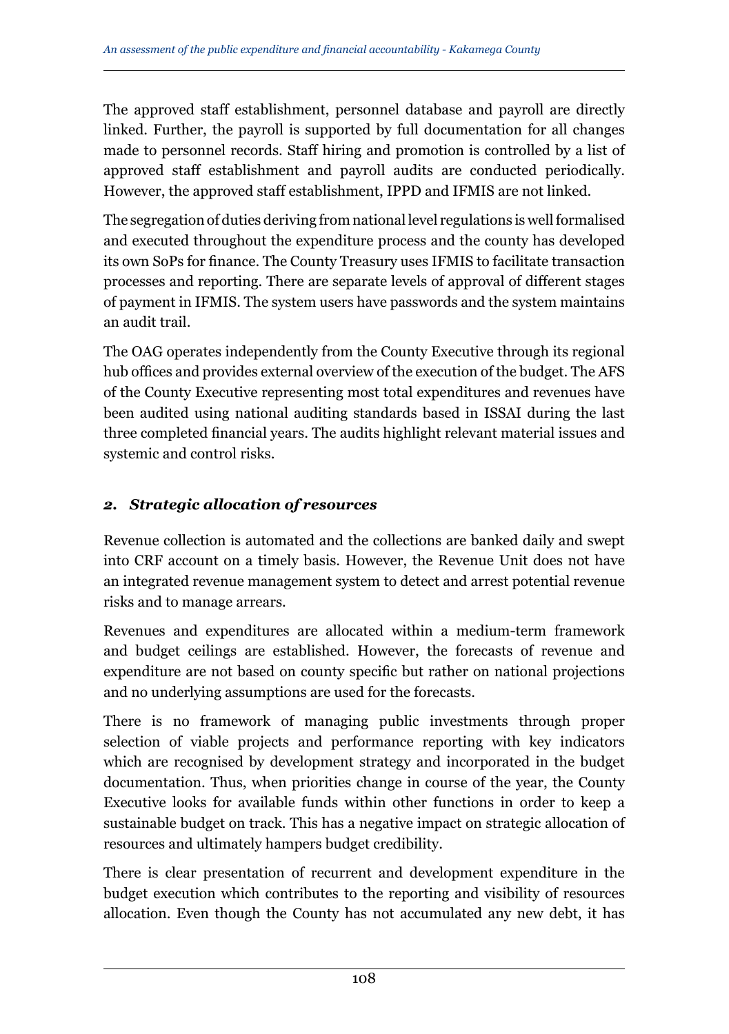The approved staff establishment, personnel database and payroll are directly linked. Further, the payroll is supported by full documentation for all changes made to personnel records. Staff hiring and promotion is controlled by a list of approved staff establishment and payroll audits are conducted periodically. However, the approved staff establishment, IPPD and IFMIS are not linked.

The segregation of duties deriving from national level regulations is well formalised and executed throughout the expenditure process and the county has developed its own SoPs for finance. The County Treasury uses IFMIS to facilitate transaction processes and reporting. There are separate levels of approval of different stages of payment in IFMIS. The system users have passwords and the system maintains an audit trail.

The OAG operates independently from the County Executive through its regional hub offices and provides external overview of the execution of the budget. The AFS of the County Executive representing most total expenditures and revenues have been audited using national auditing standards based in ISSAI during the last three completed financial years. The audits highlight relevant material issues and systemic and control risks.

### *2. Strategic allocation of resources*

Revenue collection is automated and the collections are banked daily and swept into CRF account on a timely basis. However, the Revenue Unit does not have an integrated revenue management system to detect and arrest potential revenue risks and to manage arrears.

Revenues and expenditures are allocated within a medium-term framework and budget ceilings are established. However, the forecasts of revenue and expenditure are not based on county specific but rather on national projections and no underlying assumptions are used for the forecasts.

There is no framework of managing public investments through proper selection of viable projects and performance reporting with key indicators which are recognised by development strategy and incorporated in the budget documentation. Thus, when priorities change in course of the year, the County Executive looks for available funds within other functions in order to keep a sustainable budget on track. This has a negative impact on strategic allocation of resources and ultimately hampers budget credibility.

There is clear presentation of recurrent and development expenditure in the budget execution which contributes to the reporting and visibility of resources allocation. Even though the County has not accumulated any new debt, it has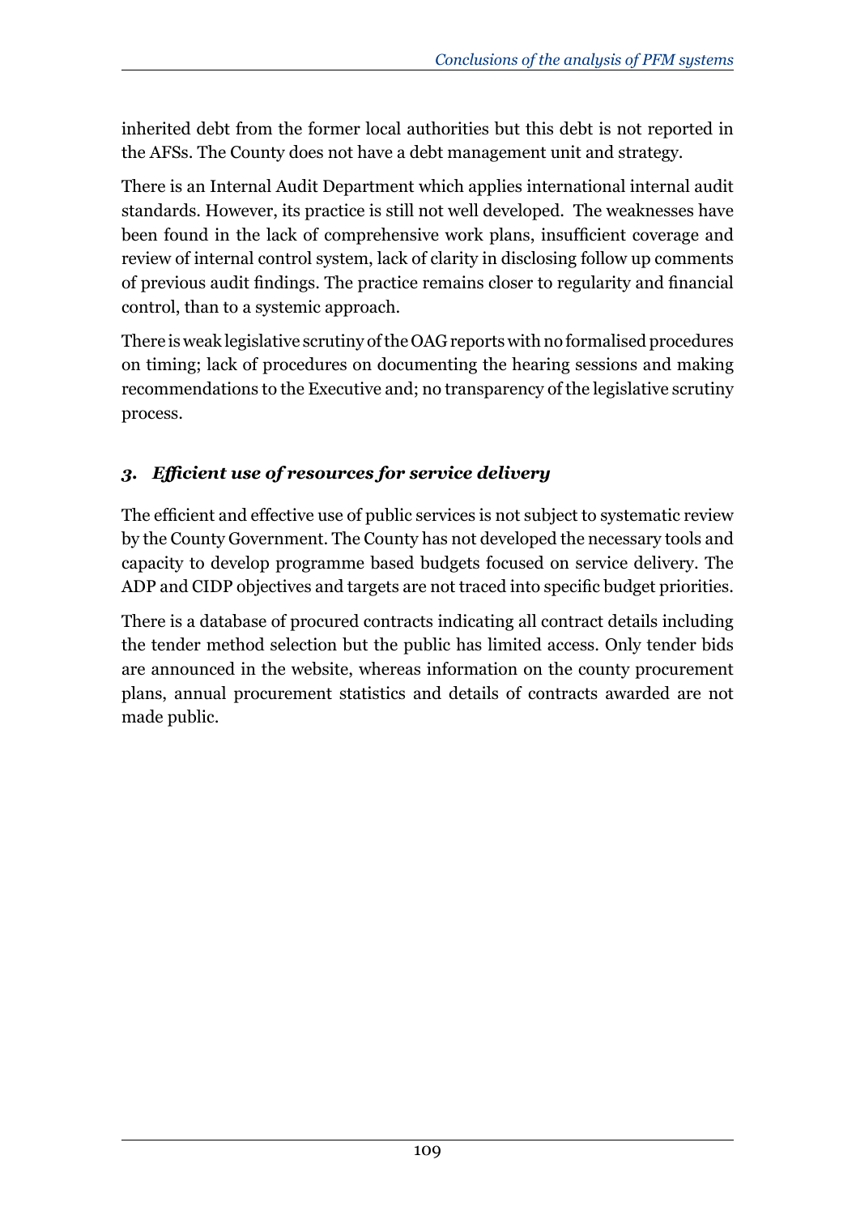inherited debt from the former local authorities but this debt is not reported in the AFSs. The County does not have a debt management unit and strategy.

There is an Internal Audit Department which applies international internal audit standards. However, its practice is still not well developed. The weaknesses have been found in the lack of comprehensive work plans, insufficient coverage and review of internal control system, lack of clarity in disclosing follow up comments of previous audit findings. The practice remains closer to regularity and financial control, than to a systemic approach.

There is weak legislative scrutiny of the OAG reports with no formalised procedures on timing; lack of procedures on documenting the hearing sessions and making recommendations to the Executive and; no transparency of the legislative scrutiny process.

### *3. Efficient use of resources for service delivery*

The efficient and effective use of public services is not subject to systematic review by the County Government. The County has not developed the necessary tools and capacity to develop programme based budgets focused on service delivery. The ADP and CIDP objectives and targets are not traced into specific budget priorities.

There is a database of procured contracts indicating all contract details including the tender method selection but the public has limited access. Only tender bids are announced in the website, whereas information on the county procurement plans, annual procurement statistics and details of contracts awarded are not made public.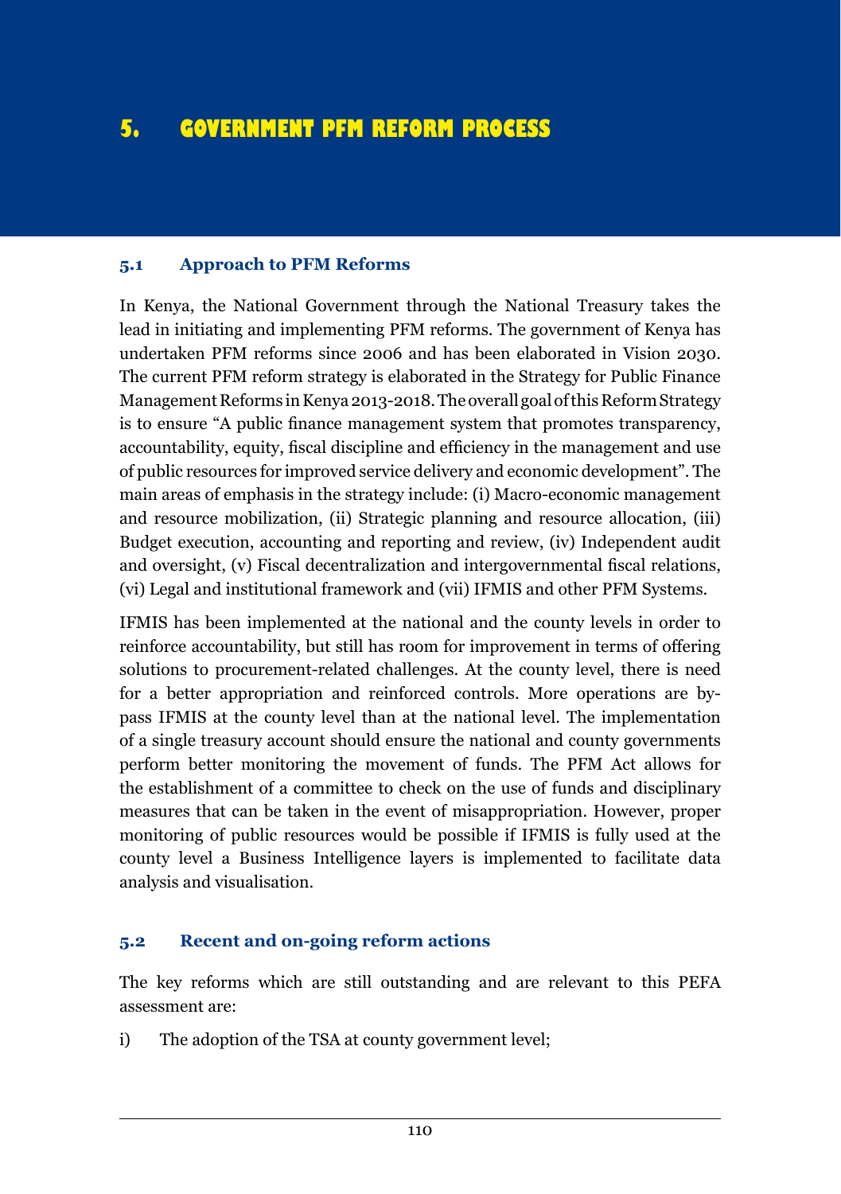# 5. GOVERNMENT PFM REFORM PROCESS

## 5.1 Approach to PFM Reforms

In Kenya, the National Government through the National Treasury takes the lead in initiating and implementing PFM reforms. The government of Kenya has undertaken PFM reforms since 2006 and has been elaborated in Vision 2030. The current PFM reform strategy is elaborated in the Strategy for Public Finance Management Reforms in Kenya 2013-2018. The overall goal of this Reform Strategy is to ensure "A public finance management system that promotes transparency, accountability, equity, fiscal discipline and efficiency in the management and use of public resources for improved service delivery and economic development". The main areas of emphasis in the strategy include: (i) Macro-economic management and resource mobilization, (ii) Strategic planning and resource allocation, (iii) Budget execution, accounting and reporting and review, (iv) Independent audit and oversight, (v) Fiscal decentralization and intergovernmental fiscal relations, (vi) Legal and institutional framework and (vii) IFMIS and other PFM Systems.

IFMIS has been implemented at the national and the county levels in order to reinforce accountability, but still has room for improvement in terms of offering solutions to procurement-related challenges. At the county level, there is need for a better appropriation and reinforced controls. More operations are by-pass IFMIS at the county level than at the national level. The implementation of a single treasury account should ensure the national and county governments perform better monitoring the movement of funds. The PFM Act allows for the establishment of a committee to check on the use of funds and disciplinary measures that can be taken in the event of misappropriation. However, proper monitoring of public resources would be possible if IFMIS is fully used at the county level a Business Intelligence layers is implemented to facilitate data analysis and visualisation.

## 5.2 Recent and on-going reform actions

The key reforms which are still outstanding and are relevant to this PEFA assessment are:

i) The adoption of the TSA at county government level;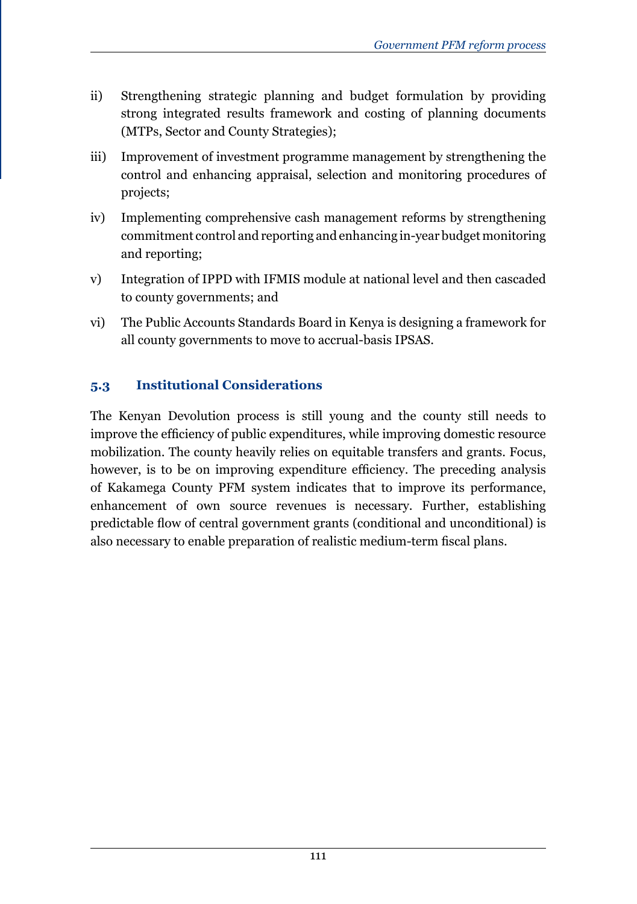ii) Strengthening strategic planning and budget formulation by providing strong integrated results framework and costing of planning documents (MTPs, Sector and County Strategies);

iii) Improvement of investment programme management by strengthening the control and enhancing appraisal, selection and monitoring procedures of projects;

iv) Implementing comprehensive cash management reforms by strengthening commitment control and reporting and enhancing in-year budget monitoring and reporting;

v) Integration of IPPD with IFMIS module at national level and then cascaded to county governments; and

vi) The Public Accounts Standards Board in Kenya is designing a framework for all county governments to move to accrual-basis IPSAS.

## 5.3 Institutional Considerations

The Kenyan Devolution process is still young and the county still needs to improve the efficiency of public expenditures, while improving domestic resource mobilization. The county heavily relies on equitable transfers and grants. Focus, however, is to be on improving expenditure efficiency. The preceding analysis of Kakamega County PFM system indicates that to improve its performance, enhancement of own source revenues is necessary. Further, establishing predictable flow of central government grants (conditional and unconditional) is also necessary to enable preparation of realistic medium-term fiscal plans.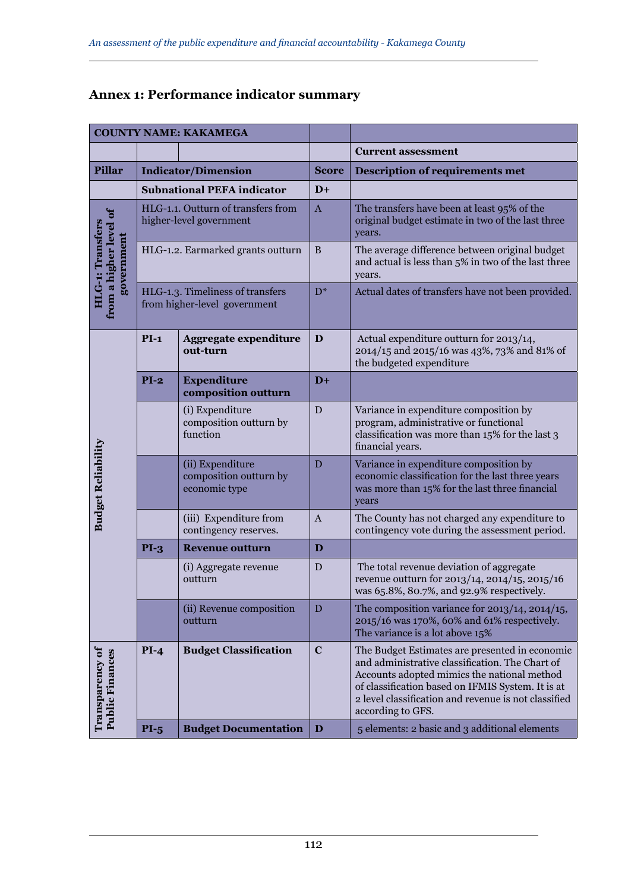## Annex 1: Performance indicator summary

| COUNTY NAME: KAKAMEGA | | | | |
|---|---|---|---|---|
| | | | | **Current assessment** |
| **Pillar** | **Indicator/Dimension** | | **Score** | **Description of requirements met** |
| | **Subnational PEFA indicator** | | **D+** | |
| **HLG-1: Transfers from a higher level of government** | HLG-1.1. Outturn of transfers from higher-level government | | A | The transfers have been at least 95% of the original budget estimate in two of the last three years. |
| | HLG-1.2. Earmarked grants outturn | | B | The average difference between original budget and actual is less than 5% in two of the last three years. |
| | HLG-1.3. Timeliness of transfers from higher-level government | | D* | Actual dates of transfers have not been provided. |
| **Budget Reliability** | **PI-1** | **Aggregate expenditure out-turn** | **D** | Actual expenditure outturn for 2013/14, 2014/15 and 2015/16 was 43%, 73% and 81% of the budgeted expenditure |
| | **PI-2** | **Expenditure composition outturn** | **D+** | |
| | | (i) Expenditure composition outturn by function | D | Variance in expenditure composition by program, administrative or functional classification was more than 15% for the last 3 financial years. |
| | | (ii) Expenditure composition outturn by economic type | D | Variance in expenditure composition by economic classification for the last three years was more than 15% for the last three financial years |
| | | (iii) Expenditure from contingency reserves. | A | The County has not charged any expenditure to contingency vote during the assessment period. |
| | **PI-3** | **Revenue outturn** | **D** | |
| | | (i) Aggregate revenue outturn | D | The total revenue deviation of aggregate revenue outturn for 2013/14, 2014/15, 2015/16 was 65.8%, 80.7%, and 92.9% respectively. |
| | | (ii) Revenue composition outturn | D | The composition variance for 2013/14, 2014/15, 2015/16 was 170%, 60% and 61% respectively. The variance is a lot above 15% |
| **Transparency of Public Finances** | **PI-4** | **Budget Classification** | **C** | The Budget Estimates are presented in economic and administrative classification. The Chart of Accounts adopted mimics the national method of classification based on IFMIS System. It is at 2 level classification and revenue is not classified according to GFS. |
| | **PI-5** | **Budget Documentation** | **D** | 5 elements: 2 basic and 3 additional elements |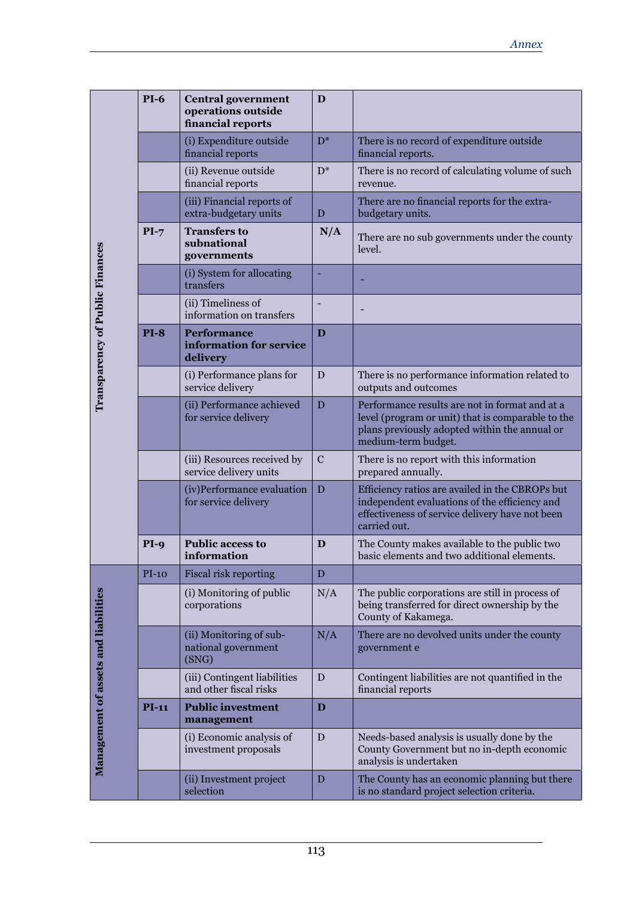| | | | | |
|---|---|---|---|---|
| **Transparency of Public Finances** | **PI-6** | **Central government operations outside financial reports** | **D** | |
| | | (i) Expenditure outside financial reports | D* | There is no record of expenditure outside financial reports. |
| | | (ii) Revenue outside financial reports | D* | There is no record of calculating volume of such revenue. |
| | | (iii) Financial reports of extra-budgetary units | D | There are no financial reports for the extra-budgetary units. |
| | **PI-7** | **Transfers to subnational governments** | **N/A** | There are no sub governments under the county level. |
| | | (i) System for allocating transfers | - | - |
| | | (ii) Timeliness of information on transfers | - | - |
| | **PI-8** | **Performance information for service delivery** | **D** | |
| | | (i) Performance plans for service delivery | D | There is no performance information related to outputs and outcomes |
| | | (ii) Performance achieved for service delivery | D | Performance results are not in format and at a level (program or unit) that is comparable to the plans previously adopted within the annual or medium-term budget. |
| | | (iii) Resources received by service delivery units | C | There is no report with this information prepared annually. |
| | | (iv)Performance evaluation for service delivery | D | Efficiency ratios are availed in the CBROPs but independent evaluations of the efficiency and effectiveness of service delivery have not been carried out. |
| | **PI-9** | **Public access to information** | **D** | The County makes available to the public two basic elements and two additional elements. |
| **Management of assets and liabilities** | PI-10 | Fiscal risk reporting | D | |
| | | (i) Monitoring of public corporations | N/A | The public corporations are still in process of being transferred for direct ownership by the County of Kakamega. |
| | | (ii) Monitoring of sub-national government (SNG) | N/A | There are no devolved units under the county government e |
| | | (iii) Contingent liabilities and other fiscal risks | D | Contingent liabilities are not quantified in the financial reports |
| | **PI-11** | **Public investment management** | **D** | |
| | | (i) Economic analysis of investment proposals | D | Needs-based analysis is usually done by the County Government but no in-depth economic analysis is undertaken |
| | | (ii) Investment project selection | D | The County has an economic planning but there is no standard project selection criteria. |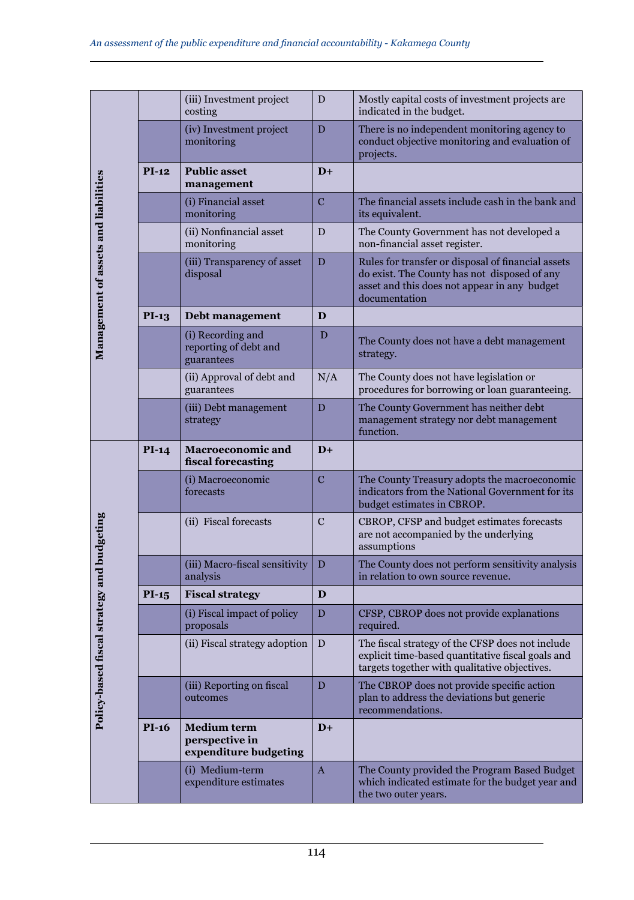| | | | | |
|---|---|---|---|---|
| Management of assets and liabilities | | (iii) Investment project costing | D | Mostly capital costs of investment projects are indicated in the budget. |
| | | (iv) Investment project monitoring | D | There is no independent monitoring agency to conduct objective monitoring and evaluation of projects. |
| | **PI-12** | **Public asset management** | **D+** | |
| | | (i) Financial asset monitoring | C | The financial assets include cash in the bank and its equivalent. |
| | | (ii) Nonfinancial asset monitoring | D | The County Government has not developed a non-financial asset register. |
| | | (iii) Transparency of asset disposal | D | Rules for transfer or disposal of financial assets do exist. The County has not disposed of any asset and this does not appear in any budget documentation |
| | **PI-13** | **Debt management** | **D** | |
| | | (i) Recording and reporting of debt and guarantees | D | The County does not have a debt management strategy. |
| | | (ii) Approval of debt and guarantees | N/A | The County does not have legislation or procedures for borrowing or loan guaranteeing. |
| | | (iii) Debt management strategy | D | The County Government has neither debt management strategy nor debt management function. |
| Policy-based fiscal strategy and budgeting | **PI-14** | **Macroeconomic and fiscal forecasting** | **D+** | |
| | | (i) Macroeconomic forecasts | C | The County Treasury adopts the macroeconomic indicators from the National Government for its budget estimates in CBROP. |
| | | (ii) Fiscal forecasts | C | CBROP, CFSP and budget estimates forecasts are not accompanied by the underlying assumptions |
| | | (iii) Macro-fiscal sensitivity analysis | D | The County does not perform sensitivity analysis in relation to own source revenue. |
| | **PI-15** | **Fiscal strategy** | **D** | |
| | | (i) Fiscal impact of policy proposals | D | CFSP, CBROP does not provide explanations required. |
| | | (ii) Fiscal strategy adoption | D | The fiscal strategy of the CFSP does not include explicit time-based quantitative fiscal goals and targets together with qualitative objectives. |
| | | (iii) Reporting on fiscal outcomes | D | The CBROP does not provide specific action plan to address the deviations but generic recommendations. |
| | **PI-16** | **Medium term perspective in expenditure budgeting** | **D+** | |
| | | (i) Medium-term expenditure estimates | A | The County provided the Program Based Budget which indicated estimate for the budget year and the two outer years. |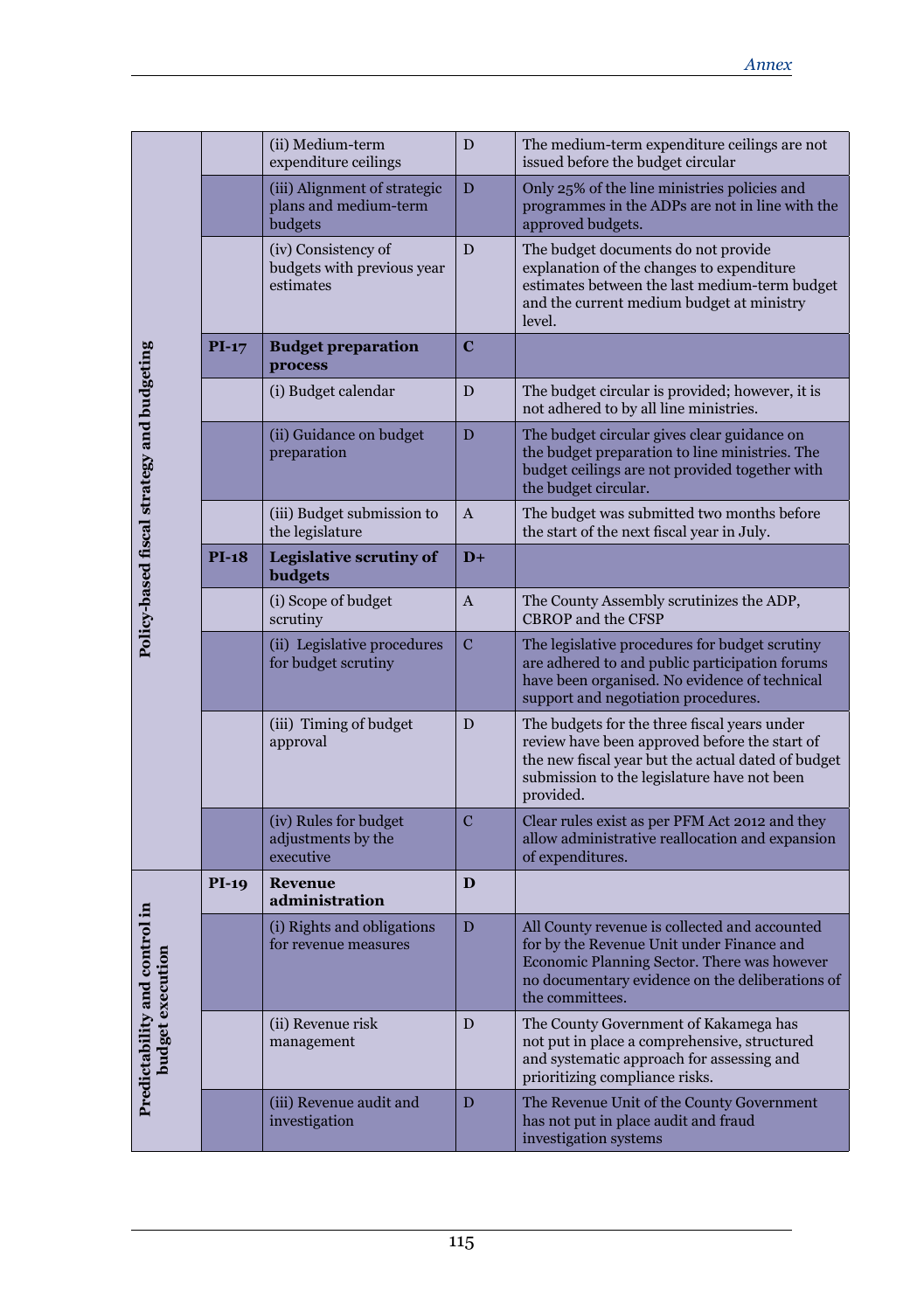| | | | | |
|---|---|---|---|---|
| Policy-based fiscal strategy and budgeting | | (ii) Medium-term expenditure ceilings | D | The medium-term expenditure ceilings are not issued before the budget circular |
| | | (iii) Alignment of strategic plans and medium-term budgets | D | Only 25% of the line ministries policies and programmes in the ADPs are not in line with the approved budgets. |
| | | (iv) Consistency of budgets with previous year estimates | D | The budget documents do not provide explanation of the changes to expenditure estimates between the last medium-term budget and the current medium budget at ministry level. |
| | **PI-17** | **Budget preparation process** | **C** | |
| | | (i) Budget calendar | D | The budget circular is provided; however, it is not adhered to by all line ministries. |
| | | (ii) Guidance on budget preparation | D | The budget circular gives clear guidance on the budget preparation to line ministries. The budget ceilings are not provided together with the budget circular. |
| | | (iii) Budget submission to the legislature | A | The budget was submitted two months before the start of the next fiscal year in July. |
| | **PI-18** | **Legislative scrutiny of budgets** | **D+** | |
| | | (i) Scope of budget scrutiny | A | The County Assembly scrutinizes the ADP, CBROP and the CFSP |
| | | (ii) Legislative procedures for budget scrutiny | C | The legislative procedures for budget scrutiny are adhered to and public participation forums have been organised. No evidence of technical support and negotiation procedures. |
| | | (iii) Timing of budget approval | D | The budgets for the three fiscal years under review have been approved before the start of the new fiscal year but the actual dated of budget submission to the legislature have not been provided. |
| | | (iv) Rules for budget adjustments by the executive | C | Clear rules exist as per PFM Act 2012 and they allow administrative reallocation and expansion of expenditures. |
| Predictability and control in budget execution | **PI-19** | **Revenue administration** | **D** | |
| | | (i) Rights and obligations for revenue measures | D | All County revenue is collected and accounted for by the Revenue Unit under Finance and Economic Planning Sector. There was however no documentary evidence on the deliberations of the committees. |
| | | (ii) Revenue risk management | D | The County Government of Kakamega has not put in place a comprehensive, structured and systematic approach for assessing and prioritizing compliance risks. |
| | | (iii) Revenue audit and investigation | D | The Revenue Unit of the County Government has not put in place audit and fraud investigation systems |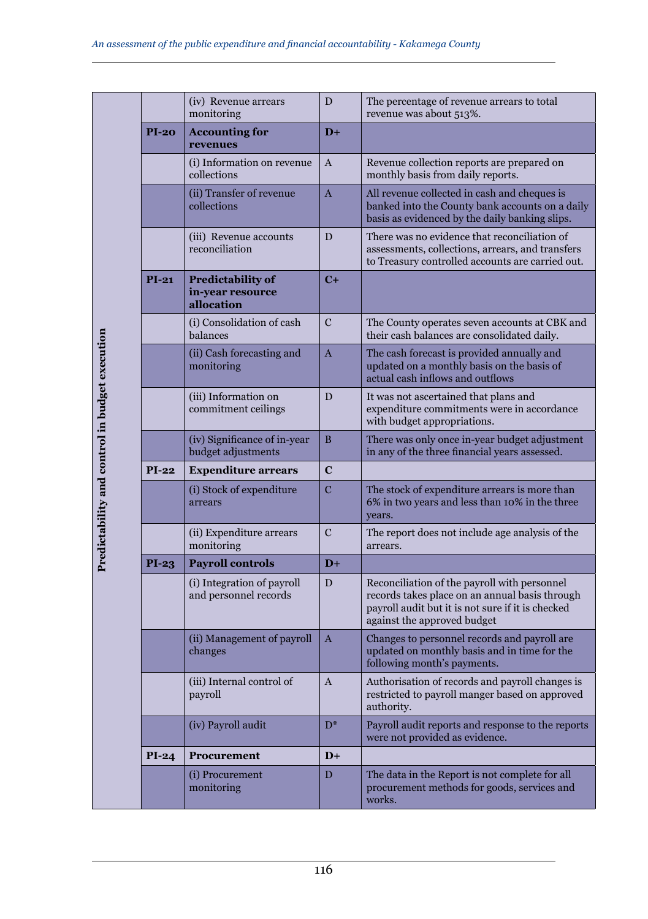| Predictability and control in budget execution | | | | |
|---|---|---|---|---|
| | | (iv) Revenue arrears monitoring | D | The percentage of revenue arrears to total revenue was about 513%. |
| | **PI-20** | **Accounting for revenues** | **D+** | |
| | | (i) Information on revenue collections | A | Revenue collection reports are prepared on monthly basis from daily reports. |
| | | (ii) Transfer of revenue collections | A | All revenue collected in cash and cheques is banked into the County bank accounts on a daily basis as evidenced by the daily banking slips. |
| | | (iii) Revenue accounts reconciliation | D | There was no evidence that reconciliation of assessments, collections, arrears, and transfers to Treasury controlled accounts are carried out. |
| | **PI-21** | **Predictability of in-year resource allocation** | **C+** | |
| | | (i) Consolidation of cash balances | C | The County operates seven accounts at CBK and their cash balances are consolidated daily. |
| | | (ii) Cash forecasting and monitoring | A | The cash forecast is provided annually and updated on a monthly basis on the basis of actual cash inflows and outflows |
| | | (iii) Information on commitment ceilings | D | It was not ascertained that plans and expenditure commitments were in accordance with budget appropriations. |
| | | (iv) Significance of in-year budget adjustments | B | There was only once in-year budget adjustment in any of the three financial years assessed. |
| | **PI-22** | **Expenditure arrears** | **C** | |
| | | (i) Stock of expenditure arrears | C | The stock of expenditure arrears is more than 6% in two years and less than 10% in the three years. |
| | | (ii) Expenditure arrears monitoring | C | The report does not include age analysis of the arrears. |
| | **PI-23** | **Payroll controls** | **D+** | |
| | | (i) Integration of payroll and personnel records | D | Reconciliation of the payroll with personnel records takes place on an annual basis through payroll audit but it is not sure if it is checked against the approved budget |
| | | (ii) Management of payroll changes | A | Changes to personnel records and payroll are updated on monthly basis and in time for the following month's payments. |
| | | (iii) Internal control of payroll | A | Authorisation of records and payroll changes is restricted to payroll manger based on approved authority. |
| | | (iv) Payroll audit | D* | Payroll audit reports and response to the reports were not provided as evidence. |
| | **PI-24** | **Procurement** | **D+** | |
| | | (i) Procurement monitoring | D | The data in the Report is not complete for all procurement methods for goods, services and works. |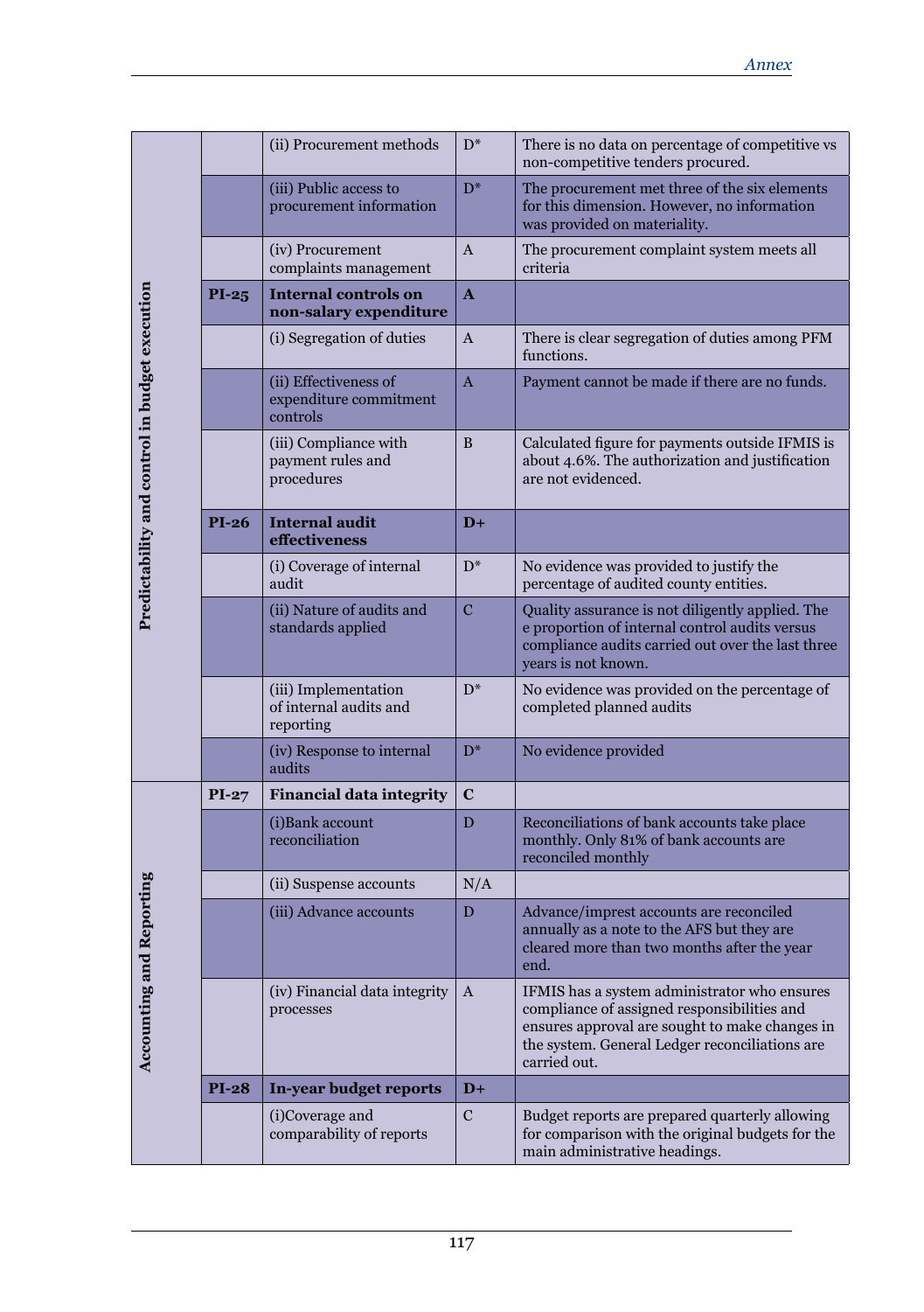| | | | | |
|---|---|---|---|---|
| Predictability and control in budget execution | | (ii) Procurement methods | D* | There is no data on percentage of competitive vs non-competitive tenders procured. |
| | | (iii) Public access to procurement information | D* | The procurement met three of the six elements for this dimension. However, no information was provided on materiality. |
| | | (iv) Procurement complaints management | A | The procurement complaint system meets all criteria |
| | **PI-25** | **Internal controls on non-salary expenditure** | **A** | |
| | | (i) Segregation of duties | A | There is clear segregation of duties among PFM functions. |
| | | (ii) Effectiveness of expenditure commitment controls | A | Payment cannot be made if there are no funds. |
| | | (iii) Compliance with payment rules and procedures | B | Calculated figure for payments outside IFMIS is about 4.6%. The authorization and justification are not evidenced. |
| | **PI-26** | **Internal audit effectiveness** | **D+** | |
| | | (i) Coverage of internal audit | D* | No evidence was provided to justify the percentage of audited county entities. |
| | | (ii) Nature of audits and standards applied | C | Quality assurance is not diligently applied. The e proportion of internal control audits versus compliance audits carried out over the last three years is not known. |
| | | (iii) Implementation of internal audits and reporting | D* | No evidence was provided on the percentage of completed planned audits |
| | | (iv) Response to internal audits | D* | No evidence provided |
| Accounting and Reporting | **PI-27** | **Financial data integrity** | **C** | |
| | | (i)Bank account reconciliation | D | Reconciliations of bank accounts take place monthly. Only 81% of bank accounts are reconciled monthly |
| | | (ii) Suspense accounts | N/A | |
| | | (iii) Advance accounts | D | Advance/imprest accounts are reconciled annually as a note to the AFS but they are cleared more than two months after the year end. |
| | | (iv) Financial data integrity processes | A | IFMIS has a system administrator who ensures compliance of assigned responsibilities and ensures approval are sought to make changes in the system. General Ledger reconciliations are carried out. |
| | **PI-28** | **In-year budget reports** | **D+** | |
| | | (i)Coverage and comparability of reports | C | Budget reports are prepared quarterly allowing for comparison with the original budgets for the main administrative headings. |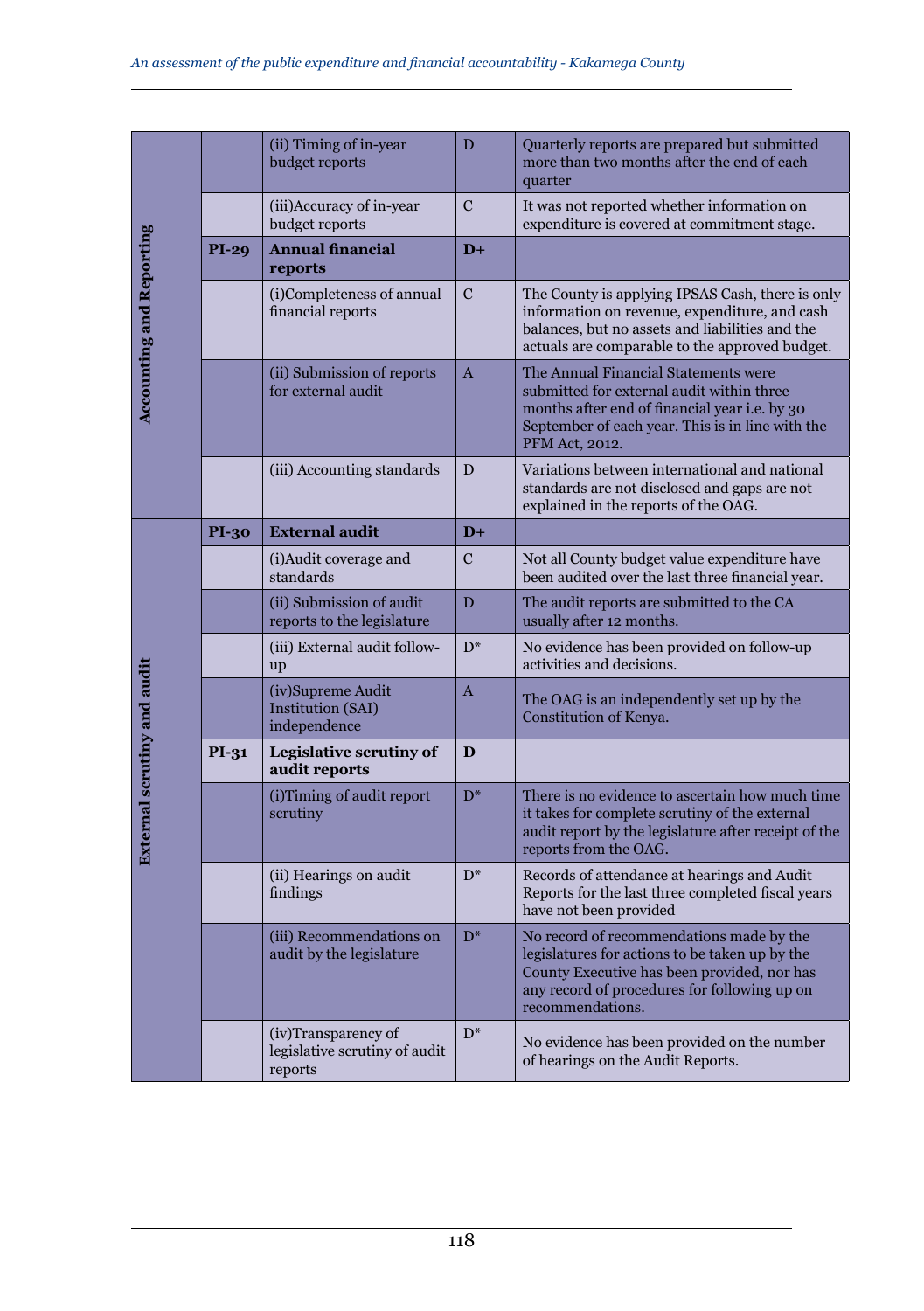| | | | | |
|---|---|---|---|---|
| **Accounting and Reporting** | | (ii) Timing of in-year budget reports | D | Quarterly reports are prepared but submitted more than two months after the end of each quarter |
| | | (iii)Accuracy of in-year budget reports | C | It was not reported whether information on expenditure is covered at commitment stage. |
| | **PI-29** | **Annual financial reports** | **D+** | |
| | | (i)Completeness of annual financial reports | C | The County is applying IPSAS Cash, there is only information on revenue, expenditure, and cash balances, but no assets and liabilities and the actuals are comparable to the approved budget. |
| | | (ii) Submission of reports for external audit | A | The Annual Financial Statements were submitted for external audit within three months after end of financial year i.e. by 30 September of each year. This is in line with the PFM Act, 2012. |
| | | (iii) Accounting standards | D | Variations between international and national standards are not disclosed and gaps are not explained in the reports of the OAG. |
| **External scrutiny and audit** | **PI-30** | **External audit** | **D+** | |
| | | (i)Audit coverage and standards | C | Not all County budget value expenditure have been audited over the last three financial year. |
| | | (ii) Submission of audit reports to the legislature | D | The audit reports are submitted to the CA usually after 12 months. |
| | | (iii) External audit follow-up | D* | No evidence has been provided on follow-up activities and decisions. |
| | | (iv)Supreme Audit Institution (SAI) independence | A | The OAG is an independently set up by the Constitution of Kenya. |
| | **PI-31** | **Legislative scrutiny of audit reports** | **D** | |
| | | (i)Timing of audit report scrutiny | D* | There is no evidence to ascertain how much time it takes for complete scrutiny of the external audit report by the legislature after receipt of the reports from the OAG. |
| | | (ii) Hearings on audit findings | D* | Records of attendance at hearings and Audit Reports for the last three completed fiscal years have not been provided |
| | | (iii) Recommendations on audit by the legislature | D* | No record of recommendations made by the legislatures for actions to be taken up by the County Executive has been provided, nor has any record of procedures for following up on recommendations. |
| | | (iv)Transparency of legislative scrutiny of audit reports | D* | No evidence has been provided on the number of hearings on the Audit Reports. |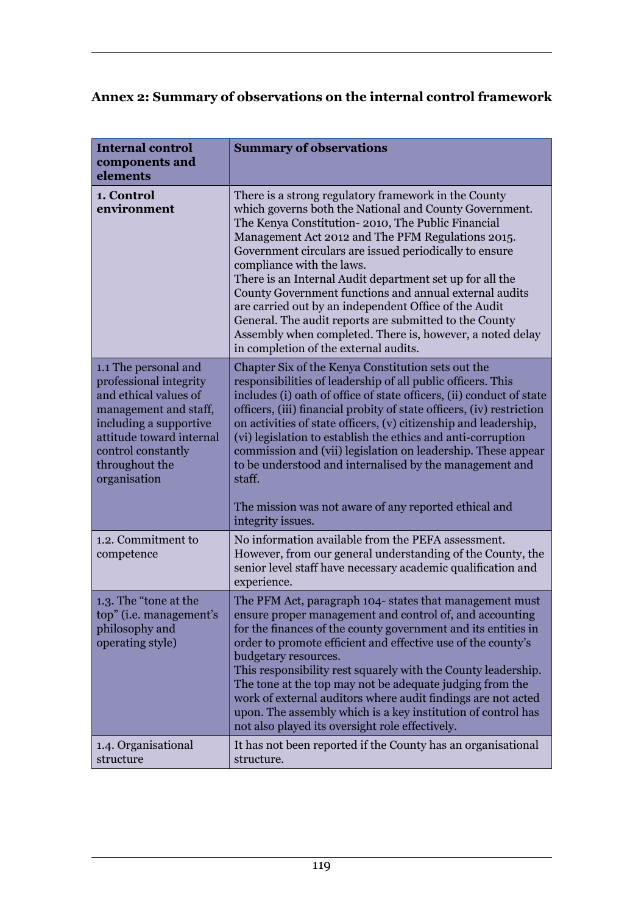## Annex 2: Summary of observations on the internal control framework

| Internal control components and elements | Summary of observations |
|---|---|
| **1. Control environment** | There is a strong regulatory framework in the County which governs both the National and County Government. The Kenya Constitution- 2010, The Public Financial Management Act 2012 and The PFM Regulations 2015. Government circulars are issued periodically to ensure compliance with the laws.<br>There is an Internal Audit department set up for all the County Government functions and annual external audits are carried out by an independent Office of the Audit General. The audit reports are submitted to the County Assembly when completed. There is, however, a noted delay in completion of the external audits. |
| 1.1 The personal and professional integrity and ethical values of management and staff, including a supportive attitude toward internal control constantly throughout the organisation | Chapter Six of the Kenya Constitution sets out the responsibilities of leadership of all public officers. This includes (i) oath of office of state officers, (ii) conduct of state officers, (iii) financial probity of state officers, (iv) restriction on activities of state officers, (v) citizenship and leadership, (vi) legislation to establish the ethics and anti-corruption commission and (vii) legislation on leadership. These appear to be understood and internalised by the management and staff.<br><br>The mission was not aware of any reported ethical and integrity issues. |
| 1.2. Commitment to competence | No information available from the PEFA assessment. However, from our general understanding of the County, the senior level staff have necessary academic qualification and experience. |
| 1.3. The "tone at the top" (i.e. management's philosophy and operating style) | The PFM Act, paragraph 104- states that management must ensure proper management and control of, and accounting for the finances of the county government and its entities in order to promote efficient and effective use of the county's budgetary resources.<br>This responsibility rest squarely with the County leadership. The tone at the top may not be adequate judging from the work of external auditors where audit findings are not acted upon. The assembly which is a key institution of control has not also played its oversight role effectively. |
| 1.4. Organisational structure | It has not been reported if the County has an organisational structure. |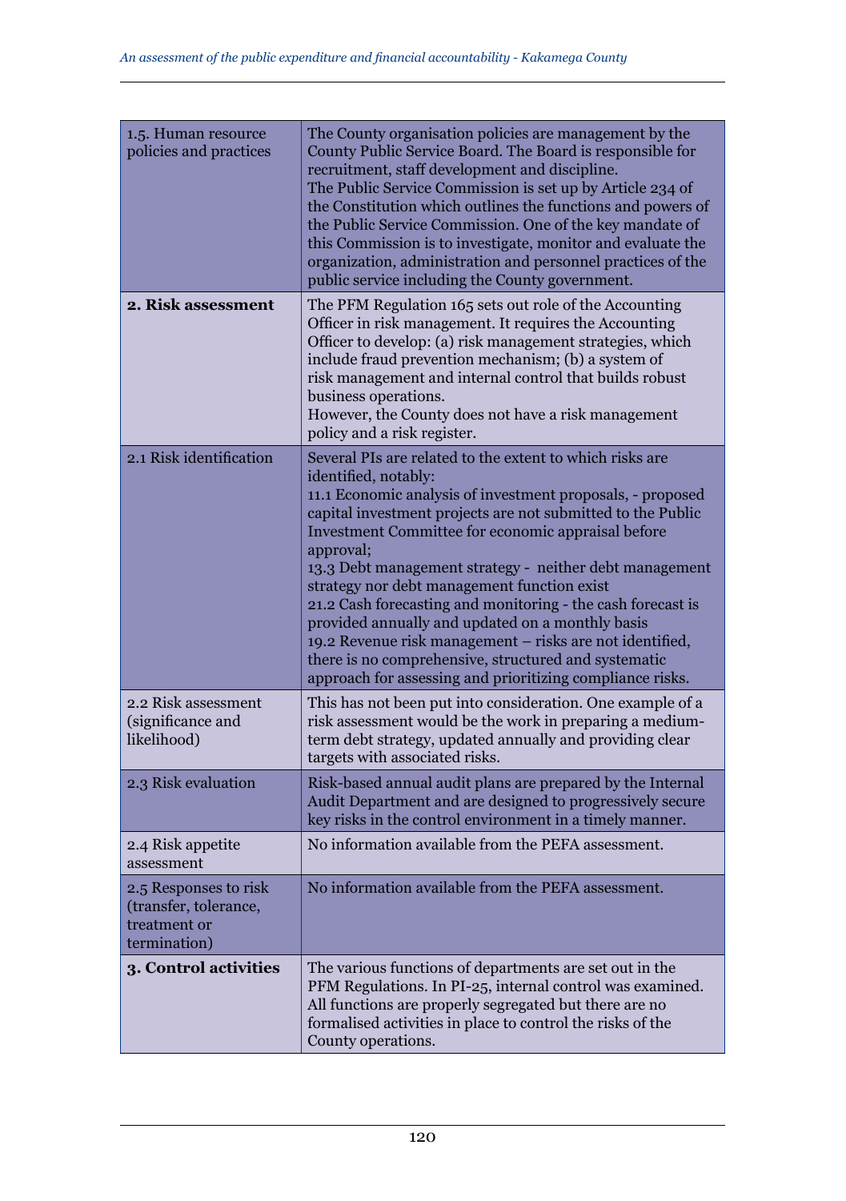| | |
|---|---|
| 1.5. Human resource policies and practices | The County organisation policies are management by the County Public Service Board. The Board is responsible for recruitment, staff development and discipline.<br>The Public Service Commission is set up by Article 234 of the Constitution which outlines the functions and powers of the Public Service Commission. One of the key mandate of this Commission is to investigate, monitor and evaluate the organization, administration and personnel practices of the public service including the County government. |
| **2. Risk assessment** | The PFM Regulation 165 sets out role of the Accounting Officer in risk management. It requires the Accounting Officer to develop: (a) risk management strategies, which include fraud prevention mechanism; (b) a system of risk management and internal control that builds robust business operations.<br>However, the County does not have a risk management policy and a risk register. |
| 2.1 Risk identification | Several PIs are related to the extent to which risks are identified, notably:<br>11.1 Economic analysis of investment proposals, - proposed capital investment projects are not submitted to the Public Investment Committee for economic appraisal before approval;<br>13.3 Debt management strategy - neither debt management strategy nor debt management function exist<br>21.2 Cash forecasting and monitoring - the cash forecast is provided annually and updated on a monthly basis<br>19.2 Revenue risk management – risks are not identified, there is no comprehensive, structured and systematic approach for assessing and prioritizing compliance risks. |
| 2.2 Risk assessment (significance and likelihood) | This has not been put into consideration. One example of a risk assessment would be the work in preparing a medium-term debt strategy, updated annually and providing clear targets with associated risks. |
| 2.3 Risk evaluation | Risk-based annual audit plans are prepared by the Internal Audit Department and are designed to progressively secure key risks in the control environment in a timely manner. |
| 2.4 Risk appetite assessment | No information available from the PEFA assessment. |
| 2.5 Responses to risk (transfer, tolerance, treatment or termination) | No information available from the PEFA assessment. |
| **3. Control activities** | The various functions of departments are set out in the PFM Regulations. In PI-25, internal control was examined. All functions are properly segregated but there are no formalised activities in place to control the risks of the County operations. |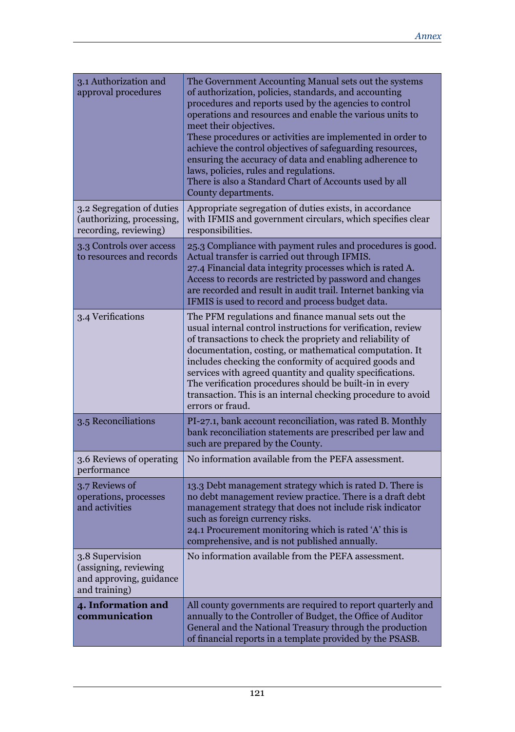| | |
|---|---|
| 3.1 Authorization and approval procedures | The Government Accounting Manual sets out the systems of authorization, policies, standards, and accounting procedures and reports used by the agencies to control operations and resources and enable the various units to meet their objectives.<br>These procedures or activities are implemented in order to achieve the control objectives of safeguarding resources, ensuring the accuracy of data and enabling adherence to laws, policies, rules and regulations.<br>There is also a Standard Chart of Accounts used by all County departments. |
| 3.2 Segregation of duties (authorizing, processing, recording, reviewing) | Appropriate segregation of duties exists, in accordance with IFMIS and government circulars, which specifies clear responsibilities. |
| 3.3 Controls over access to resources and records | 25.3 Compliance with payment rules and procedures is good. Actual transfer is carried out through IFMIS.<br>27.4 Financial data integrity processes which is rated A. Access to records are restricted by password and changes are recorded and result in audit trail. Internet banking via IFMIS is used to record and process budget data. |
| 3.4 Verifications | The PFM regulations and finance manual sets out the usual internal control instructions for verification, review of transactions to check the propriety and reliability of documentation, costing, or mathematical computation. It includes checking the conformity of acquired goods and services with agreed quantity and quality specifications. The verification procedures should be built-in in every transaction. This is an internal checking procedure to avoid errors or fraud. |
| 3.5 Reconciliations | PI-27.1, bank account reconciliation, was rated B. Monthly bank reconciliation statements are prescribed per law and such are prepared by the County. |
| 3.6 Reviews of operating performance | No information available from the PEFA assessment. |
| 3.7 Reviews of operations, processes and activities | 13.3 Debt management strategy which is rated D. There is no debt management review practice. There is a draft debt management strategy that does not include risk indicator such as foreign currency risks.<br>24.1 Procurement monitoring which is rated 'A' this is comprehensive, and is not published annually. |
| 3.8 Supervision (assigning, reviewing and approving, guidance and training) | No information available from the PEFA assessment. |
| **4. Information and communication** | All county governments are required to report quarterly and annually to the Controller of Budget, the Office of Auditor General and the National Treasury through the production of financial reports in a template provided by the PSASB. |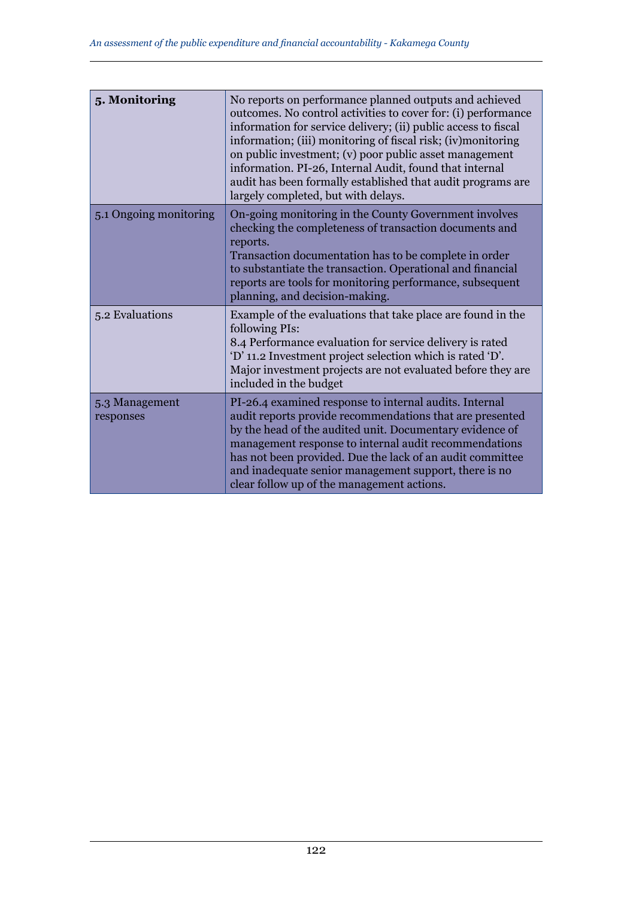| **5. Monitoring** | No reports on performance planned outputs and achieved outcomes. No control activities to cover for: (i) performance information for service delivery; (ii) public access to fiscal information; (iii) monitoring of fiscal risk; (iv)monitoring on public investment; (v) poor public asset management information. PI-26, Internal Audit, found that internal audit has been formally established that audit programs are largely completed, but with delays. |
|---|---|
| 5.1 Ongoing monitoring | On-going monitoring in the County Government involves checking the completeness of transaction documents and reports.<br>Transaction documentation has to be complete in order to substantiate the transaction. Operational and financial reports are tools for monitoring performance, subsequent planning, and decision-making. |
| 5.2 Evaluations | Example of the evaluations that take place are found in the following PIs:<br>8.4 Performance evaluation for service delivery is rated 'D' 11.2 Investment project selection which is rated 'D'. Major investment projects are not evaluated before they are included in the budget |
| 5.3 Management responses | PI-26.4 examined response to internal audits. Internal audit reports provide recommendations that are presented by the head of the audited unit. Documentary evidence of management response to internal audit recommendations has not been provided. Due the lack of an audit committee and inadequate senior management support, there is no clear follow up of the management actions. |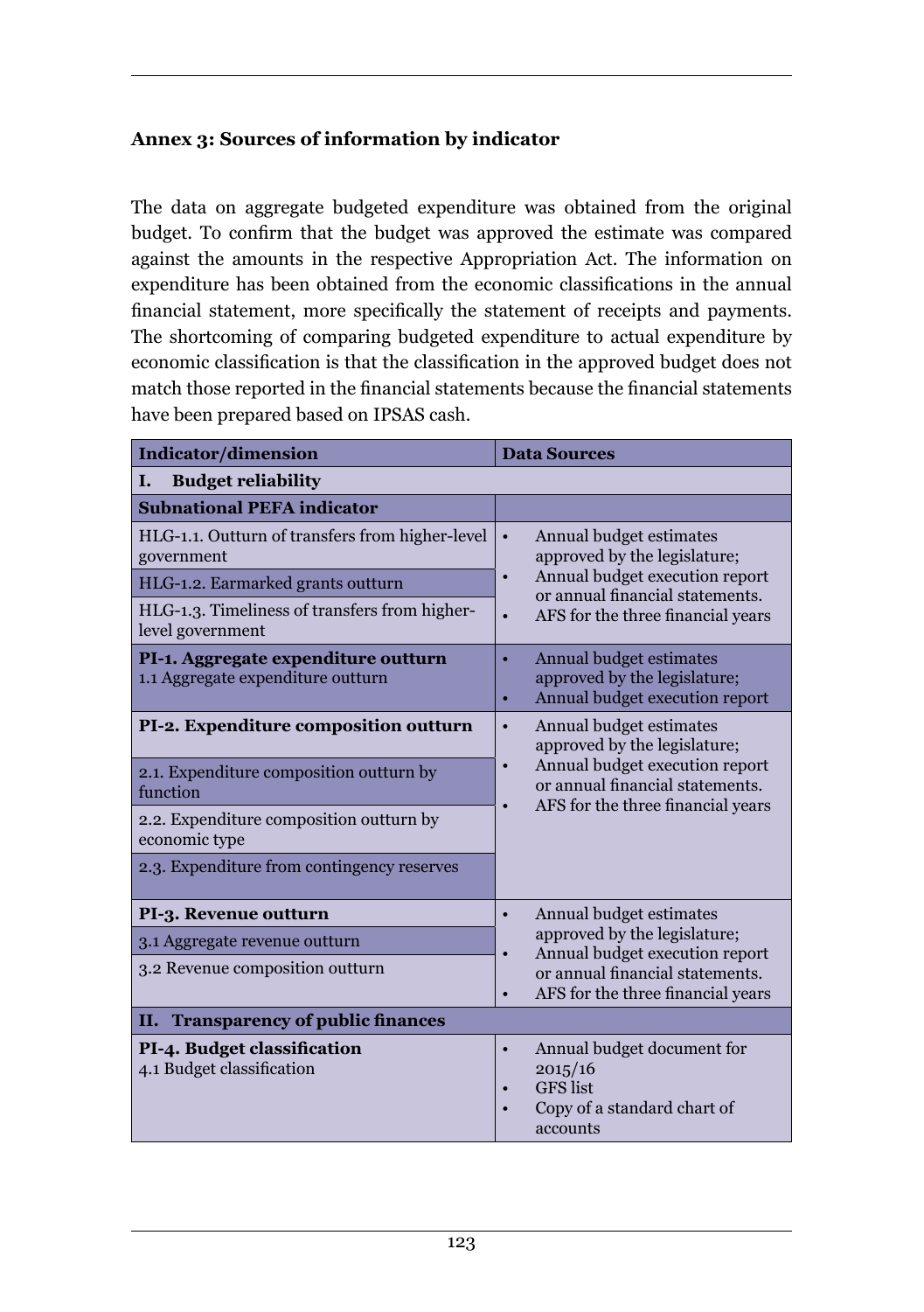## Annex 3: Sources of information by indicator

The data on aggregate budgeted expenditure was obtained from the original budget. To confirm that the budget was approved the estimate was compared against the amounts in the respective Appropriation Act. The information on expenditure has been obtained from the economic classifications in the annual financial statement, more specifically the statement of receipts and payments. The shortcoming of comparing budgeted expenditure to actual expenditure by economic classification is that the classification in the approved budget does not match those reported in the financial statements because the financial statements have been prepared based on IPSAS cash.

| Indicator/dimension | Data Sources |
|---|---|
| **I. Budget reliability** | |
| **Subnational PEFA indicator** | |
| HLG-1.1. Outturn of transfers from higher-level government | • Annual budget estimates approved by the legislature;<br>• Annual budget execution report or annual financial statements.<br>• AFS for the three financial years |
| HLG-1.2. Earmarked grants outturn | |
| HLG-1.3. Timeliness of transfers from higher-level government | |
| **PI-1. Aggregate expenditure outturn**<br>1.1 Aggregate expenditure outturn | • Annual budget estimates approved by the legislature;<br>• Annual budget execution report |
| **PI-2. Expenditure composition outturn** | • Annual budget estimates approved by the legislature;<br>• Annual budget execution report or annual financial statements.<br>• AFS for the three financial years |
| 2.1. Expenditure composition outturn by function | |
| 2.2. Expenditure composition outturn by economic type | |
| 2.3. Expenditure from contingency reserves | |
| **PI-3. Revenue outturn** | • Annual budget estimates approved by the legislature;<br>• Annual budget execution report or annual financial statements.<br>• AFS for the three financial years |
| 3.1 Aggregate revenue outturn | |
| 3.2 Revenue composition outturn | |
| **II. Transparency of public finances** | |
| **PI-4. Budget classification**<br>4.1 Budget classification | • Annual budget document for 2015/16<br>• GFS list<br>• Copy of a standard chart of accounts |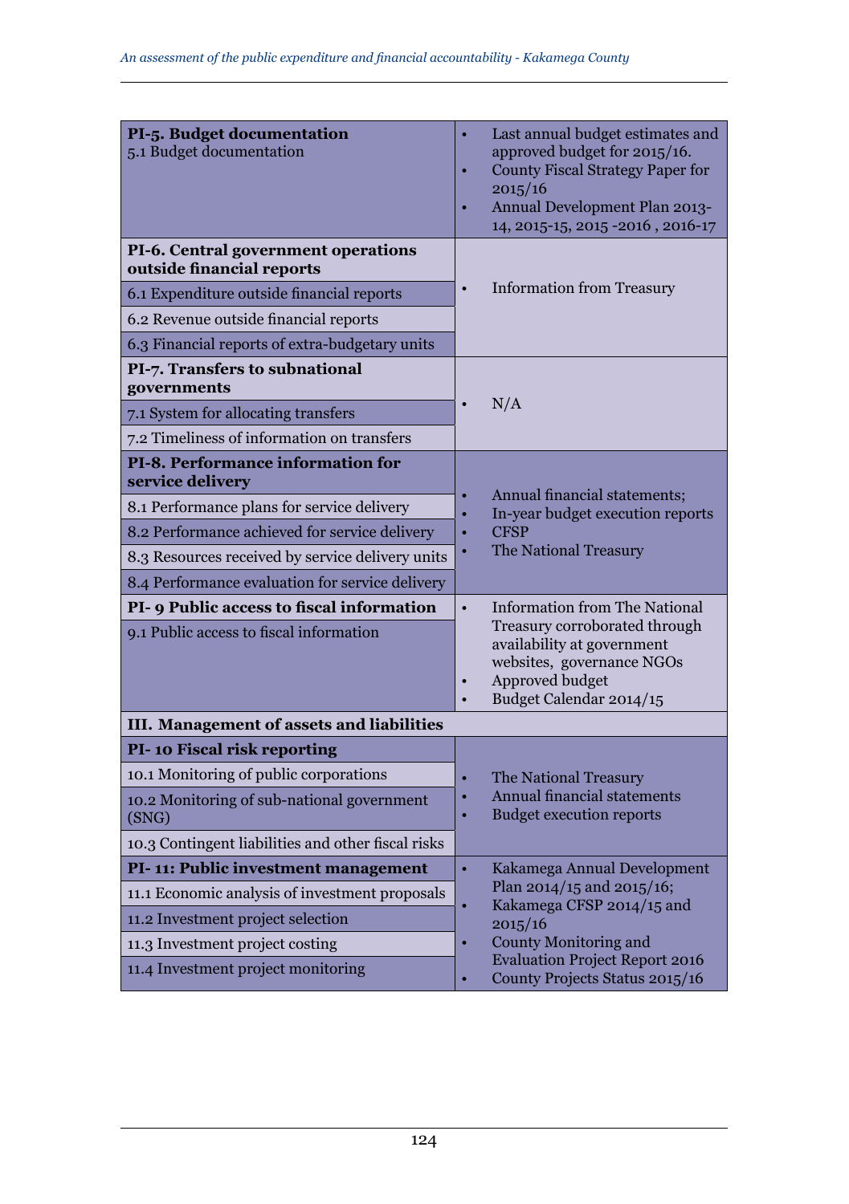| | |
|---|---|
| **PI-5. Budget documentation**<br>5.1 Budget documentation | • Last annual budget estimates and approved budget for 2015/16.<br>• County Fiscal Strategy Paper for 2015/16<br>• Annual Development Plan 2013-14, 2015-15, 2015 -2016 , 2016-17 |
| **PI-6. Central government operations outside financial reports** | • Information from Treasury |
| 6.1 Expenditure outside financial reports | |
| 6.2 Revenue outside financial reports | |
| 6.3 Financial reports of extra-budgetary units | |
| **PI-7. Transfers to subnational governments** | • N/A |
| 7.1 System for allocating transfers | |
| 7.2 Timeliness of information on transfers | |
| **PI-8. Performance information for service delivery** | • Annual financial statements;<br>• In-year budget execution reports<br>• CFSP<br>• The National Treasury |
| 8.1 Performance plans for service delivery | |
| 8.2 Performance achieved for service delivery | |
| 8.3 Resources received by service delivery units | |
| 8.4 Performance evaluation for service delivery | |
| **PI- 9 Public access to fiscal information**<br>9.1 Public access to fiscal information | • Information from The National Treasury corroborated through availability at government websites, governance NGOs<br>• Approved budget<br>• Budget Calendar 2014/15 |
| **III. Management of assets and liabilities** | |
| **PI- 10 Fiscal risk reporting** | • The National Treasury<br>• Annual financial statements<br>• Budget execution reports |
| 10.1 Monitoring of public corporations | |
| 10.2 Monitoring of sub-national government (SNG) | |
| 10.3 Contingent liabilities and other fiscal risks | |
| **PI- 11: Public investment management** | • Kakamega Annual Development Plan 2014/15 and 2015/16;<br>• Kakamega CFSP 2014/15 and 2015/16<br>• County Monitoring and Evaluation Project Report 2016<br>• County Projects Status 2015/16 |
| 11.1 Economic analysis of investment proposals | |
| 11.2 Investment project selection | |
| 11.3 Investment project costing | |
| 11.4 Investment project monitoring | |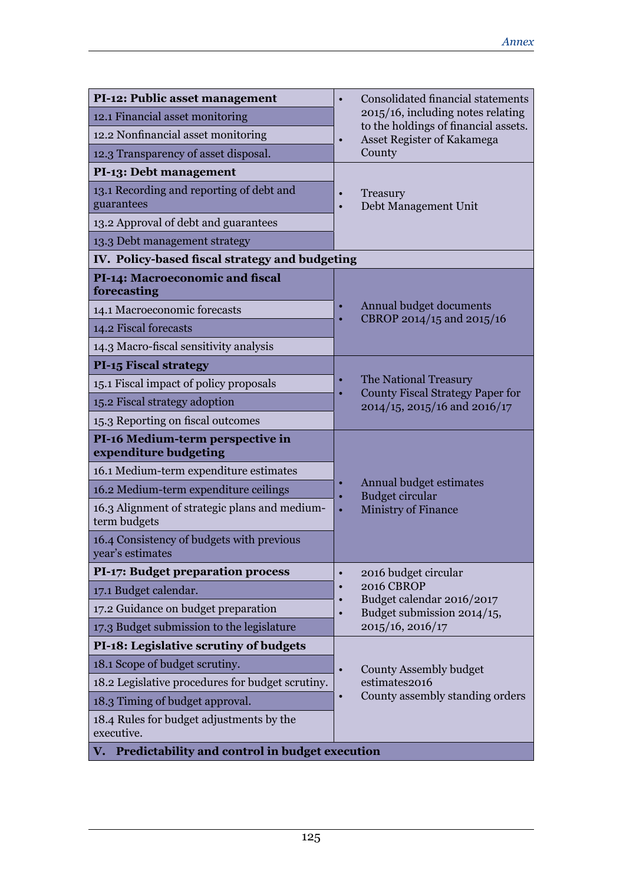| | |
|---|---|
| **PI-12: Public asset management** | • Consolidated financial statements 2015/16, including notes relating to the holdings of financial assets.<br>• Asset Register of Kakamega County |
| 12.1 Financial asset monitoring | |
| 12.2 Nonfinancial asset monitoring | |
| 12.3 Transparency of asset disposal. | |
| **PI-13: Debt management** | • Treasury<br>• Debt Management Unit |
| 13.1 Recording and reporting of debt and guarantees | |
| 13.2 Approval of debt and guarantees | |
| 13.3 Debt management strategy | |
| **IV. Policy-based fiscal strategy and budgeting** | |
| **PI-14: Macroeconomic and fiscal forecasting** | • Annual budget documents<br>• CBROP 2014/15 and 2015/16 |
| 14.1 Macroeconomic forecasts | |
| 14.2 Fiscal forecasts | |
| 14.3 Macro-fiscal sensitivity analysis | |
| **PI-15 Fiscal strategy** | • The National Treasury<br>• County Fiscal Strategy Paper for 2014/15, 2015/16 and 2016/17 |
| 15.1 Fiscal impact of policy proposals | |
| 15.2 Fiscal strategy adoption | |
| 15.3 Reporting on fiscal outcomes | |
| **PI-16 Medium-term perspective in expenditure budgeting** | • Annual budget estimates<br>• Budget circular<br>• Ministry of Finance |
| 16.1 Medium-term expenditure estimates | |
| 16.2 Medium-term expenditure ceilings | |
| 16.3 Alignment of strategic plans and medium-term budgets | |
| 16.4 Consistency of budgets with previous year's estimates | |
| **PI-17: Budget preparation process** | • 2016 budget circular<br>• 2016 CBROP<br>• Budget calendar 2016/2017<br>• Budget submission 2014/15, 2015/16, 2016/17 |
| 17.1 Budget calendar. | |
| 17.2 Guidance on budget preparation | |
| 17.3 Budget submission to the legislature | |
| **PI-18: Legislative scrutiny of budgets** | • County Assembly budget estimates2016<br>• County assembly standing orders |
| 18.1 Scope of budget scrutiny. | |
| 18.2 Legislative procedures for budget scrutiny. | |
| 18.3 Timing of budget approval. | |
| 18.4 Rules for budget adjustments by the executive. | |
| **V. Predictability and control in budget execution** | |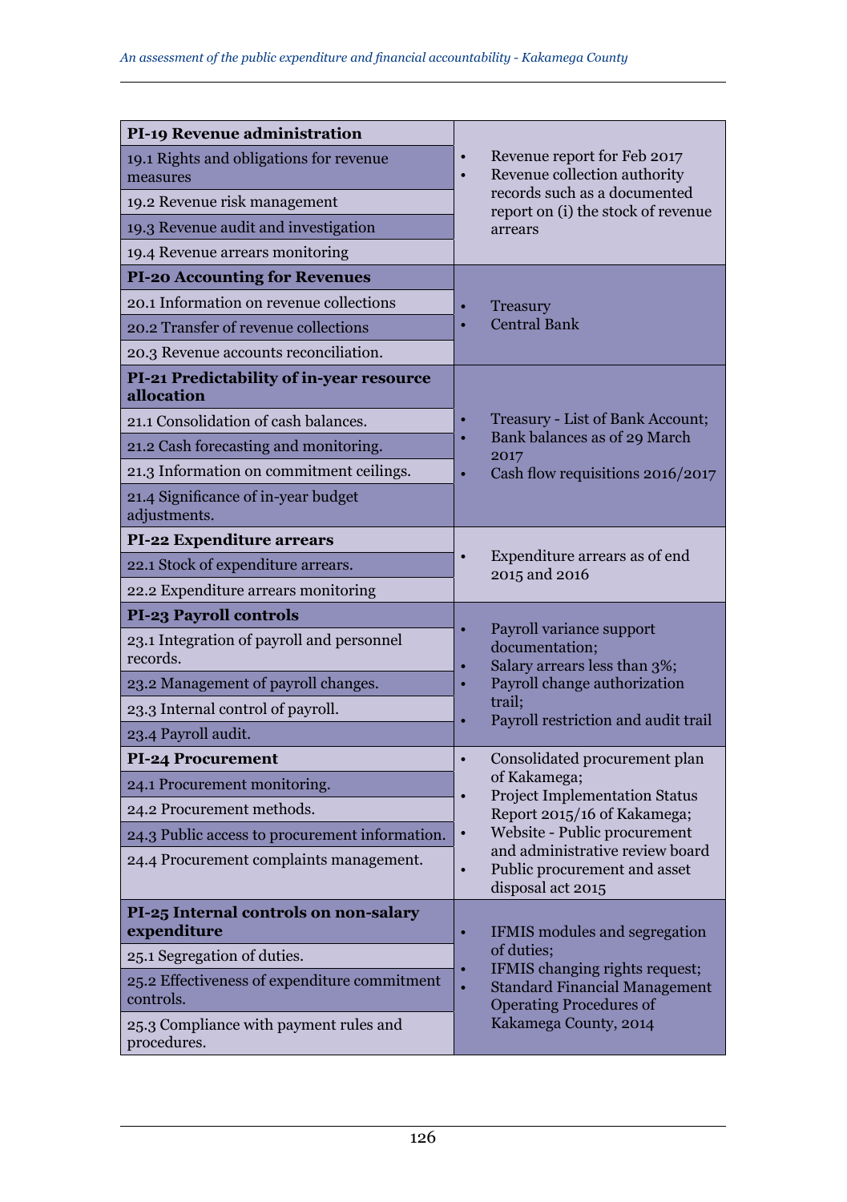| Indicator / Dimension | Sources of information |
|---|---|
| **PI-19 Revenue administration** | • Revenue report for Feb 2017<br>• Revenue collection authority records such as a documented report on (i) the stock of revenue arrears |
| 19.1 Rights and obligations for revenue measures | |
| 19.2 Revenue risk management | |
| 19.3 Revenue audit and investigation | |
| 19.4 Revenue arrears monitoring | |
| **PI-20 Accounting for Revenues** | • Treasury<br>• Central Bank |
| 20.1 Information on revenue collections | |
| 20.2 Transfer of revenue collections | |
| 20.3 Revenue accounts reconciliation. | |
| **PI-21 Predictability of in-year resource allocation** | • Treasury - List of Bank Account;<br>• Bank balances as of 29 March 2017<br>• Cash flow requisitions 2016/2017 |
| 21.1 Consolidation of cash balances. | |
| 21.2 Cash forecasting and monitoring. | |
| 21.3 Information on commitment ceilings. | |
| 21.4 Significance of in-year budget adjustments. | |
| **PI-22 Expenditure arrears** | • Expenditure arrears as of end 2015 and 2016 |
| 22.1 Stock of expenditure arrears. | |
| 22.2 Expenditure arrears monitoring | |
| **PI-23 Payroll controls** | • Payroll variance support documentation;<br>• Salary arrears less than 3%;<br>• Payroll change authorization trail;<br>• Payroll restriction and audit trail |
| 23.1 Integration of payroll and personnel records. | |
| 23.2 Management of payroll changes. | |
| 23.3 Internal control of payroll. | |
| 23.4 Payroll audit. | |
| **PI-24 Procurement** | • Consolidated procurement plan of Kakamega;<br>• Project Implementation Status Report 2015/16 of Kakamega;<br>• Website - Public procurement and administrative review board<br>• Public procurement and asset disposal act 2015 |
| 24.1 Procurement monitoring. | |
| 24.2 Procurement methods. | |
| 24.3 Public access to procurement information. | |
| 24.4 Procurement complaints management. | |
| **PI-25 Internal controls on non-salary expenditure** | • IFMIS modules and segregation of duties;<br>• IFMIS changing rights request;<br>• Standard Financial Management Operating Procedures of Kakamega County, 2014 |
| 25.1 Segregation of duties. | |
| 25.2 Effectiveness of expenditure commitment controls. | |
| 25.3 Compliance with payment rules and procedures. | |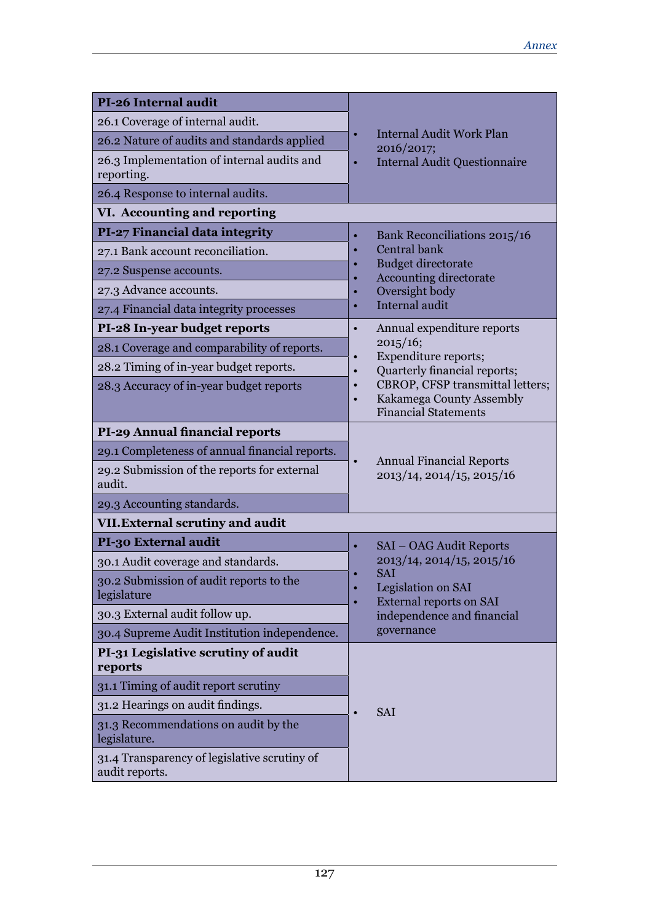| | |
|---|---|
| **PI-26 Internal audit** | • Internal Audit Work Plan 2016/2017;<br>• Internal Audit Questionnaire |
| 26.1 Coverage of internal audit. | |
| 26.2 Nature of audits and standards applied | |
| 26.3 Implementation of internal audits and reporting. | |
| 26.4 Response to internal audits. | |
| **VI. Accounting and reporting** | |
| **PI-27 Financial data integrity** | • Bank Reconciliations 2015/16<br>• Central bank<br>• Budget directorate<br>• Accounting directorate<br>• Oversight body<br>• Internal audit |
| 27.1 Bank account reconciliation. | |
| 27.2 Suspense accounts. | |
| 27.3 Advance accounts. | |
| 27.4 Financial data integrity processes | |
| **PI-28 In-year budget reports** | • Annual expenditure reports 2015/16;<br>• Expenditure reports;<br>• Quarterly financial reports;<br>• CBROP, CFSP transmittal letters;<br>• Kakamega County Assembly Financial Statements |
| 28.1 Coverage and comparability of reports. | |
| 28.2 Timing of in-year budget reports. | |
| 28.3 Accuracy of in-year budget reports | |
| **PI-29 Annual financial reports** | • Annual Financial Reports 2013/14, 2014/15, 2015/16 |
| 29.1 Completeness of annual financial reports. | |
| 29.2 Submission of the reports for external audit. | |
| 29.3 Accounting standards. | |
| **VII. External scrutiny and audit** | |
| **PI-30 External audit** | • SAI – OAG Audit Reports 2013/14, 2014/15, 2015/16<br>• SAI<br>• Legislation on SAI<br>• External reports on SAI independence and financial governance |
| 30.1 Audit coverage and standards. | |
| 30.2 Submission of audit reports to the legislature | |
| 30.3 External audit follow up. | |
| 30.4 Supreme Audit Institution independence. | |
| **PI-31 Legislative scrutiny of audit reports** | • SAI |
| 31.1 Timing of audit report scrutiny | |
| 31.2 Hearings on audit findings. | |
| 31.3 Recommendations on audit by the legislature. | |
| 31.4 Transparency of legislative scrutiny of audit reports. | |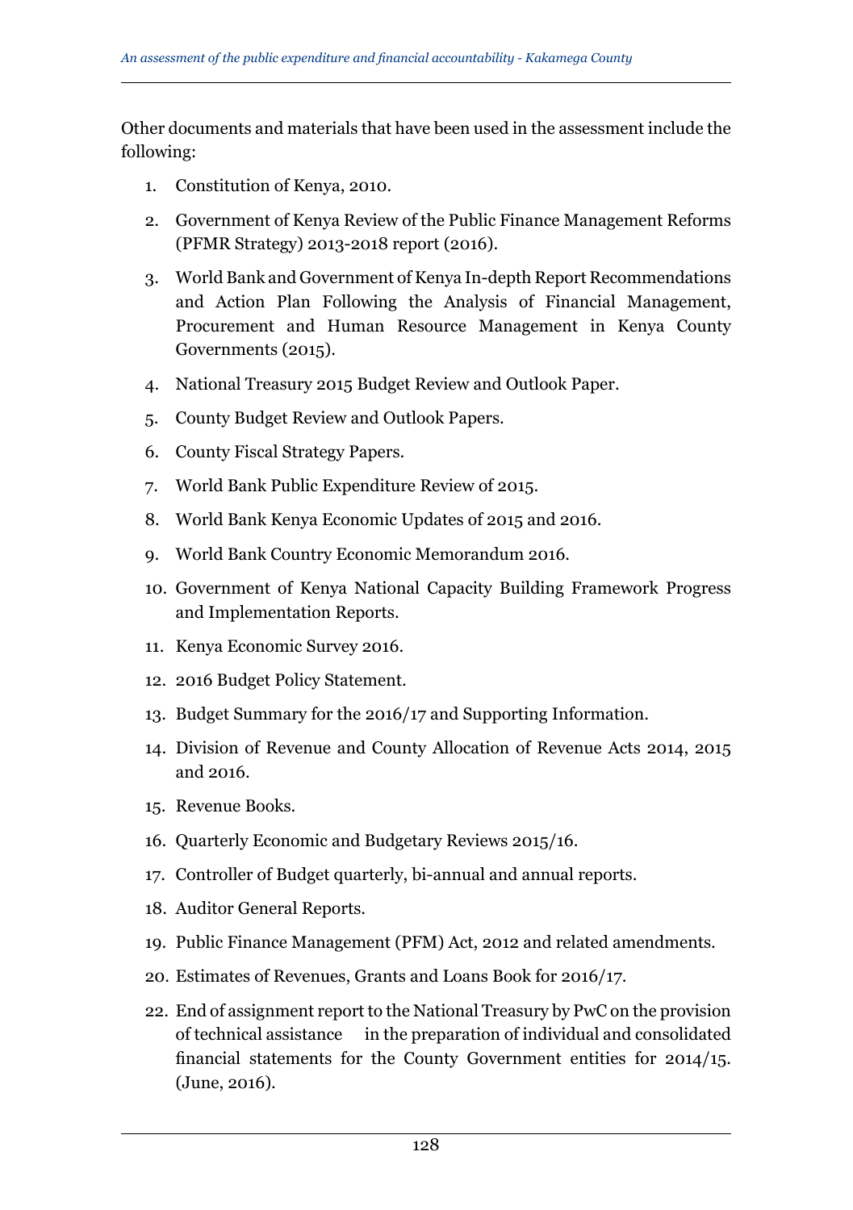Other documents and materials that have been used in the assessment include the following:

1. Constitution of Kenya, 2010.
2. Government of Kenya Review of the Public Finance Management Reforms (PFMR Strategy) 2013-2018 report (2016).
3. World Bank and Government of Kenya In-depth Report Recommendations and Action Plan Following the Analysis of Financial Management, Procurement and Human Resource Management in Kenya County Governments (2015).
4. National Treasury 2015 Budget Review and Outlook Paper.
5. County Budget Review and Outlook Papers.
6. County Fiscal Strategy Papers.
7. World Bank Public Expenditure Review of 2015.
8. World Bank Kenya Economic Updates of 2015 and 2016.
9. World Bank Country Economic Memorandum 2016.
10. Government of Kenya National Capacity Building Framework Progress and Implementation Reports.
11. Kenya Economic Survey 2016.
12. 2016 Budget Policy Statement.
13. Budget Summary for the 2016/17 and Supporting Information.
14. Division of Revenue and County Allocation of Revenue Acts 2014, 2015 and 2016.
15. Revenue Books.
16. Quarterly Economic and Budgetary Reviews 2015/16.
17. Controller of Budget quarterly, bi-annual and annual reports.
18. Auditor General Reports.
19. Public Finance Management (PFM) Act, 2012 and related amendments.
20. Estimates of Revenues, Grants and Loans Book for 2016/17.

22. End of assignment report to the National Treasury by PwC on the provision of technical assistance in the preparation of individual and consolidated financial statements for the County Government entities for 2014/15. (June, 2016).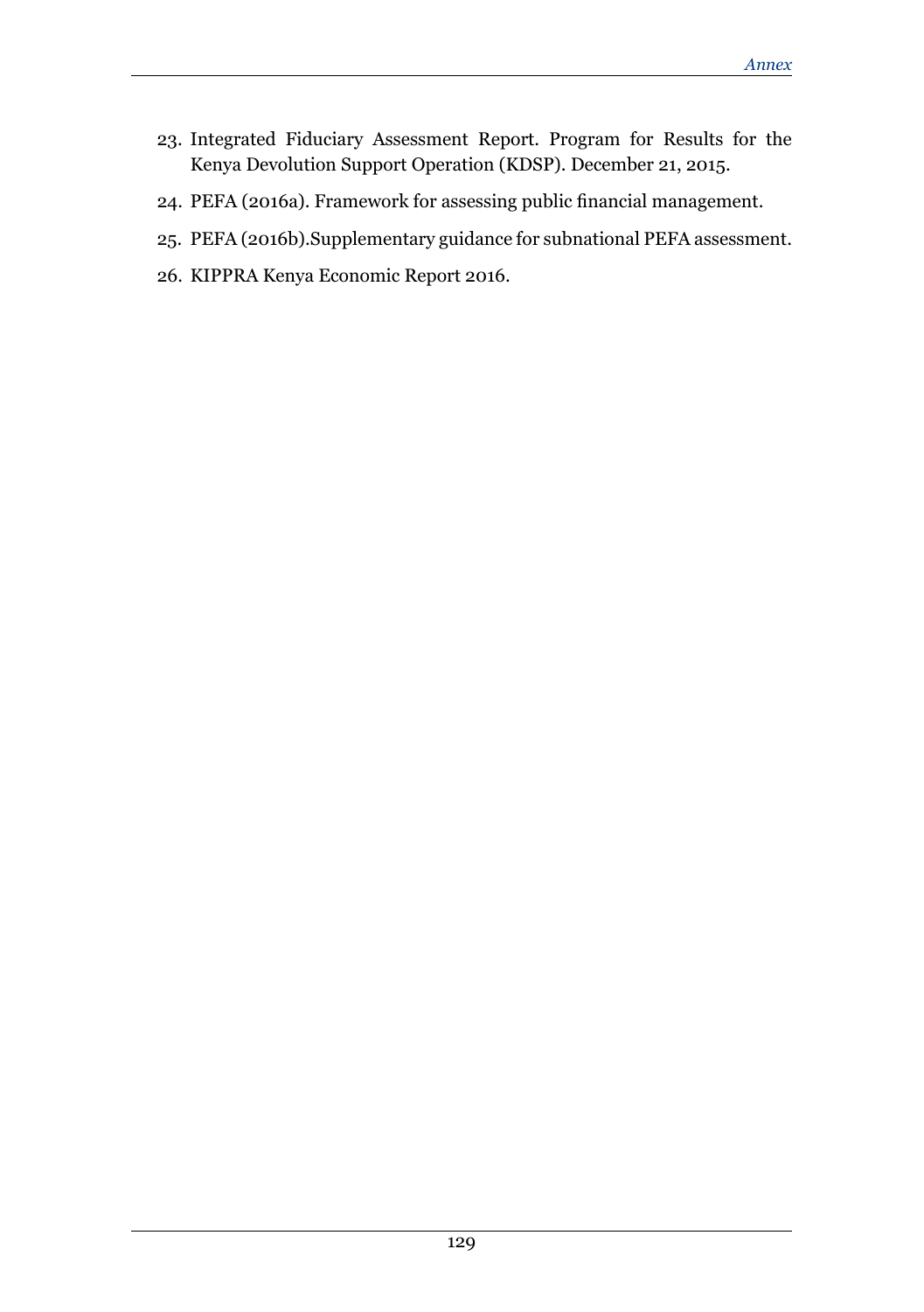23. Integrated Fiduciary Assessment Report. Program for Results for the Kenya Devolution Support Operation (KDSP). December 21, 2015.
24. PEFA (2016a). Framework for assessing public financial management.
25. PEFA (2016b).Supplementary guidance for subnational PEFA assessment.
26. KIPPRA Kenya Economic Report 2016.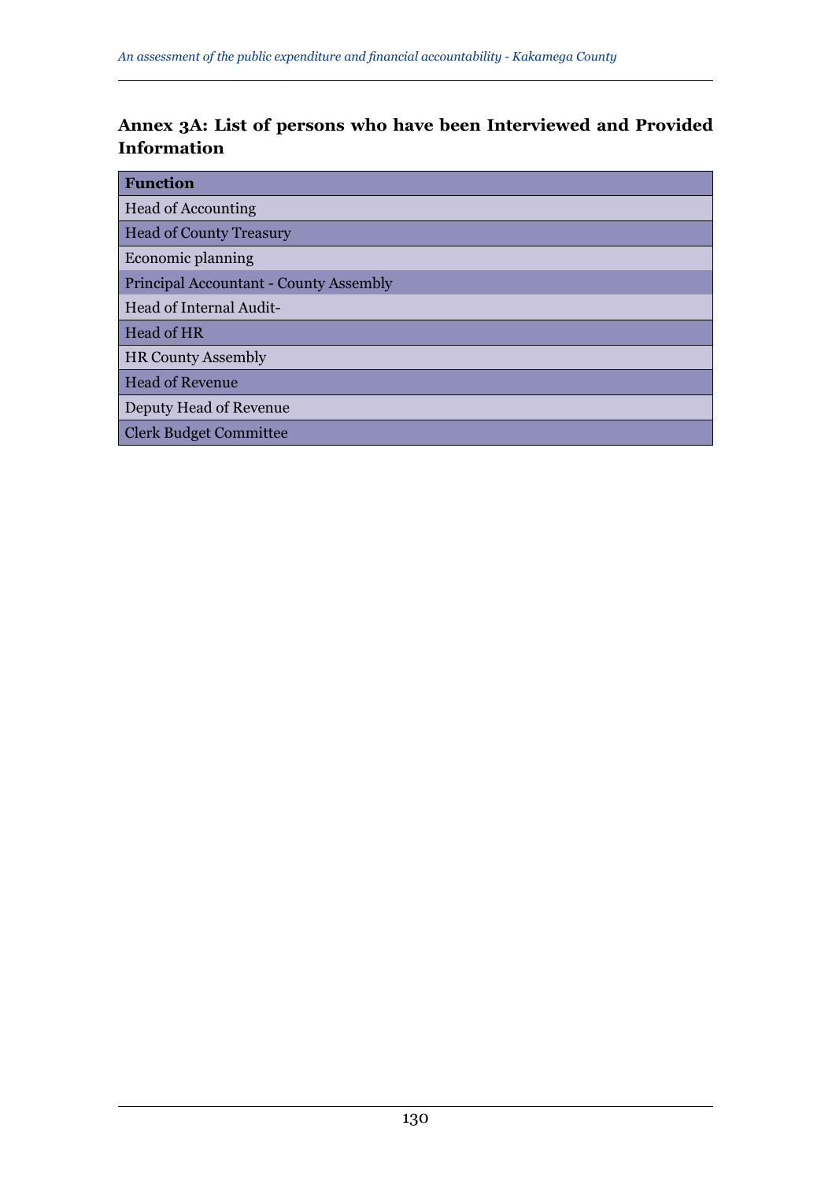### Annex 3A: List of persons who have been Interviewed and Provided Information

| **Function** |
|---|
| Head of Accounting |
| Head of County Treasury |
| Economic planning |
| Principal Accountant - County Assembly |
| Head of Internal Audit- |
| Head of HR |
| HR County Assembly |
| Head of Revenue |
| Deputy Head of Revenue |
| Clerk Budget Committee |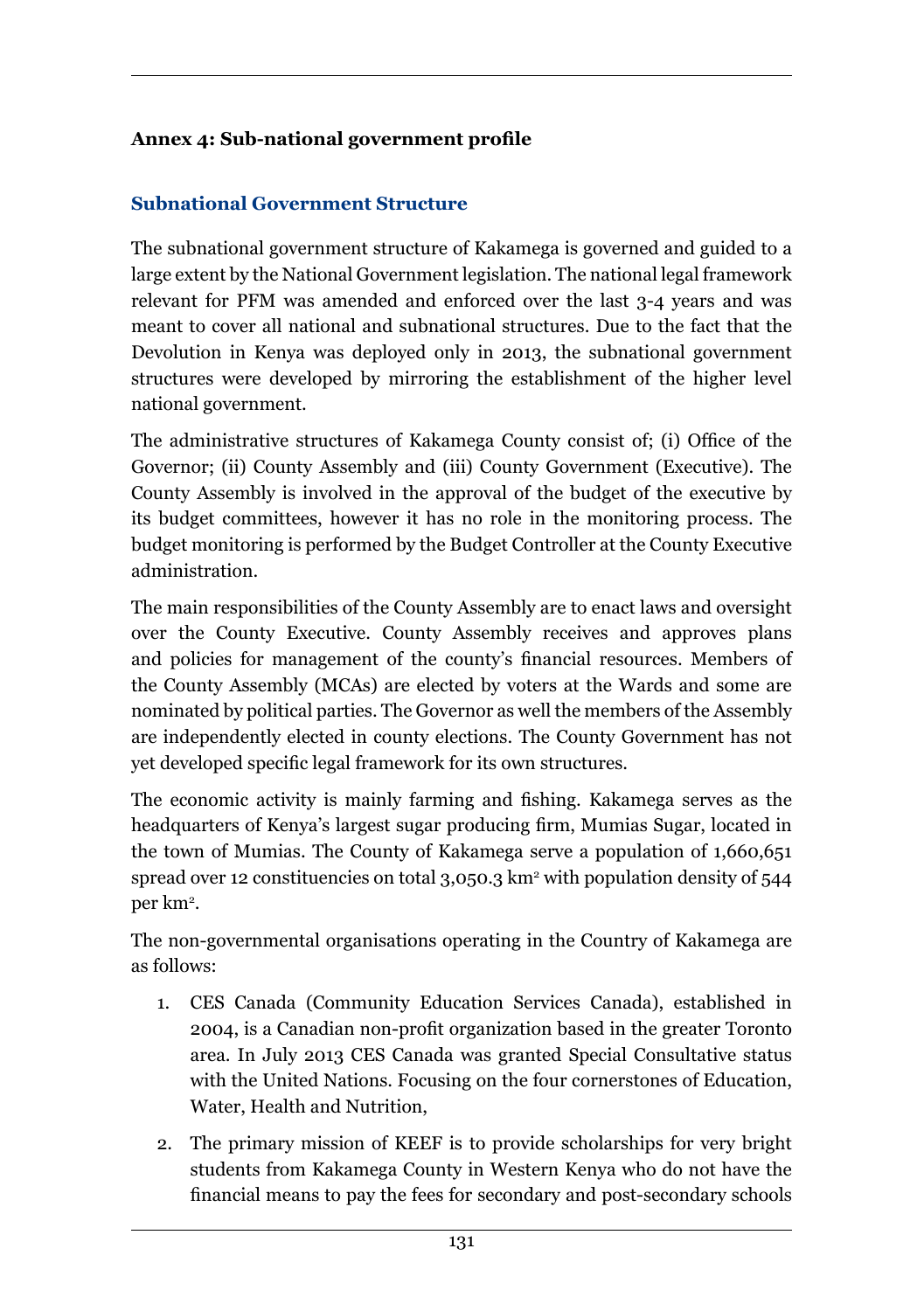## Annex 4: Sub-national government profile

### Subnational Government Structure

The subnational government structure of Kakamega is governed and guided to a large extent by the National Government legislation. The national legal framework relevant for PFM was amended and enforced over the last 3-4 years and was meant to cover all national and subnational structures. Due to the fact that the Devolution in Kenya was deployed only in 2013, the subnational government structures were developed by mirroring the establishment of the higher level national government.

The administrative structures of Kakamega County consist of; (i) Office of the Governor; (ii) County Assembly and (iii) County Government (Executive). The County Assembly is involved in the approval of the budget of the executive by its budget committees, however it has no role in the monitoring process. The budget monitoring is performed by the Budget Controller at the County Executive administration.

The main responsibilities of the County Assembly are to enact laws and oversight over the County Executive. County Assembly receives and approves plans and policies for management of the county's financial resources. Members of the County Assembly (MCAs) are elected by voters at the Wards and some are nominated by political parties. The Governor as well the members of the Assembly are independently elected in county elections. The County Government has not yet developed specific legal framework for its own structures.

The economic activity is mainly farming and fishing. Kakamega serves as the headquarters of Kenya's largest sugar producing firm, Mumias Sugar, located in the town of Mumias. The County of Kakamega serve a population of 1,660,651 spread over 12 constituencies on total 3,050.3 km$^2$ with population density of 544 per km$^2$.

The non-governmental organisations operating in the Country of Kakamega are as follows:

1. CES Canada (Community Education Services Canada), established in 2004, is a Canadian non-profit organization based in the greater Toronto area. In July 2013 CES Canada was granted Special Consultative status with the United Nations. Focusing on the four cornerstones of Education, Water, Health and Nutrition,
2. The primary mission of KEEF is to provide scholarships for very bright students from Kakamega County in Western Kenya who do not have the financial means to pay the fees for secondary and post-secondary schools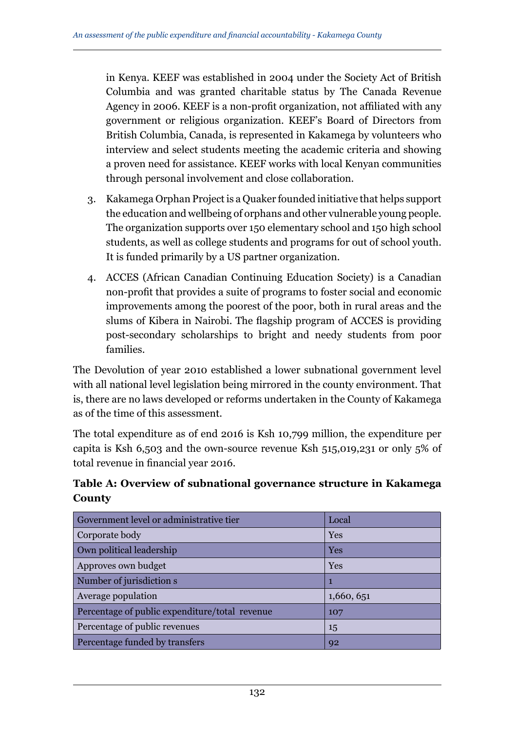in Kenya. KEEF was established in 2004 under the Society Act of British Columbia and was granted charitable status by The Canada Revenue Agency in 2006. KEEF is a non-profit organization, not affiliated with any government or religious organization. KEEF's Board of Directors from British Columbia, Canada, is represented in Kakamega by volunteers who interview and select students meeting the academic criteria and showing a proven need for assistance. KEEF works with local Kenyan communities through personal involvement and close collaboration.

3. Kakamega Orphan Project is a Quaker founded initiative that helps support the education and wellbeing of orphans and other vulnerable young people. The organization supports over 150 elementary school and 150 high school students, as well as college students and programs for out of school youth. It is funded primarily by a US partner organization.

4. ACCES (African Canadian Continuing Education Society) is a Canadian non-profit that provides a suite of programs to foster social and economic improvements among the poorest of the poor, both in rural areas and the slums of Kibera in Nairobi. The flagship program of ACCES is providing post-secondary scholarships to bright and needy students from poor families.

The Devolution of year 2010 established a lower subnational government level with all national level legislation being mirrored in the county environment. That is, there are no laws developed or reforms undertaken in the County of Kakamega as of the time of this assessment.

The total expenditure as of end 2016 is Ksh 10,799 million, the expenditure per capita is Ksh 6,503 and the own-source revenue Ksh 515,019,231 or only 5% of total revenue in financial year 2016.

**Table A: Overview of subnational governance structure in Kakamega County**

| Government level or administrative tier | Local |
|---|---|
| Corporate body | Yes |
| Own political leadership | Yes |
| Approves own budget | Yes |
| Number of jurisdiction s | 1 |
| Average population | 1,660, 651 |
| Percentage of public expenditure/total revenue | 107 |
| Percentage of public revenues | 15 |
| Percentage funded by transfers | 92 |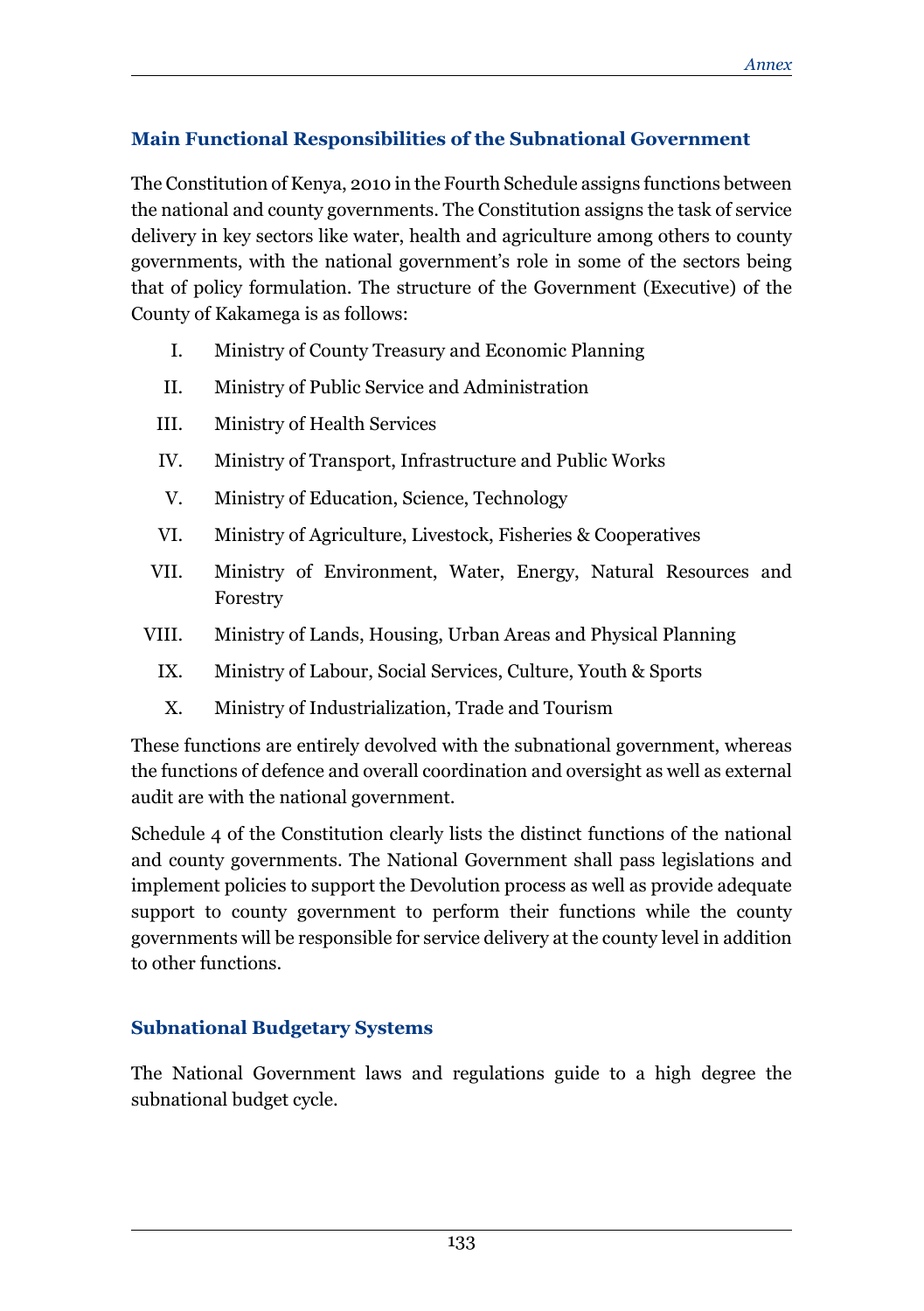## Main Functional Responsibilities of the Subnational Government

The Constitution of Kenya, 2010 in the Fourth Schedule assigns functions between the national and county governments. The Constitution assigns the task of service delivery in key sectors like water, health and agriculture among others to county governments, with the national government's role in some of the sectors being that of policy formulation. The structure of the Government (Executive) of the County of Kakamega is as follows:

I. Ministry of County Treasury and Economic Planning

II. Ministry of Public Service and Administration

III. Ministry of Health Services

IV. Ministry of Transport, Infrastructure and Public Works

V. Ministry of Education, Science, Technology

VI. Ministry of Agriculture, Livestock, Fisheries & Cooperatives

VII. Ministry of Environment, Water, Energy, Natural Resources and Forestry

VIII. Ministry of Lands, Housing, Urban Areas and Physical Planning

IX. Ministry of Labour, Social Services, Culture, Youth & Sports

X. Ministry of Industrialization, Trade and Tourism

These functions are entirely devolved with the subnational government, whereas the functions of defence and overall coordination and oversight as well as external audit are with the national government.

Schedule 4 of the Constitution clearly lists the distinct functions of the national and county governments. The National Government shall pass legislations and implement policies to support the Devolution process as well as provide adequate support to county government to perform their functions while the county governments will be responsible for service delivery at the county level in addition to other functions.

## Subnational Budgetary Systems

The National Government laws and regulations guide to a high degree the subnational budget cycle.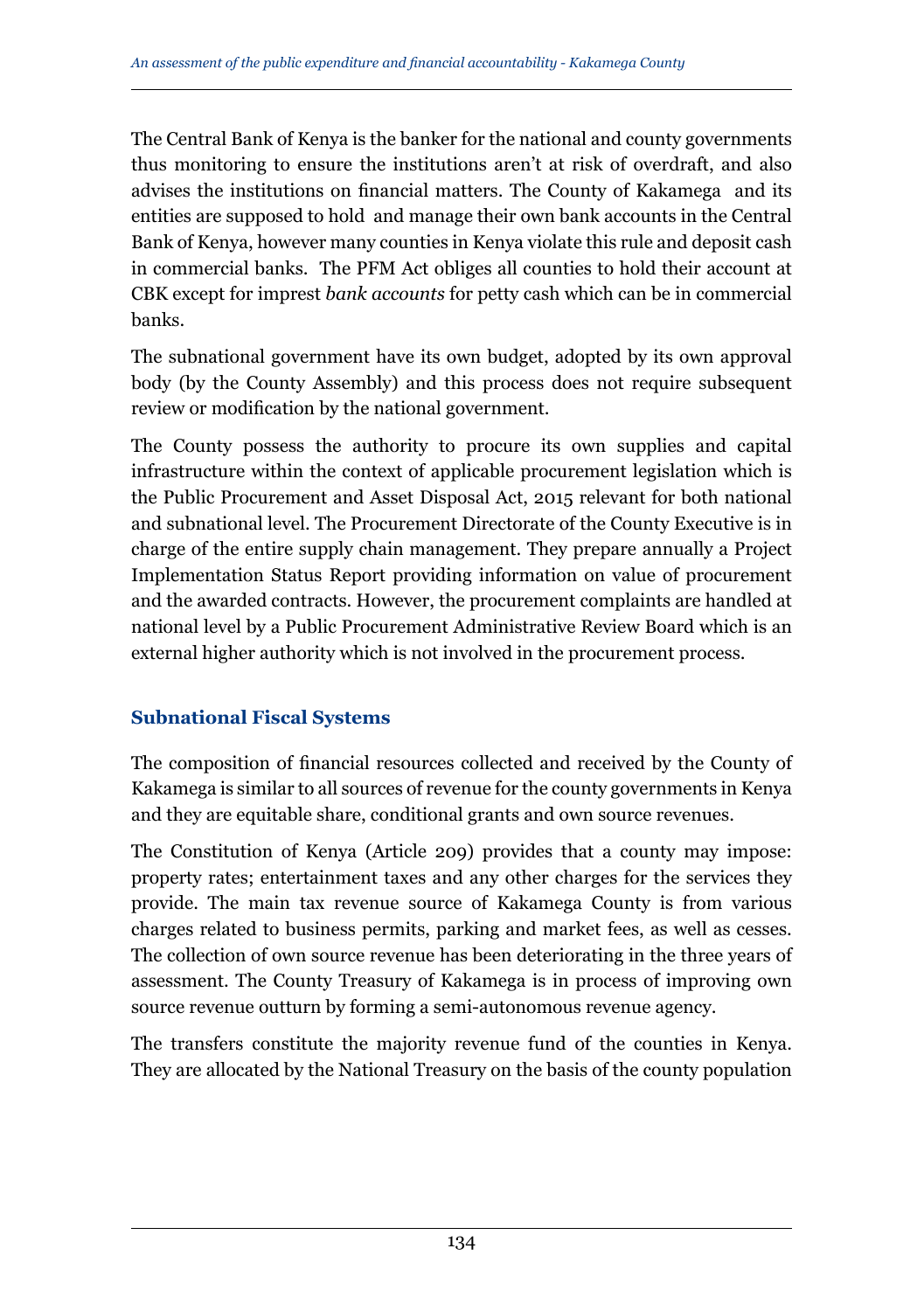The Central Bank of Kenya is the banker for the national and county governments thus monitoring to ensure the institutions aren't at risk of overdraft, and also advises the institutions on financial matters. The County of Kakamega and its entities are supposed to hold and manage their own bank accounts in the Central Bank of Kenya, however many counties in Kenya violate this rule and deposit cash in commercial banks. The PFM Act obliges all counties to hold their account at CBK except for imprest *bank accounts* for petty cash which can be in commercial banks.

The subnational government have its own budget, adopted by its own approval body (by the County Assembly) and this process does not require subsequent review or modification by the national government.

The County possess the authority to procure its own supplies and capital infrastructure within the context of applicable procurement legislation which is the Public Procurement and Asset Disposal Act, 2015 relevant for both national and subnational level. The Procurement Directorate of the County Executive is in charge of the entire supply chain management. They prepare annually a Project Implementation Status Report providing information on value of procurement and the awarded contracts. However, the procurement complaints are handled at national level by a Public Procurement Administrative Review Board which is an external higher authority which is not involved in the procurement process.

## Subnational Fiscal Systems

The composition of financial resources collected and received by the County of Kakamega is similar to all sources of revenue for the county governments in Kenya and they are equitable share, conditional grants and own source revenues.

The Constitution of Kenya (Article 209) provides that a county may impose: property rates; entertainment taxes and any other charges for the services they provide. The main tax revenue source of Kakamega County is from various charges related to business permits, parking and market fees, as well as cesses. The collection of own source revenue has been deteriorating in the three years of assessment. The County Treasury of Kakamega is in process of improving own source revenue outturn by forming a semi-autonomous revenue agency.

The transfers constitute the majority revenue fund of the counties in Kenya. They are allocated by the National Treasury on the basis of the county population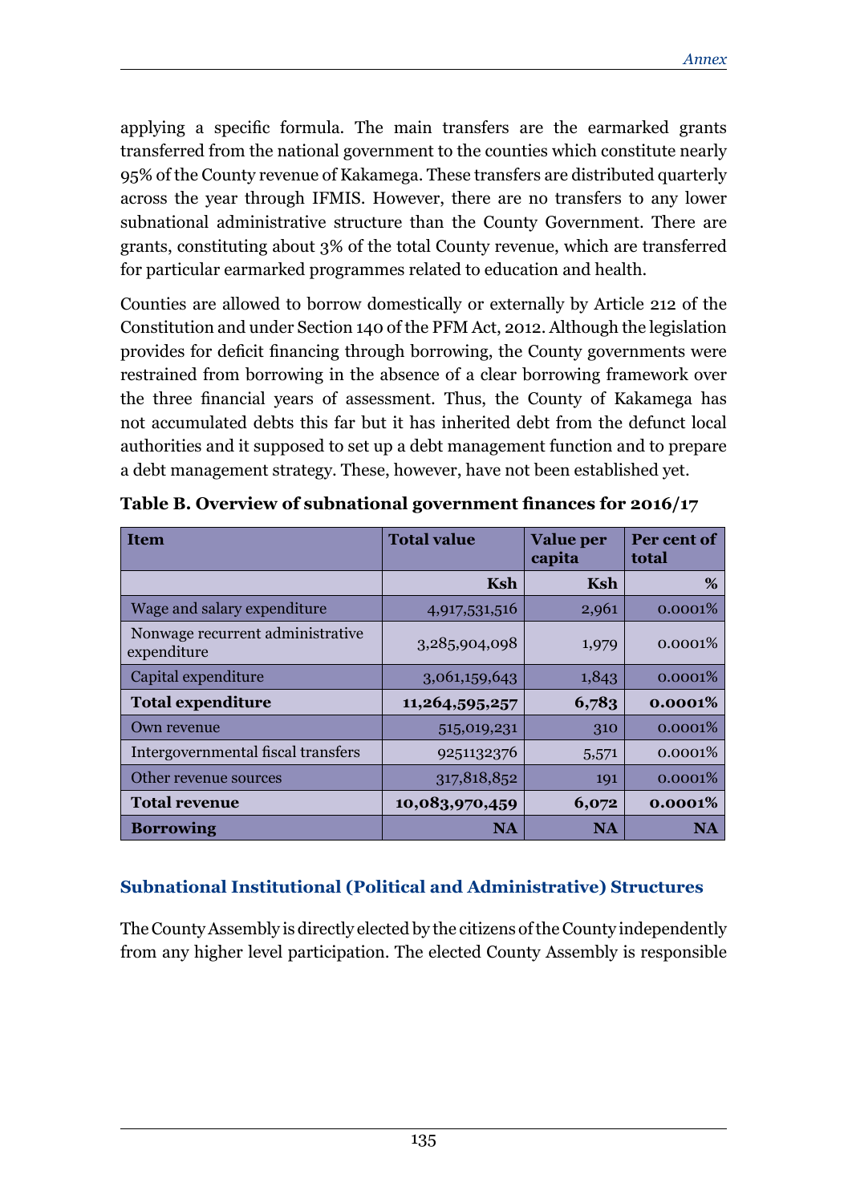applying a specific formula. The main transfers are the earmarked grants transferred from the national government to the counties which constitute nearly 95% of the County revenue of Kakamega. These transfers are distributed quarterly across the year through IFMIS. However, there are no transfers to any lower subnational administrative structure than the County Government. There are grants, constituting about 3% of the total County revenue, which are transferred for particular earmarked programmes related to education and health.

Counties are allowed to borrow domestically or externally by Article 212 of the Constitution and under Section 140 of the PFM Act, 2012. Although the legislation provides for deficit financing through borrowing, the County governments were restrained from borrowing in the absence of a clear borrowing framework over the three financial years of assessment. Thus, the County of Kakamega has not accumulated debts this far but it has inherited debt from the defunct local authorities and it supposed to set up a debt management function and to prepare a debt management strategy. These, however, have not been established yet.

**Table B. Overview of subnational government finances for 2016/17**

| Item | Total value | Value per capita | Per cent of total |
|---|---|---|---|
| | Ksh | Ksh | % |
| Wage and salary expenditure | 4,917,531,516 | 2,961 | 0.0001% |
| Nonwage recurrent administrative expenditure | 3,285,904,098 | 1,979 | 0.0001% |
| Capital expenditure | 3,061,159,643 | 1,843 | 0.0001% |
| **Total expenditure** | **11,264,595,257** | **6,783** | **0.0001%** |
| Own revenue | 515,019,231 | 310 | 0.0001% |
| Intergovernmental fiscal transfers | 9251132376 | 5,571 | 0.0001% |
| Other revenue sources | 317,818,852 | 191 | 0.0001% |
| **Total revenue** | **10,083,970,459** | **6,072** | **0.0001%** |
| **Borrowing** | **NA** | **NA** | **NA** |

## Subnational Institutional (Political and Administrative) Structures

The County Assembly is directly elected by the citizens of the County independently from any higher level participation. The elected County Assembly is responsible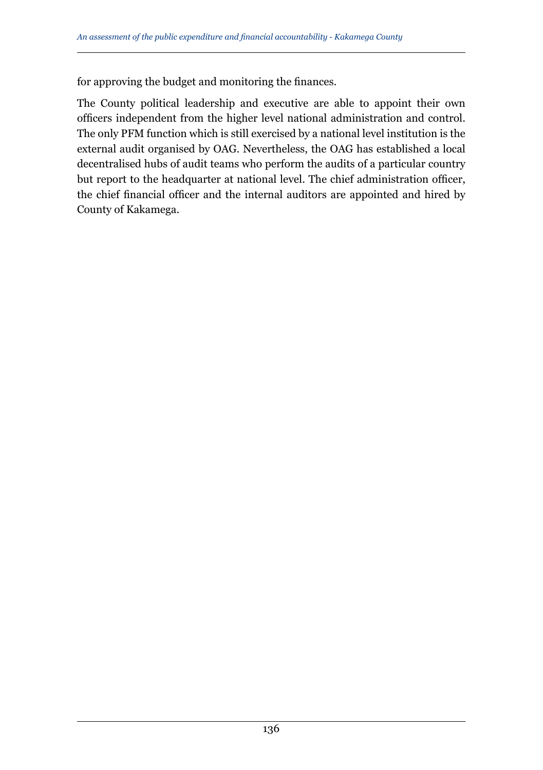for approving the budget and monitoring the finances.

The County political leadership and executive are able to appoint their own officers independent from the higher level national administration and control. The only PFM function which is still exercised by a national level institution is the external audit organised by OAG. Nevertheless, the OAG has established a local decentralised hubs of audit teams who perform the audits of a particular country but report to the headquarter at national level. The chief administration officer, the chief financial officer and the internal auditors are appointed and hired by County of Kakamega.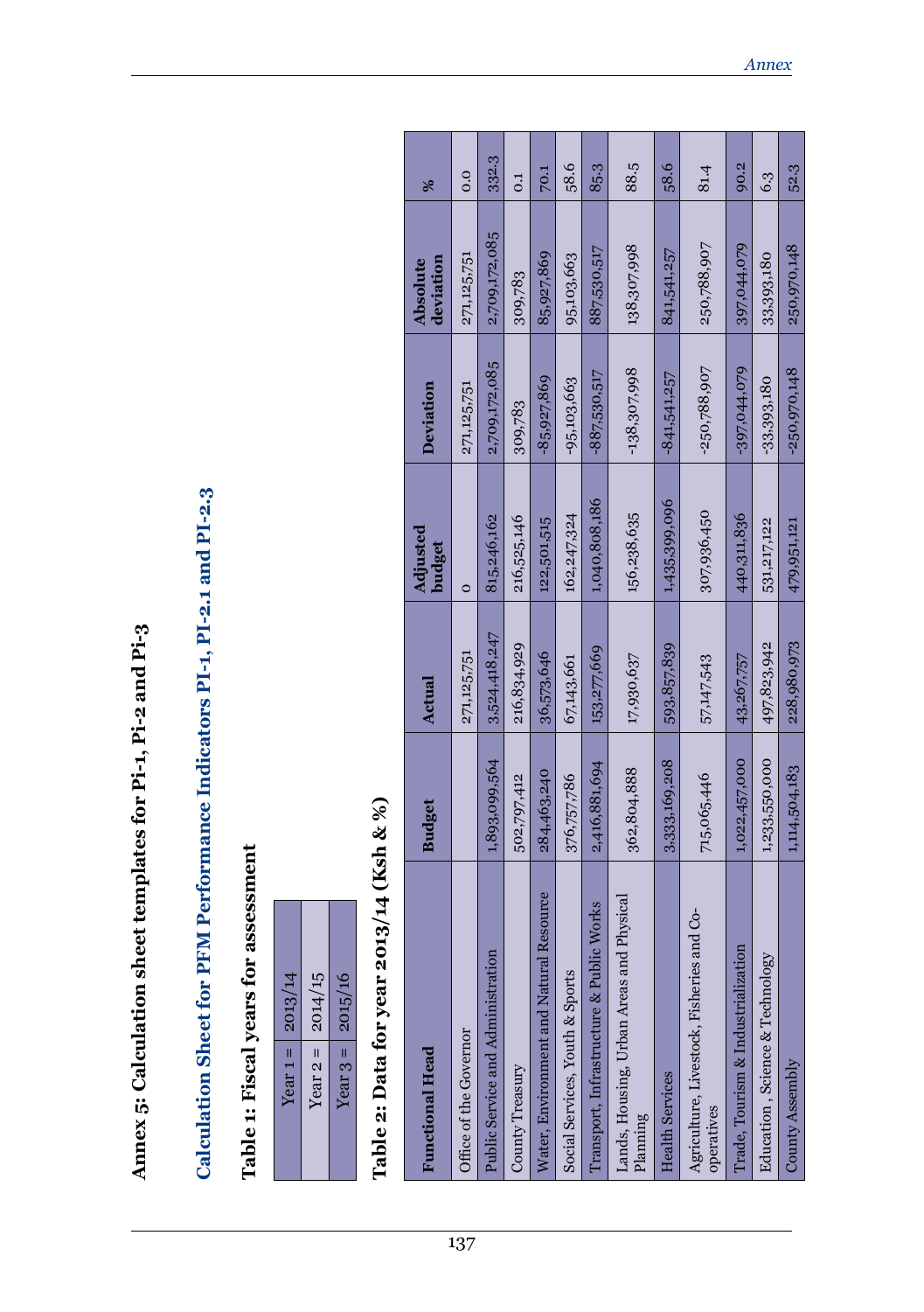# Annex 5: Calculation sheet templates for Pi-1, Pi-2 and Pi-3

## Calculation Sheet for PFM Performance Indicators PI-1, PI-2.1 and PI-2.3

### Table 1: Fiscal years for assessment

| | |
|---|---|
| Year 1 = | 2013/14 |
| Year 2 = | 2014/15 |
| Year 3 = | 2015/16 |

### Table 2: Data for year 2013/14 (Ksh & %)

| Functional Head | Budget | Actual | Adjusted budget | Deviation | Absolute deviation | % |
|---|---|---|---|---|---|---|
| Office of the Governor | | 271,125,751 | 0 | 271,125,751 | 271,125,751 | 0.0 |
| Public Service and Administration | 1,893,099,564 | 3,524,418,247 | 815,246,162 | 2,709,172,085 | 2,709,172,085 | 332.3 |
| County Treasury | 502,797,412 | 216,834,929 | 216,525,146 | 309,783 | 309,783 | 0.1 |
| Water, Environment and Natural Resource | 284,463,240 | 36,573,646 | 122,501,515 | -85,927,869 | 85,927,869 | 70.1 |
| Social Services, Youth & Sports | 376,757,786 | 67,143,661 | 162,247,324 | -95,103,663 | 95,103,663 | 58.6 |
| Transport, Infrastructure & Public Works | 2,416,881,694 | 153,277,669 | 1,040,808,186 | -887,530,517 | 887,530,517 | 85.3 |
| Lands, Housing, Urban Areas and Physical Planning | 362,804,888 | 17,930,637 | 156,238,635 | -138,307,998 | 138,307,998 | 88.5 |
| Health Services | 3,333,169,208 | 593,857,839 | 1,435,399,096 | -841,541,257 | 841,541,257 | 58.6 |
| Agriculture, Livestock, Fisheries and Co-operatives | 715,065,446 | 57,147,543 | 307,936,450 | -250,788,907 | 250,788,907 | 81.4 |
| Trade, Tourism & Industrialization | 1,022,457,000 | 43,267,757 | 440,311,836 | -397,044,079 | 397,044,079 | 90.2 |
| Education , Science & Technology | 1,233,550,000 | 497,823,942 | 531,217,122 | -33,393,180 | 33,393,180 | 6.3 |
| County Assembly | 1,114,504,183 | 228,980,973 | 479,951,121 | -250,970,148 | 250,970,148 | 52.3 |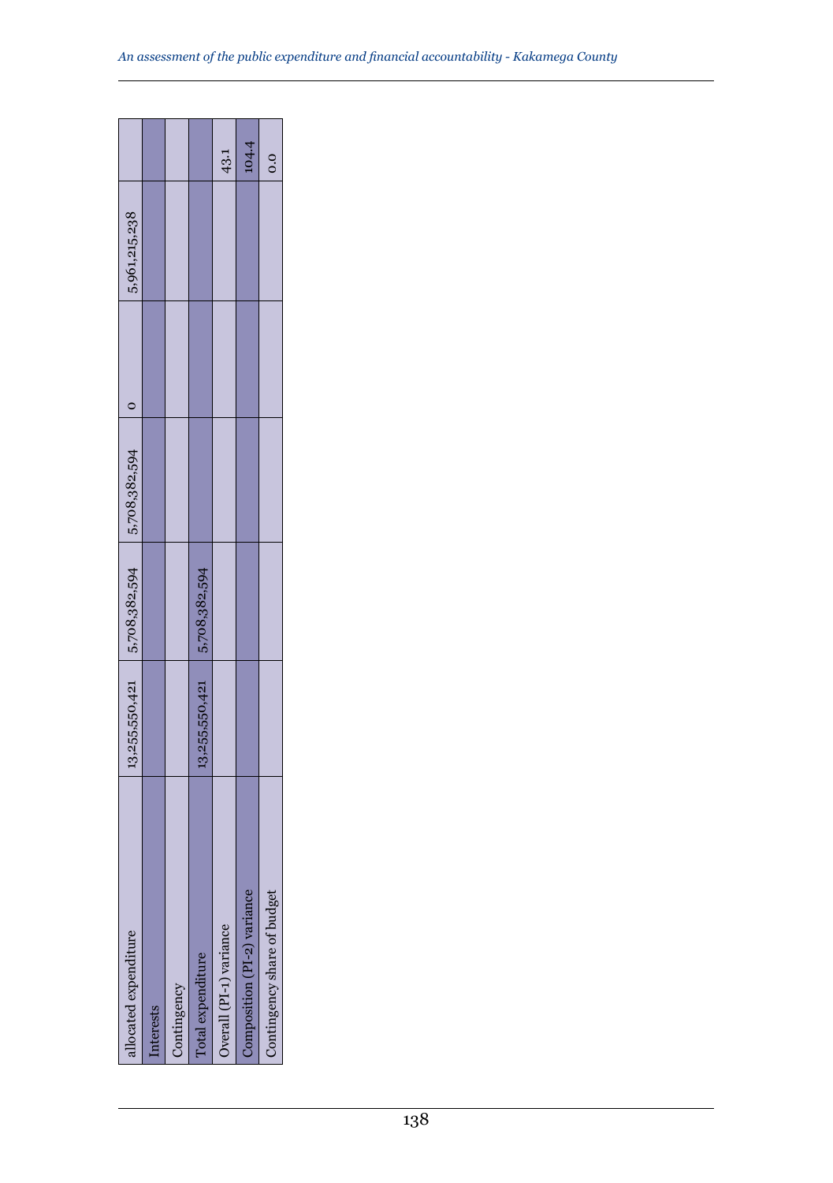| | | | | | | |
|---|---|---|---|---|---|---|
| allocated expenditure | 13,255,550,421 | 5,708,382,594 | 5,708,382,594 | 0 | 5,961,215,238 | |
| Interests | | | | | | |
| Contingency | | | | | | |
| Total expenditure | 13,255,550,421 | 5,708,382,594 | | | | |
| Overall (PI-1) variance | | | | | | 43.1 |
| Composition (PI-2) variance | | | | | | 104.4 |
| Contingency share of budget | | | | | | 0.0 |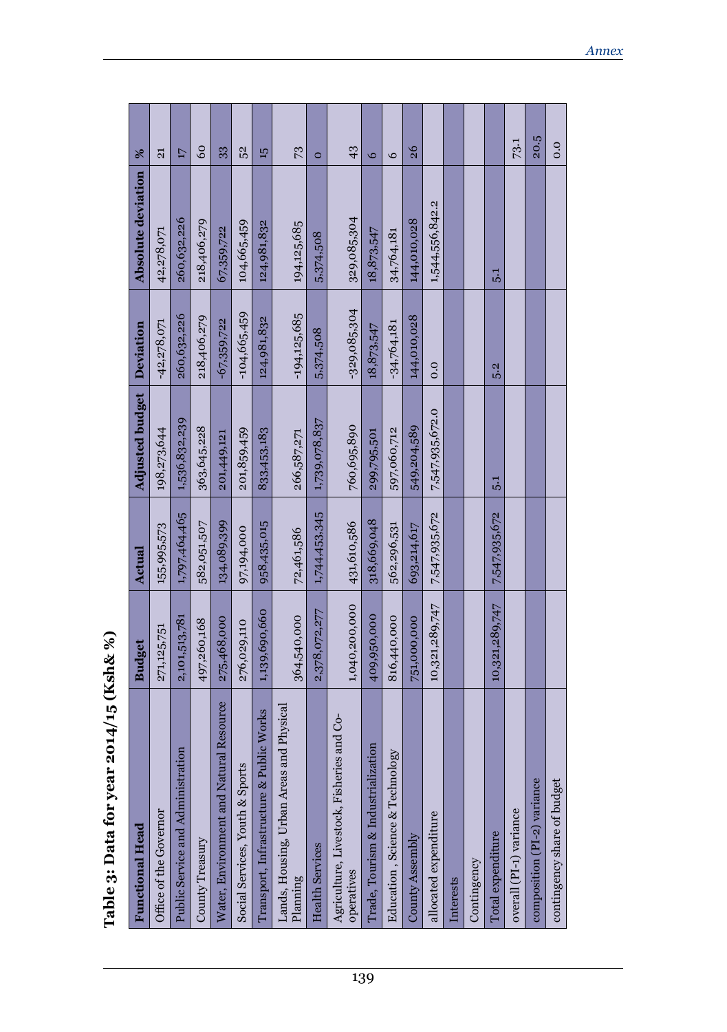**Table 3: Data for year 2014/15 (Ksh& %)**

| Functional Head | Budget | Actual | Adjusted budget | Deviation | Absolute deviation | % |
|---|---|---|---|---|---|---|
| Office of the Governor | 271,125,751 | 155,995,573 | 198,273,644 | -42,278,071 | 42,278,071 | 21 |
| Public Service and Administration | 2,101,513,781 | 1,797,464,465 | 1,536,832,239 | 260,632,226 | 260,632,226 | 17 |
| County Treasury | 497,260,168 | 582,051,507 | 363,645,228 | 218,406,279 | 218,406,279 | 60 |
| Water, Environment and Natural Resource | 275,468,000 | 134,089,399 | 201,449,121 | -67,359,722 | 67,359,722 | 33 |
| Social Services, Youth & Sports | 276,029,110 | 97,194,000 | 201,859,459 | -104,665,459 | 104,665,459 | 52 |
| Transport, Infrastructure & Public Works | 1,139,690,660 | 958,435,015 | 833,453,183 | 124,981,832 | 124,981,832 | 15 |
| Lands, Housing, Urban Areas and Physical Planning | 364,540,000 | 72,461,586 | 266,587,271 | -194,125,685 | 194,125,685 | 73 |
| Health Services | 2,378,072,277 | 1,744,453,345 | 1,739,078,837 | 5,374,508 | 5,374,508 | 0 |
| Agriculture, Livestock, Fisheries and Co-operatives | 1,040,200,000 | 431,610,586 | 760,695,890 | -329,085,304 | 329,085,304 | 43 |
| Trade, Tourism & Industrialization | 409,950,000 | 318,669,048 | 299,795,501 | 18,873,547 | 18,873,547 | 6 |
| Education , Science & Technology | 816,440,000 | 562,296,531 | 597,060,712 | -34,764,181 | 34,764,181 | 6 |
| County Assembly | 751,000,000 | 693,214,617 | 549,204,589 | 144,010,028 | 144,010,028 | 26 |
| allocated expenditure | 10,321,289,747 | 7,547,935,672 | 7,547,935,672.0 | 0.0 | 1,544,556,842.2 | |
| Interests | | | | | | |
| Contingency | | | | | | |
| Total expenditure | 10,321,289,747 | 7,547,935,672 | 5.1 | 5.2 | 5.1 | |
| overall (PI-1) variance | | | | | | 73.1 |
| composition (PI-2) variance | | | | | | 20.5 |
| contingency share of budget | | | | | | 0.0 |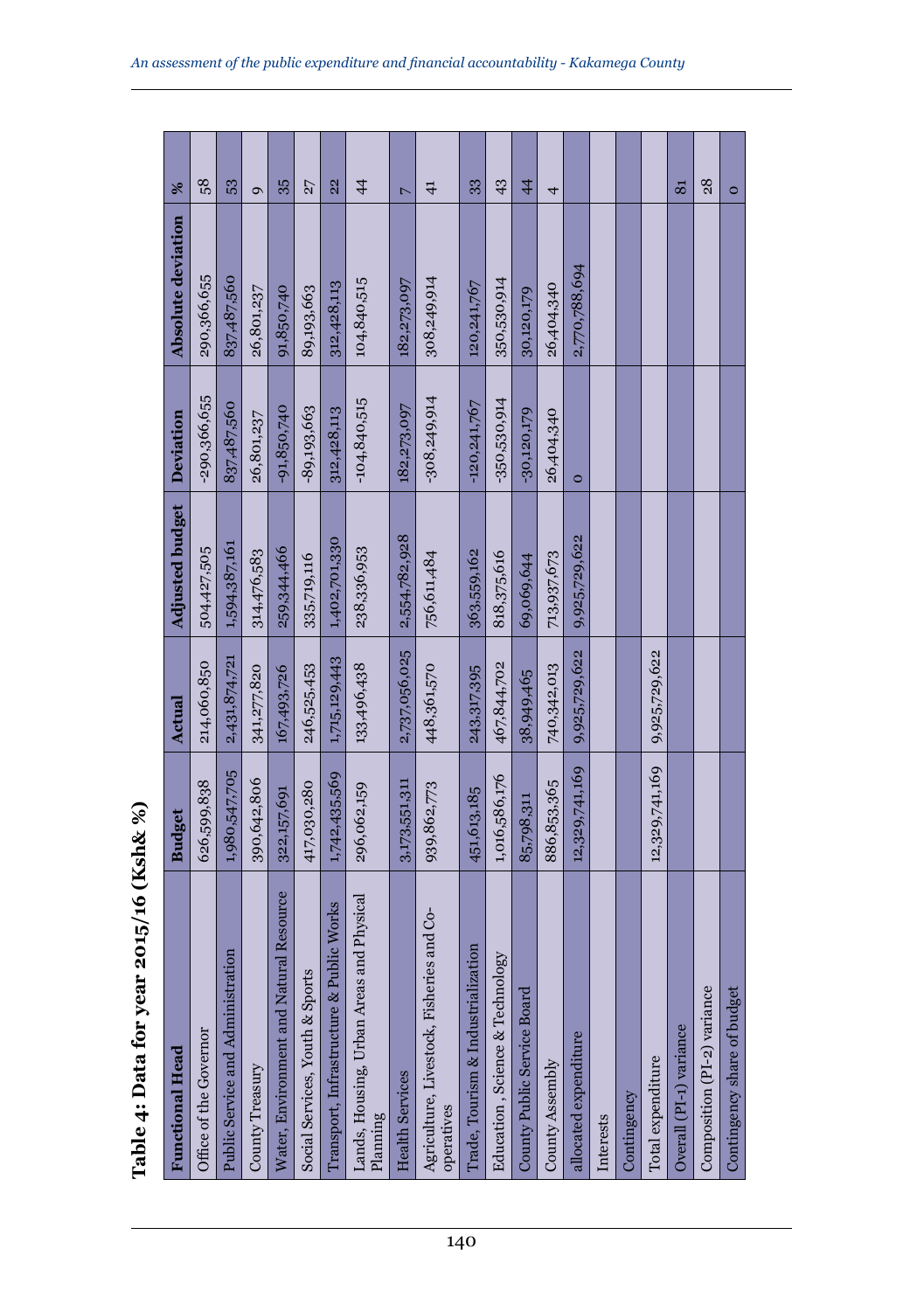**Table 4: Data for year 2015/16 (Ksh& %)**

| Functional Head | Budget | Actual | Adjusted budget | Deviation | Absolute deviation | % |
|---|---|---|---|---|---|---|
| Office of the Governor | 626,599,838 | 214,060,850 | 504,427,505 | -290,366,655 | 290,366,655 | 58 |
| Public Service and Administration | 1,980,547,705 | 2,431,874,721 | 1,594,387,161 | 837,487,560 | 837,487,560 | 53 |
| County Treasury | 390,642,806 | 341,277,820 | 314,476,583 | 26,801,237 | 26,801,237 | 9 |
| Water, Environment and Natural Resource | 322,157,691 | 167,493,726 | 259,344,466 | -91,850,740 | 91,850,740 | 35 |
| Social Services, Youth & Sports | 417,030,280 | 246,525,453 | 335,719,116 | -89,193,663 | 89,193,663 | 27 |
| Transport, Infrastructure & Public Works | 1,742,435,569 | 1,715,129,443 | 1,402,701,330 | 312,428,113 | 312,428,113 | 22 |
| Lands, Housing, Urban Areas and Physical Planning | 296,062,159 | 133,496,438 | 238,336,953 | -104,840,515 | 104,840,515 | 44 |
| Health Services | 3,173,551,311 | 2,737,056,025 | 2,554,782,928 | 182,273,097 | 182,273,097 | 7 |
| Agriculture, Livestock, Fisheries and Co-operatives | 939,862,773 | 448,361,570 | 756,611,484 | -308,249,914 | 308,249,914 | 41 |
| Trade, Tourism & Industrialization | 451,613,185 | 243,317,395 | 363,559,162 | -120,241,767 | 120,241,767 | 33 |
| Education , Science & Technology | 1,016,586,176 | 467,844,702 | 818,375,616 | -350,530,914 | 350,530,914 | 43 |
| County Public Service Board | 85,798,311 | 38,949,465 | 69,069,644 | -30,120,179 | 30,120,179 | 44 |
| County Assembly | 886,853,365 | 740,342,013 | 713,937,673 | 26,404,340 | 26,404,340 | 4 |
| allocated expenditure | 12,329,741,169 | 9,925,729,622 | 9,925,729,622 | 0 | 2,770,788,694 | |
| Interests | | | | | | |
| Contingency | | | | | | |
| Total expenditure | 12,329,741,169 | 9,925,729,622 | | | | |
| Overall (PI-1) variance | | | | | | 81 |
| Composition (PI-2) variance | | | | | | 28 |
| Contingency share of budget | | | | | | 0 |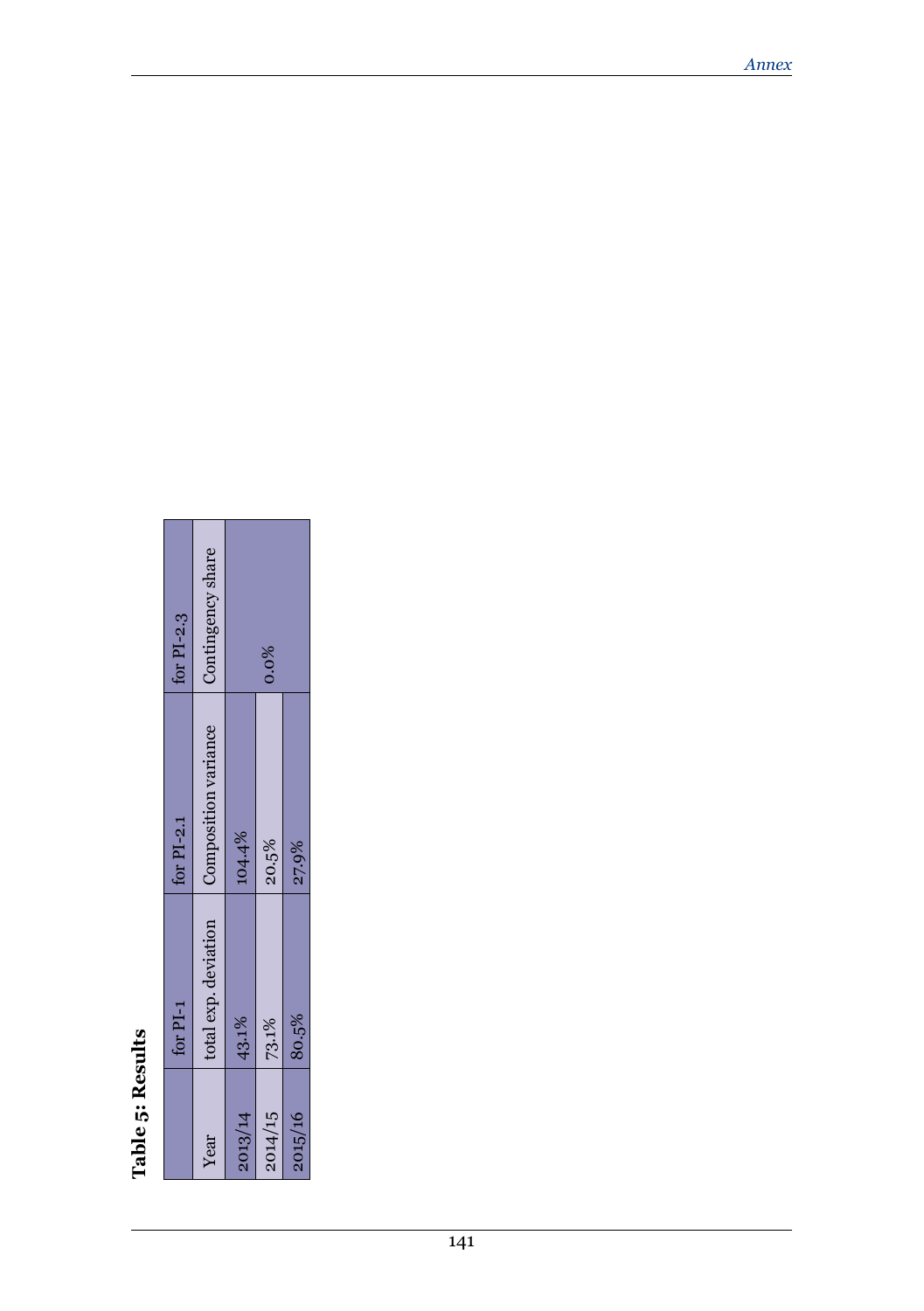**Table 5: Results**

| | for PI-1 | for PI-2.1 | for PI-2.3 |
|---|---|---|---|
| Year | total exp. deviation | Composition variance | Contingency share |
| 2013/14 | 43.1% | 104.4% | |
| 2014/15 | 73.1% | 20.5% | 0.0% |
| 2015/16 | 80.5% | 27.9% | |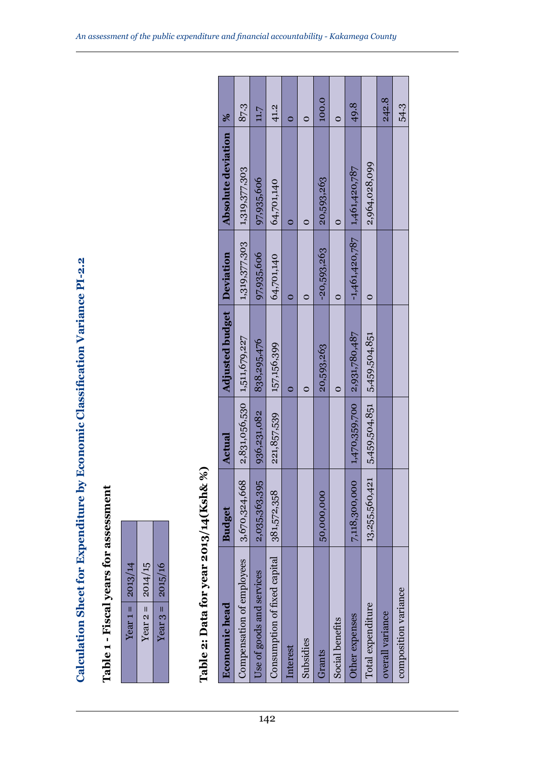# Calculation Sheet for Expenditure by Economic Classification Variance PI-2.2

## Table 1 - Fiscal years for assessment

| | |
|---|---|
| Year 1 = | 2013/14 |
| Year 2 = | 2014/15 |
| Year 3 = | 2015/16 |

## Table 2: Data for year 2013/14(Ksh& %)

| Economic head | Budget | Actual | Adjusted budget | Deviation | Absolute deviation | % |
|---|---|---|---|---|---|---|
| Compensation of employees | 3,670,324,668 | 2,831,056,530 | 1,511,679,227 | 1,319,377,303 | 1,319,377,303 | 87.3 |
| Use of goods and services | 2,035,363,395 | 936,231,082 | 838,295,476 | 97,935,606 | 97,935,606 | 11.7 |
| Consumption of fixed capital | 381,572,358 | 221,857,539 | 157,156,399 | 64,701,140 | 64,701,140 | 41.2 |
| Interest | | | 0 | 0 | 0 | 0 |
| Subsidies | | | 0 | 0 | 0 | 0 |
| Grants | 50,000,000 | | 20,593,263 | -20,593,263 | 20,593,263 | 100.0 |
| Social benefits | | | 0 | 0 | 0 | 0 |
| Other expenses | 7,118,300,000 | 1,470,359,700 | 2,931,780,487 | -1,461,420,787 | 1,461,420,787 | 49.8 |
| Total expenditure | 13,255,560,421 | 5,459,504,851 | 5,459,504,851 | 0 | 2,964,028,099 | |
| overall variance | | | | | | 242.8 |
| composition variance | | | | | | 54.3 |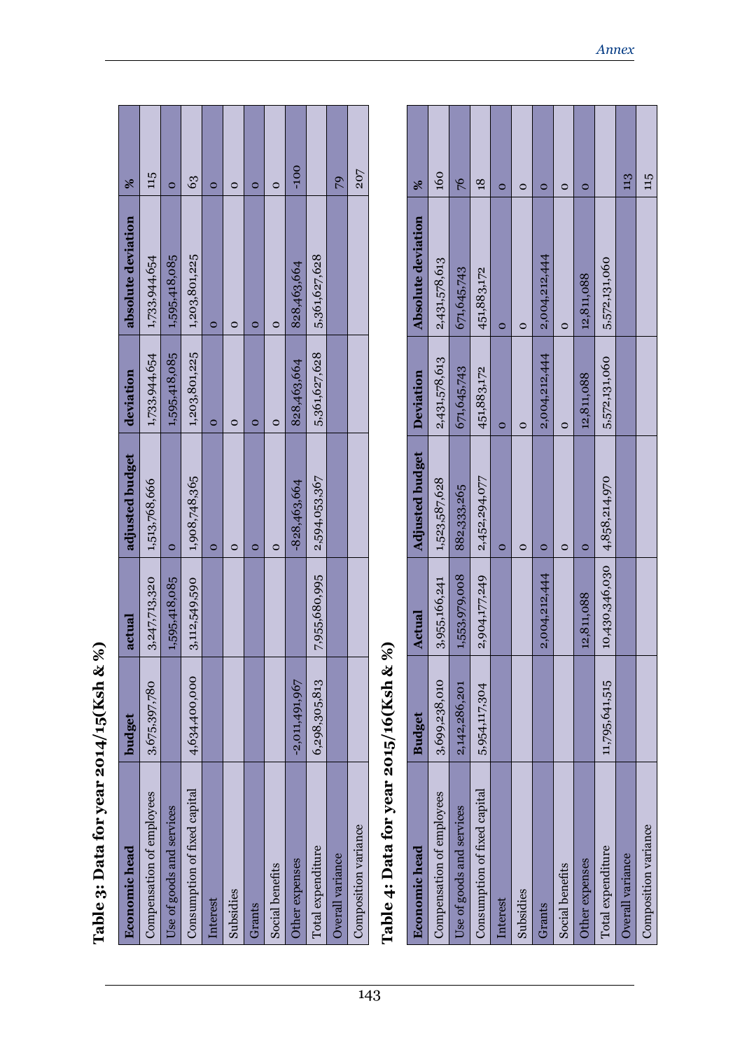## Table 3: Data for year 2014/15(Ksh & %)

| Economic head | budget | actual | adjusted budget | deviation | absolute deviation | % |
|---|---|---|---|---|---|---|
| Compensation of employees | 3,675,397,780 | 3,247,713,320 | 1,513,768,666 | 1,733,944,654 | 1,733,944,654 | 115 |
| Use of goods and services | | 1,595,418,085 | 0 | 1,595,418,085 | 1,595,418,085 | 0 |
| Consumption of fixed capital | 4,634,400,000 | 3,112,549,590 | 1,908,748,365 | 1,203,801,225 | 1,203,801,225 | 63 |
| Interest | | | 0 | 0 | 0 | 0 |
| Subsidies | | | 0 | 0 | 0 | 0 |
| Grants | | | 0 | 0 | 0 | 0 |
| Social benefits | | | 0 | 0 | 0 | 0 |
| Other expenses | -2,011,491,967 | | -828,463,664 | 828,463,664 | 828,463,664 | -100 |
| Total expenditure | 6,298,305,813 | 7,955,680,995 | 2,594,053,367 | 5,361,627,628 | 5,361,627,628 | |
| Overall variance | | | | | | 79 |
| Composition variance | | | | | | 207 |

## Table 4: Data for year 2015/16(Ksh & %)

| Economic head | Budget | Actual | Adjusted budget | Deviation | Absolute deviation | % |
|---|---|---|---|---|---|---|
| Compensation of employees | 3,699,238,010 | 3,955,166,241 | 1,523,587,628 | 2,431,578,613 | 2,431,578,613 | 160 |
| Use of goods and services | 2,142,286,201 | 1,553,979,008 | 882,333,265 | 671,645,743 | 671,645,743 | 76 |
| Consumption of fixed capital | 5,954,117,304 | 2,904,177,249 | 2,452,294,077 | 451,883,172 | 451,883,172 | 18 |
| Interest | | | 0 | 0 | 0 | 0 |
| Subsidies | | | 0 | 0 | 0 | 0 |
| Grants | | 2,004,212,444 | 0 | 2,004,212,444 | 2,004,212,444 | 0 |
| Social benefits | | | 0 | 0 | 0 | 0 |
| Other expenses | | 12,811,088 | 0 | 12,811,088 | 12,811,088 | 0 |
| Total expenditure | 11,795,641,515 | 10,430,346,030 | 4,858,214,970 | 5,572,131,060 | 5,572,131,060 | |
| Overall variance | | | | | | 113 |
| Composition variance | | | | | | 115 |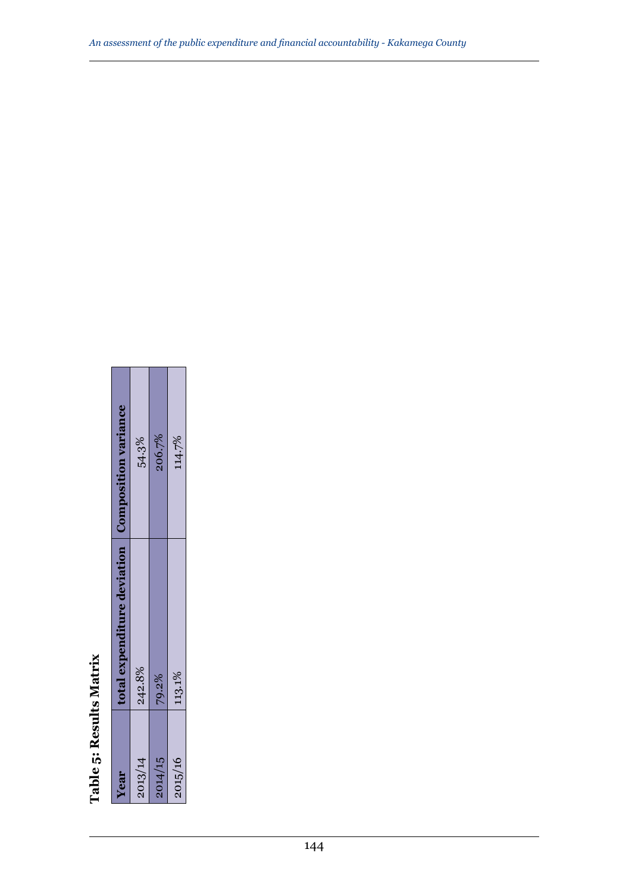**Table 5: Results Matrix**

| Year | total expenditure deviation | Composition variance |
| --- | --- | --- |
| 2013/14 | 242.8% | 54.3% |
| 2014/15 | 79.2% | 206.7% |
| 2015/16 | 113.1% | 114.7% |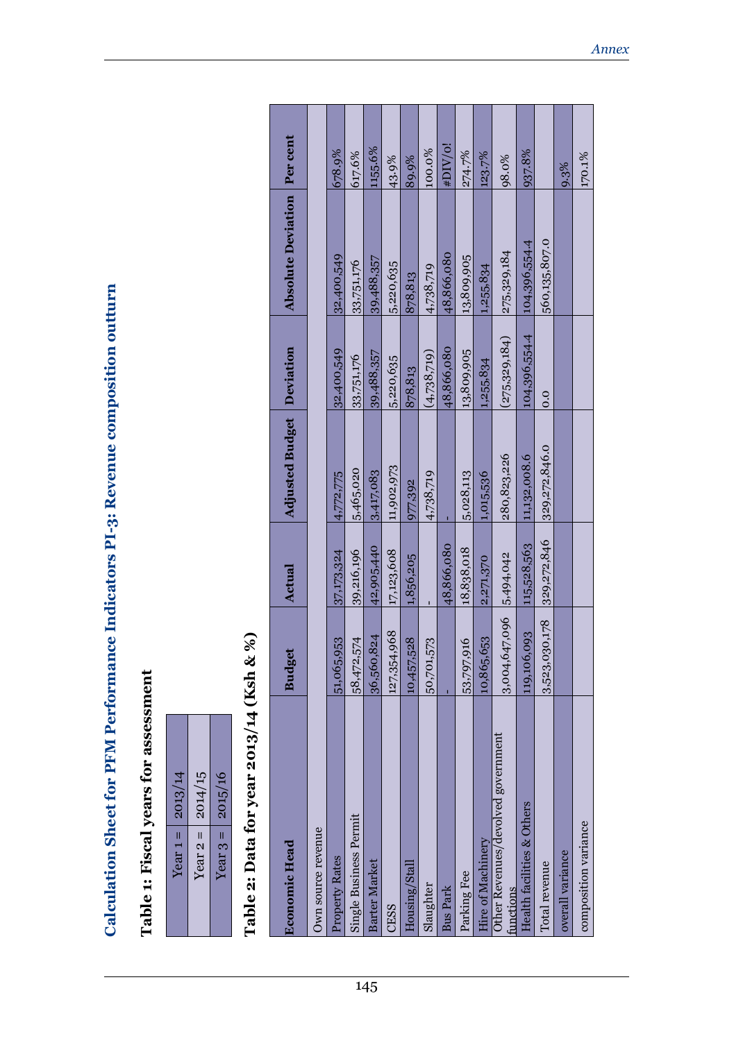# Calculation Sheet for PFM Performance Indicators PI-3: Revenue composition outturn

## Table 1: Fiscal years for assessment

| | |
|---|---|
| Year 1 = | 2013/14 |
| Year 2 = | 2014/15 |
| Year 3 = | 2015/16 |

## Table 2: Data for year 2013/14 (Ksh & %)

| Economic Head | Budget | Actual | Adjusted Budget | Deviation | Absolute Deviation | Per cent |
|---|---|---|---|---|---|---|
| Own source revenue | | | | | | |
| Property Rates | 51,065,953 | 37,173,324 | 4,772,775 | 32,400,549 | 32,400,549 | 678.9% |
| Single Business Permit | 58,472,574 | 39,216,196 | 5,465,020 | 33,751,176 | 33,751,176 | 617.6% |
| Barter Market | 36,560,824 | 42,905,440 | 3,417,083 | 39,488,357 | 39,488,357 | 1155.6% |
| CESS | 127,354,968 | 17,123,608 | 11,902,973 | 5,220,635 | 5,220,635 | 43.9% |
| Housing/Stall | 10,457,528 | 1,856,205 | 977,392 | 878,813 | 878,813 | 89.9% |
| Slaughter | 50,701,573 | - | 4,738,719 | (4,738,719) | 4,738,719 | 100.0% |
| Bus Park | - | 48,866,080 | - | 48,866,080 | 48,866,080 | #DIV/0! |
| Parking Fee | 53,797,916 | 18,838,018 | 5,028,113 | 13,809,905 | 13,809,905 | 274.7% |
| Hire of Machinery | 10,865,653 | 2,271,370 | 1,015,536 | 1,255,834 | 1,255,834 | 123.7% |
| Other Revenues/devolved government functions | 3,004,647,096 | 5,494,042 | 280,823,226 | (275,329,184) | 275,329,184 | 98.0% |
| Health facilities & Others | 119,106,093 | 115,528,563 | 11,132,008.6 | 104,396,554.4 | 104,396,554.4 | 937.8% |
| Total revenue | 3,523,030,178 | 329,272,846 | 329,272,846.0 | 0.0 | 560,135,807.0 | |
| overall variance | | | | | | 9.3% |
| composition variance | | | | | | 170.1% |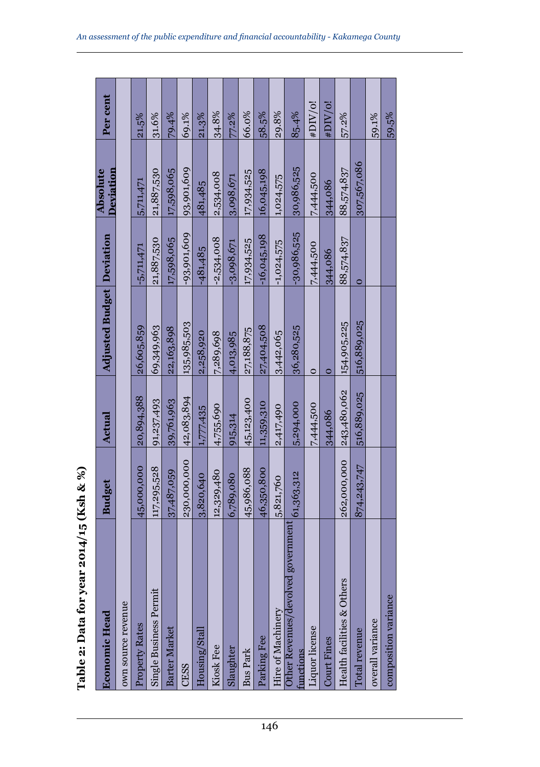**Table 2: Data for year 2014/15 (Ksh & %)**

| Economic Head | Budget | Actual | Adjusted Budget | Deviation | Absolute Deviation | Per cent |
|---|---|---|---|---|---|---|
| own source revenue | | | | | | |
| Property Rates | 45,000,000 | 20,894,388 | 26,605,859 | -5,711,471 | 5,711,471 | 21.5% |
| Single Business Permit | 117,295,528 | 91,237,493 | 69,349,963 | 21,887,530 | 21,887,530 | 31.6% |
| Barter Market | 37,487,059 | 39,761,963 | 22,163,898 | 17,598,065 | 17,598,065 | 79.4% |
| CESS | 230,000,000 | 42,083,894 | 135,985,503 | -93,901,609 | 93,901,609 | 69.1% |
| Housing/Stall | 3,820,640 | 1,777,435 | 2,258,920 | -481,485 | 481,485 | 21.3% |
| Kiosk Fee | 12,329,480 | 4,755,690 | 7,289,698 | -2,534,008 | 2,534,008 | 34.8% |
| Slaughter | 6,789,080 | 915,314 | 4,013,985 | -3,098,671 | 3,098,671 | 77.2% |
| Bus Park | 45,986,088 | 45,123,400 | 27,188,875 | 17,934,525 | 17,934,525 | 66.0% |
| Parking Fee | 46,350,800 | 11,359,310 | 27,404,508 | -16,045,198 | 16,045,198 | 58.5% |
| Hire of Machinery | 5,821,760 | 2,417,490 | 3,442,065 | -1,024,575 | 1,024,575 | 29.8% |
| Other Revenues/devolved government functions | 61,363,312 | 5,294,000 | 36,280,525 | -30,986,525 | 30,986,525 | 85.4% |
| Liquor license | | 7,444,500 | 0 | 7,444,500 | 7,444,500 | #DIV/0! |
| Court Fines | | 344,086 | 0 | 344,086 | 344,086 | #DIV/0! |
| Health facilities & Others | 262,000,000 | 243,480,062 | 154,905,225 | 88,574,837 | 88,574,837 | 57.2% |
| Total revenue | 874,243,747 | 516,889,025 | 516,889,025 | 0 | 307,567,086 | |
| overall variance | | | | | | 59.1% |
| composition variance | | | | | | 59.5% |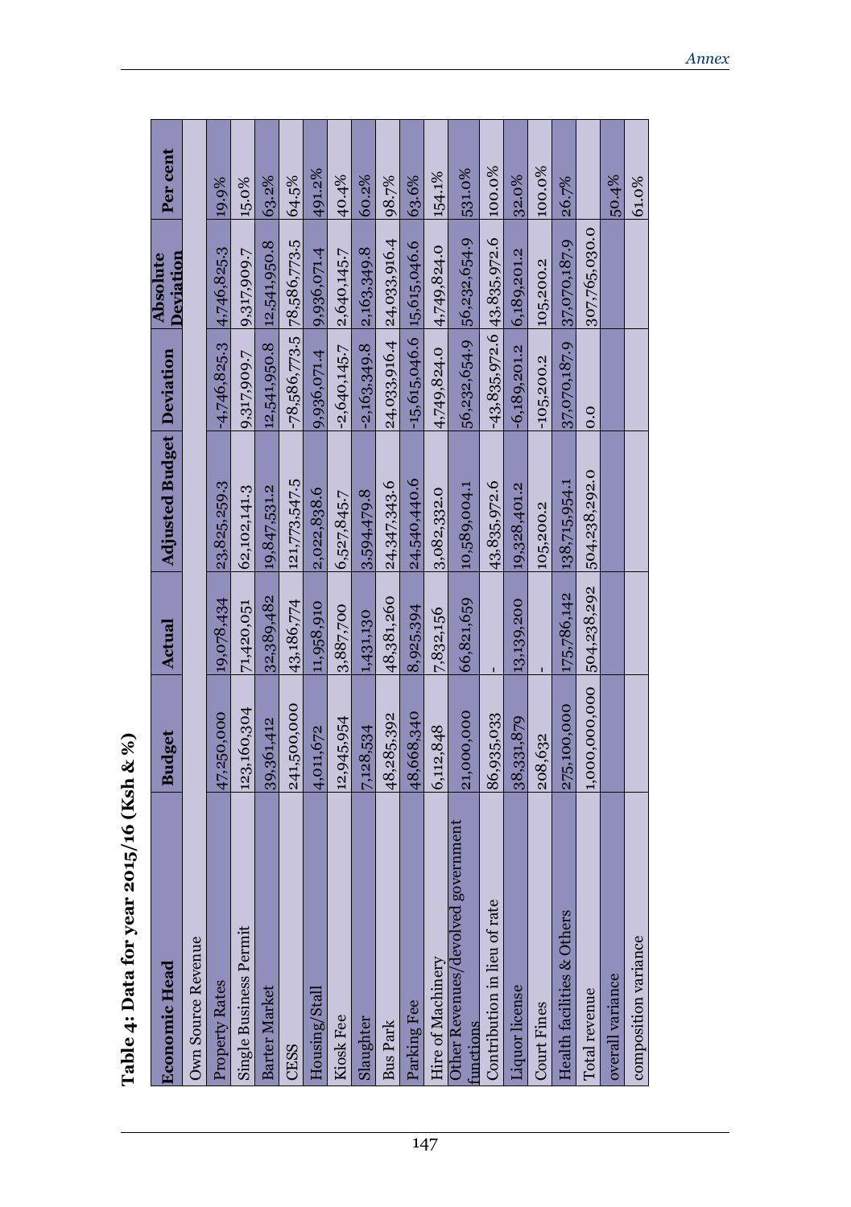**Table 4: Data for year 2015/16 (Ksh & %)**

| Economic Head | Budget | Actual | Adjusted Budget | Deviation | Absolute Deviation | Per cent |
|---|---|---|---|---|---|---|
| Own Source Revenue | | | | | | |
| Property Rates | 47,250,000 | 19,078,434 | 23,825,259.3 | -4,746,825.3 | 4,746,825.3 | 19.9% |
| Single Business Permit | 123,160,304 | 71,420,051 | 62,102,141.3 | 9,317,909.7 | 9,317,909.7 | 15.0% |
| Barter Market | 39,361,412 | 32,389,482 | 19,847,531.2 | 12,541,950.8 | 12,541,950.8 | 63.2% |
| CESS | 241,500,000 | 43,186,774 | 121,773,547.5 | -78,586,773.5 | 78,586,773.5 | 64.5% |
| Housing/Stall | 4,011,672 | 11,958,910 | 2,022,838.6 | 9,936,071.4 | 9,936,071.4 | 491.2% |
| Kiosk Fee | 12,945,954 | 3,887,700 | 6,527,845.7 | -2,640,145.7 | 2,640,145.7 | 40.4% |
| Slaughter | 7,128,534 | 1,431,130 | 3,594,479.8 | -2,163,349.8 | 2,163,349.8 | 60.2% |
| Bus Park | 48,285,392 | 48,381,260 | 24,347,343.6 | 24,033,916.4 | 24,033,916.4 | 98.7% |
| Parking Fee | 48,668,340 | 8,925,394 | 24,540,440.6 | -15,615,046.6 | 15,615,046.6 | 63.6% |
| Hire of Machinery | 6,112,848 | 7,832,156 | 3,082,332.0 | 4,749,824.0 | 4,749,824.0 | 154.1% |
| Other Revenues/devolved government functions | 21,000,000 | 66,821,659 | 10,589,004.1 | 56,232,654.9 | 56,232,654.9 | 531.0% |
| Contribution in lieu of rate | 86,935,033 | - | 43,835,972.6 | -43,835,972.6 | 43,835,972.6 | 100.0% |
| Liquor license | 38,331,879 | 13,139,200 | 19,328,401.2 | -6,189,201.2 | 6,189,201.2 | 32.0% |
| Court Fines | 208,632 | - | 105,200.2 | -105,200.2 | 105,200.2 | 100.0% |
| Health facilities & Others | 275,100,000 | 175,786,142 | 138,715,954.1 | 37,070,187.9 | 37,070,187.9 | 26.7% |
| Total revenue | 1,000,000,000 | 504,238,292 | 504,238,292.0 | 0.0 | 307,765,030.0 | |
| overall variance | | | | | | 50.4% |
| composition variance | | | | | | 61.0% |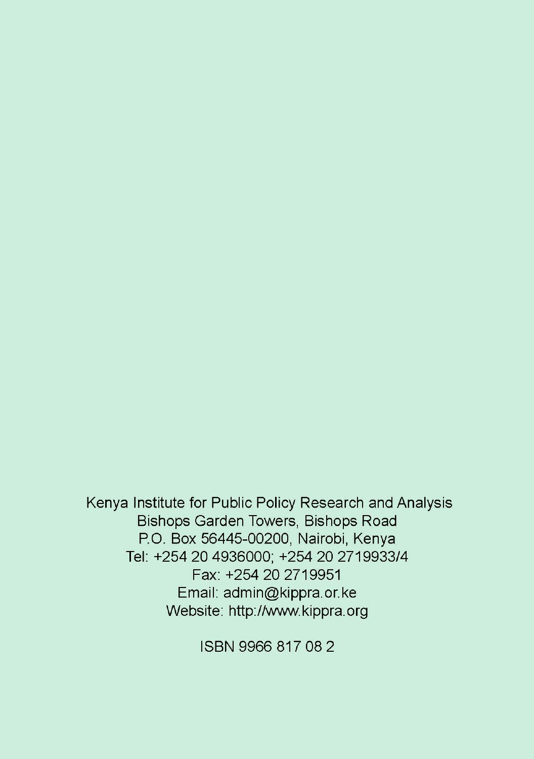Kenya Institute for Public Policy Research and Analysis
Bishops Garden Towers, Bishops Road
P.O. Box 56445-00200, Nairobi, Kenya
Tel: +254 20 4936000; +254 20 2719933/4
Fax: +254 20 2719951
Email: admin@kippra.or.ke
Website: http://www.kippra.org

ISBN 9966 817 08 2